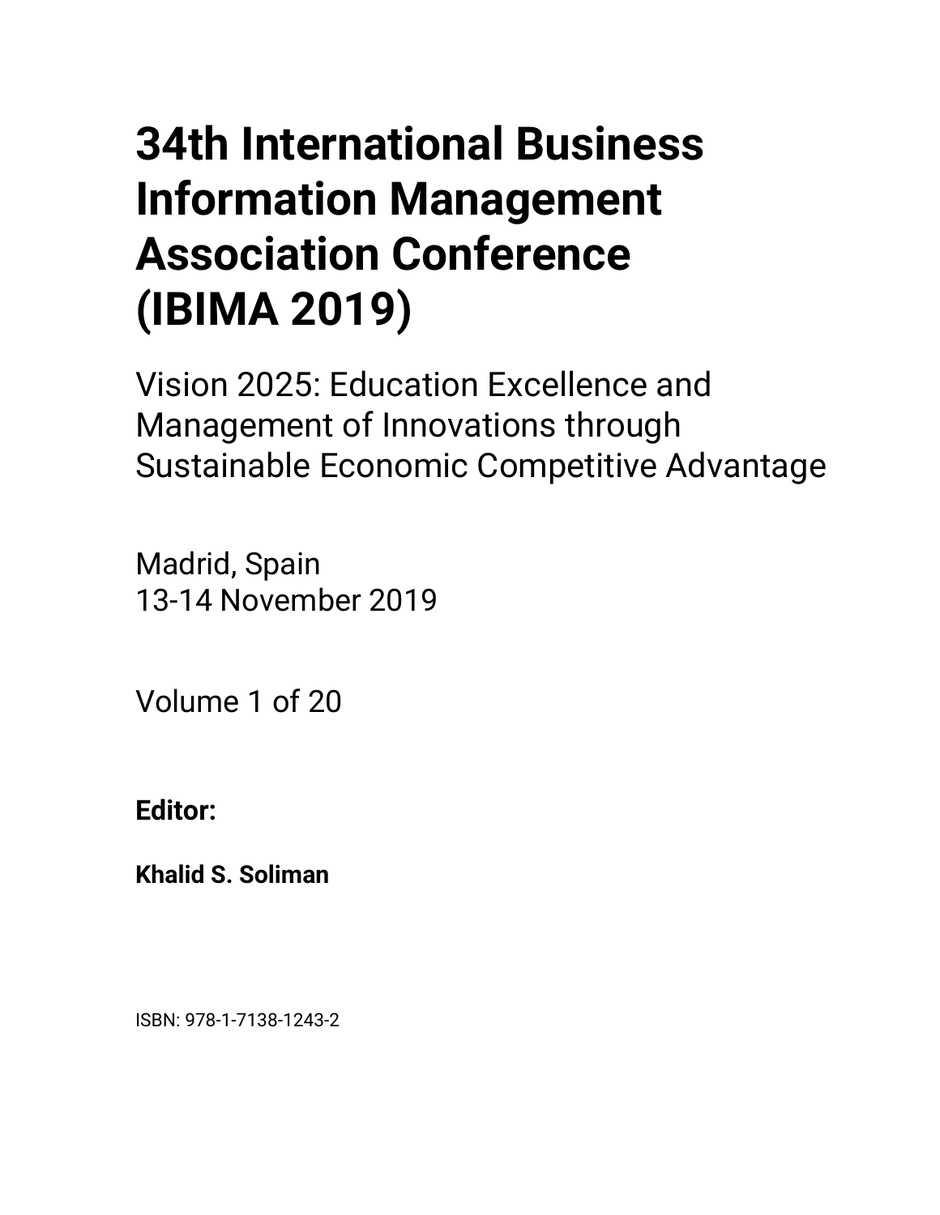# 34th International Business Information Management Association Conference (IBIMA 2019)

Vision 2025: Education Excellence and Management of Innovations through Sustainable Economic Competitive Advantage

Madrid, Spain
13-14 November 2019

Volume 1 of 20

**Editor:**

**Khalid S. Soliman**

ISBN: 978-1-7138-1243-2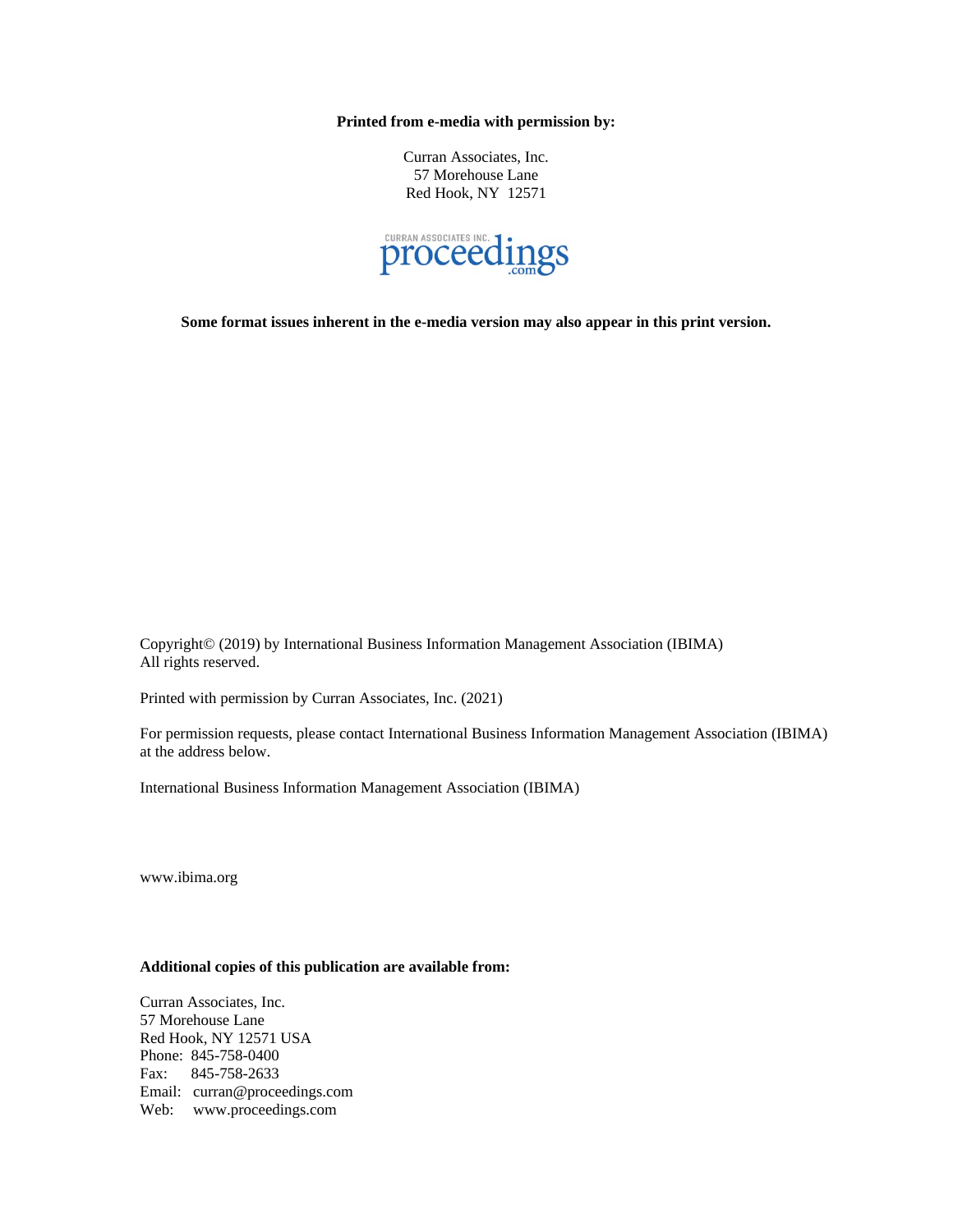**Printed from e-media with permission by:**

Curran Associates, Inc.
57 Morehouse Lane
Red Hook, NY 12571

**Some format issues inherent in the e-media version may also appear in this print version.**

Copyright© (2019) by International Business Information Management Association (IBIMA)
All rights reserved.

Printed with permission by Curran Associates, Inc. (2021)

For permission requests, please contact International Business Information Management Association (IBIMA) at the address below.

International Business Information Management Association (IBIMA)

www.ibima.org

**Additional copies of this publication are available from:**

Curran Associates, Inc.
57 Morehouse Lane
Red Hook, NY 12571 USA
Phone: 845-758-0400
Fax: 845-758-2633
Email: curran@proceedings.com
Web: www.proceedings.com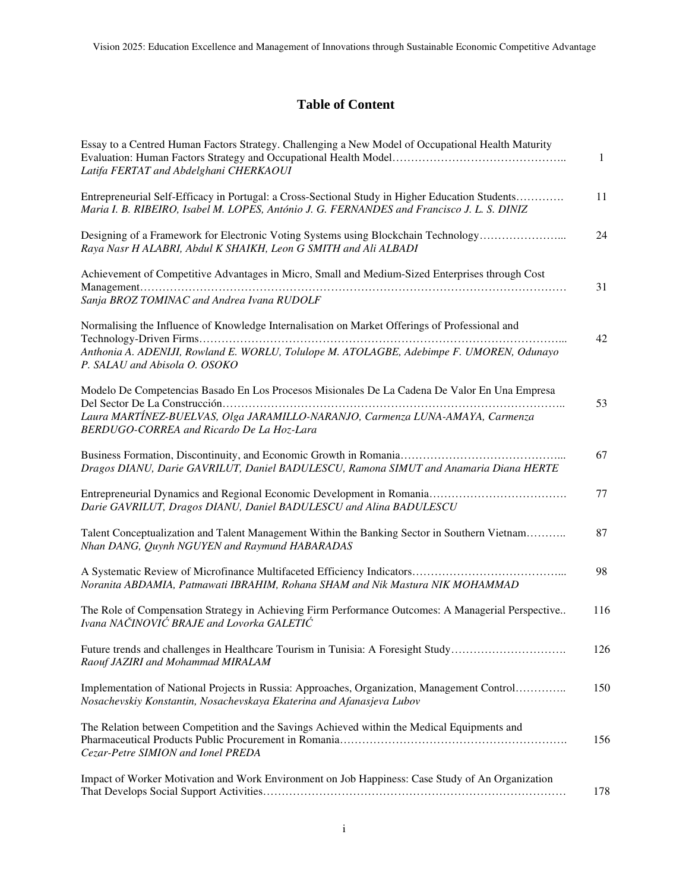# Table of Content

| | |
|---|---|
| Essay to a Centred Human Factors Strategy. Challenging a New Model of Occupational Health Maturity Evaluation: Human Factors Strategy and Occupational Health Model……………………………………..<br>*Latifa FERTAT and Abdelghani CHERKAOUI* | 1 |
| Entrepreneurial Self-Efficacy in Portugal: a Cross-Sectional Study in Higher Education Students………….<br>*Maria I. B. RIBEIRO, Isabel M. LOPES, António J. G. FERNANDES and Francisco J. L. S. DINIZ* | 11 |
| Designing of a Framework for Electronic Voting Systems using Blockchain Technology…………………...<br>*Raya Nasr H ALABRI, Abdul K SHAIKH, Leon G SMITH and Ali ALBADI* | 24 |
| Achievement of Competitive Advantages in Micro, Small and Medium-Sized Enterprises through Cost Management……………………………………………………………………………………………………<br>*Sanja BROZ TOMINAC and Andrea Ivana RUDOLF* | 31 |
| Normalising the Influence of Knowledge Internalisation on Market Offerings of Professional and Technology-Driven Firms………………………………………………………………………………………...<br>*Anthonia A. ADENIJI, Rowland E. WORLU, Tolulope M. ATOLAGBE, Adebimpe F. UMOREN, Odunayo P. SALAU and Abisola O. OSOKO* | 42 |
| Modelo De Competencias Basado En Los Procesos Misionales De La Cadena De Valor En Una Empresa Del Sector De La Construcción………………………………………………………………………………..<br>*Laura MARTÍNEZ-BUELVAS, Olga JARAMILLO-NARANJO, Carmenza LUNA-AMAYA, Carmenza BERDUGO-CORREA and Ricardo De La Hoz-Lara* | 53 |
| Business Formation, Discontinuity, and Economic Growth in Romania……………………………………...<br>*Dragos DIANU, Darie GAVRILUT, Daniel BADULESCU, Ramona SIMUT and Anamaria Diana HERTE* | 67 |
| Entrepreneurial Dynamics and Regional Economic Development in Romania……………………………….<br>*Darie GAVRILUT, Dragos DIANU, Daniel BADULESCU and Alina BADULESCU* | 77 |
| Talent Conceptualization and Talent Management Within the Banking Sector in Southern Vietnam………..<br>*Nhan DANG, Quynh NGUYEN and Raymund HABARADAS* | 87 |
| A Systematic Review of Microfinance Multifaceted Efficiency Indicators…………………………………...<br>*Noranita ABDAMIA, Patmawati IBRAHIM, Rohana SHAM and Nik Mastura NIK MOHAMMAD* | 98 |
| The Role of Compensation Strategy in Achieving Firm Performance Outcomes: A Managerial Perspective..<br>*Ivana NAČINOVIĆ BRAJE and Lovorka GALETIĆ* | 116 |
| Future trends and challenges in Healthcare Tourism in Tunisia: A Foresight Study………………………….<br>*Raouf JAZIRI and Mohammad MIRALAM* | 126 |
| Implementation of National Projects in Russia: Approaches, Organization, Management Control…………..<br>*Nosachevskiy Konstantin, Nosachevskaya Ekaterina and Afanasjeva Lubov* | 150 |
| The Relation between Competition and the Savings Achieved within the Medical Equipments and Pharmaceutical Products Public Procurement in Romania…………………………………………………….<br>*Cezar-Petre SIMION and Ionel PREDA* | 156 |
| Impact of Worker Motivation and Work Environment on Job Happiness: Case Study of An Organization That Develops Social Support Activities……………………………………………………………………… | 178 |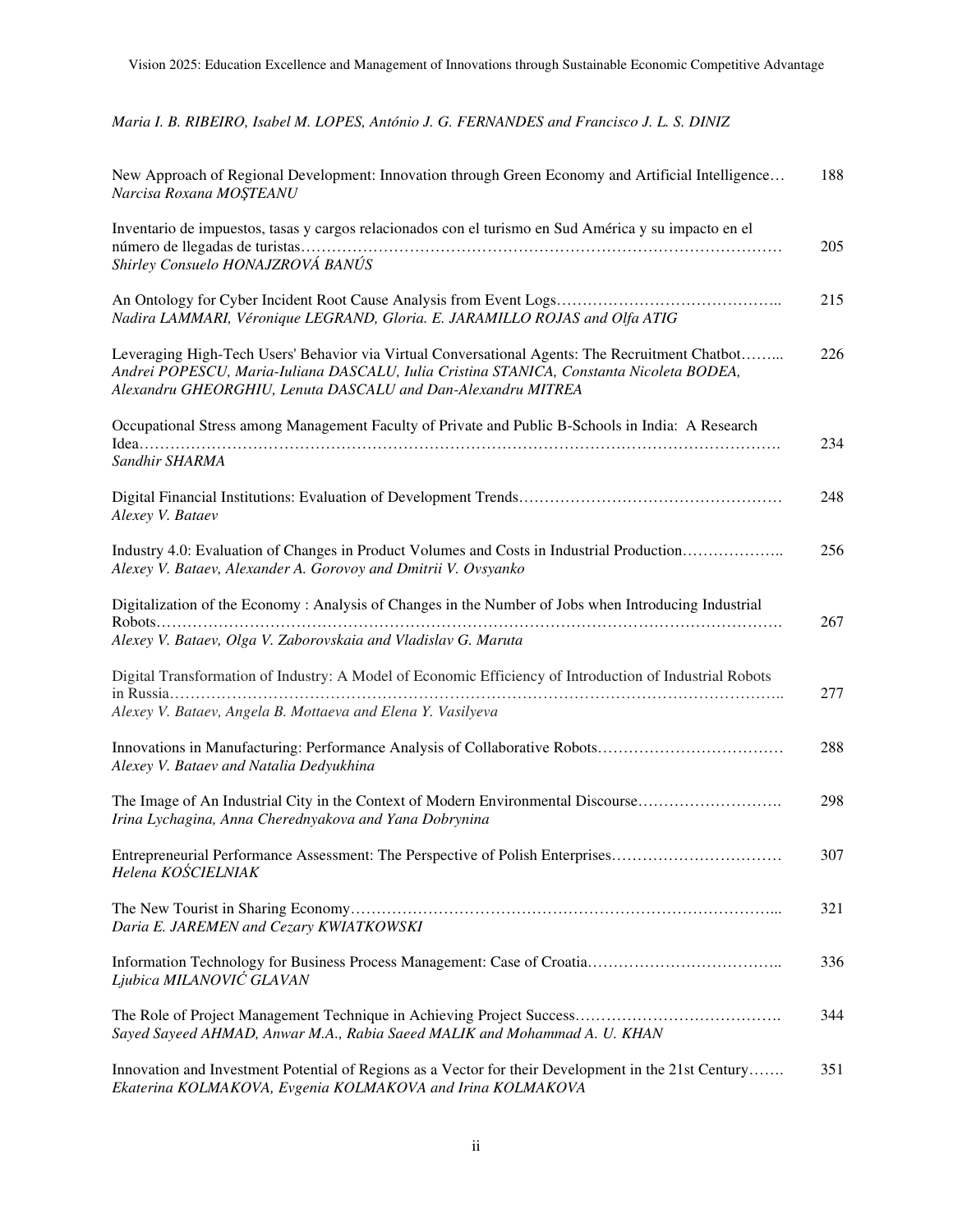*Maria I. B. RIBEIRO, Isabel M. LOPES, António J. G. FERNANDES and Francisco J. L. S. DINIZ*

| | |
|---|---|
| New Approach of Regional Development: Innovation through Green Economy and Artificial Intelligence… <br> *Narcisa Roxana MOŞTEANU* | 188 |
| Inventario de impuestos, tasas y cargos relacionados con el turismo en Sud América y su impacto en el número de llegadas de turistas……………………………………………………………………………… <br> *Shirley Consuelo HONAJZROVÁ BANÚS* | 205 |
| An Ontology for Cyber Incident Root Cause Analysis from Event Logs…………………………………….. <br> *Nadira LAMMARI, Véronique LEGRAND, Gloria. E. JARAMILLO ROJAS and Olfa ATIG* | 215 |
| Leveraging High-Tech Users' Behavior via Virtual Conversational Agents: The Recruitment Chatbot……... <br> *Andrei POPESCU, Maria-Iuliana DASCALU, Iulia Cristina STANICA, Constanta Nicoleta BODEA, Alexandru GHEORGHIU, Lenuta DASCALU and Dan-Alexandru MITREA* | 226 |
| Occupational Stress among Management Faculty of Private and Public B-Schools in India: A Research Idea………………………………………………………………………………………………………. <br> *Sandhir SHARMA* | 234 |
| Digital Financial Institutions: Evaluation of Development Trends…………………………………………… <br> *Alexey V. Bataev* | 248 |
| Industry 4.0: Evaluation of Changes in Product Volumes and Costs in Industrial Production……………….. <br> *Alexey V. Bataev, Alexander A. Gorovoy and Dmitrii V. Ovsyanko* | 256 |
| Digitalization of the Economy : Analysis of Changes in the Number of Jobs when Introducing Industrial Robots……………………………………………………………………………………………………. <br> *Alexey V. Bataev, Olga V. Zaborovskaia and Vladislav G. Maruta* | 267 |
| Digital Transformation of Industry: A Model of Economic Efficiency of Introduction of Industrial Robots in Russia…………………………………………………………………………………………………….. <br> *Alexey V. Bataev, Angela B. Mottaeva and Elena Y. Vasilyeva* | 277 |
| Innovations in Manufacturing: Performance Analysis of Collaborative Robots……………………………… <br> *Alexey V. Bataev and Natalia Dedyukhina* | 288 |
| The Image of An Industrial City in the Context of Modern Environmental Discourse………………………. <br> *Irina Lychagina, Anna Cherednyakova and Yana Dobrynina* | 298 |
| Entrepreneurial Performance Assessment: The Perspective of Polish Enterprises…………………………… <br> *Helena KOŚCIELNIAK* | 307 |
| The New Tourist in Sharing Economy………………………………………………………………………... <br> *Daria E. JAREMEN and Cezary KWIATKOWSKI* | 321 |
| Information Technology for Business Process Management: Case of Croatia……………………………….. <br> *Ljubica MILANOVIĆ GLAVAN* | 336 |
| The Role of Project Management Technique in Achieving Project Success…………………………………. <br> *Sayed Sayeed AHMAD, Anwar M.A., Rabia Saeed MALIK and Mohammad A. U. KHAN* | 344 |
| Innovation and Investment Potential of Regions as a Vector for their Development in the 21st Century……. <br> *Ekaterina KOLMAKOVA, Evgenia KOLMAKOVA and Irina KOLMAKOVA* | 351 |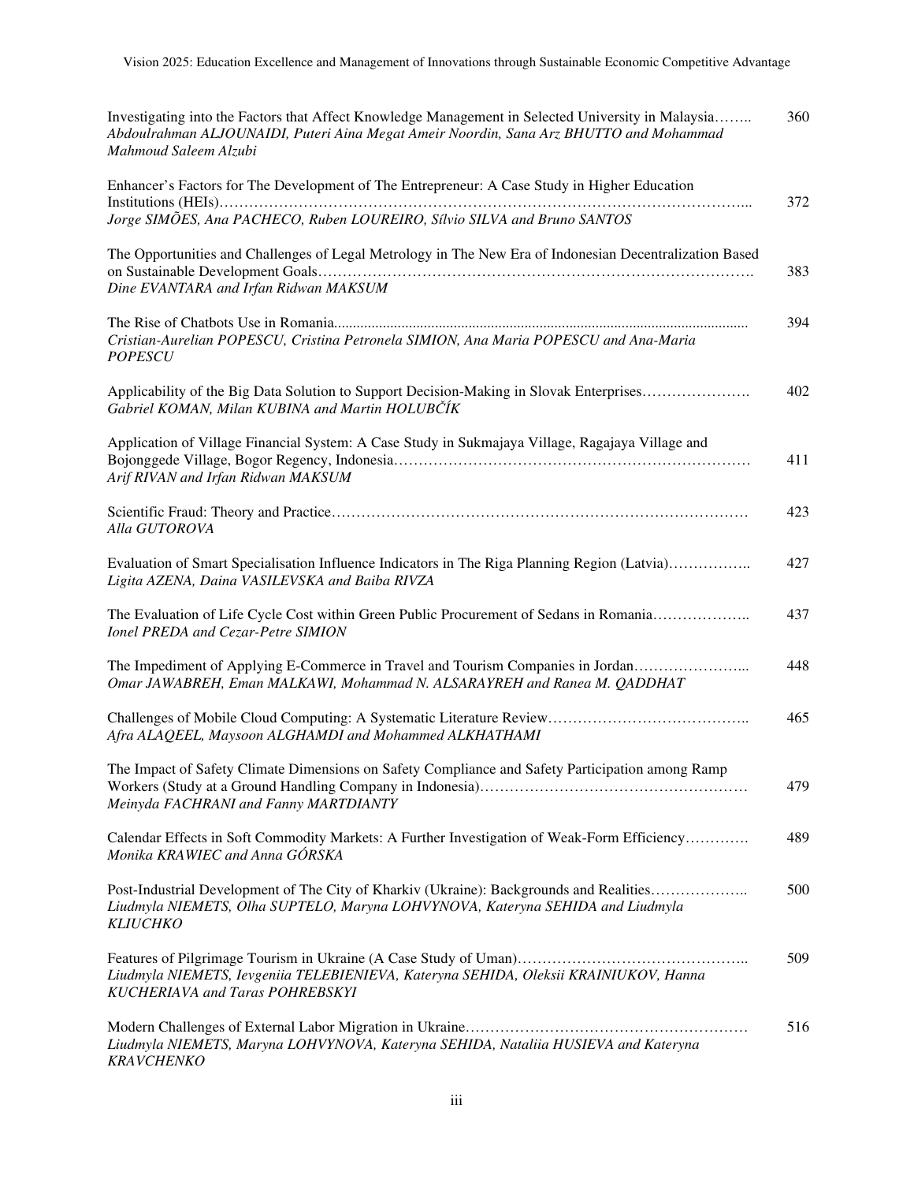Investigating into the Factors that Affect Knowledge Management in Selected University in Malaysia…….. 360
*Abdoulrahman ALJOUNAIDI, Puteri Aina Megat Ameir Noordin, Sana Arz BHUTTO and Mohammad Mahmoud Saleem Alzubi*

Enhancer's Factors for The Development of The Entrepreneur: A Case Study in Higher Education Institutions (HEIs)……………………………………………………………………………………... 372
*Jorge SIMÕES, Ana PACHECO, Ruben LOUREIRO, Sílvio SILVA and Bruno SANTOS*

The Opportunities and Challenges of Legal Metrology in The New Era of Indonesian Decentralization Based on Sustainable Development Goals……………………………………………………………………………. 383
*Dine EVANTARA and Irfan Ridwan MAKSUM*

The Rise of Chatbots Use in Romania.............................................................................................................. 394
*Cristian-Aurelian POPESCU, Cristina Petronela SIMION, Ana Maria POPESCU and Ana-Maria POPESCU*

Applicability of the Big Data Solution to Support Decision-Making in Slovak Enterprises…………………. 402
*Gabriel KOMAN, Milan KUBINA and Martin HOLUBČÍK*

Application of Village Financial System: A Case Study in Sukmajaya Village, Ragajaya Village and Bojonggede Village, Bogor Regency, Indonesia……………………………………………………………… 411
*Arif RIVAN and Irfan Ridwan MAKSUM*

Scientific Fraud: Theory and Practice………………………………………………………………………… 423
*Alla GUTOROVA*

Evaluation of Smart Specialisation Influence Indicators in The Riga Planning Region (Latvia)…………….. 427
*Ligita AZENA, Daina VASILEVSKA and Baiba RIVZA*

The Evaluation of Life Cycle Cost within Green Public Procurement of Sedans in Romania……………….. 437
*Ionel PREDA and Cezar-Petre SIMION*

The Impediment of Applying E-Commerce in Travel and Tourism Companies in Jordan…………………... 448
*Omar JAWABREH, Eman MALKAWI, Mohammad N. ALSARAYREH and Ranea M. QADDHAT*

Challenges of Mobile Cloud Computing: A Systematic Literature Review………………………………….. 465
*Afra ALAQEEL, Maysoon ALGHAMDI and Mohammed ALKHATHAMI*

The Impact of Safety Climate Dimensions on Safety Compliance and Safety Participation among Ramp Workers (Study at a Ground Handling Company in Indonesia)……………………………………………… 479
*Meinyda FACHRANI and Fanny MARTDIANTY*

Calendar Effects in Soft Commodity Markets: A Further Investigation of Weak-Form Efficiency…………. 489
*Monika KRAWIEC and Anna GÓRSKA*

Post-Industrial Development of The City of Kharkiv (Ukraine): Backgrounds and Realities……………….. 500
*Liudmyla NIEMETS, Olha SUPTELO, Maryna LOHVYNOVA, Kateryna SEHIDA and Liudmyla KLIUCHKO*

Features of Pilgrimage Tourism in Ukraine (A Case Study of Uman)……………………………………….. 509
*Liudmyla NIEMETS, Ievgeniia TELEBIENIEVA, Kateryna SEHIDA, Oleksii KRAINIUKOV, Hanna KUCHERIAVA and Taras POHREBSKYI*

Modern Challenges of External Labor Migration in Ukraine………………………………………………… 516
*Liudmyla NIEMETS, Maryna LOHVYNOVA, Kateryna SEHIDA, Nataliia HUSIEVA and Kateryna KRAVCHENKO*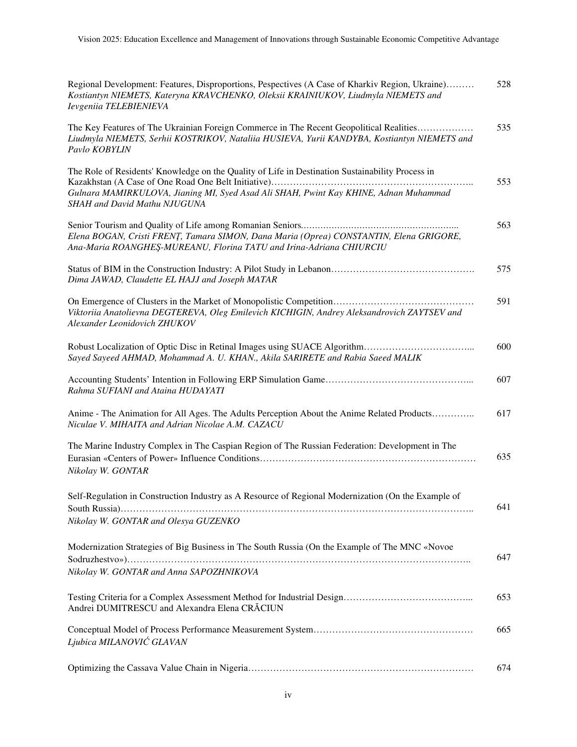Regional Development: Features, Disproportions, Pespectives (A Case of Kharkiv Region, Ukraine)……… 528
*Kostiantyn NIEMETS, Kateryna KRAVCHENKO, Oleksii KRAINIUKOV, Liudmyla NIEMETS and Ievgeniia TELEBIENIEVA*

The Key Features of The Ukrainian Foreign Commerce in The Recent Geopolitical Realities……………… 535
*Liudmyla NIEMETS, Serhii KOSTRIKOV, Nataliia HUSIEVA, Yurii KANDYBA, Kostiantyn NIEMETS and Pavlo KOBYLIN*

The Role of Residents' Knowledge on the Quality of Life in Destination Sustainability Process in Kazakhstan (A Case of One Road One Belt Initiative)……………………………………………………….. 553
*Gulnara MAMIRKULOVA, Jianing MI, Syed Asad Ali SHAH, Pwint Kay KHINE, Adnan Muhammad SHAH and David Mathu NJUGUNA*

Senior Tourism and Quality of Life among Romanian Seniors.……………………………………………... 563
*Elena BOGAN, Cristi FRENŢ, Tamara SIMON, Dana Maria (Oprea) CONSTANTIN, Elena GRIGORE, Ana-Maria ROANGHEŞ-MUREANU, Florina TATU and Irina-Adriana CHIURCIU*

Status of BIM in the Construction Industry: A Pilot Study in Lebanon………………………………………. 575
*Dima JAWAD, Claudette EL HAJJ and Joseph MATAR*

On Emergence of Clusters in the Market of Monopolistic Competition……………………………………… 591
*Viktoriia Anatolievna DEGTEREVA, Oleg Emilevich KICHIGIN, Andrey Aleksandrovich ZAYTSEV and Alexander Leonidovich ZHUKOV*

Robust Localization of Optic Disc in Retinal Images using SUACE Algorithm……………………………... 600
*Sayed Sayeed AHMAD, Mohammad A. U. KHAN., Akila SARIRETE and Rabia Saeed MALIK*

Accounting Students' Intention in Following ERP Simulation Game……………………………………... 607
*Rahma SUFIANI and Ataina HUDAYATI*

Anime - The Animation for All Ages. The Adults Perception About the Anime Related Products………….. 617
*Niculae V. MIHAITA and Adrian Nicolae A.M. CAZACU*

The Marine Industry Complex in The Caspian Region of The Russian Federation: Development in The Eurasian «Centers of Power» Influence Conditions…………………………………………………………… 635
*Nikolay W. GONTAR*

Self-Regulation in Construction Industry as A Resource of Regional Modernization (On the Example of South Russia)………………………………………………………………………………………………….. 641
*Nikolay W. GONTAR and Olesya GUZENKO*

Modernization Strategies of Big Business in The South Russia (On the Example of The MNC «Novoe Sodruzhestvo»)……………………………………………………………………………………………….. 647
*Nikolay W. GONTAR and Anna SAPOZHNIKOVA*

Testing Criteria for a Complex Assessment Method for Industrial Design…………………………………... 653
Andrei DUMITRESCU and Alexandra Elena CRĂCIUN

Conceptual Model of Process Performance Measurement System…………………………………………… 665
*Ljubica MILANOVIĆ GLAVAN*

Optimizing the Cassava Value Chain in Nigeria……………………………………………………………… 674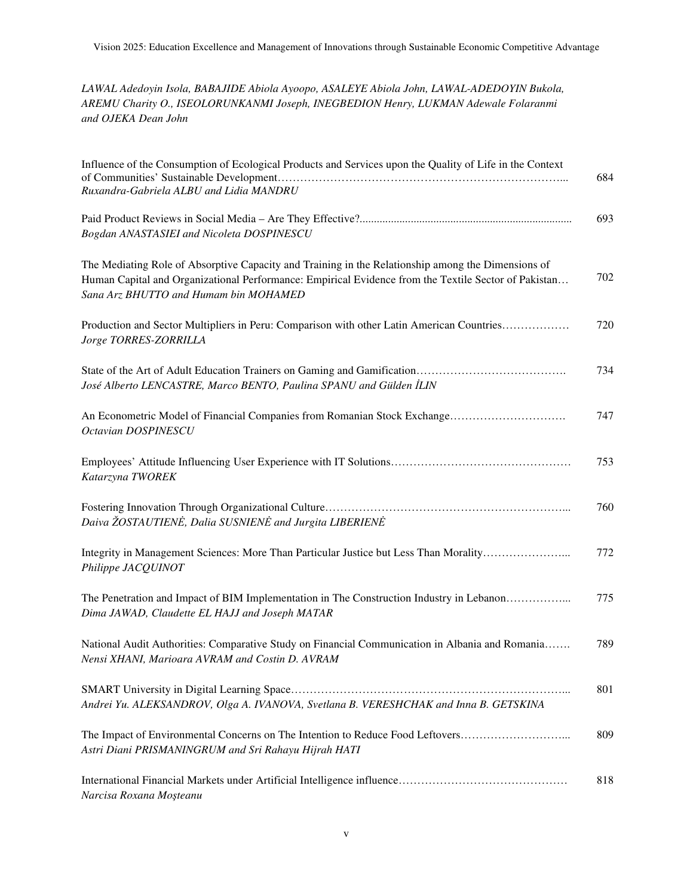*LAWAL Adedoyin Isola, BABAJIDE Abiola Ayoopo, ASALEYE Abiola John, LAWAL-ADEDOYIN Bukola, AREMU Charity O., ISEOLORUNKANMI Joseph, INEGBEDION Henry, LUKMAN Adewale Folaranmi and OJEKA Dean John*

| | |
|---|---|
| Influence of the Consumption of Ecological Products and Services upon the Quality of Life in the Context of Communities' Sustainable Development…………………………………………………………………...<br>*Ruxandra-Gabriela ALBU and Lidia MANDRU* | 684 |
| Paid Product Reviews in Social Media – Are They Effective?..........................................................................<br>*Bogdan ANASTASIEI and Nicoleta DOSPINESCU* | 693 |
| The Mediating Role of Absorptive Capacity and Training in the Relationship among the Dimensions of Human Capital and Organizational Performance: Empirical Evidence from the Textile Sector of Pakistan…<br>*Sana Arz BHUTTO and Humam bin MOHAMED* | 702 |
| Production and Sector Multipliers in Peru: Comparison with other Latin American Countries………………<br>*Jorge TORRES-ZORRILLA* | 720 |
| State of the Art of Adult Education Trainers on Gaming and Gamification………………………………….<br>*José Alberto LENCASTRE, Marco BENTO, Paulina SPANU and Gülden İLIN* | 734 |
| An Econometric Model of Financial Companies from Romanian Stock Exchange………………………….<br>*Octavian DOSPINESCU* | 747 |
| Employees' Attitude Influencing User Experience with IT Solutions…………………………………………<br>*Katarzyna TWOREK* | 753 |
| Fostering Innovation Through Organizational Culture………………………………………………………...<br>*Daiva ŽOSTAUTIENĖ, Dalia SUSNIENĖ and Jurgita LIBERIENĖ* | 760 |
| Integrity in Management Sciences: More Than Particular Justice but Less Than Morality…………………...<br>*Philippe JACQUINOT* | 772 |
| The Penetration and Impact of BIM Implementation in The Construction Industry in Lebanon……………...<br>*Dima JAWAD, Claudette EL HAJJ and Joseph MATAR* | 775 |
| National Audit Authorities: Comparative Study on Financial Communication in Albania and Romania…….<br>*Nensi XHANI, Marioara AVRAM and Costin D. AVRAM* | 789 |
| SMART University in Digital Learning Space………………………………………………………………...<br>*Andrei Yu. ALEKSANDROV, Olga A. IVANOVA, Svetlana B. VERESHCHAK and Inna B. GETSKINA* | 801 |
| The Impact of Environmental Concerns on The Intention to Reduce Food Leftovers………………………...<br>*Astri Diani PRISMANINGRUM and Sri Rahayu Hijrah HATI* | 809 |
| International Financial Markets under Artificial Intelligence influence………………………………………<br>*Narcisa Roxana Moşteanu* | 818 |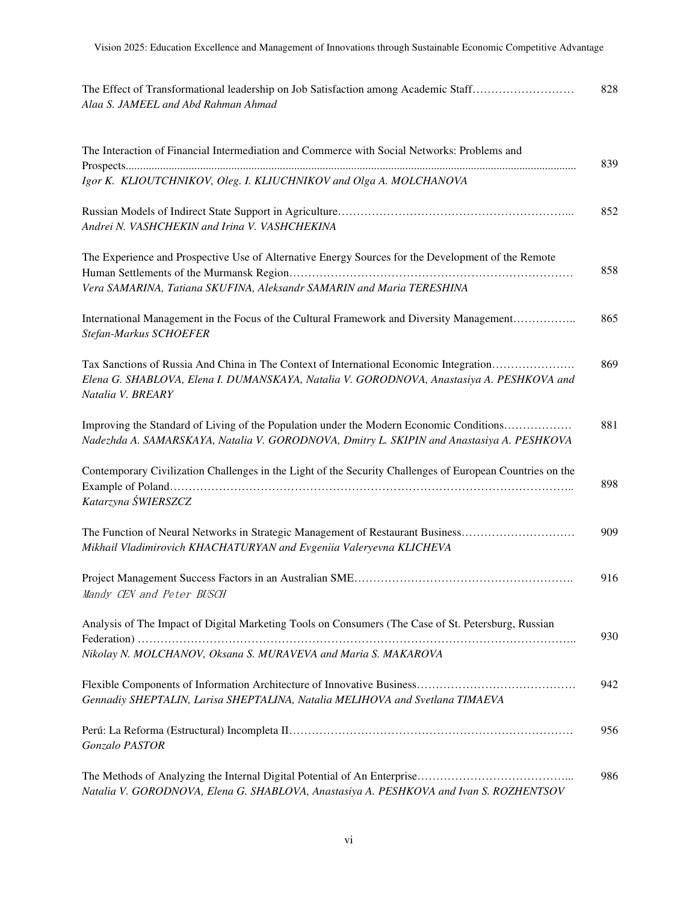The Effect of Transformational leadership on Job Satisfaction among Academic Staff……………………… 828
*Alaa S. JAMEEL and Abd Rahman Ahmad*

The Interaction of Financial Intermediation and Commerce with Social Networks: Problems and Prospects...................................................................................................................................................... 839
*Igor K. KLIOUTCHNIKOV, Oleg. I. KLIUCHNIKOV and Olga A. MOLCHANOVA*

Russian Models of Indirect State Support in Agriculture…………………………………………………... 852
*Andrei N. VASHCHEKIN and Irina V. VASHCHEKINA*

The Experience and Prospective Use of Alternative Energy Sources for the Development of the Remote Human Settlements of the Murmansk Region………………………………………………………………… 858
*Vera SAMARINA, Tatiana SKUFINA, Aleksandr SAMARIN and Maria TERESHINA*

International Management in the Focus of the Cultural Framework and Diversity Management…………….. 865
*Stefan-Markus SCHOEFER*

Tax Sanctions of Russia And China in The Context of International Economic Integration…………………. 869
*Elena G. SHABLOVA, Elena I. DUMANSKAYA, Natalia V. GORODNOVA, Anastasiya A. PESHKOVA and Natalia V. BREARY*

Improving the Standard of Living of the Population under the Modern Economic Conditions……………… 881
*Nadezhda A. SAMARSKAYA, Natalia V. GORODNOVA, Dmitry L. SKIPIN and Anastasiya A. PESHKOVA*

Contemporary Civilization Challenges in the Light of the Security Challenges of European Countries on the Example of Poland…………………………………………………………………………………………….. 898
*Katarzyna ŚWIERSZCZ*

The Function of Neural Networks in Strategic Management of Restaurant Business………………………… 909
*Mikhail Vladimirovich KHACHATURYAN and Evgeniia Valeryevna KLICHEVA*

Project Management Success Factors in an Australian SME………………………………………………. 916
*Mandy CEN and Peter BUSCH*

Analysis of The Impact of Digital Marketing Tools on Consumers (The Case of St. Petersburg, Russian Federation) ……………………………………………………………………………………………….. 930
*Nikolay N. MOLCHANOV, Oksana S. MURAVEVA and Maria S. MAKAROVA*

Flexible Components of Information Architecture of Innovative Business…………………………………… 942
*Gennadiy SHEPTALIN, Larisa SHEPTALINA, Natalia MELIHOVA and Svetlana TIMAEVA*

Perú: La Reforma (Estructural) Incompleta II………………………………………………………………… 956
*Gonzalo PASTOR*

The Methods of Analyzing the Internal Digital Potential of An Enterprise…………………………………... 986
*Natalia V. GORODNOVA, Elena G. SHABLOVA, Anastasiya A. PESHKOVA and Ivan S. ROZHENTSOV*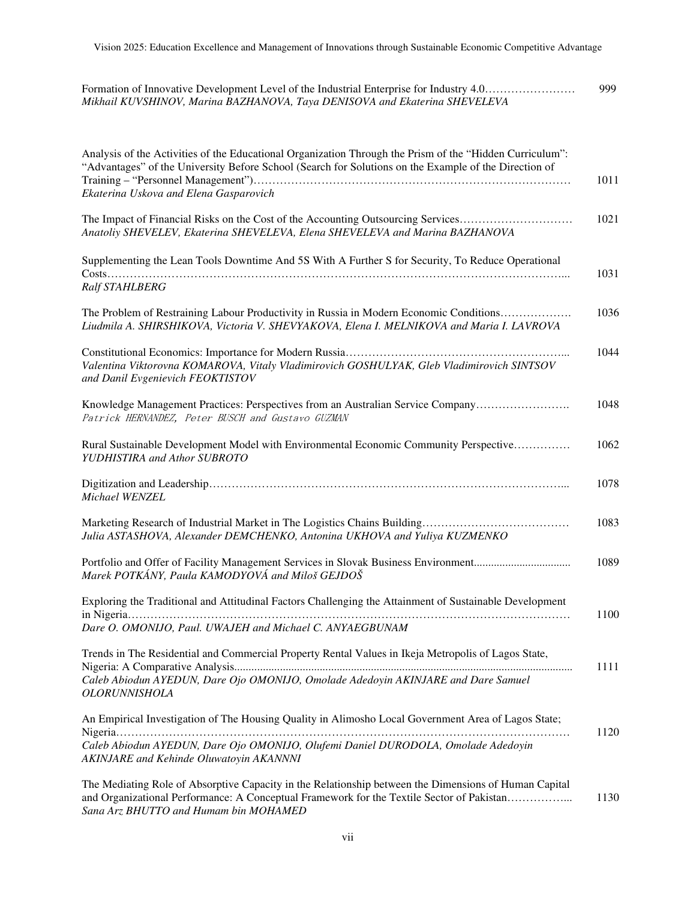Formation of Innovative Development Level of the Industrial Enterprise for Industry 4.0…………………… 999
*Mikhail KUVSHINOV, Marina BAZHANOVA, Taya DENISOVA and Ekaterina SHEVELEVA*

Analysis of the Activities of the Educational Organization Through the Prism of the "Hidden Curriculum": "Advantages" of the University Before School (Search for Solutions on the Example of the Direction of Training – "Personnel Management")………………………………………………………………………… 1011
*Ekaterina Uskova and Elena Gasparovich*

The Impact of Financial Risks on the Cost of the Accounting Outsourcing Services………………………… 1021
*Anatoliy SHEVELEV, Ekaterina SHEVELEVA, Elena SHEVELEVA and Marina BAZHANOVA*

Supplementing the Lean Tools Downtime And 5S With A Further S for Security, To Reduce Operational Costs………………………………………………………………………………………………………... 1031
*Ralf STAHLBERG*

The Problem of Restraining Labour Productivity in Russia in Modern Economic Conditions………………. 1036
*Liudmila A. SHIRSHIKOVA, Victoria V. SHEVYAKOVA, Elena I. MELNIKOVA and Maria I. LAVROVA*

Constitutional Economics: Importance for Modern Russia………………………………………………... 1044
*Valentina Viktorovna KOMAROVA, Vitaly Vladimirovich GOSHULYAK, Gleb Vladimirovich SINTSOV and Danil Evgenievich FEOKTISTOV*

Knowledge Management Practices: Perspectives from an Australian Service Company……………………. 1048
*Patrick HERNANDEZ, Peter BUSCH and Gustavo GUZMAN*

Rural Sustainable Development Model with Environmental Economic Community Perspective…………… 1062
*YUDHISTIRA and Athor SUBROTO*

Digitization and Leadership………………………………………………………………………………... 1078
*Michael WENZEL*

Marketing Research of Industrial Market in The Logistics Chains Building………………………………… 1083
*Julia ASTASHOVA, Alexander DEMCHENKO, Antonina UKHOVA and Yuliya KUZMENKO*

Portfolio and Offer of Facility Management Services in Slovak Business Environment................................. 1089
*Marek POTKÁNY, Paula KAMODYOVÁ and Miloš GEJDOŠ*

Exploring the Traditional and Attitudinal Factors Challenging the Attainment of Sustainable Development in Nigeria…………………………………………………………………………………………………… 1100
*Dare O. OMONIJO, Paul. UWAJEH and Michael C. ANYAEGBUNAM*

Trends in The Residential and Commercial Property Rental Values in Ikeja Metropolis of Lagos State, Nigeria: A Comparative Analysis...................................................................................................................... 1111
*Caleb Abiodun AYEDUN, Dare Ojo OMONIJO, Omolade Adedoyin AKINJARE and Dare Samuel OLORUNNISHOLA*

An Empirical Investigation of The Housing Quality in Alimosho Local Government Area of Lagos State; Nigeria…………………………………………………………………………………………………… 1120
*Caleb Abiodun AYEDUN, Dare Ojo OMONIJO, Olufemi Daniel DURODOLA, Omolade Adedoyin AKINJARE and Kehinde Oluwatoyin AKANNNI*

The Mediating Role of Absorptive Capacity in the Relationship between the Dimensions of Human Capital and Organizational Performance: A Conceptual Framework for the Textile Sector of Pakistan……………... 1130
*Sana Arz BHUTTO and Humam bin MOHAMED*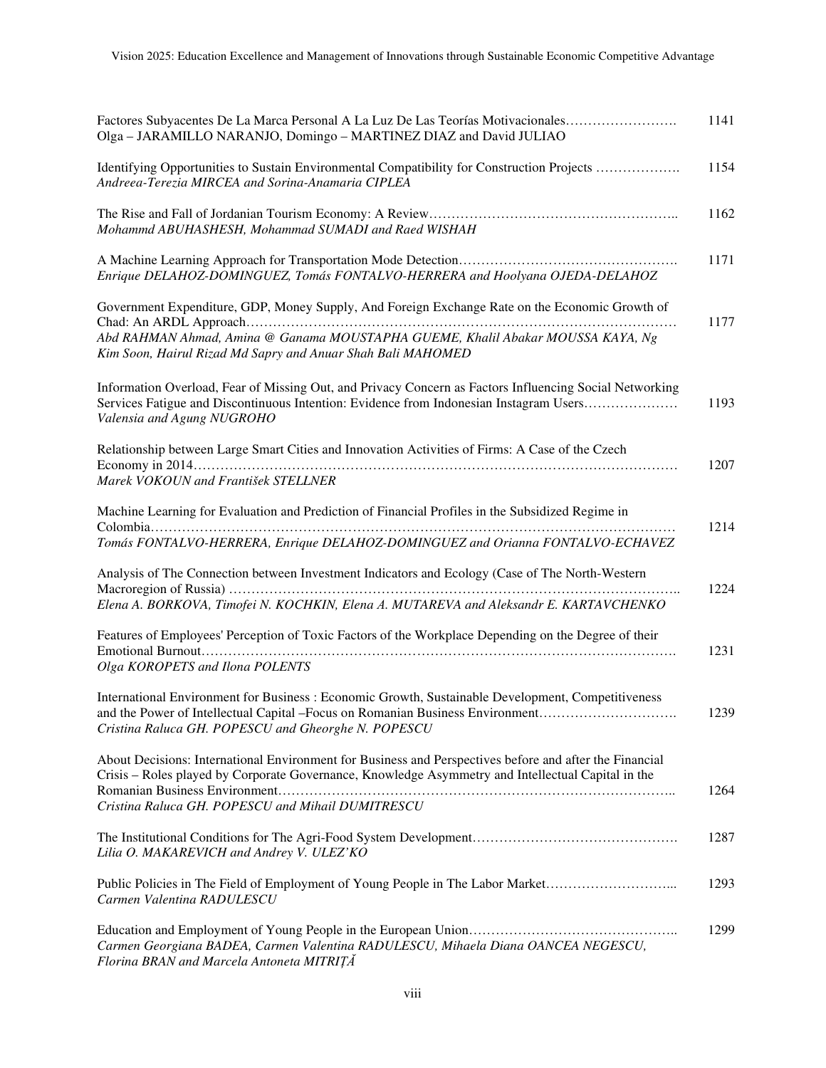Factores Subyacentes De La Marca Personal A La Luz De Las Teorías Motivacionales……………………. 1141
Olga – JARAMILLO NARANJO, Domingo – MARTINEZ DIAZ and David JULIAO

Identifying Opportunities to Sustain Environmental Compatibility for Construction Projects ………………. 1154
*Andreea-Terezia MIRCEA and Sorina-Anamaria CIPLEA*

The Rise and Fall of Jordanian Tourism Economy: A Review…………………………………………….. 1162
*Mohammd ABUHASHESH, Mohammad SUMADI and Raed WISHAH*

A Machine Learning Approach for Transportation Mode Detection………………………………………. 1171
*Enrique DELAHOZ-DOMINGUEZ, Tomás FONTALVO-HERRERA and Hoolyana OJEDA-DELAHOZ*

Government Expenditure, GDP, Money Supply, And Foreign Exchange Rate on the Economic Growth of Chad: An ARDL Approach………………………………………………………………………………… 1177
*Abd RAHMAN Ahmad, Amina @ Ganama MOUSTAPHA GUEME, Khalil Abakar MOUSSA KAYA, Ng Kim Soon, Hairul Rizad Md Sapry and Anuar Shah Bali MAHOMED*

Information Overload, Fear of Missing Out, and Privacy Concern as Factors Influencing Social Networking Services Fatigue and Discontinuous Intention: Evidence from Indonesian Instagram Users………………… 1193
*Valensia and Agung NUGROHO*

Relationship between Large Smart Cities and Innovation Activities of Firms: A Case of the Czech Economy in 2014…………………………………………………………………………………………… 1207
*Marek VOKOUN and František STELLNER*

Machine Learning for Evaluation and Prediction of Financial Profiles in the Subsidized Regime in Colombia………………………………………………………………………………………………… 1214
*Tomás FONTALVO-HERRERA, Enrique DELAHOZ-DOMINGUEZ and Orianna FONTALVO-ECHAVEZ*

Analysis of The Connection between Investment Indicators and Ecology (Case of The North-Western Macroregion of Russia) ……………………………………………………………………………….. 1224
*Elena A. BORKOVA, Timofei N. KOCHKIN, Elena A. MUTAREVA and Aleksandr E. KARTAVCHENKO*

Features of Employees' Perception of Toxic Factors of the Workplace Depending on the Degree of their Emotional Burnout………………………………………………………………………………………. 1231
*Olga KOROPETS and Ilona POLENTS*

International Environment for Business : Economic Growth, Sustainable Development, Competitiveness and the Power of Intellectual Capital –Focus on Romanian Business Environment…………………………. 1239
*Cristina Raluca GH. POPESCU and Gheorghe N. POPESCU*

About Decisions: International Environment for Business and Perspectives before and after the Financial Crisis – Roles played by Corporate Governance, Knowledge Asymmetry and Intellectual Capital in the Romanian Business Environment……………………………………………………………………….. 1264
*Cristina Raluca GH. POPESCU and Mihail DUMITRESCU*

The Institutional Conditions for The Agri-Food System Development………………………………………. 1287
*Lilia O. MAKAREVICH and Andrey V. ULEZ'KO*

Public Policies in The Field of Employment of Young People in The Labor Market………………………... 1293
*Carmen Valentina RADULESCU*

Education and Employment of Young People in the European Union……………………………………….. 1299
*Carmen Georgiana BADEA, Carmen Valentina RADULESCU, Mihaela Diana OANCEA NEGESCU, Florina BRAN and Marcela Antoneta MITRIȚĂ*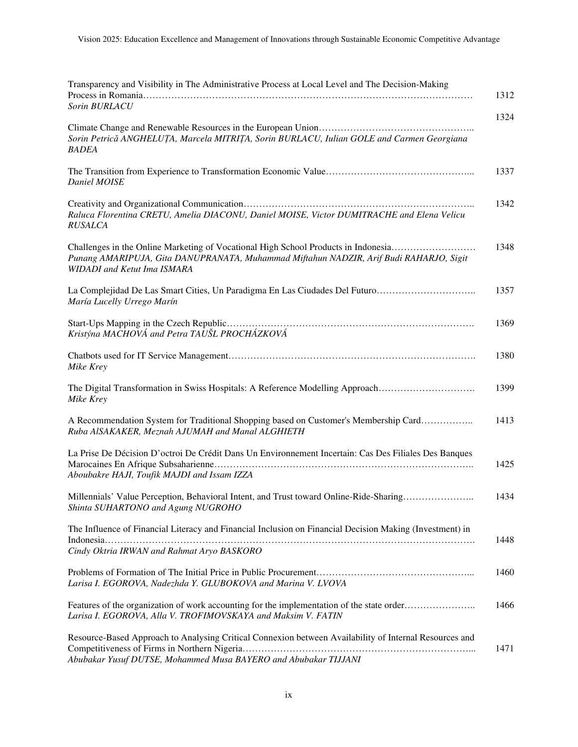Transparency and Visibility in The Administrative Process at Local Level and The Decision-Making Process in Romania………………………………………………………………………………………… 1312
*Sorin BURLACU*

Climate Change and Renewable Resources in the European Union………………………………………….. 1324
*Sorin Petrică ANGHELUȚA, Marcela MITRIȚA, Sorin BURLACU, Iulian GOLE and Carmen Georgiana BADEA*

The Transition from Experience to Transformation Economic Value………………………………………... 1337
*Daniel MOISE*

Creativity and Organizational Communication……………………………………………………………….. 1342
*Raluca Florentina CRETU, Amelia DIACONU, Daniel MOISE, Victor DUMITRACHE and Elena Velicu RUSALCA*

Challenges in the Online Marketing of Vocational High School Products in Indonesia……………………… 1348
*Punang AMARIPUJA, Gita DANUPRANATA, Muhammad Miftahun NADZIR, Arif Budi RAHARJO, Sigit WIDADI and Ketut Ima ISMARA*

La Complejidad De Las Smart Cities, Un Paradigma En Las Ciudades Del Futuro………………………….. 1357
*María Lucelly Urrego Marín*

Start-Ups Mapping in the Czech Republic……………………………………………………………………. 1369
*Kristýna MACHOVÁ and Petra TAUŠL PROCHÁZKOVÁ*

Chatbots used for IT Service Management…………………………………………………………………. 1380
*Mike Krey*

The Digital Transformation in Swiss Hospitals: A Reference Modelling Approach…………………………. 1399
*Mike Krey*

A Recommendation System for Traditional Shopping based on Customer's Membership Card…………….. 1413
*Ruba AlSAKAKER, Meznah AJUMAH and Manal ALGHIETH*

La Prise De Décision D'octroi De Crédit Dans Un Environnement Incertain: Cas Des Filiales Des Banques Marocaines En Afrique Subsaharienne……………………………………………………………………….. 1425
*Aboubakre HAJI, Toufik MAJDI and Issam IZZA*

Millennials' Value Perception, Behavioral Intent, and Trust toward Online-Ride-Sharing………………….. 1434
*Shinta SUHARTONO and Agung NUGROHO*

The Influence of Financial Literacy and Financial Inclusion on Financial Decision Making (Investment) in Indonesia……………………………………………………………………………………………………. 1448
*Cindy Oktria IRWAN and Rahmat Aryo BASKORO*

Problems of Formation of The Initial Price in Public Procurement…………………………………………... 1460
*Larisa I. EGOROVA, Nadezhda Y. GLUBOKOVA and Marina V. LVOVA*

Features of the organization of work accounting for the implementation of the state order………………….. 1466
*Larisa I. EGOROVA, Alla V. TROFIMOVSKAYA and Maksim V. FATIN*

Resource-Based Approach to Analysing Critical Connexion between Availability of Internal Resources and Competitiveness of Firms in Northern Nigeria……………………………………………………………... 1471
*Abubakar Yusuf DUTSE, Mohammed Musa BAYERO and Abubakar TIJJANI*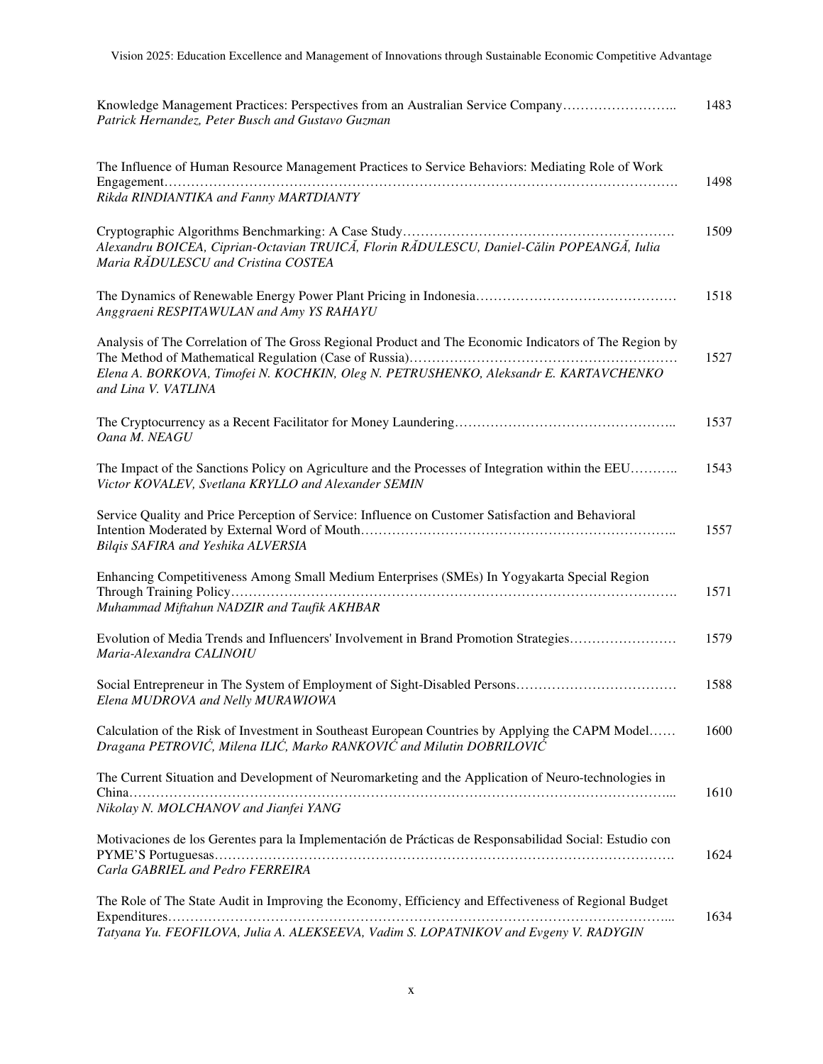Knowledge Management Practices: Perspectives from an Australian Service Company…………………….. 1483
*Patrick Hernandez, Peter Busch and Gustavo Guzman*

The Influence of Human Resource Management Practices to Service Behaviors: Mediating Role of Work Engagement………………………………………………………………………………………………. 1498
*Rikda RINDIANTIKA and Fanny MARTDIANTY*

Cryptographic Algorithms Benchmarking: A Case Study……………………………………………………. 1509
*Alexandru BOICEA, Ciprian-Octavian TRUICĂ, Florin RĂDULESCU, Daniel-Călin POPEANGĂ, Iulia Maria RĂDULESCU and Cristina COSTEA*

The Dynamics of Renewable Energy Power Plant Pricing in Indonesia……………………………………… 1518
*Anggraeni RESPITAWULAN and Amy YS RAHAYU*

Analysis of The Correlation of The Gross Regional Product and The Economic Indicators of The Region by The Method of Mathematical Regulation (Case of Russia)…………………………………………………… 1527
*Elena A. BORKOVA, Timofei N. KOCHKIN, Oleg N. PETRUSHENKO, Aleksandr E. KARTAVCHENKO and Lina V. VATLINA*

The Cryptocurrency as a Recent Facilitator for Money Laundering……………………………………….. 1537
*Oana M. NEAGU*

The Impact of the Sanctions Policy on Agriculture and the Processes of Integration within the EEU……….. 1543
*Victor KOVALEV, Svetlana KRYLLO and Alexander SEMIN*

Service Quality and Price Perception of Service: Influence on Customer Satisfaction and Behavioral Intention Moderated by External Word of Mouth…………………………………………………………….. 1557
*Bilqis SAFIRA and Yeshika ALVERSIA*

Enhancing Competitiveness Among Small Medium Enterprises (SMEs) In Yogyakarta Special Region Through Training Policy………………………………………………………………………………………. 1571
*Muhammad Miftahun NADZIR and Taufik AKHBAR*

Evolution of Media Trends and Influencers' Involvement in Brand Promotion Strategies…………………… 1579
*Maria-Alexandra CALINOIU*

Social Entrepreneur in The System of Employment of Sight-Disabled Persons……………………………… 1588
*Elena MUDROVA and Nelly MURAWIOWA*

Calculation of the Risk of Investment in Southeast European Countries by Applying the CAPM Model…… 1600
*Dragana PETROVIĆ, Milena ILIĆ, Marko RANKOVIĆ and Milutin DOBRILOVIĆ*

The Current Situation and Development of Neuromarketing and the Application of Neuro-technologies in China………………………………………………………………………………………………………... 1610
*Nikolay N. MOLCHANOV and Jianfei YANG*

Motivaciones de los Gerentes para la Implementación de Prácticas de Responsabilidad Social: Estudio con PYME'S Portuguesas………………………………………………………………………………………. 1624
*Carla GABRIEL and Pedro FERREIRA*

The Role of The State Audit in Improving the Economy, Efficiency and Effectiveness of Regional Budget Expenditures……………………………………………………………………………………………... 1634
*Tatyana Yu. FEOFILOVA, Julia A. ALEKSEEVA, Vadim S. LOPATNIKOV and Evgeny V. RADYGIN*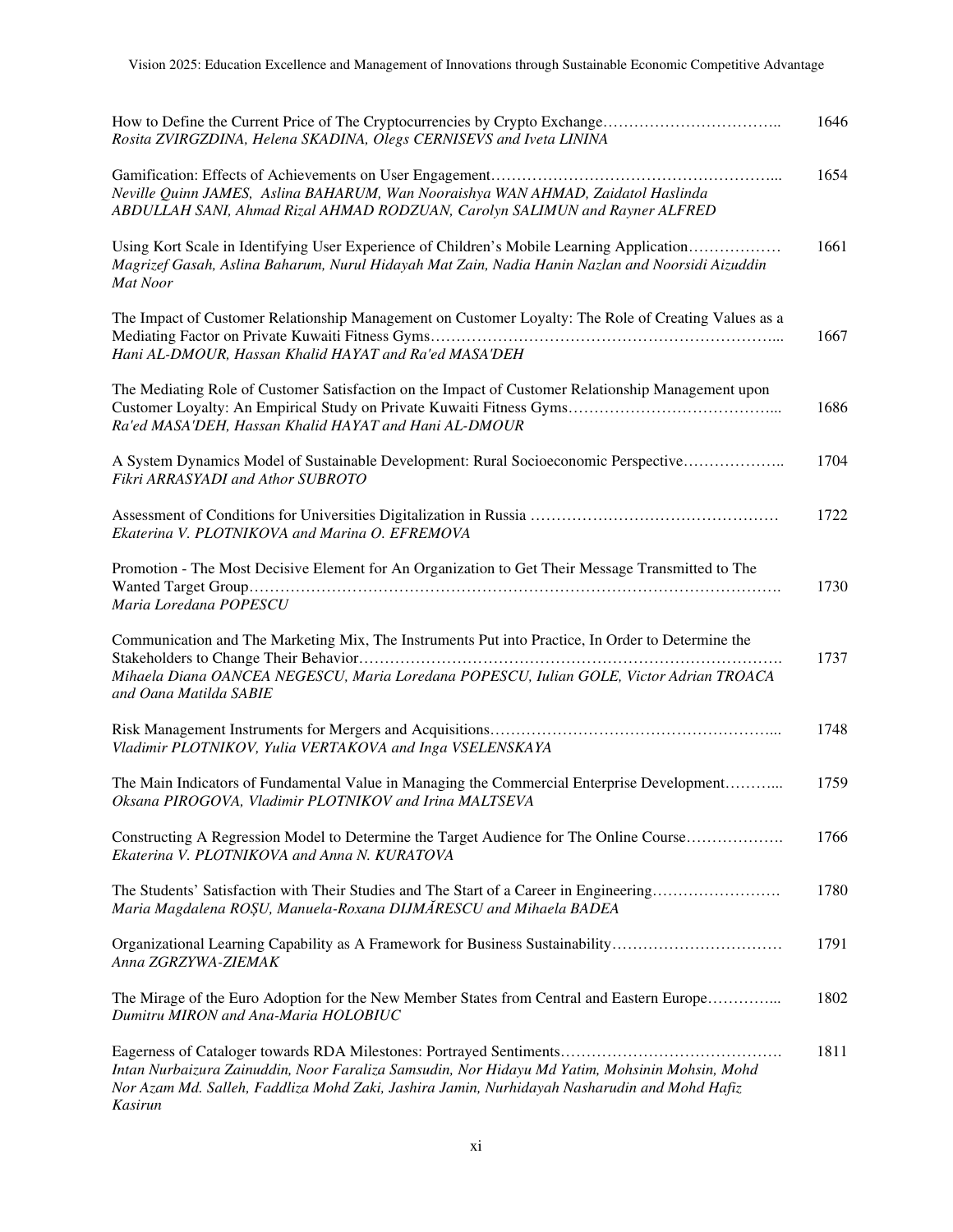How to Define the Current Price of The Cryptocurrencies by Crypto Exchange…………………………….. 1646
*Rosita ZVIRGZDINA, Helena SKADINA, Olegs CERNISEVS and Iveta LININA*

Gamification: Effects of Achievements on User Engagement……………………………………………... 1654
*Neville Quinn JAMES, Aslina BAHARUM, Wan Nooraishya WAN AHMAD, Zaidatol Haslinda ABDULLAH SANI, Ahmad Rizal AHMAD RODZUAN, Carolyn SALIMUN and Rayner ALFRED*

Using Kort Scale in Identifying User Experience of Children's Mobile Learning Application……………… 1661
*Magrizef Gasah, Aslina Baharum, Nurul Hidayah Mat Zain, Nadia Hanin Nazlan and Noorsidi Aizuddin Mat Noor*

The Impact of Customer Relationship Management on Customer Loyalty: The Role of Creating Values as a Mediating Factor on Private Kuwaiti Fitness Gyms………………………………………………………... 1667
*Hani AL-DMOUR, Hassan Khalid HAYAT and Ra'ed MASA'DEH*

The Mediating Role of Customer Satisfaction on the Impact of Customer Relationship Management upon Customer Loyalty: An Empirical Study on Private Kuwaiti Fitness Gyms…………………………………... 1686
*Ra'ed MASA'DEH, Hassan Khalid HAYAT and Hani AL-DMOUR*

A System Dynamics Model of Sustainable Development: Rural Socioeconomic Perspective……………….. 1704
*Fikri ARRASYADI and Athor SUBROTO*

Assessment of Conditions for Universities Digitalization in Russia ………………………………………… 1722
*Ekaterina V. PLOTNIKOVA and Marina O. EFREMOVA*

Promotion - The Most Decisive Element for An Organization to Get Their Message Transmitted to The Wanted Target Group………………………………………………………………………………………. 1730
*Maria Loredana POPESCU*

Communication and The Marketing Mix, The Instruments Put into Practice, In Order to Determine the Stakeholders to Change Their Behavior……………………………………………………………………. 1737
*Mihaela Diana OANCEA NEGESCU, Maria Loredana POPESCU, Iulian GOLE, Victor Adrian TROACA and Oana Matilda SABIE*

Risk Management Instruments for Mergers and Acquisitions……………………………………………... 1748
*Vladimir PLOTNIKOV, Yulia VERTAKOVA and Inga VSELENSKAYA*

The Main Indicators of Fundamental Value in Managing the Commercial Enterprise Development………... 1759
*Oksana PIROGOVA, Vladimir PLOTNIKOV and Irina MALTSEVA*

Constructing A Regression Model to Determine the Target Audience for The Online Course………………. 1766
*Ekaterina V. PLOTNIKOVA and Anna N. KURATOVA*

The Students' Satisfaction with Their Studies and The Start of a Career in Engineering……………………. 1780
*Maria Magdalena ROŞU, Manuela-Roxana DIJMĂRESCU and Mihaela BADEA*

Organizational Learning Capability as A Framework for Business Sustainability…………………………… 1791
*Anna ZGRZYWA-ZIEMAK*

The Mirage of the Euro Adoption for the New Member States from Central and Eastern Europe…………... 1802
*Dumitru MIRON and Ana-Maria HOLOBIUC*

Eagerness of Cataloger towards RDA Milestones: Portrayed Sentiments……………………………………. 1811
*Intan Nurbaizura Zainuddin, Noor Faraliza Samsudin, Nor Hidayu Md Yatim, Mohsinin Mohsin, Mohd Nor Azam Md. Salleh, Faddliza Mohd Zaki, Jashira Jamin, Nurhidayah Nasharudin and Mohd Hafiz Kasirun*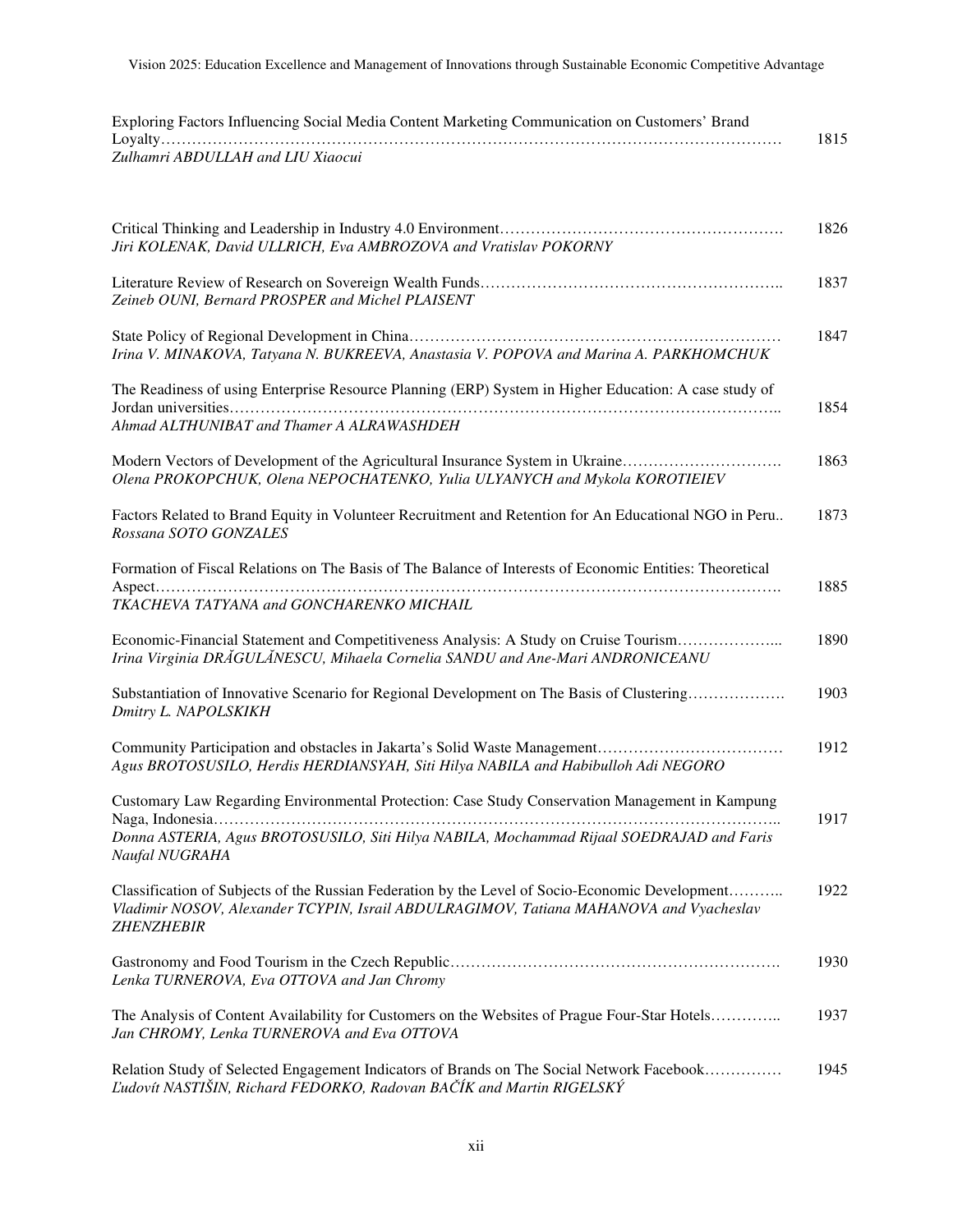Exploring Factors Influencing Social Media Content Marketing Communication on Customers' Brand Loyalty………………………………………………………………………………………………………… 1815
*Zulhamri ABDULLAH and LIU Xiaocui*

Critical Thinking and Leadership in Industry 4.0 Environment………………………………………………. 1826
*Jiri KOLENAK, David ULLRICH, Eva AMBROZOVA and Vratislav POKORNY*

Literature Review of Research on Sovereign Wealth Funds……………………………………………………. 1837
*Zeineb OUNI, Bernard PROSPER and Michel PLAISENT*

State Policy of Regional Development in China……………………………………………………………… 1847
*Irina V. MINAKOVA, Tatyana N. BUKREEVA, Anastasia V. POPOVA and Marina A. PARKHOMCHUK*

The Readiness of using Enterprise Resource Planning (ERP) System in Higher Education: A case study of Jordan universities……………………………………………………………………………………………….. 1854
*Ahmad ALTHUNIBAT and Thamer A ALRAWASHDEH*

Modern Vectors of Development of the Agricultural Insurance System in Ukraine…………………………. 1863
*Olena PROKOPCHUK, Olena NEPOCHATENKO, Yulia ULYANYCH and Mykola KOROTIEIEV*

Factors Related to Brand Equity in Volunteer Recruitment and Retention for An Educational NGO in Peru.. 1873
*Rossana SOTO GONZALES*

Formation of Fiscal Relations on The Basis of The Balance of Interests of Economic Entities: Theoretical Aspect……………………………………………………………………………………………………………. 1885
*TKACHEVA TATYANA and GONCHARENKO MICHAIL*

Economic-Financial Statement and Competitiveness Analysis: A Study on Cruise Tourism………………... 1890
*Irina Virginia DRĂGULĂNESCU, Mihaela Cornelia SANDU and Ane-Mari ANDRONICEANU*

Substantiation of Innovative Scenario for Regional Development on The Basis of Clustering………………. 1903
*Dmitry L. NAPOLSKIKH*

Community Participation and obstacles in Jakarta's Solid Waste Management……………………………… 1912
*Agus BROTOSUSILO, Herdis HERDIANSYAH, Siti Hilya NABILA and Habibulloh Adi NEGORO*

Customary Law Regarding Environmental Protection: Case Study Conservation Management in Kampung Naga, Indonesia……………………………………………………………………………………………….. 1917
*Donna ASTERIA, Agus BROTOSUSILO, Siti Hilya NABILA, Mochammad Rijaal SOEDRAJAD and Faris Naufal NUGRAHA*

Classification of Subjects of the Russian Federation by the Level of Socio-Economic Development……….. 1922
*Vladimir NOSOV, Alexander TCYPIN, Israil ABDULRAGIMOV, Tatiana MAHANOVA and Vyacheslav ZHENZHEBIR*

Gastronomy and Food Tourism in the Czech Republic………………………………………………………. 1930
*Lenka TURNEROVA, Eva OTTOVA and Jan Chromy*

The Analysis of Content Availability for Customers on the Websites of Prague Four-Star Hotels………….. 1937
*Jan CHROMY, Lenka TURNEROVA and Eva OTTOVA*

Relation Study of Selected Engagement Indicators of Brands on The Social Network Facebook…………… 1945
*Ľudovít NASTIŠIN, Richard FEDORKO, Radovan BAČÍK and Martin RIGELSKÝ*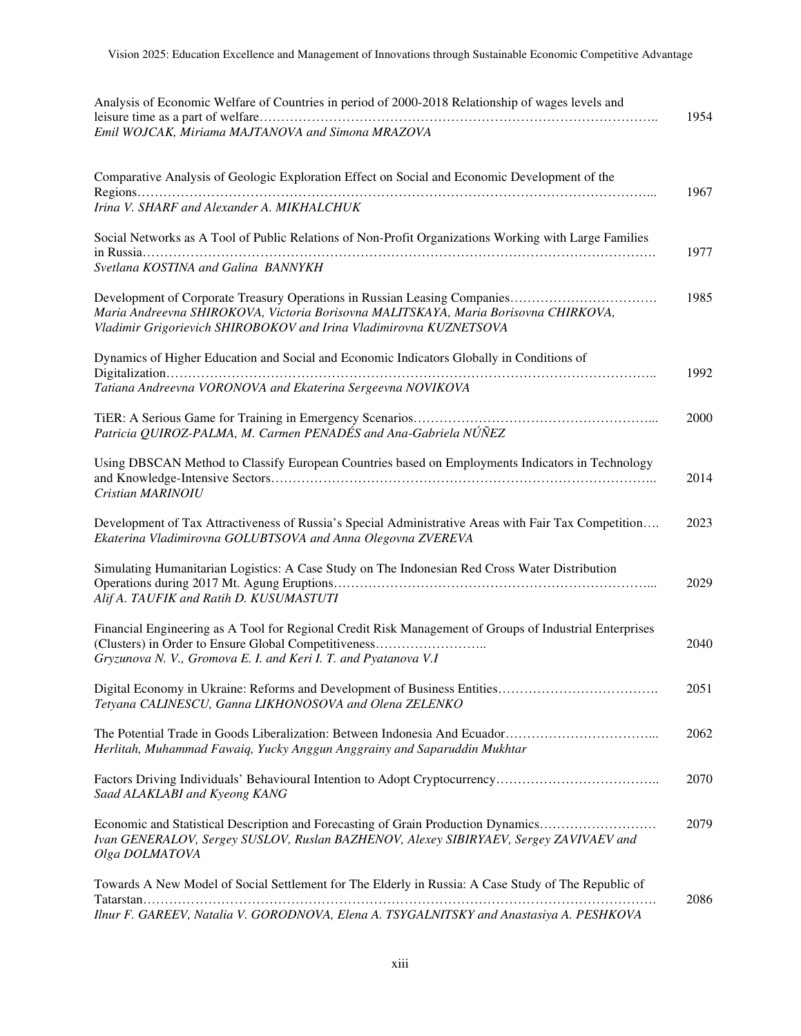Analysis of Economic Welfare of Countries in period of 2000-2018 Relationship of wages levels and leisure time as a part of welfare………………………………………………………………………………….. 1954
*Emil WOJCAK, Miriama MAJTANOVA and Simona MRAZOVA*

Comparative Analysis of Geologic Exploration Effect on Social and Economic Development of the Regions…………………………………………………………………………………………………………... 1967
*Irina V. SHARF and Alexander A. MIKHALCHUK*

Social Networks as A Tool of Public Relations of Non-Profit Organizations Working with Large Families in Russia……………………………………………………………………………………………………….. 1977
*Svetlana KOSTINA and Galina BANNYKH*

Development of Corporate Treasury Operations in Russian Leasing Companies……………………………. 1985
*Maria Andreevna SHIROKOVA, Victoria Borisovna MALITSKAYA, Maria Borisovna CHIRKOVA, Vladimir Grigorievich SHIROBOKOV and Irina Vladimirovna KUZNETSOVA*

Dynamics of Higher Education and Social and Economic Indicators Globally in Conditions of Digitalization…………………………………………………………………………………………………….. 1992
*Tatiana Andreevna VORONOVA and Ekaterina Sergeevna NOVIKOVA*

TiER: A Serious Game for Training in Emergency Scenarios………………………………………………... 2000
*Patricia QUIROZ-PALMA, M. Carmen PENADÉS and Ana-Gabriela NÚÑEZ*

Using DBSCAN Method to Classify European Countries based on Employments Indicators in Technology and Knowledge-Intensive Sectors……………………………………………………………………………….. 2014
*Cristian MARINOIU*

Development of Tax Attractiveness of Russia's Special Administrative Areas with Fair Tax Competition…. 2023
*Ekaterina Vladimirovna GOLUBTSOVA and Anna Olegovna ZVEREVA*

Simulating Humanitarian Logistics: A Case Study on The Indonesian Red Cross Water Distribution Operations during 2017 Mt. Agung Eruptions…………………………………………………………………... 2029
*Alif A. TAUFIK and Ratih D. KUSUMASTUTI*

Financial Engineering as A Tool for Regional Credit Risk Management of Groups of Industrial Enterprises (Clusters) in Order to Ensure Global Competitiveness…………………….. 2040
*Gryzunova N. V., Gromova E. I. and Keri I. T. and Pyatanova V.I*

Digital Economy in Ukraine: Reforms and Development of Business Entities………………………………. 2051
*Tetyana CALINESCU, Ganna LIKHONOSOVA and Olena ZELENKO*

The Potential Trade in Goods Liberalization: Between Indonesia And Ecuador……………………………... 2062
*Herlitah, Muhammad Fawaiq, Yucky Anggun Anggrainy and Saparuddin Mukhtar*

Factors Driving Individuals' Behavioural Intention to Adopt Cryptocurrency……………………………….. 2070
*Saad ALAKLABI and Kyeong KANG*

Economic and Statistical Description and Forecasting of Grain Production Dynamics……………………… 2079
*Ivan GENERALOV, Sergey SUSLOV, Ruslan BAZHENOV, Alexey SIBIRYAEV, Sergey ZAVIVAEV and Olga DOLMATOVA*

Towards A New Model of Social Settlement for The Elderly in Russia: A Case Study of The Republic of Tatarstan………………………………………………………………………………………………………. 2086
*Ilnur F. GAREEV, Natalia V. GORODNOVA, Elena A. TSYGALNITSKY and Anastasiya A. PESHKOVA*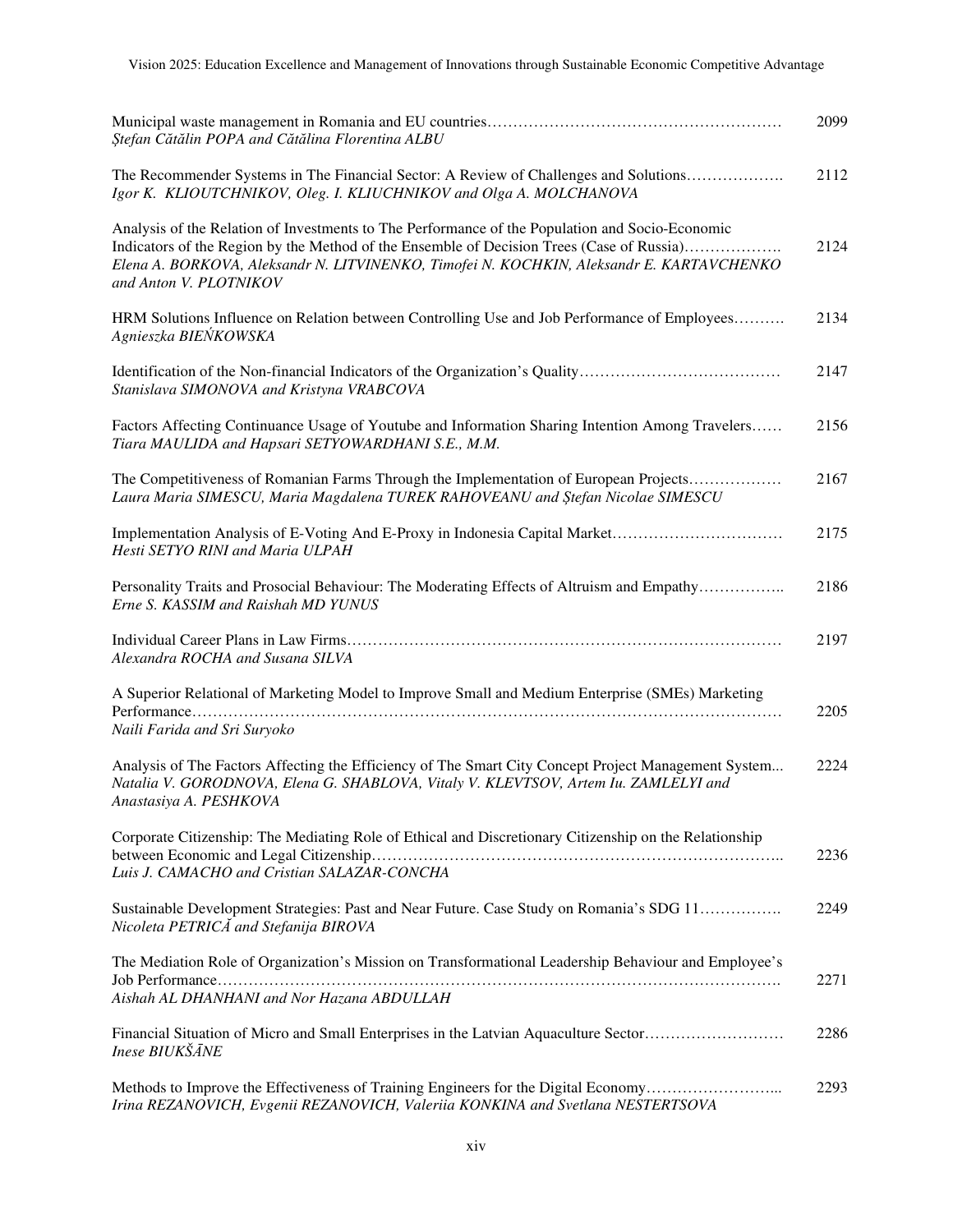| | |
|---|---|
| Municipal waste management in Romania and EU countries…………………………………………………<br>*Ștefan Cătălin POPA and Cătălina Florentina ALBU* | 2099 |
| The Recommender Systems in The Financial Sector: A Review of Challenges and Solutions……………….<br>*Igor K. KLIOUTCHNIKOV, Oleg. I. KLIUCHNIKOV and Olga A. MOLCHANOVA* | 2112 |
| Analysis of the Relation of Investments to The Performance of the Population and Socio-Economic Indicators of the Region by the Method of the Ensemble of Decision Trees (Case of Russia)……………….<br>*Elena A. BORKOVA, Aleksandr N. LITVINENKO, Timofei N. KOCHKIN, Aleksandr E. KARTAVCHENKO and Anton V. PLOTNIKOV* | 2124 |
| HRM Solutions Influence on Relation between Controlling Use and Job Performance of Employees……….<br>*Agnieszka BIEŃKOWSKA* | 2134 |
| Identification of the Non-financial Indicators of the Organization's Quality…………………………………<br>*Stanislava SIMONOVA and Kristyna VRABCOVA* | 2147 |
| Factors Affecting Continuance Usage of Youtube and Information Sharing Intention Among Travelers……<br>*Tiara MAULIDA and Hapsari SETYOWARDHANI S.E., M.M.* | 2156 |
| The Competitiveness of Romanian Farms Through the Implementation of European Projects………………<br>*Laura Maria SIMESCU, Maria Magdalena TUREK RAHOVEANU and Ștefan Nicolae SIMESCU* | 2167 |
| Implementation Analysis of E-Voting And E-Proxy in Indonesia Capital Market……………………………<br>*Hesti SETYO RINI and Maria ULPAH* | 2175 |
| Personality Traits and Prosocial Behaviour: The Moderating Effects of Altruism and Empathy……………..<br>*Erne S. KASSIM and Raishah MD YUNUS* | 2186 |
| Individual Career Plans in Law Firms………………………………………………………………………<br>*Alexandra ROCHA and Susana SILVA* | 2197 |
| A Superior Relational of Marketing Model to Improve Small and Medium Enterprise (SMEs) Marketing Performance………………………………………………………………………………………………<br>*Naili Farida and Sri Suryoko* | 2205 |
| Analysis of The Factors Affecting the Efficiency of The Smart City Concept Project Management System...<br>*Natalia V. GORODNOVA, Elena G. SHABLOVA, Vitaly V. KLEVTSOV, Artem Iu. ZAMLELYI and Anastasiya A. PESHKOVA* | 2224 |
| Corporate Citizenship: The Mediating Role of Ethical and Discretionary Citizenship on the Relationship between Economic and Legal Citizenship…………………………………………………………………..<br>*Luis J. CAMACHO and Cristian SALAZAR-CONCHA* | 2236 |
| Sustainable Development Strategies: Past and Near Future. Case Study on Romania's SDG 11…………….<br>*Nicoleta PETRICĂ and Stefanija BIROVA* | 2249 |
| The Mediation Role of Organization's Mission on Transformational Leadership Behaviour and Employee's Job Performance……………………………………………………………………………………………….<br>*Aishah AL DHANHANI and Nor Hazana ABDULLAH* | 2271 |
| Financial Situation of Micro and Small Enterprises in the Latvian Aquaculture Sector………………………<br>*Inese BIUKŠĀNE* | 2286 |
| Methods to Improve the Effectiveness of Training Engineers for the Digital Economy……………………...<br>*Irina REZANOVICH, Evgenii REZANOVICH, Valeriia KONKINA and Svetlana NESTERTSOVA* | 2293 |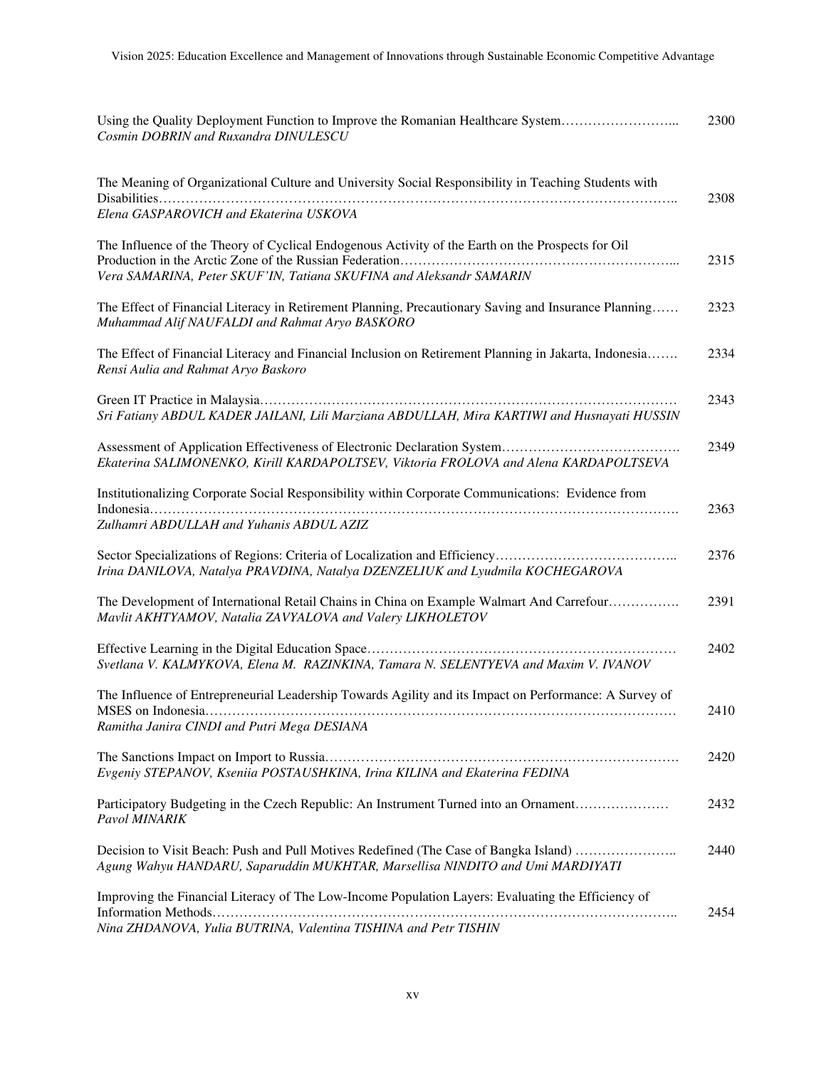| | |
|---|---|
| Using the Quality Deployment Function to Improve the Romanian Healthcare System……………………...<br>*Cosmin DOBRIN and Ruxandra DINULESCU* | 2300 |
| The Meaning of Organizational Culture and University Social Responsibility in Teaching Students with Disabilities……………………………………………………………………………………………………..<br>*Elena GASPAROVICH and Ekaterina USKOVA* | 2308 |
| The Influence of the Theory of Cyclical Endogenous Activity of the Earth on the Prospects for Oil Production in the Arctic Zone of the Russian Federation…………………………………………………...<br>*Vera SAMARINA, Peter SKUF'IN, Tatiana SKUFINA and Aleksandr SAMARIN* | 2315 |
| The Effect of Financial Literacy in Retirement Planning, Precautionary Saving and Insurance Planning……<br>*Muhammad Alif NAUFALDI and Rahmat Aryo BASKORO* | 2323 |
| The Effect of Financial Literacy and Financial Inclusion on Retirement Planning in Jakarta, Indonesia…….<br>*Rensi Aulia and Rahmat Aryo Baskoro* | 2334 |
| Green IT Practice in Malaysia…………………………………………………………………………………<br>*Sri Fatiany ABDUL KADER JAILANI, Lili Marziana ABDULLAH, Mira KARTIWI and Husnayati HUSSIN* | 2343 |
| Assessment of Application Effectiveness of Electronic Declaration System………………………………….<br>*Ekaterina SALIMONENKO, Kirill KARDAPOLTSEV, Viktoria FROLOVA and Alena KARDAPOLTSEVA* | 2349 |
| Institutionalizing Corporate Social Responsibility within Corporate Communications: Evidence from Indonesia…………………………………………………………………………………………………….<br>*Zulhamri ABDULLAH and Yuhanis ABDUL AZIZ* | 2363 |
| Sector Specializations of Regions: Criteria of Localization and Efficiency…………………………………..<br>*Irina DANILOVA, Natalya PRAVDINA, Natalya DZENZELIUK and Lyudmila KOCHEGAROVA* | 2376 |
| The Development of International Retail Chains in China on Example Walmart And Carrefour…………….<br>*Mavlit AKHTYAMOV, Natalia ZAVYALOVA and Valery LIKHOLETOV* | 2391 |
| Effective Learning in the Digital Education Space……………………………………………………………<br>*Svetlana V. KALMYKOVA, Elena M. RAZINKINA, Tamara N. SELENTYEVA and Maxim V. IVANOV* | 2402 |
| The Influence of Entrepreneurial Leadership Towards Agility and its Impact on Performance: A Survey of MSES on Indonesia…………………………………………………………………………………………<br>*Ramitha Janira CINDI and Putri Mega DESIANA* | 2410 |
| The Sanctions Impact on Import to Russia…………………………………………………………………….<br>*Evgeniy STEPANOV, Kseniia POSTAUSHKINA, Irina KILINA and Ekaterina FEDINA* | 2420 |
| Participatory Budgeting in the Czech Republic: An Instrument Turned into an Ornament…………………<br>*Pavol MINARIK* | 2432 |
| Decision to Visit Beach: Push and Pull Motives Redefined (The Case of Bangka Island) …………………..<br>*Agung Wahyu HANDARU, Saparuddin MUKHTAR, Marsellisa NINDITO and Umi MARDIYATI* | 2440 |
| Improving the Financial Literacy of The Low-Income Population Layers: Evaluating the Efficiency of Information Methods………………………………………………………………………………………..<br>*Nina ZHDANOVA, Yulia BUTRINA, Valentina TISHINA and Petr TISHIN* | 2454 |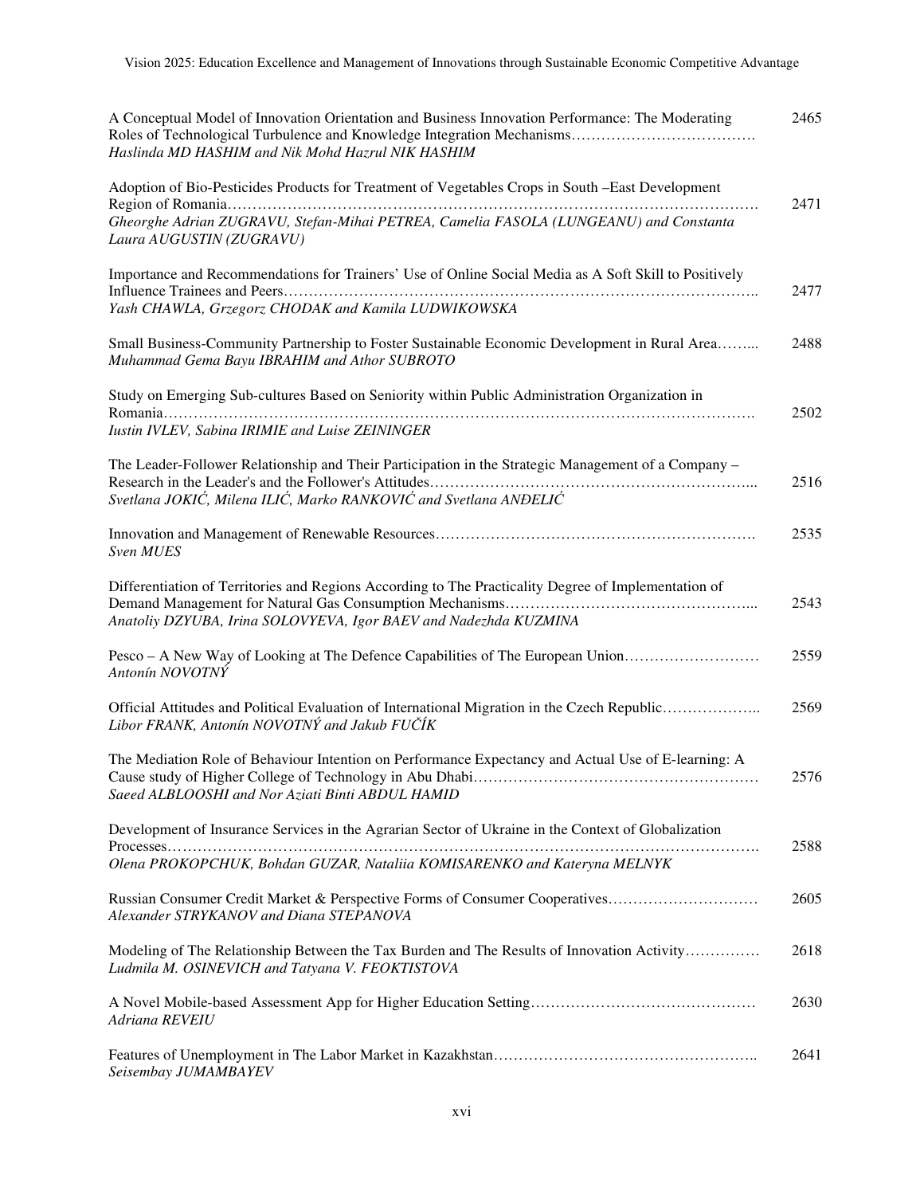A Conceptual Model of Innovation Orientation and Business Innovation Performance: The Moderating Roles of Technological Turbulence and Knowledge Integration Mechanisms………………………………. 2465
*Haslinda MD HASHIM and Nik Mohd Hazrul NIK HASHIM*

Adoption of Bio-Pesticides Products for Treatment of Vegetables Crops in South –East Development Region of Romania………………………………………………………………………………………………. 2471
*Gheorghe Adrian ZUGRAVU, Stefan-Mihai PETREA, Camelia FASOLA (LUNGEANU) and Constanta Laura AUGUSTIN (ZUGRAVU)*

Importance and Recommendations for Trainers' Use of Online Social Media as A Soft Skill to Positively Influence Trainees and Peers…………………………………………………………………………………….. 2477
*Yash CHAWLA, Grzegorz CHODAK and Kamila LUDWIKOWSKA*

Small Business-Community Partnership to Foster Sustainable Economic Development in Rural Area……... 2488
*Muhammad Gema Bayu IBRAHIM and Athor SUBROTO*

Study on Emerging Sub-cultures Based on Seniority within Public Administration Organization in Romania………………………………………………………………………………………………………. 2502
*Iustin IVLEV, Sabina IRIMIE and Luise ZEININGER*

The Leader-Follower Relationship and Their Participation in the Strategic Management of a Company – Research in the Leader's and the Follower's Attitudes……………………………………………………... 2516
*Svetlana JOKIĆ, Milena ILIĆ, Marko RANKOVIĆ and Svetlana ANĐELIĆ*

Innovation and Management of Renewable Resources………………………………………………………. 2535
*Sven MUES*

Differentiation of Territories and Regions According to The Practicality Degree of Implementation of Demand Management for Natural Gas Consumption Mechanisms…………………………………………... 2543
*Anatoliy DZYUBA, Irina SOLOVYEVA, Igor BAEV and Nadezhda KUZMINA*

Pesco – A New Way of Looking at The Defence Capabilities of The European Union……………………… 2559
*Antonín NOVOTNÝ*

Official Attitudes and Political Evaluation of International Migration in the Czech Republic……………….. 2569
*Libor FRANK, Antonín NOVOTNÝ and Jakub FUČÍK*

The Mediation Role of Behaviour Intention on Performance Expectancy and Actual Use of E-learning: A Cause study of Higher College of Technology in Abu Dhabi………………………………………………… 2576
*Saeed ALBLOOSHI and Nor Aziati Binti ABDUL HAMID*

Development of Insurance Services in the Agrarian Sector of Ukraine in the Context of Globalization Processes………………………………………………………………………………………………………. 2588
*Olena PROKOPCHUK, Bohdan GUZAR, Nataliia KOMISARENKO and Kateryna MELNYK*

Russian Consumer Credit Market & Perspective Forms of Consumer Cooperatives………………………… 2605
*Alexander STRYKANOV and Diana STEPANOVA*

Modeling of The Relationship Between the Tax Burden and The Results of Innovation Activity…………… 2618
*Ludmila M. OSINEVICH and Tatyana V. FEOKTISTOVA*

A Novel Mobile-based Assessment App for Higher Education Setting……………………………………… 2630
*Adriana REVEIU*

Features of Unemployment in The Labor Market in Kazakhstan…………………………………………….. 2641
*Seisembay JUMAMBAYEV*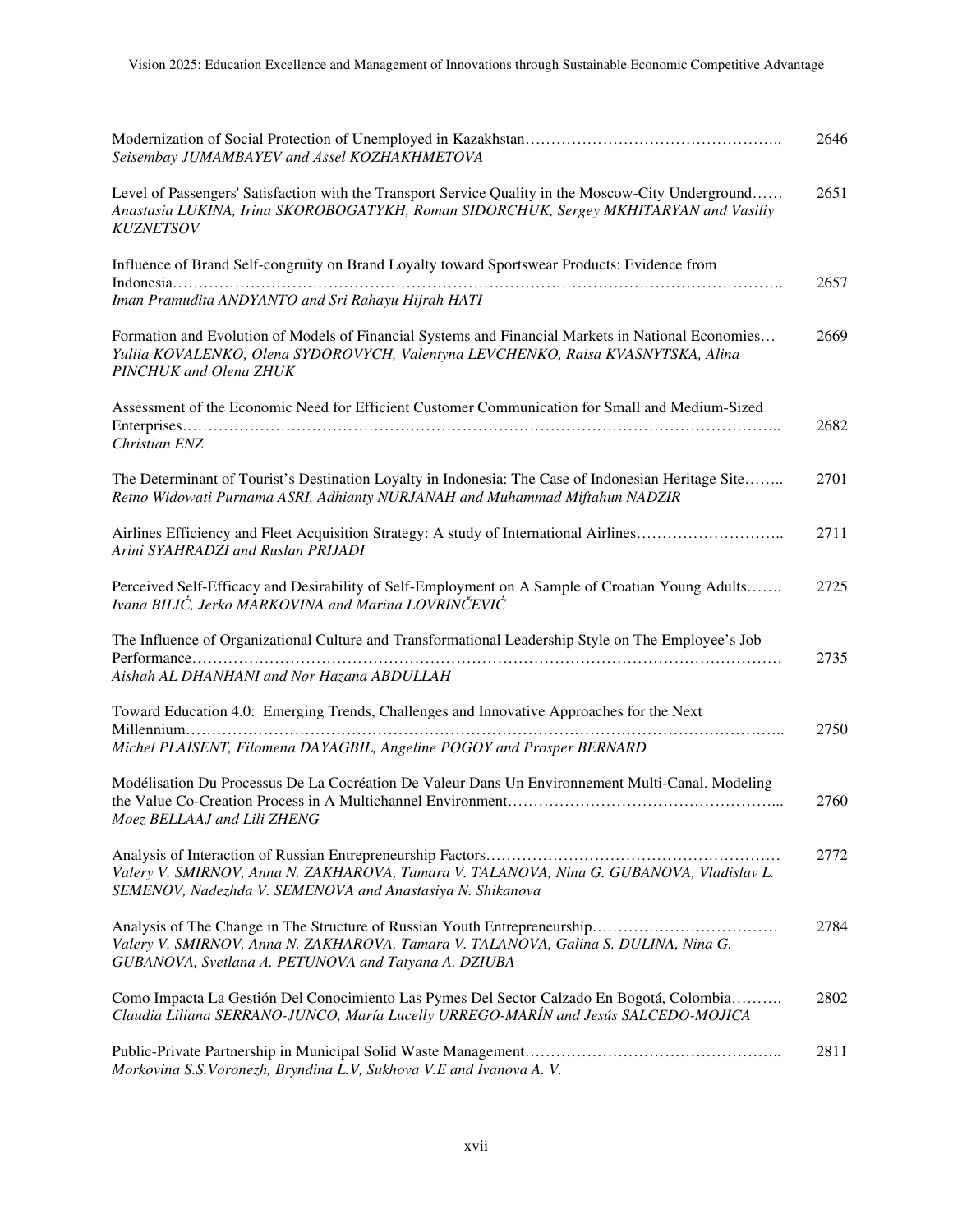Modernization of Social Protection of Unemployed in Kazakhstan………………………………………….. 2646
*Seisembay JUMAMBAYEV and Assel KOZHAKHMETOVA*

Level of Passengers' Satisfaction with the Transport Service Quality in the Moscow-City Underground…… 2651
*Anastasia LUKINA, Irina SKOROBOGATYKH, Roman SIDORCHUK, Sergey MKHITARYAN and Vasiliy KUZNETSOV*

Influence of Brand Self-congruity on Brand Loyalty toward Sportswear Products: Evidence from Indonesia………………………………………………………………………………………………………. 2657
*Iman Pramudita ANDYANTO and Sri Rahayu Hijrah HATI*

Formation and Evolution of Models of Financial Systems and Financial Markets in National Economies… 2669
*Yuliia KOVALENKO, Olena SYDOROVYCH, Valentyna LEVCHENKO, Raisa KVASNYTSKA, Alina PINCHUK and Olena ZHUK*

Assessment of the Economic Need for Efficient Customer Communication for Small and Medium-Sized Enterprises………………………………………………………………………………………………….. 2682
*Christian ENZ*

The Determinant of Tourist's Destination Loyalty in Indonesia: The Case of Indonesian Heritage Site…….. 2701
*Retno Widowati Purnama ASRI, Adhianty NURJANAH and Muhammad Miftahun NADZIR*

Airlines Efficiency and Fleet Acquisition Strategy: A study of International Airlines……………………….. 2711
*Arini SYAHRADZI and Ruslan PRIJADI*

Perceived Self-Efficacy and Desirability of Self-Employment on A Sample of Croatian Young Adults……. 2725
*Ivana BILIĆ, Jerko MARKOVINA and Marina LOVRINČEVIĆ*

The Influence of Organizational Culture and Transformational Leadership Style on The Employee's Job Performance………………………………………………………………………………………………… 2735
*Aishah AL DHANHANI and Nor Hazana ABDULLAH*

Toward Education 4.0: Emerging Trends, Challenges and Innovative Approaches for the Next Millennium………………………………………………………………………………………………….. 2750
*Michel PLAISENT, Filomena DAYAGBIL, Angeline POGOY and Prosper BERNARD*

Modélisation Du Processus De La Cocréation De Valeur Dans Un Environnement Multi-Canal. Modeling the Value Co-Creation Process in A Multichannel Environment…………………………………………….... 2760
*Moez BELLAAJ and Lili ZHENG*

Analysis of Interaction of Russian Entrepreneurship Factors………………………………………………… 2772
*Valery V. SMIRNOV, Anna N. ZAKHAROVA, Tamara V. TALANOVA, Nina G. GUBANOVA, Vladislav L. SEMENOV, Nadezhda V. SEMENOVA and Anastasiya N. Shikanova*

Analysis of The Change in The Structure of Russian Youth Entrepreneurship……………………………… 2784
*Valery V. SMIRNOV, Anna N. ZAKHAROVA, Tamara V. TALANOVA, Galina S. DULINA, Nina G. GUBANOVA, Svetlana A. PETUNOVA and Tatyana A. DZIUBA*

Como Impacta La Gestión Del Conocimiento Las Pymes Del Sector Calzado En Bogotá, Colombia………. 2802
*Claudia Liliana SERRANO-JUNCO, María Lucelly URREGO-MARÍN and Jesús SALCEDO-MOJICA*

Public-Private Partnership in Municipal Solid Waste Management………………………………………….. 2811
*Morkovina S.S.Voronezh, Bryndina L.V, Sukhova V.E and Ivanova A. V.*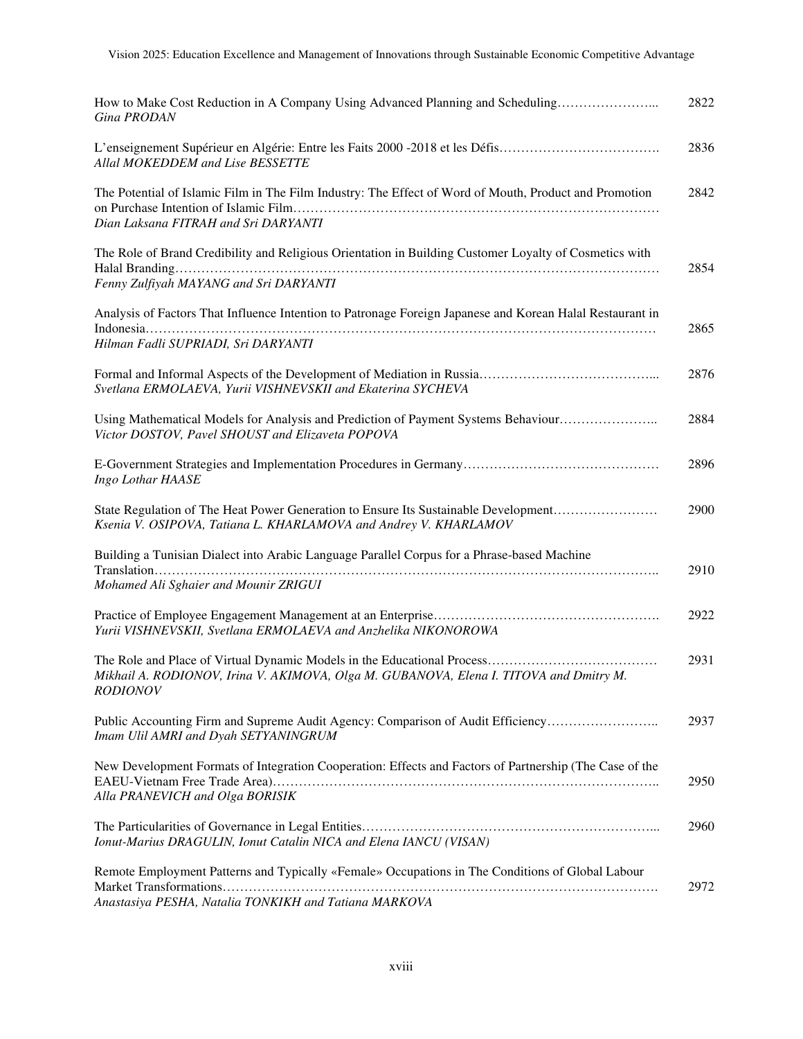How to Make Cost Reduction in A Company Using Advanced Planning and Scheduling………………….... 2822
*Gina PRODAN*

L'enseignement Supérieur en Algérie: Entre les Faits 2000 -2018 et les Défis………………………………. 2836
*Allal MOKEDDEM and Lise BESSETTE*

The Potential of Islamic Film in The Film Industry: The Effect of Word of Mouth, Product and Promotion on Purchase Intention of Islamic Film……………………………………………………………………… 2842
*Dian Laksana FITRAH and Sri DARYANTI*

The Role of Brand Credibility and Religious Orientation in Building Customer Loyalty of Cosmetics with Halal Branding………………………………………………………………………………………………… 2854
*Fenny Zulfiyah MAYANG and Sri DARYANTI*

Analysis of Factors That Influence Intention to Patronage Foreign Japanese and Korean Halal Restaurant in Indonesia……………………………………………………………………………………………………… 2865
*Hilman Fadli SUPRIADI, Sri DARYANTI*

Formal and Informal Aspects of the Development of Mediation in Russia………………………………….... 2876
*Svetlana ERMOLAEVA, Yurii VISHNEVSKII and Ekaterina SYCHEVA*

Using Mathematical Models for Analysis and Prediction of Payment Systems Behaviour………………….. 2884
*Victor DOSTOV, Pavel SHOUST and Elizaveta POPOVA*

E-Government Strategies and Implementation Procedures in Germany……………………………………… 2896
*Ingo Lothar HAASE*

State Regulation of The Heat Power Generation to Ensure Its Sustainable Development…………………… 2900
*Ksenia V. OSIPOVA, Tatiana L. KHARLAMOVA and Andrey V. KHARLAMOV*

Building a Tunisian Dialect into Arabic Language Parallel Corpus for a Phrase-based Machine Translation…………………………………………………………………………………………………….. 2910
*Mohamed Ali Sghaier and Mounir ZRIGUI*

Practice of Employee Engagement Management at an Enterprise……………………………………………. 2922
*Yurii VISHNEVSKII, Svetlana ERMOLAEVA and Anzhelika NIKONOROWA*

The Role and Place of Virtual Dynamic Models in the Educational Process………………………………… 2931
*Mikhail A. RODIONOV, Irina V. AKIMOVA, Olga M. GUBANOVA, Elena I. TITOVA and Dmitry M. RODIONOV*

Public Accounting Firm and Supreme Audit Agency: Comparison of Audit Efficiency…………………….. 2937
*Imam Ulil AMRI and Dyah SETYANINGRUM*

New Development Formats of Integration Cooperation: Effects and Factors of Partnership (The Case of the EAEU-Vietnam Free Trade Area)………………………………………………………………………….. 2950
*Alla PRANEVICH and Olga BORISIK*

The Particularities of Governance in Legal Entities……………………………………………………….... 2960
*Ionut-Marius DRAGULIN, Ionut Catalin NICA and Elena IANCU (VISAN)*

Remote Employment Patterns and Typically «Female» Occupations in The Conditions of Global Labour Market Transformations………………………………………………………………………………………. 2972
*Anastasiya PESHA, Natalia TONKIKH and Tatiana MARKOVA*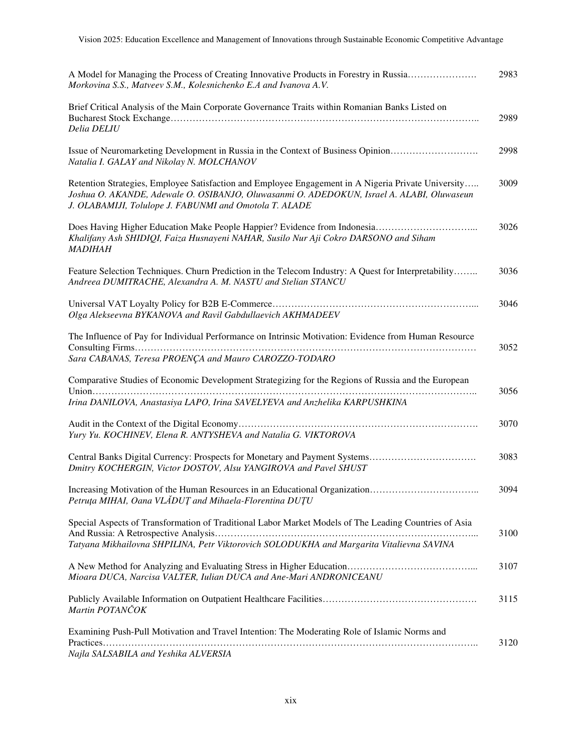| | |
|---|---|
| A Model for Managing the Process of Creating Innovative Products in Forestry in Russia………………….<br>*Morkovina S.S., Matveev S.M., Kolesnichenko E.A and Ivanova A.V.* | 2983 |
| Brief Critical Analysis of the Main Corporate Governance Traits within Romanian Banks Listed on Bucharest Stock Exchange……………………………………………………………………………………..<br>*Delia DELIU* | 2989 |
| Issue of Neuromarketing Development in Russia in the Context of Business Opinion……………………….<br>*Natalia I. GALAY and Nikolay N. MOLCHANOV* | 2998 |
| Retention Strategies, Employee Satisfaction and Employee Engagement in A Nigeria Private University…..<br>*Joshua O. AKANDE, Adewale O. OSIBANJO, Oluwasanmi O. ADEDOKUN, Israel A. ALABI, Oluwaseun J. OLABAMIJI, Tolulope J. FABUNMI and Omotola T. ALADE* | 3009 |
| Does Having Higher Education Make People Happier? Evidence from Indonesia…………………………...<br>*Khalifany Ash SHIDIQI, Faiza Husnayeni NAHAR, Susilo Nur Aji Cokro DARSONO and Siham MADIHAH* | 3026 |
| Feature Selection Techniques. Churn Prediction in the Telecom Industry: A Quest for Interpretability……..<br>*Andreea DUMITRACHE, Alexandra A. M. NASTU and Stelian STANCU* | 3036 |
| Universal VAT Loyalty Policy for B2B E-Commerce………………………………………………………...<br>*Olga Alekseevna BYKANOVA and Ravil Gabdullaevich AKHMADEEV* | 3046 |
| The Influence of Pay for Individual Performance on Intrinsic Motivation: Evidence from Human Resource Consulting Firms……………………………………………………………………………………………<br>*Sara CABANAS, Teresa PROENÇA and Mauro CAROZZO-TODARO* | 3052 |
| Comparative Studies of Economic Development Strategizing for the Regions of Russia and the European Union……………………………………………………………………………………………………..<br>*Irina DANILOVA, Anastasiya LAPO, Irina SAVELYEVA and Anzhelika KARPUSHKINA* | 3056 |
| Audit in the Context of the Digital Economy……………………………………………………………….<br>*Yury Yu. KOCHINEV, Elena R. ANTYSHEVA and Natalia G. VIKTOROVA* | 3070 |
| Central Banks Digital Currency: Prospects for Monetary and Payment Systems…………………………….<br>*Dmitry KOCHERGIN, Victor DOSTOV, Alsu YANGIROVA and Pavel SHUST* | 3083 |
| Increasing Motivation of the Human Resources in an Educational Organization……………………………..<br>*Petruţa MIHAI, Oana VLĂDUŢ and Mihaela-Florentina DUŢU* | 3094 |
| Special Aspects of Transformation of Traditional Labor Market Models of The Leading Countries of Asia And Russia: A Retrospective Analysis………………………………………………………………………...<br>*Tatyana Mikhailovna SHPILINA, Petr Viktorovich SOLODUKHA and Margarita Vitalievna SAVINA* | 3100 |
| A New Method for Analyzing and Evaluating Stress in Higher Education…………………………………...<br>*Mioara DUCA, Narcisa VALTER, Iulian DUCA and Ane-Mari ANDRONICEANU* | 3107 |
| Publicly Available Information on Outpatient Healthcare Facilities………………………………………….<br>*Martin POTANČOK* | 3115 |
| Examining Push-Pull Motivation and Travel Intention: The Moderating Role of Islamic Norms and Practices……………………………………………………………………………………………………..<br>*Najla SALSABILA and Yeshika ALVERSIA* | 3120 |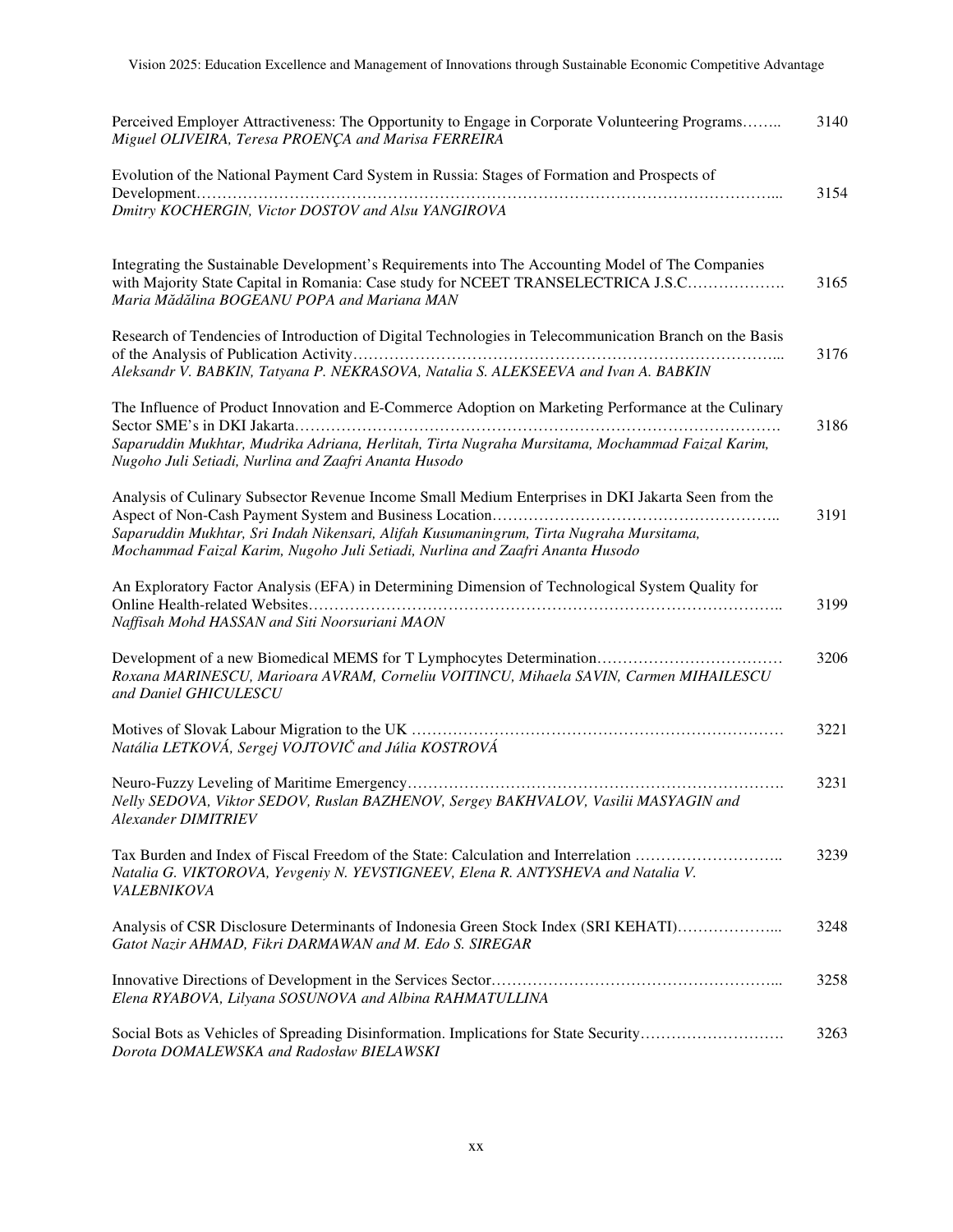Perceived Employer Attractiveness: The Opportunity to Engage in Corporate Volunteering Programs…….. 3140
*Miguel OLIVEIRA, Teresa PROENÇA and Marisa FERREIRA*

Evolution of the National Payment Card System in Russia: Stages of Formation and Prospects of Development……………………………………………………………………………………………………... 3154
*Dmitry KOCHERGIN, Victor DOSTOV and Alsu YANGIROVA*

Integrating the Sustainable Development's Requirements into The Accounting Model of The Companies with Majority State Capital in Romania: Case study for NCEET TRANSELECTRICA J.S.C………………. 3165
*Maria Mădălina BOGEANU POPA and Mariana MAN*

Research of Tendencies of Introduction of Digital Technologies in Telecommunication Branch on the Basis of the Analysis of Publication Activity……………………………………………………………………….. 3176
*Aleksandr V. BABKIN, Tatyana P. NEKRASOVA, Natalia S. ALEKSEEVA and Ivan A. BABKIN*

The Influence of Product Innovation and E-Commerce Adoption on Marketing Performance at the Culinary Sector SME's in DKI Jakarta………………………………………………………………………………. 3186
*Saparuddin Mukhtar, Mudrika Adriana, Herlitah, Tirta Nugraha Mursitama, Mochammad Faizal Karim, Nugoho Juli Setiadi, Nurlina and Zaafri Ananta Husodo*

Analysis of Culinary Subsector Revenue Income Small Medium Enterprises in DKI Jakarta Seen from the Aspect of Non-Cash Payment System and Business Location……………………………………………….. 3191
*Saparuddin Mukhtar, Sri Indah Nikensari, Alifah Kusumaningrum, Tirta Nugraha Mursitama, Mochammad Faizal Karim, Nugoho Juli Setiadi, Nurlina and Zaafri Ananta Husodo*

An Exploratory Factor Analysis (EFA) in Determining Dimension of Technological System Quality for Online Health-related Websites……………………………………………………………………………….. 3199
*Naffisah Mohd HASSAN and Siti Noorsuriani MAON*

Development of a new Biomedical MEMS for T Lymphocytes Determination……………………………… 3206
*Roxana MARINESCU, Marioara AVRAM, Corneliu VOITINCU, Mihaela SAVIN, Carmen MIHAILESCU and Daniel GHICULESCU*

Motives of Slovak Labour Migration to the UK ……………………………………………………………… 3221
*Natália LETKOVÁ, Sergej VOJTOVIČ and Júlia KOSTROVÁ*

Neuro-Fuzzy Leveling of Maritime Emergency………………………………………………………………. 3231
*Nelly SEDOVA, Viktor SEDOV, Ruslan BAZHENOV, Sergey BAKHVALOV, Vasilii MASYAGIN and Alexander DIMITRIEV*

Tax Burden and Index of Fiscal Freedom of the State: Calculation and Interrelation ……………………….. 3239
*Natalia G. VIKTOROVA, Yevgeniy N. YEVSTIGNEEV, Elena R. ANTYSHEVA and Natalia V. VALEBNIKOVA*

Analysis of CSR Disclosure Determinants of Indonesia Green Stock Index (SRI KEHATI)………………... 3248
*Gatot Nazir AHMAD, Fikri DARMAWAN and M. Edo S. SIREGAR*

Innovative Directions of Development in the Services Sector……………………………………………….. 3258
*Elena RYABOVA, Lilyana SOSUNOVA and Albina RAHMATULLINA*

Social Bots as Vehicles of Spreading Disinformation. Implications for State Security………………………. 3263
*Dorota DOMALEWSKA and Radosław BIELAWSKI*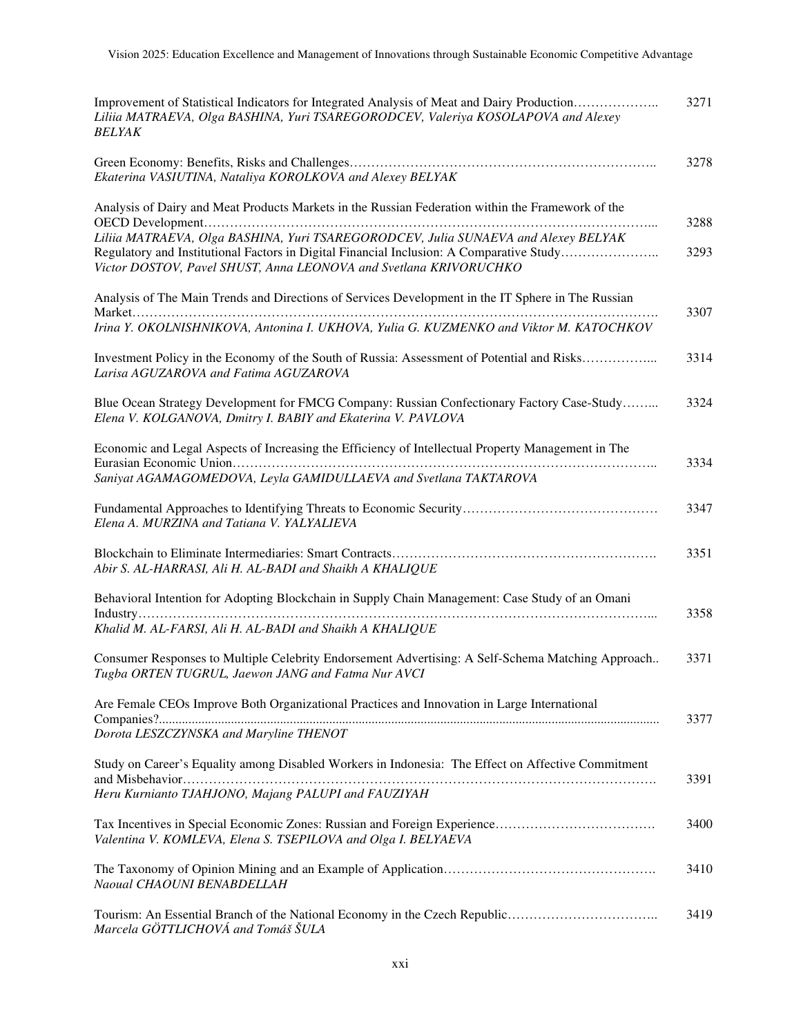Improvement of Statistical Indicators for Integrated Analysis of Meat and Dairy Production……………….. 3271
*Liliia MATRAEVA, Olga BASHINA, Yuri TSAREGORODCEV, Valeriya KOSOLAPOVA and Alexey BELYAK*

Green Economy: Benefits, Risks and Challenges…………………………………………………………….. 3278
*Ekaterina VASIUTINA, Nataliya KOROLKOVA and Alexey BELYAK*

Analysis of Dairy and Meat Products Markets in the Russian Federation within the Framework of the OECD Development………………………………………………………………………………………... 3288
*Liliia MATRAEVA, Olga BASHINA, Yuri TSAREGORODCEV, Julia SUNAEVA and Alexey BELYAK*

Regulatory and Institutional Factors in Digital Financial Inclusion: A Comparative Study………………….. 3293
*Victor DOSTOV, Pavel SHUST, Anna LEONOVA and Svetlana KRIVORUCHKO*

Analysis of The Main Trends and Directions of Services Development in the IT Sphere in The Russian Market………………………………………………………………………………………………………. 3307
*Irina Y. OKOLNISHNIKOVA, Antonina I. UKHOVA, Yulia G. KUZMENKO and Viktor M. KATOCHKOV*

Investment Policy in the Economy of the South of Russia: Assessment of Potential and Risks……………... 3314
*Larisa AGUZAROVA and Fatima AGUZAROVA*

Blue Ocean Strategy Development for FMCG Company: Russian Confectionary Factory Case-Study……... 3324
*Elena V. KOLGANOVA, Dmitry I. BABIY and Ekaterina V. PAVLOVA*

Economic and Legal Aspects of Increasing the Efficiency of Intellectual Property Management in The Eurasian Economic Union…………………………………………………………………………………….. 3334
*Saniyat AGAMAGOMEDOVA, Leyla GAMIDULLAEVA and Svetlana TAKTAROVA*

Fundamental Approaches to Identifying Threats to Economic Security……………………………………… 3347
*Elena A. MURZINA and Tatiana V. YALYALIEVA*

Blockchain to Eliminate Intermediaries: Smart Contracts……………………………………………………. 3351
*Abir S. AL-HARRASI, Ali H. AL-BADI and Shaikh A KHALIQUE*

Behavioral Intention for Adopting Blockchain in Supply Chain Management: Case Study of an Omani Industry………………………………………………………………………………………………………... 3358
*Khalid M. AL-FARSI, Ali H. AL-BADI and Shaikh A KHALIQUE*

Consumer Responses to Multiple Celebrity Endorsement Advertising: A Self-Schema Matching Approach.. 3371
*Tugba ORTEN TUGRUL, Jaewon JANG and Fatma Nur AVCI*

Are Female CEOs Improve Both Organizational Practices and Innovation in Large International Companies?........................................................................................................................................... 3377
*Dorota LESZCZYNSKA and Maryline THENOT*

Study on Career's Equality among Disabled Workers in Indonesia: The Effect on Affective Commitment and Misbehavior………………………………………………………………………………………………. 3391
*Heru Kurnianto TJAHJONO, Majang PALUPI and FAUZIYAH*

Tax Incentives in Special Economic Zones: Russian and Foreign Experience………………………………. 3400
*Valentina V. KOMLEVA, Elena S. TSEPILOVA and Olga I. BELYAEVA*

The Taxonomy of Opinion Mining and an Example of Application…………………………………………. 3410
*Naoual CHAOUNI BENABDELLAH*

Tourism: An Essential Branch of the National Economy in the Czech Republic…………………………….. 3419
*Marcela GÖTTLICHOVÁ and Tomáš ŠULA*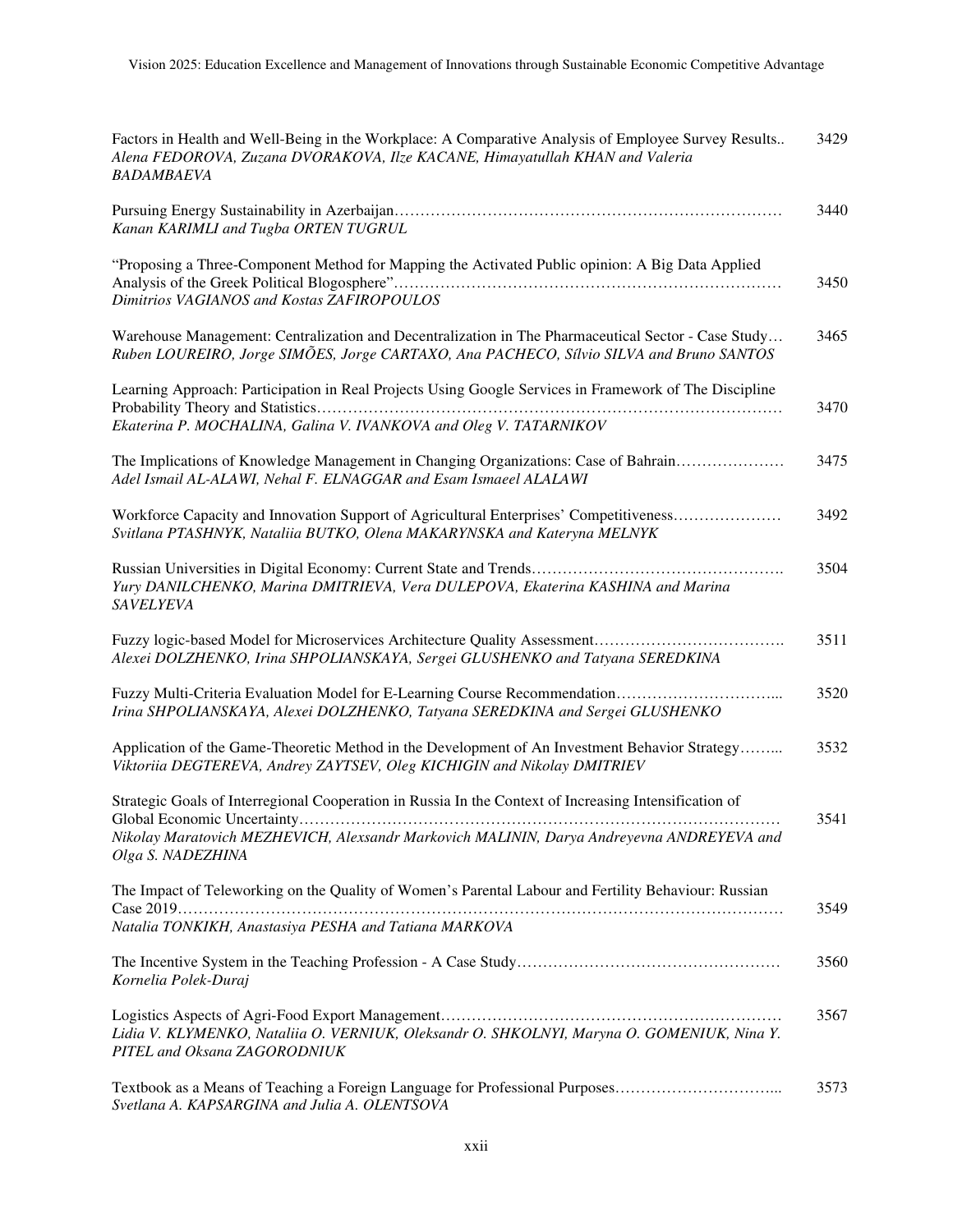| | |
|---|---|
| Factors in Health and Well-Being in the Workplace: A Comparative Analysis of Employee Survey Results.. *Alena FEDOROVA, Zuzana DVORAKOVA, Ilze KACANE, Himayatullah KHAN and Valeria BADAMBAEVA* | 3429 |
| Pursuing Energy Sustainability in Azerbaijan………………………………………………………………… *Kanan KARIMLI and Tugba ORTEN TUGRUL* | 3440 |
| "Proposing a Three-Component Method for Mapping the Activated Public opinion: A Big Data Applied Analysis of the Greek Political Blogosphere"……………………………………………………………… *Dimitrios VAGIANOS and Kostas ZAFIROPOULOS* | 3450 |
| Warehouse Management: Centralization and Decentralization in The Pharmaceutical Sector - Case Study… *Ruben LOUREIRO, Jorge SIMÕES, Jorge CARTAXO, Ana PACHECO, Sílvio SILVA and Bruno SANTOS* | 3465 |
| Learning Approach: Participation in Real Projects Using Google Services in Framework of The Discipline Probability Theory and Statistics……………………………………………………………………………… *Ekaterina P. MOCHALINA, Galina V. IVANKOVA and Oleg V. TATARNIKOV* | 3470 |
| The Implications of Knowledge Management in Changing Organizations: Case of Bahrain………………… *Adel Ismail AL-ALAWI, Nehal F. ELNAGGAR and Esam Ismaeel ALALAWI* | 3475 |
| Workforce Capacity and Innovation Support of Agricultural Enterprises' Competitiveness………………… *Svitlana PTASHNYK, Nataliia BUTKO, Olena MAKARYNSKA and Kateryna MELNYK* | 3492 |
| Russian Universities in Digital Economy: Current State and Trends…………………………………………. *Yury DANILCHENKO, Marina DMITRIEVA, Vera DULEPOVA, Ekaterina KASHINA and Marina SAVELYEVA* | 3504 |
| Fuzzy logic-based Model for Microservices Architecture Quality Assessment………………………………. *Alexei DOLZHENKO, Irina SHPOLIANSKAYA, Sergei GLUSHENKO and Tatyana SEREDKINA* | 3511 |
| Fuzzy Multi-Criteria Evaluation Model for E-Learning Course Recommendation…………………………... *Irina SHPOLIANSKAYA, Alexei DOLZHENKO, Tatyana SEREDKINA and Sergei GLUSHENKO* | 3520 |
| Application of the Game-Theoretic Method in the Development of An Investment Behavior Strategy……... *Viktoriia DEGTEREVA, Andrey ZAYTSEV, Oleg KICHIGIN and Nikolay DMITRIEV* | 3532 |
| Strategic Goals of Interregional Cooperation in Russia In the Context of Increasing Intensification of Global Economic Uncertainty……………………………………………………………………………… *Nikolay Maratovich MEZHEVICH, Alexsandr Markovich MALININ, Darya Andreyevna ANDREYEVA and Olga S. NADEZHINA* | 3541 |
| The Impact of Teleworking on the Quality of Women's Parental Labour and Fertility Behaviour: Russian Case 2019………………………………………………………………………………………………… *Natalia TONKIKH, Anastasiya PESHA and Tatiana MARKOVA* | 3549 |
| The Incentive System in the Teaching Profession - A Case Study…………………………………………… *Kornelia Polek-Duraj* | 3560 |
| Logistics Aspects of Agri-Food Export Management………………………………………………………… *Lidia V. KLYMENKO, Nataliia O. VERNIUK, Oleksandr O. SHKOLNYI, Maryna O. GOMENIUK, Nina Y. PITEL and Oksana ZAGORODNIUK* | 3567 |
| Textbook as a Means of Teaching a Foreign Language for Professional Purposes…………………………... *Svetlana A. KAPSARGINA and Julia A. OLENTSOVA* | 3573 |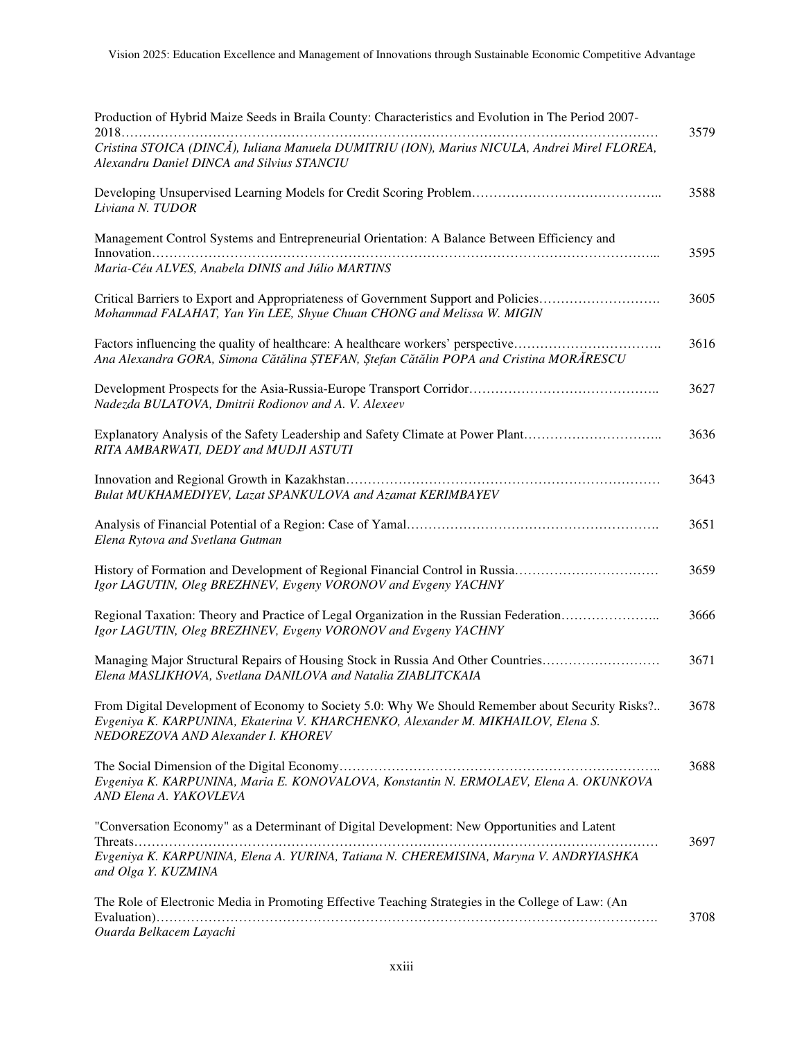Production of Hybrid Maize Seeds in Braila County: Characteristics and Evolution in The Period 2007-2018………………………………………………………………………………………………………… 3579
*Cristina STOICA (DINCĂ), Iuliana Manuela DUMITRIU (ION), Marius NICULA, Andrei Mirel FLOREA, Alexandru Daniel DINCA and Silvius STANCIU*

Developing Unsupervised Learning Models for Credit Scoring Problem…………………………………….. 3588
*Liviana N. TUDOR*

Management Control Systems and Entrepreneurial Orientation: A Balance Between Efficiency and Innovation………………………………………………………………………………………………... 3595
*Maria-Céu ALVES, Anabela DINIS and Júlio MARTINS*

Critical Barriers to Export and Appropriateness of Government Support and Policies………………………. 3605
*Mohammad FALAHAT, Yan Yin LEE, Shyue Chuan CHONG and Melissa W. MIGIN*

Factors influencing the quality of healthcare: A healthcare workers' perspective……………………………. 3616
*Ana Alexandra GORA, Simona Cătălina ŞTEFAN, Ştefan Cătălin POPA and Cristina MORĂRESCU*

Development Prospects for the Asia-Russia-Europe Transport Corridor…………………………………….. 3627
*Nadezda BULATOVA, Dmitrii Rodionov and A. V. Alexeev*

Explanatory Analysis of the Safety Leadership and Safety Climate at Power Plant………………………….. 3636
*RITA AMBARWATI, DEDY and MUDJI ASTUTI*

Innovation and Regional Growth in Kazakhstan……………………………………………………………… 3643
*Bulat MUKHAMEDIYEV, Lazat SPANKULOVA and Azamat KERIMBAYEV*

Analysis of Financial Potential of a Region: Case of Yamal…………………………………………………. 3651
*Elena Rytova and Svetlana Gutman*

History of Formation and Development of Regional Financial Control in Russia…………………………… 3659
*Igor LAGUTIN, Oleg BREZHNEV, Evgeny VORONOV and Evgeny YACHNY*

Regional Taxation: Theory and Practice of Legal Organization in the Russian Federation………………….. 3666
*Igor LAGUTIN, Oleg BREZHNEV, Evgeny VORONOV and Evgeny YACHNY*

Managing Major Structural Repairs of Housing Stock in Russia And Other Countries……………………… 3671
*Elena MASLIKHOVA, Svetlana DANILOVA and Natalia ZIABLITCKAIA*

From Digital Development of Economy to Society 5.0: Why We Should Remember about Security Risks?.. 3678
*Evgeniya K. KARPUNINA, Ekaterina V. KHARCHENKO, Alexander M. MIKHAILOV, Elena S. NEDOREZOVA AND Alexander I. KHOREV*

The Social Dimension of the Digital Economy……………………………………………………………….. 3688
*Evgeniya K. KARPUNINA, Maria E. KONOVALOVA, Konstantin N. ERMOLAEV, Elena A. OKUNKOVA AND Elena A. YAKOVLEVA*

"Conversation Economy" as a Determinant of Digital Development: New Opportunities and Latent Threats………………………………………………………………………………………………………… 3697
*Evgeniya K. KARPUNINA, Elena A. YURINA, Tatiana N. CHEREMISINA, Maryna V. ANDRYIASHKA and Olga Y. KUZMINA*

The Role of Electronic Media in Promoting Effective Teaching Strategies in the College of Law: (An Evaluation)………………………………………………………………………………………………. 3708
*Ouarda Belkacem Layachi*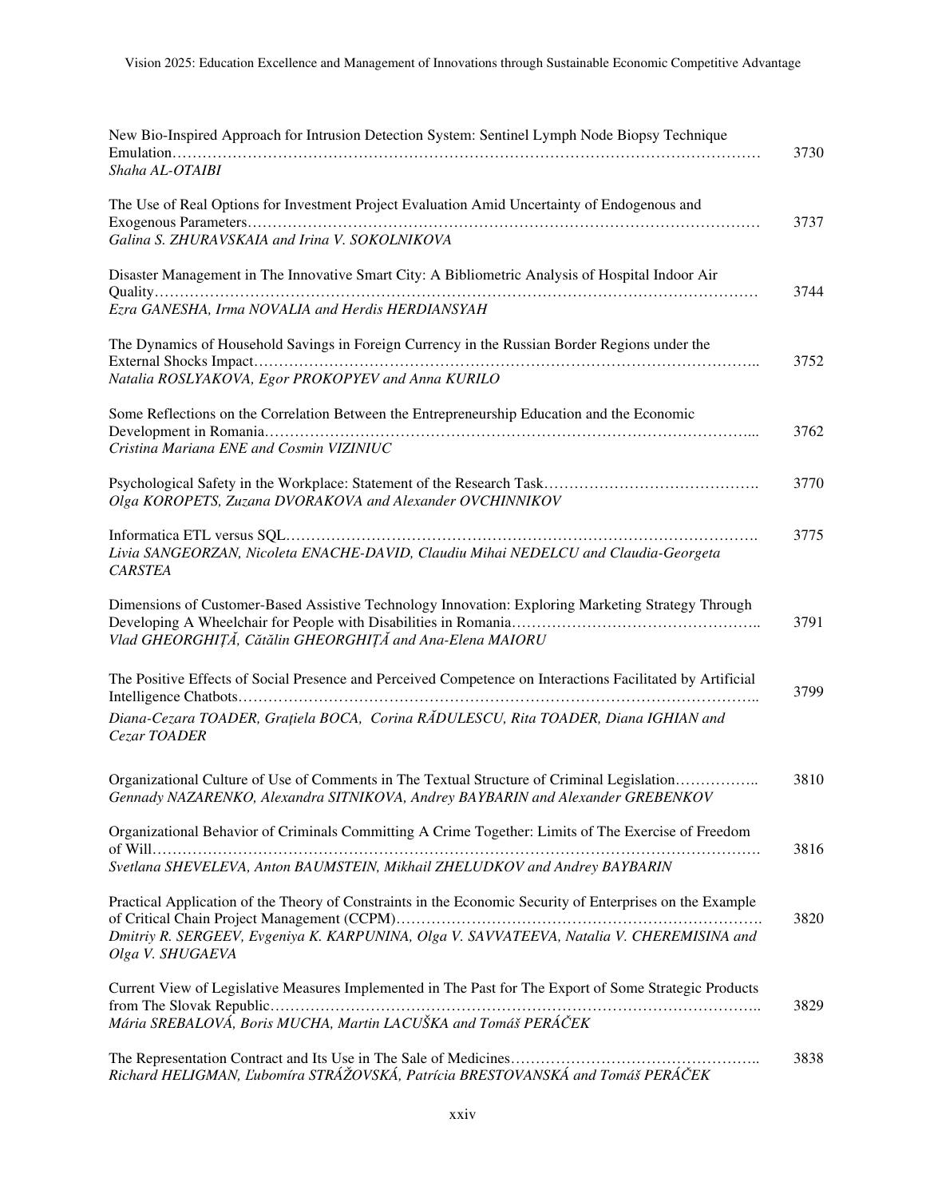New Bio-Inspired Approach for Intrusion Detection System: Sentinel Lymph Node Biopsy Technique Emulation………………………………………………………………………………………………… 3730
*Shaha AL-OTAIBI*

The Use of Real Options for Investment Project Evaluation Amid Uncertainty of Endogenous and Exogenous Parameters………………………………………………………………………………………… 3737
*Galina S. ZHURAVSKAIA and Irina V. SOKOLNIKOVA*

Disaster Management in The Innovative Smart City: A Bibliometric Analysis of Hospital Indoor Air Quality…………………………………………………………………………………………………………… 3744
*Ezra GANESHA, Irma NOVALIA and Herdis HERDIANSYAH*

The Dynamics of Household Savings in Foreign Currency in the Russian Border Regions under the External Shocks Impact……………………………………………………………………………………….. 3752
*Natalia ROSLYAKOVA, Egor PROKOPYEV and Anna KURILO*

Some Reflections on the Correlation Between the Entrepreneurship Education and the Economic Development in Romania…………………………………………………………………………………... 3762
*Cristina Mariana ENE and Cosmin VIZINIUC*

Psychological Safety in the Workplace: Statement of the Research Task……………………………………. 3770
*Olga KOROPETS, Zuzana DVORAKOVA and Alexander OVCHINNIKOV*

Informatica ETL versus SQL………………………………………………………………………………. 3775
*Livia SANGEORZAN, Nicoleta ENACHE-DAVID, Claudiu Mihai NEDELCU and Claudia-Georgeta CARSTEA*

Dimensions of Customer-Based Assistive Technology Innovation: Exploring Marketing Strategy Through Developing A Wheelchair for People with Disabilities in Romania………………………………………….. 3791
*Vlad GHEORGHIȚĂ, Cătălin GHEORGHIȚĂ and Ana-Elena MAIORU*

The Positive Effects of Social Presence and Perceived Competence on Interactions Facilitated by Artificial Intelligence Chatbots……………………………………………………………………………………….. 3799
*Diana-Cezara TOADER, Grațiela BOCA, Corina RĂDULESCU, Rita TOADER, Diana IGHIAN and Cezar TOADER*

Organizational Culture of Use of Comments in The Textual Structure of Criminal Legislation…………….. 3810
*Gennady NAZARENKO, Alexandra SITNIKOVA, Andrey BAYBARIN and Alexander GREBENKOV*

Organizational Behavior of Criminals Committing A Crime Together: Limits of The Exercise of Freedom of Will………………………………………………………………………………………………………… 3816
*Svetlana SHEVELEVA, Anton BAUMSTEIN, Mikhail ZHELUDKOV and Andrey BAYBARIN*

Practical Application of the Theory of Constraints in the Economic Security of Enterprises on the Example of Critical Chain Project Management (CCPM)……………………………………………………………. 3820
*Dmitriy R. SERGEEV, Evgeniya K. KARPUNINA, Olga V. SAVVATEEVA, Natalia V. CHEREMISINA and Olga V. SHUGAEVA*

Current View of Legislative Measures Implemented in The Past for The Export of Some Strategic Products from The Slovak Republic……………………………………………………………………………….. 3829
*Mária SREBALOVÁ, Boris MUCHA, Martin LACUŠKA and Tomáš PERÁČEK*

The Representation Contract and Its Use in The Sale of Medicines………………………………………….. 3838
*Richard HELIGMAN, Ľubomíra STRÁŽOVSKÁ, Patrícia BRESTOVANSKÁ and Tomáš PERÁČEK*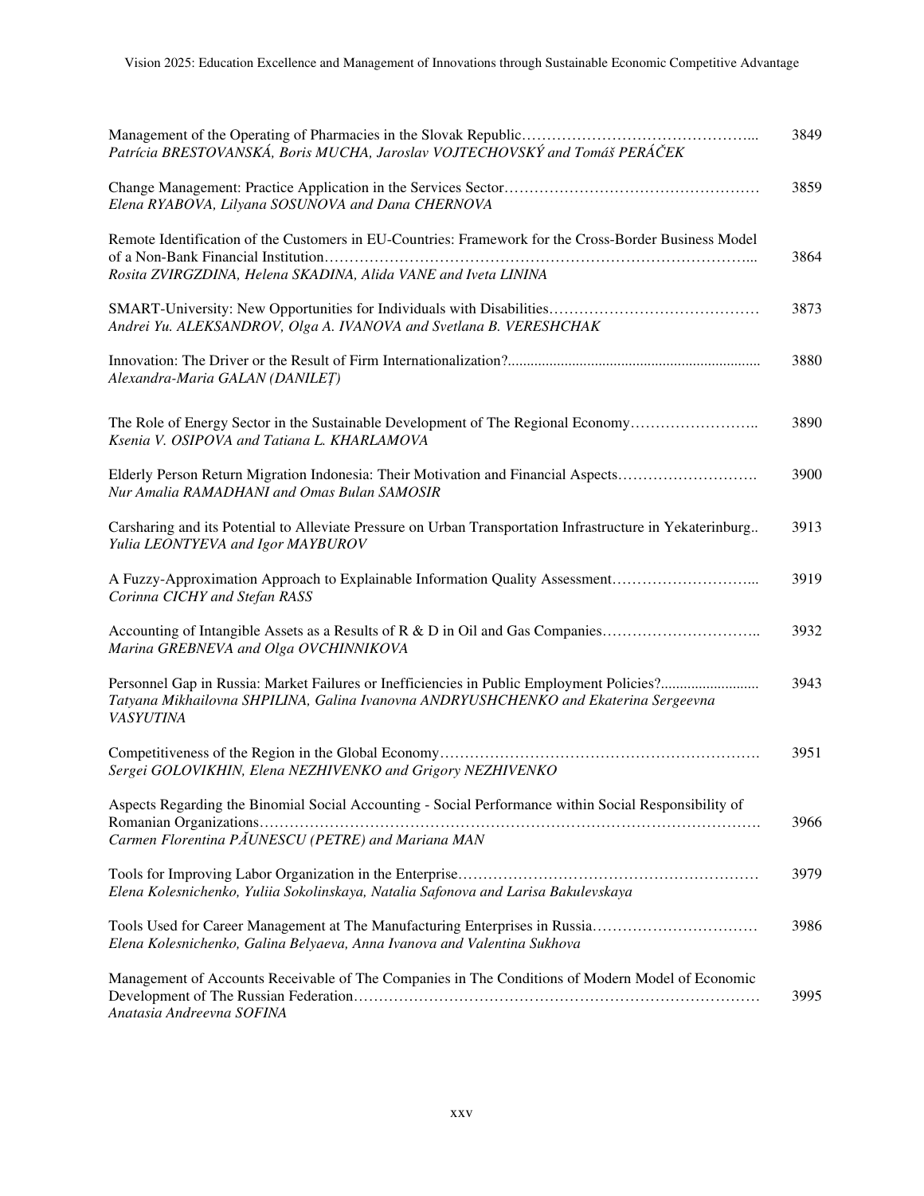Management of the Operating of Pharmacies in the Slovak Republic……………………………………... 3849
*Patrícia BRESTOVANSKÁ, Boris MUCHA, Jaroslav VOJTECHOVSKÝ and Tomáš PERÁČEK*

Change Management: Practice Application in the Services Sector…………………………………………… 3859
*Elena RYABOVA, Lilyana SOSUNOVA and Dana CHERNOVA*

Remote Identification of the Customers in EU-Countries: Framework for the Cross-Border Business Model of a Non-Bank Financial Institution……………………………………………………………………... 3864
*Rosita ZVIRGZDINA, Helena SKADINA, Alida VANE and Iveta LININA*

SMART-University: New Opportunities for Individuals with Disabilities…………………………………… 3873
*Andrei Yu. ALEKSANDROV, Olga A. IVANOVA and Svetlana B. VERESHCHAK*

Innovation: The Driver or the Result of Firm Internationalization?................................................................... 3880
*Alexandra-Maria GALAN (DANILEȚ)*

The Role of Energy Sector in the Sustainable Development of The Regional Economy…………………….. 3890
*Ksenia V. OSIPOVA and Tatiana L. KHARLAMOVA*

Elderly Person Return Migration Indonesia: Their Motivation and Financial Aspects………………………. 3900
*Nur Amalia RAMADHANI and Omas Bulan SAMOSIR*

Carsharing and its Potential to Alleviate Pressure on Urban Transportation Infrastructure in Yekaterinburg.. 3913
*Yulia LEONTYEVA and Igor MAYBUROV*

A Fuzzy-Approximation Approach to Explainable Information Quality Assessment………………………... 3919
*Corinna CICHY and Stefan RASS*

Accounting of Intangible Assets as a Results of R & D in Oil and Gas Companies………………………….. 3932
*Marina GREBNEVA and Olga OVCHINNIKOVA*

Personnel Gap in Russia: Market Failures or Inefficiencies in Public Employment Policies?.......................... 3943
*Tatyana Mikhailovna SHPILINA, Galina Ivanovna ANDRYUSHCHENKO and Ekaterina Sergeevna VASYUTINA*

Competitiveness of the Region in the Global Economy………………………………………………………. 3951
*Sergei GOLOVIKHIN, Elena NEZHIVENKO and Grigory NEZHIVENKO*

Aspects Regarding the Binomial Social Accounting - Social Performance within Social Responsibility of Romanian Organizations………………………………………………………………………………………. 3966
*Carmen Florentina PĂUNESCU (PETRE) and Mariana MAN*

Tools for Improving Labor Organization in the Enterprise…………………………………………………… 3979
*Elena Kolesnichenko, Yuliia Sokolinskaya, Natalia Safonova and Larisa Bakulevskaya*

Tools Used for Career Management at The Manufacturing Enterprises in Russia…………………………… 3986
*Elena Kolesnichenko, Galina Belyaeva, Anna Ivanova and Valentina Sukhova*

Management of Accounts Receivable of The Companies in The Conditions of Modern Model of Economic Development of The Russian Federation……………………………………………………………………… 3995
*Anatasia Andreevna SOFINA*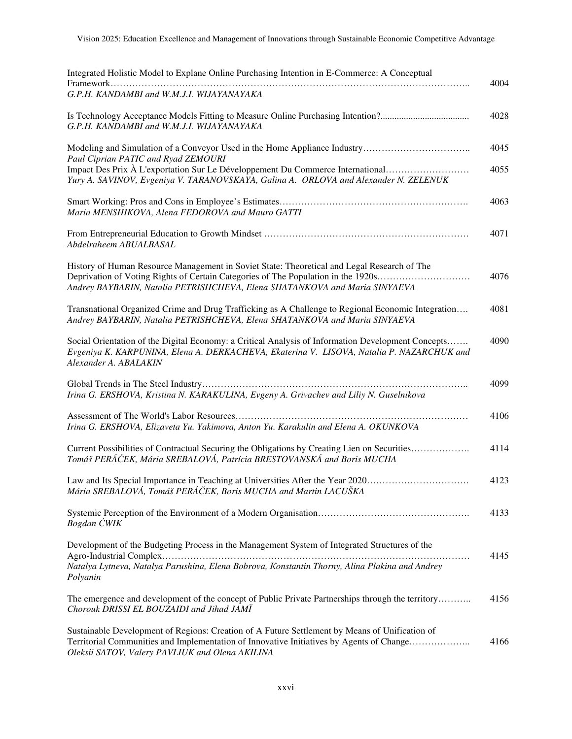Integrated Holistic Model to Explane Online Purchasing Intention in E-Commerce: A Conceptual Framework……………………………………………………………………………………………………….. 4004
*G.P.H. KANDAMBI and W.M.J.I. WIJAYANAYAKA*

Is Technology Acceptance Models Fitting to Measure Online Purchasing Intention?...................................... 4028
*G.P.H. KANDAMBI and W.M.J.I. WIJAYANAYAKA*

Modeling and Simulation of a Conveyor Used in the Home Appliance Industry…………………………….. 4045
*Paul Ciprian PATIC and Ryad ZEMOURI*

Impact Des Prix À L'exportation Sur Le Développement Du Commerce International……………………… 4055
*Yury A. SAVINOV, Evgeniya V. TARANOVSKAYA, Galina A. ORLOVA and Alexander N. ZELENUK*

Smart Working: Pros and Cons in Employee's Estimates……………………………………………………. 4063
*Maria MENSHIKOVA, Alena FEDOROVA and Mauro GATTI*

From Entrepreneurial Education to Growth Mindset ………………………………………………………… 4071
*Abdelraheem ABUALBASAL*

History of Human Resource Management in Soviet State: Theoretical and Legal Research of The Deprivation of Voting Rights of Certain Categories of The Population in the 1920s………………………… 4076
*Andrey BAYBARIN, Natalia PETRISHCHEVA, Elena SHATANKOVA and Maria SINYAEVA*

Transnational Organized Crime and Drug Trafficking as A Challenge to Regional Economic Integration…. 4081
*Andrey BAYBARIN, Natalia PETRISHCHEVA, Elena SHATANKOVA and Maria SINYAEVA*

Social Orientation of the Digital Economy: a Critical Analysis of Information Development Concepts……. 4090
*Evgeniya K. KARPUNINA, Elena A. DERKACHEVA, Ekaterina V. LISOVA, Natalia P. NAZARCHUK and Alexander A. ABALAKIN*

Global Trends in The Steel Industry……………………………………………………………………….. 4099
*Irina G. ERSHOVA, Kristina N. KARAKULINA, Evgeny A. Grivachev and Liliy N. Guselnikova*

Assessment of The World's Labor Resources……………………………………………………………… 4106
*Irina G. ERSHOVA, Elizaveta Yu. Yakimova, Anton Yu. Karakulin and Elena A. OKUNKOVA*

Current Possibilities of Contractual Securing the Obligations by Creating Lien on Securities………………. 4114
*Tomáš PERÁČEK, Mária SREBALOVÁ, Patrícia BRESTOVANSKÁ and Boris MUCHA*

Law and Its Special Importance in Teaching at Universities After the Year 2020…………………………… 4123
*Mária SREBALOVÁ, Tomáš PERÁČEK, Boris MUCHA and Martin LACUŠKA*

Systemic Perception of the Environment of a Modern Organisation…………………………………………. 4133
*Bogdan ĆWIK*

Development of the Budgeting Process in the Management System of Integrated Structures of the Agro-Industrial Complex……………………………………………………………………………………… 4145
*Natalya Lytneva, Natalya Parushina, Elena Bobrova, Konstantin Thorny, Alina Plakina and Andrey Polyanin*

The emergence and development of the concept of Public Private Partnerships through the territory……….. 4156
*Chorouk DRISSI EL BOUZAIDI and Jihad JAMÏ*

Sustainable Development of Regions: Creation of A Future Settlement by Means of Unification of Territorial Communities and Implementation of Innovative Initiatives by Agents of Change……………….. 4166
*Oleksii SATOV, Valery PAVLIUK and Olena AKILINA*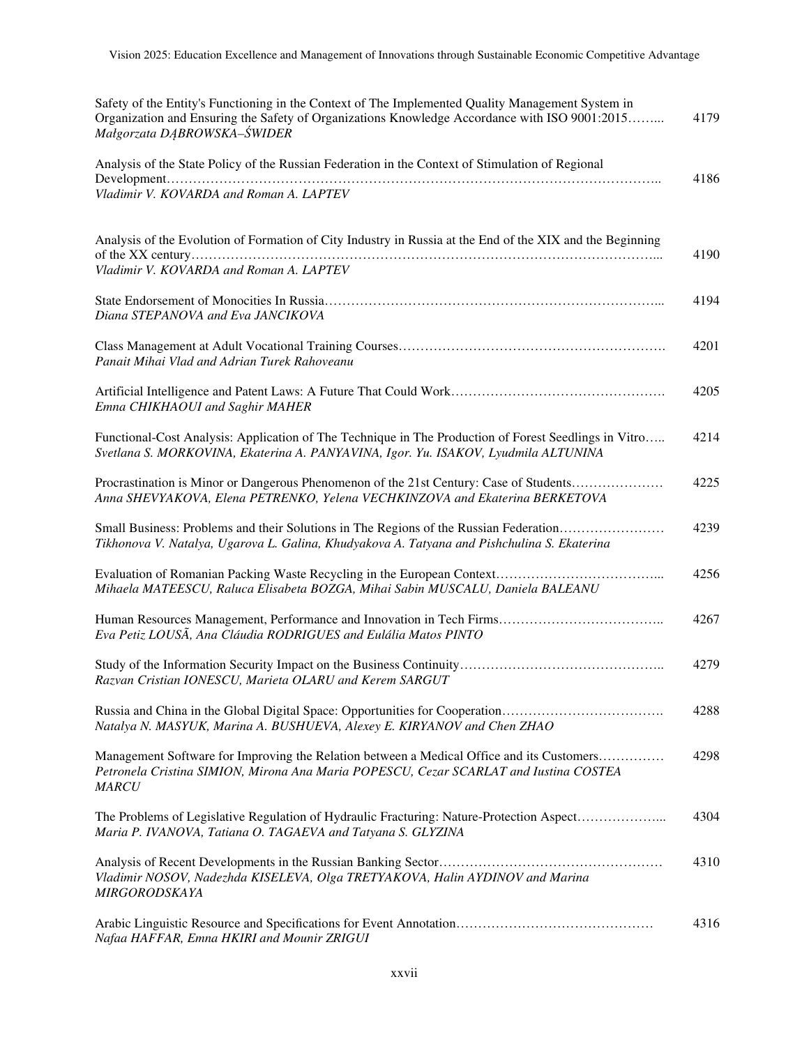Safety of the Entity's Functioning in the Context of The Implemented Quality Management System in Organization and Ensuring the Safety of Organizations Knowledge Accordance with ISO 9001:2015........ 4179
*Małgorzata DĄBROWSKA–ŚWIDER*

Analysis of the State Policy of the Russian Federation in the Context of Stimulation of Regional Development.......................................................................................................... 4186
*Vladimir V. KOVARDA and Roman A. LAPTEV*

Analysis of the Evolution of Formation of City Industry in Russia at the End of the XIX and the Beginning of the XX century............................................................................................................ 4190
*Vladimir V. KOVARDA and Roman A. LAPTEV*

State Endorsement of Monocities In Russia.............................................................................. 4194
*Diana STEPANOVA and Eva JANCIKOVA*

Class Management at Adult Vocational Training Courses................................................................ 4201
*Panait Mihai Vlad and Adrian Turek Rahoveanu*

Artificial Intelligence and Patent Laws: A Future That Could Work..................................................... 4205
*Emna CHIKHAOUI and Saghir MAHER*

Functional-Cost Analysis: Application of The Technique in The Production of Forest Seedlings in Vitro..... 4214
*Svetlana S. MORKOVINA, Ekaterina A. PANYAVINA, Igor. Yu. ISAKOV, Lyudmila ALTUNINA*

Procrastination is Minor or Dangerous Phenomenon of the 21st Century: Case of Students.................... 4225
*Anna SHEVYAKOVA, Elena PETRENKO, Yelena VECHKINZOVA and Ekaterina BERKETOVA*

Small Business: Problems and their Solutions in The Regions of the Russian Federation........................ 4239
*Tikhonova V. Natalya, Ugarova L. Galina, Khudyakova A. Tatyana and Pishchulina S. Ekaterina*

Evaluation of Romanian Packing Waste Recycling in the European Context......................................... 4256
*Mihaela MATEESCU, Raluca Elisabeta BOZGA, Mihai Sabin MUSCALU, Daniela BALEANU*

Human Resources Management, Performance and Innovation in Tech Firms........................................ 4267
*Eva Petiz LOUSÃ, Ana Cláudia RODRIGUES and Eulália Matos PINTO*

Study of the Information Security Impact on the Business Continuity.................................................. 4279
*Razvan Cristian IONESCU, Marieta OLARU and Kerem SARGUT*

Russia and China in the Global Digital Space: Opportunities for Cooperation....................................... 4288
*Natalya N. MASYUK, Marina A. BUSHUEVA, Alexey E. KIRYANOV and Chen ZHAO*

Management Software for Improving the Relation between a Medical Office and its Customers................ 4298
*Petronela Cristina SIMION, Mirona Ana Maria POPESCU, Cezar SCARLAT and Iustina COSTEA MARCU*

The Problems of Legislative Regulation of Hydraulic Fracturing: Nature-Protection Aspect.................... 4304
*Maria P. IVANOVA, Tatiana O. TAGAEVA and Tatyana S. GLYZINA*

Analysis of Recent Developments in the Russian Banking Sector...................................................... 4310
*Vladimir NOSOV, Nadezhda KISELEVA, Olga TRETYAKOVA, Halin AYDINOV and Marina MIRGORODSKAYA*

Arabic Linguistic Resource and Specifications for Event Annotation................................................. 4316
*Nafaa HAFFAR, Emna HKIRI and Mounir ZRIGUI*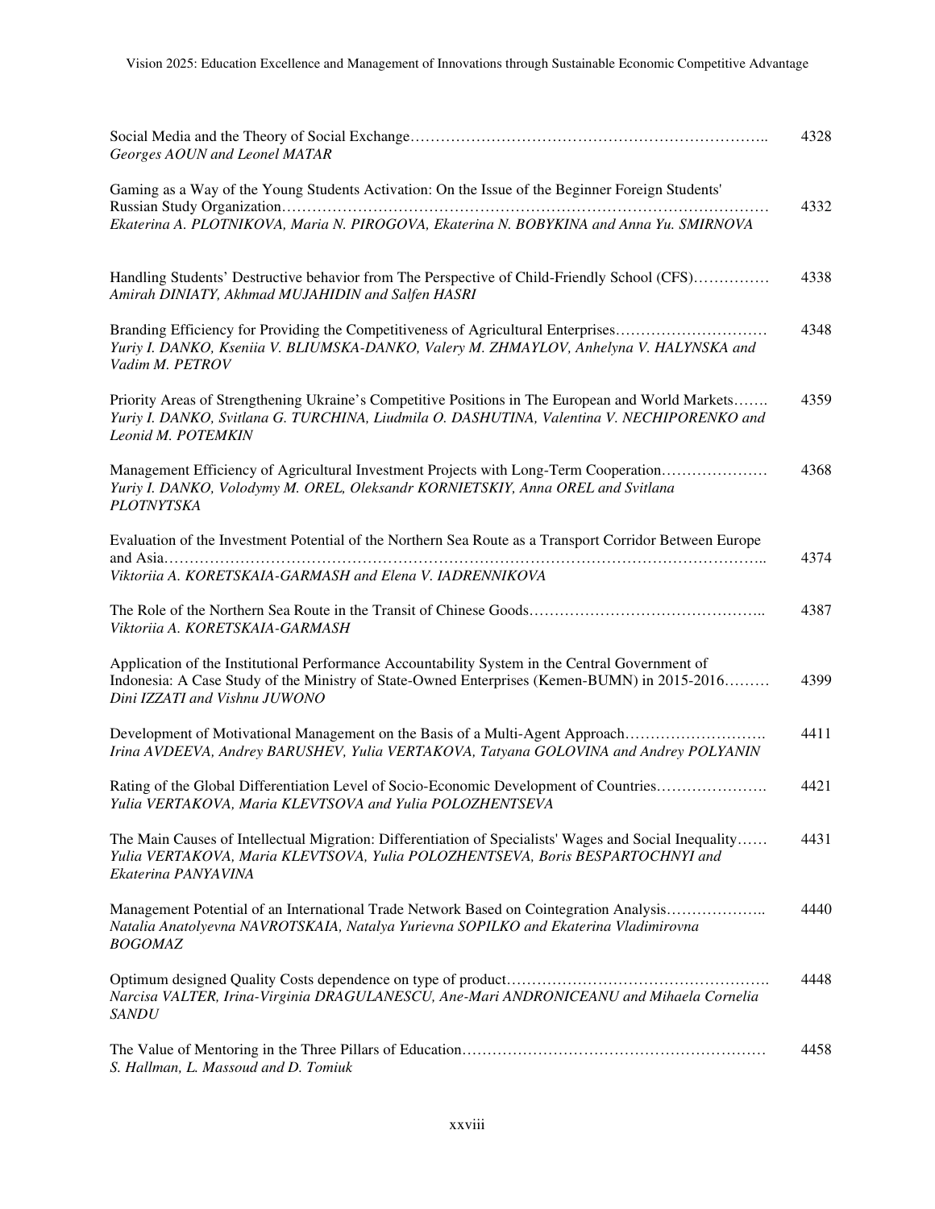| | |
|---|---|
| Social Media and the Theory of Social Exchange…………………………………………………………….. *Georges AOUN and Leonel MATAR* | 4328 |
| Gaming as a Way of the Young Students Activation: On the Issue of the Beginner Foreign Students' Russian Study Organization………………………………………………………………………………… *Ekaterina A. PLOTNIKOVA, Maria N. PIROGOVA, Ekaterina N. BOBYKINA and Anna Yu. SMIRNOVA* | 4332 |
| Handling Students' Destructive behavior from The Perspective of Child-Friendly School (CFS)…………… *Amirah DINIATY, Akhmad MUJAHIDIN and Salfen HASRI* | 4338 |
| Branding Efficiency for Providing the Competitiveness of Agricultural Enterprises………………………… *Yuriy I. DANKO, Kseniia V. BLIUMSKA-DANKO, Valery M. ZHMAYLOV, Anhelyna V. HALYNSKA and Vadim M. PETROV* | 4348 |
| Priority Areas of Strengthening Ukraine's Competitive Positions in The European and World Markets……. *Yuriy I. DANKO, Svitlana G. TURCHINA, Liudmila O. DASHUTINA, Valentina V. NECHIPORENKO and Leonid M. POTEMKIN* | 4359 |
| Management Efficiency of Agricultural Investment Projects with Long-Term Cooperation………………… *Yuriy I. DANKO, Volodymy M. OREL, Oleksandr KORNIETSKIY, Anna OREL and Svitlana PLOTNYTSKA* | 4368 |
| Evaluation of the Investment Potential of the Northern Sea Route as a Transport Corridor Between Europe and Asia…………………………………………………………………………………………………….. *Viktoriia A. KORETSKAIA-GARMASH and Elena V. IADRENNIKOVA* | 4374 |
| The Role of the Northern Sea Route in the Transit of Chinese Goods……………………………………….. *Viktoriia A. KORETSKAIA-GARMASH* | 4387 |
| Application of the Institutional Performance Accountability System in the Central Government of Indonesia: A Case Study of the Ministry of State-Owned Enterprises (Kemen-BUMN) in 2015-2016……… *Dini IZZATI and Vishnu JUWONO* | 4399 |
| Development of Motivational Management on the Basis of a Multi-Agent Approach………………………. *Irina AVDEEVA, Andrey BARUSHEV, Yulia VERTAKOVA, Tatyana GOLOVINA and Andrey POLYANIN* | 4411 |
| Rating of the Global Differentiation Level of Socio-Economic Development of Countries…………………. *Yulia VERTAKOVA, Maria KLEVTSOVA and Yulia POLOZHENTSEVA* | 4421 |
| The Main Causes of Intellectual Migration: Differentiation of Specialists' Wages and Social Inequality…… *Yulia VERTAKOVA, Maria KLEVTSOVA, Yulia POLOZHENTSEVA, Boris BESPARTOCHNYI and Ekaterina PANYAVINA* | 4431 |
| Management Potential of an International Trade Network Based on Cointegration Analysis……………….. *Natalia Anatolyevna NAVROTSKAIA, Natalya Yurievna SOPILKO and Ekaterina Vladimirovna BOGOMAZ* | 4440 |
| Optimum designed Quality Costs dependence on type of product……………………………………………. *Narcisa VALTER, Irina-Virginia DRAGULANESCU, Ane-Mari ANDRONICEANU and Mihaela Cornelia SANDU* | 4448 |
| The Value of Mentoring in the Three Pillars of Education…………………………………………………… *S. Hallman, L. Massoud and D. Tomiuk* | 4458 |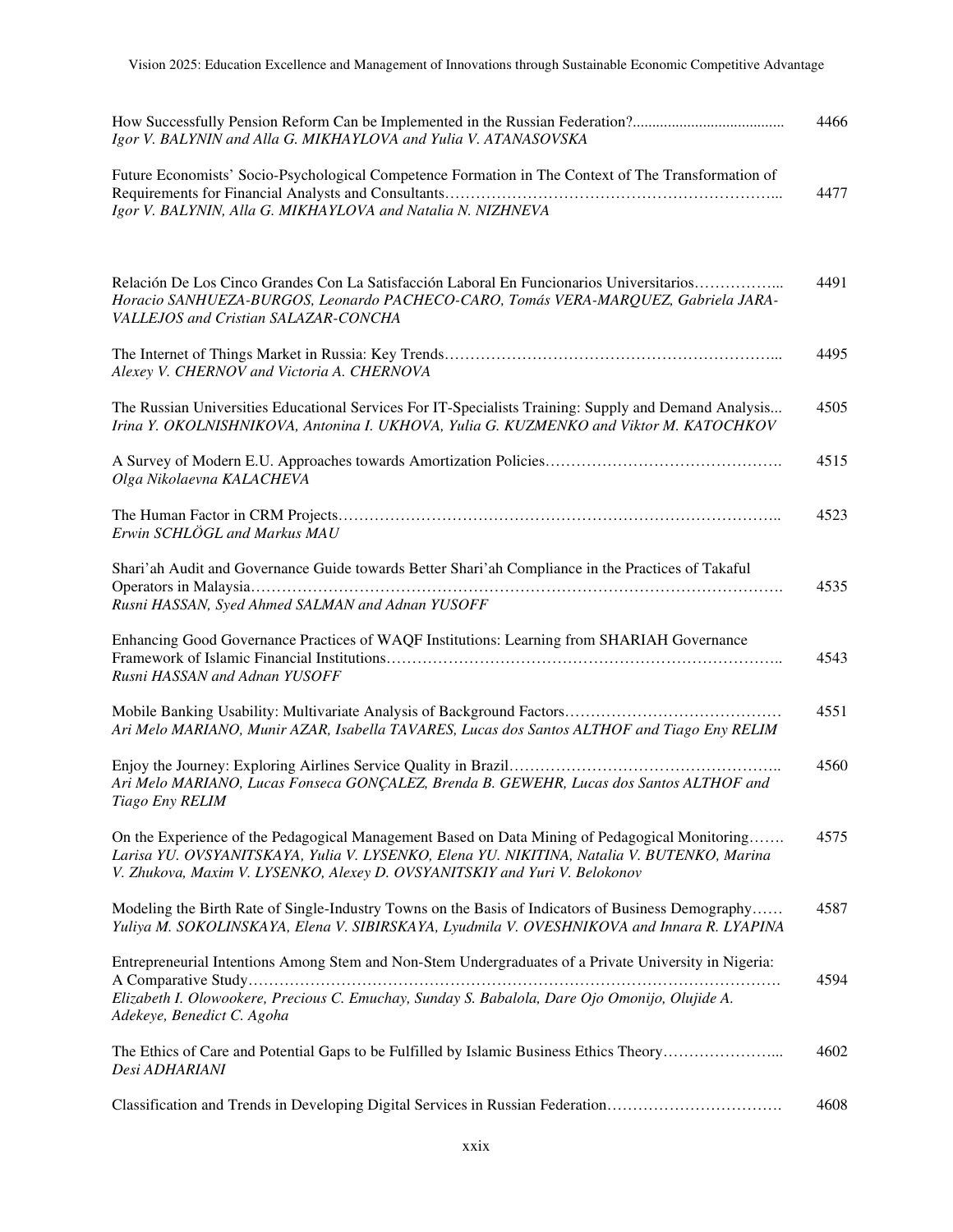How Successfully Pension Reform Can be Implemented in the Russian Federation?...................................... 4466
*Igor V. BALYNIN and Alla G. MIKHAYLOVA and Yulia V. ATANASOVSKA*

Future Economists' Socio-Psychological Competence Formation in The Context of The Transformation of Requirements for Financial Analysts and Consultants……………………………………………………….. 4477
*Igor V. BALYNIN, Alla G. MIKHAYLOVA and Natalia N. NIZHNEVA*

Relación De Los Cinco Grandes Con La Satisfacción Laboral En Funcionarios Universitarios…………….. 4491
*Horacio SANHUEZA-BURGOS, Leonardo PACHECO-CARO, Tomás VERA-MARQUEZ, Gabriela JARA-VALLEJOS and Cristian SALAZAR-CONCHA*

The Internet of Things Market in Russia: Key Trends……………………………………………………….. 4495
*Alexey V. CHERNOV and Victoria A. CHERNOVA*

The Russian Universities Educational Services For IT-Specialists Training: Supply and Demand Analysis... 4505
*Irina Y. OKOLNISHNIKOVA, Antonina I. UKHOVA, Yulia G. KUZMENKO and Viktor M. KATOCHKOV*

A Survey of Modern E.U. Approaches towards Amortization Policies………………………………………. 4515
*Olga Nikolaevna KALACHEVA*

The Human Factor in CRM Projects………………………………………………………………………….. 4523
*Erwin SCHLÖGL and Markus MAU*

Shari'ah Audit and Governance Guide towards Better Shari'ah Compliance in the Practices of Takaful Operators in Malaysia………………………………………………………………………………………. 4535
*Rusni HASSAN, Syed Ahmed SALMAN and Adnan YUSOFF*

Enhancing Good Governance Practices of WAQF Institutions: Learning from SHARIAH Governance Framework of Islamic Financial Institutions………………………………………………………………….. 4543
*Rusni HASSAN and Adnan YUSOFF*

Mobile Banking Usability: Multivariate Analysis of Background Factors…………………………………… 4551
*Ari Melo MARIANO, Munir AZAR, Isabella TAVARES, Lucas dos Santos ALTHOF and Tiago Eny RELIM*

Enjoy the Journey: Exploring Airlines Service Quality in Brazil…………………………………………….. 4560
*Ari Melo MARIANO, Lucas Fonseca GONÇALEZ, Brenda B. GEWEHR, Lucas dos Santos ALTHOF and Tiago Eny RELIM*

On the Experience of the Pedagogical Management Based on Data Mining of Pedagogical Monitoring……. 4575
*Larisa YU. OVSYANITSKAYA, Yulia V. LYSENKO, Elena YU. NIKITINA, Natalia V. BUTENKO, Marina V. Zhukova, Maxim V. LYSENKO, Alexey D. OVSYANITSKIY and Yuri V. Belokonov*

Modeling the Birth Rate of Single-Industry Towns on the Basis of Indicators of Business Demography…… 4587
*Yuliya M. SOKOLINSKAYA, Elena V. SIBIRSKAYA, Lyudmila V. OVESHNIKOVA and Innara R. LYAPINA*

Entrepreneurial Intentions Among Stem and Non-Stem Undergraduates of a Private University in Nigeria: A Comparative Study………………………………………………………………………………………. 4594
*Elizabeth I. Olowookere, Precious C. Emuchay, Sunday S. Babalola, Dare Ojo Omonijo, Olujide A. Adekeye, Benedict C. Agoha*

The Ethics of Care and Potential Gaps to be Fulfilled by Islamic Business Ethics Theory………………….. 4602
*Desi ADHARIANI*

Classification and Trends in Developing Digital Services in Russian Federation……………………………. 4608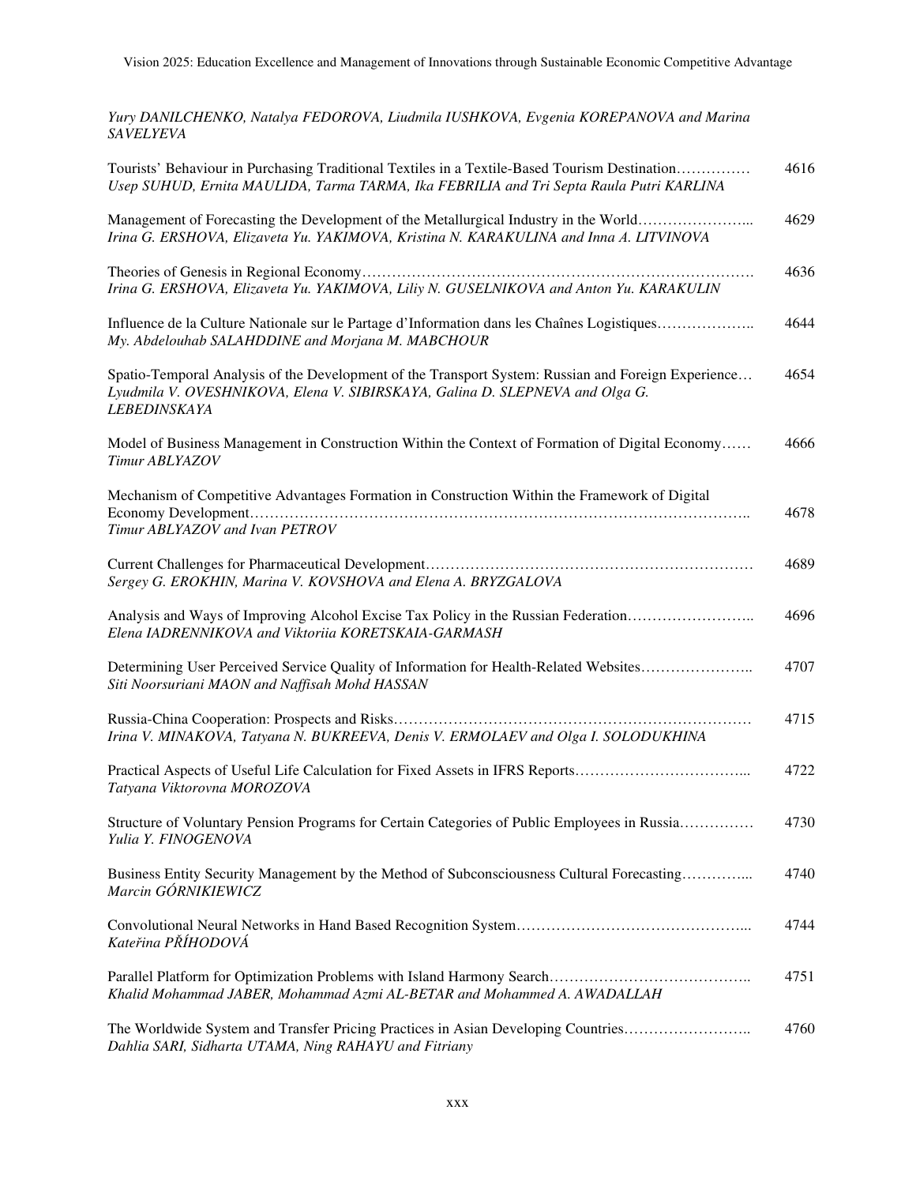*Yury DANILCHENKO, Natalya FEDOROVA, Liudmila IUSHKOVA, Evgenia KOREPANOVA and Marina SAVELYEVA*

Tourists' Behaviour in Purchasing Traditional Textiles in a Textile-Based Tourism Destination…………… 4616
*Usep SUHUD, Ernita MAULIDA, Tarma TARMA, Ika FEBRILIA and Tri Septa Raula Putri KARLINA*

Management of Forecasting the Development of the Metallurgical Industry in the World…………………... 4629
*Irina G. ERSHOVA, Elizaveta Yu. YAKIMOVA, Kristina N. KARAKULINA and Inna A. LITVINOVA*

Theories of Genesis in Regional Economy……………………………………………………………………. 4636
*Irina G. ERSHOVA, Elizaveta Yu. YAKIMOVA, Liliy N. GUSELNIKOVA and Anton Yu. KARAKULIN*

Influence de la Culture Nationale sur le Partage d'Information dans les Chaînes Logistiques……………….. 4644
*My. Abdelouhab SALAHDDINE and Morjana M. MABCHOUR*

Spatio-Temporal Analysis of the Development of the Transport System: Russian and Foreign Experience… 4654
*Lyudmila V. OVESHNIKOVA, Elena V. SIBIRSKAYA, Galina D. SLEPNEVA and Olga G. LEBEDINSKAYA*

Model of Business Management in Construction Within the Context of Formation of Digital Economy…… 4666
*Timur ABLYAZOV*

Mechanism of Competitive Advantages Formation in Construction Within the Framework of Digital Economy Development……………………………………………………………………………………….. 4678
*Timur ABLYAZOV and Ivan PETROV*

Current Challenges for Pharmaceutical Development………………………………………………………… 4689
*Sergey G. EROKHIN, Marina V. KOVSHOVA and Elena A. BRYZGALOVA*

Analysis and Ways of Improving Alcohol Excise Tax Policy in the Russian Federation…………………….. 4696
*Elena IADRENNIKOVA and Viktoriia KORETSKAIA-GARMASH*

Determining User Perceived Service Quality of Information for Health-Related Websites………………….. 4707
*Siti Noorsuriani MAON and Naffisah Mohd HASSAN*

Russia-China Cooperation: Prospects and Risks……………………………………………………………… 4715
*Irina V. MINAKOVA, Tatyana N. BUKREEVA, Denis V. ERMOLAEV and Olga I. SOLODUKHINA*

Practical Aspects of Useful Life Calculation for Fixed Assets in IFRS Reports……………………………... 4722
*Tatyana Viktorovna MOROZOVA*

Structure of Voluntary Pension Programs for Certain Categories of Public Employees in Russia…………… 4730
*Yulia Y. FINOGENOVA*

Business Entity Security Management by the Method of Subconsciousness Cultural Forecasting…………... 4740
*Marcin GÓRNIKIEWICZ*

Convolutional Neural Networks in Hand Based Recognition System………………………………………... 4744
*Kateřina PŘÍHODOVÁ*

Parallel Platform for Optimization Problems with Island Harmony Search………………………………….. 4751
*Khalid Mohammad JABER, Mohammad Azmi AL-BETAR and Mohammed A. AWADALLAH*

The Worldwide System and Transfer Pricing Practices in Asian Developing Countries…………………….. 4760
*Dahlia SARI, Sidharta UTAMA, Ning RAHAYU and Fitriany*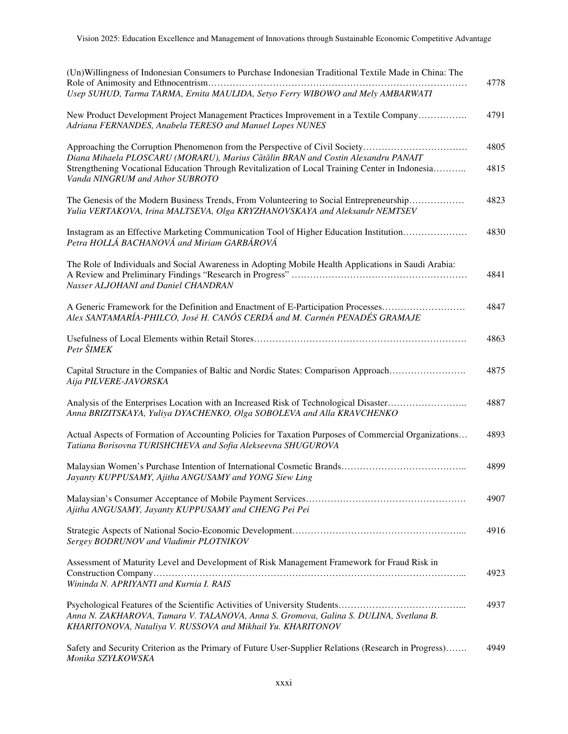(Un)Willingness of Indonesian Consumers to Purchase Indonesian Traditional Textile Made in China: The Role of Animosity and Ethnocentrism………………………………………………………………………… 4778
*Usep SUHUD, Tarma TARMA, Ernita MAULIDA, Setyo Ferry WIBOWO and Mely AMBARWATI*

New Product Development Project Management Practices Improvement in a Textile Company……………. 4791
*Adriana FERNANDES, Anabela TERESO and Manuel Lopes NUNES*

Approaching the Corruption Phenomenon from the Perspective of Civil Society……………………………. 4805
*Diana Mihaela PLOSCARU (MORARU), Marius Cătălin BRAN and Costin Alexandru PANAIT*

Strengthening Vocational Education Through Revitalization of Local Training Center in Indonesia……….. 4815
*Vanda NINGRUM and Athor SUBROTO*

The Genesis of the Modern Business Trends, From Volunteering to Social Entrepreneurship……………… 4823
*Yulia VERTAKOVA, Irina MALTSEVA, Olga KRYZHANOVSKAYA and Aleksandr NEMTSEV*

Instagram as an Effective Marketing Communication Tool of Higher Education Institution………………… 4830
*Petra HOLLÁ BACHANOVÁ and Miriam GARBÁROVÁ*

The Role of Individuals and Social Awareness in Adopting Mobile Health Applications in Saudi Arabia: A Review and Preliminary Findings "Research in Progress" ………………………………………………… 4841
*Nasser ALJOHANI and Daniel CHANDRAN*

A Generic Framework for the Definition and Enactment of E-Participation Processes……………………… 4847
*Alex SANTAMARÍA-PHILCO, José H. CANÓS CERDÁ and M. Carmén PENADÉS GRAMAJE*

Usefulness of Local Elements within Retail Stores…………………………………………………………… 4863
*Petr ŠIMEK*

Capital Structure in the Companies of Baltic and Nordic States: Comparison Approach……………………. 4875
*Aija PILVERE-JAVORSKA*

Analysis of the Enterprises Location with an Increased Risk of Technological Disaster…………………….. 4887
*Anna BRIZITSKAYA, Yuliya DYACHENKO, Olga SOBOLEVA and Alla KRAVCHENKO*

Actual Aspects of Formation of Accounting Policies for Taxation Purposes of Commercial Organizations… 4893
*Tatiana Borisovna TURISHCHEVA and Sofia Alekseevna SHUGUROVA*

Malaysian Women's Purchase Intention of International Cosmetic Brands………………………………….. 4899
*Jayanty KUPPUSAMY, Ajitha ANGUSAMY and YONG Siew Ling*

Malaysian's Consumer Acceptance of Mobile Payment Services……………………………………………. 4907
*Ajitha ANGUSAMY, Jayanty KUPPUSAMY and CHENG Pei Pei*

Strategic Aspects of National Socio-Economic Development……………………………………………... 4916
*Sergey BODRUNOV and Vladimir PLOTNIKOV*

Assessment of Maturity Level and Development of Risk Management Framework for Fraud Risk in Construction Company………………………………………………………………………………………... 4923
*Wininda N. APRIYANTI and Kurnia I. RAIS*

Psychological Features of the Scientific Activities of University Students…………………………………... 4937
*Anna N. ZAKHAROVA, Tamara V. TALANOVA, Anna S. Gromova, Galina S. DULINA, Svetlana B. KHARITONOVA, Nataliya V. RUSSOVA and Mikhail Yu. KHARITONOV*

Safety and Security Criterion as the Primary of Future User-Supplier Relations (Research in Progress)……. 4949
*Monika SZYŁKOWSKA*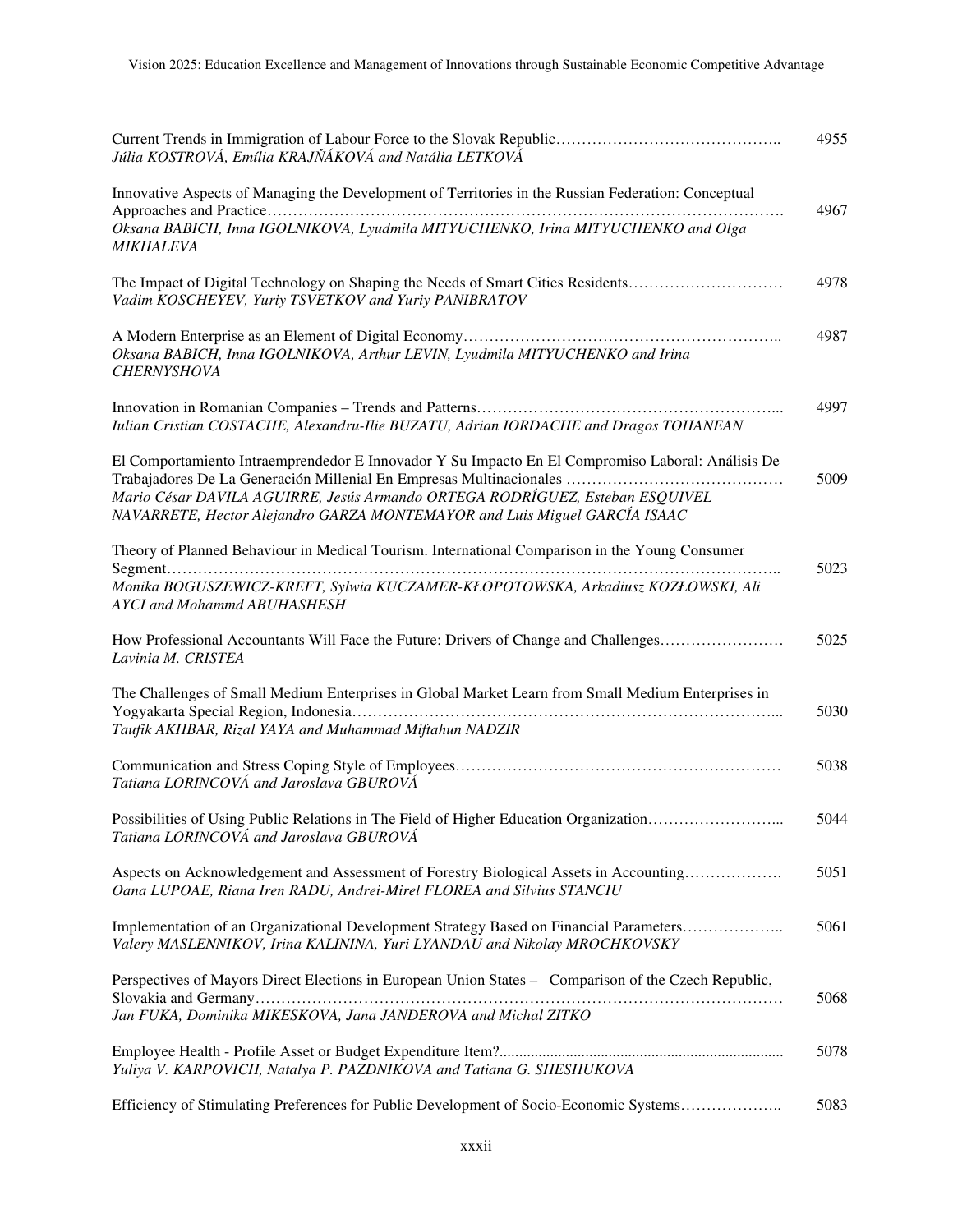| | |
|---|---|
| Current Trends in Immigration of Labour Force to the Slovak Republic……………………………………..<br>*Júlia KOSTROVÁ, Emília KRAJŇÁKOVÁ and Natália LETKOVÁ* | 4955 |
| Innovative Aspects of Managing the Development of Territories in the Russian Federation: Conceptual Approaches and Practice…………………………………………………………………………………….<br>*Oksana BABICH, Inna IGOLNIKOVA, Lyudmila MITYUCHENKO, Irina MITYUCHENKO and Olga MIKHALEVA* | 4967 |
| The Impact of Digital Technology on Shaping the Needs of Smart Cities Residents…………………………<br>*Vadim KOSCHEYEV, Yuriy TSVETKOV and Yuriy PANIBRATOV* | 4978 |
| A Modern Enterprise as an Element of Digital Economy…………………………………………………..<br>*Oksana BABICH, Inna IGOLNIKOVA, Arthur LEVIN, Lyudmila MITYUCHENKO and Irina CHERNYSHOVA* | 4987 |
| Innovation in Romanian Companies – Trends and Patterns………………………………………………...<br>*Iulian Cristian COSTACHE, Alexandru-Ilie BUZATU, Adrian IORDACHE and Dragos TOHANEAN* | 4997 |
| El Comportamiento Intraemprendedor E Innovador Y Su Impacto En El Compromiso Laboral: Análisis De Trabajadores De La Generación Millenial En Empresas Multinacionales ……………………………………<br>*Mario César DAVILA AGUIRRE, Jesús Armando ORTEGA RODRÍGUEZ, Esteban ESQUIVEL NAVARRETE, Hector Alejandro GARZA MONTEMAYOR and Luis Miguel GARCÍA ISAAC* | 5009 |
| Theory of Planned Behaviour in Medical Tourism. International Comparison in the Young Consumer Segment……………………………………………………………………………………………………..<br>*Monika BOGUSZEWICZ-KREFT, Sylwia KUCZAMER-KŁOPOTOWSKA, Arkadiusz KOZŁOWSKI, Ali AYCI and Mohammd ABUHASHESH* | 5023 |
| How Professional Accountants Will Face the Future: Drivers of Change and Challenges……………………<br>*Lavinia M. CRISTEA* | 5025 |
| The Challenges of Small Medium Enterprises in Global Market Learn from Small Medium Enterprises in Yogyakarta Special Region, Indonesia…………………………………………………………………………...<br>*Taufik AKHBAR, Rizal YAYA and Muhammad Miftahun NADZIR* | 5030 |
| Communication and Stress Coping Style of Employees……………………………………………………<br>*Tatiana LORINCOVÁ and Jaroslava GBUROVÁ* | 5038 |
| Possibilities of Using Public Relations in The Field of Higher Education Organization……………………...<br>*Tatiana LORINCOVÁ and Jaroslava GBUROVÁ* | 5044 |
| Aspects on Acknowledgement and Assessment of Forestry Biological Assets in Accounting……………….<br>*Oana LUPOAE, Riana Iren RADU, Andrei-Mirel FLOREA and Silvius STANCIU* | 5051 |
| Implementation of an Organizational Development Strategy Based on Financial Parameters………………..<br>*Valery MASLENNIKOV, Irina KALININA, Yuri LYANDAU and Nikolay MROCHKOVSKY* | 5061 |
| Perspectives of Mayors Direct Elections in European Union States – Comparison of the Czech Republic, Slovakia and Germany…………………………………………………………………………………………<br>*Jan FUKA, Dominika MIKESKOVA, Jana JANDEROVA and Michal ZITKO* | 5068 |
| Employee Health - Profile Asset or Budget Expenditure Item?........................................................................<br>*Yuliya V. KARPOVICH, Natalya P. PAZDNIKOVA and Tatiana G. SHESHUKOVA* | 5078 |
| Efficiency of Stimulating Preferences for Public Development of Socio-Economic Systems……………….. | 5083 |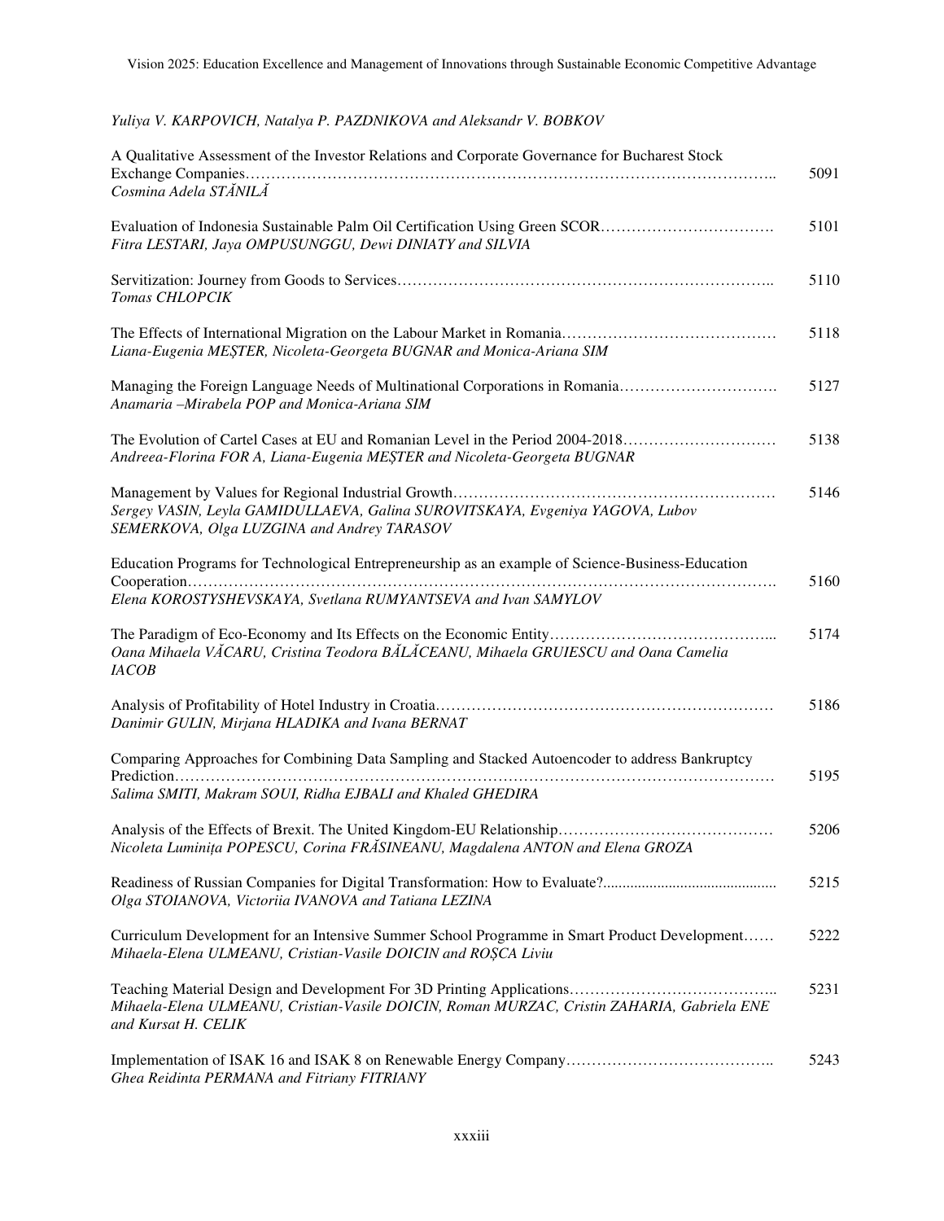*Yuliya V. KARPOVICH, Natalya P. PAZDNIKOVA and Aleksandr V. BOBKOV*

A Qualitative Assessment of the Investor Relations and Corporate Governance for Bucharest Stock Exchange Companies…………………………………………………………………………………………….. 5091
*Cosmina Adela STĂNILĂ*

Evaluation of Indonesia Sustainable Palm Oil Certification Using Green SCOR……………………………. 5101
*Fitra LESTARI, Jaya OMPUSUNGGU, Dewi DINIATY and SILVIA*

Servitization: Journey from Goods to Services……………………………………………………………….. 5110
*Tomas CHLOPCIK*

The Effects of International Migration on the Labour Market in Romania…………………………………… 5118
*Liana-Eugenia MEȘTER, Nicoleta-Georgeta BUGNAR and Monica-Ariana SIM*

Managing the Foreign Language Needs of Multinational Corporations in Romania…………………………. 5127
*Anamaria –Mirabela POP and Monica-Ariana SIM*

The Evolution of Cartel Cases at EU and Romanian Level in the Period 2004-2018………………………… 5138
*Andreea-Florina FOR A, Liana-Eugenia MEȘTER and Nicoleta-Georgeta BUGNAR*

Management by Values for Regional Industrial Growth……………………………………………………… 5146
*Sergey VASIN, Leyla GAMIDULLAEVA, Galina SUROVITSKAYA, Evgeniya YAGOVA, Lubov SEMERKOVA, Olga LUZGINA and Andrey TARASOV*

Education Programs for Technological Entrepreneurship as an example of Science-Business-Education Cooperation……………………………………………………………………………………………………. 5160
*Elena KOROSTYSHEVSKAYA, Svetlana RUMYANTSEVA and Ivan SAMYLOV*

The Paradigm of Eco-Economy and Its Effects on the Economic Entity……………………………………... 5174
*Oana Mihaela VĂCARU, Cristina Teodora BĂLĂCEANU, Mihaela GRUIESCU and Oana Camelia IACOB*

Analysis of Profitability of Hotel Industry in Croatia………………………………………………………… 5186
*Danimir GULIN, Mirjana HLADIKA and Ivana BERNAT*

Comparing Approaches for Combining Data Sampling and Stacked Autoencoder to address Bankruptcy Prediction………………………………………………………………………………………………………… 5195
*Salima SMITI, Makram SOUI, Ridha EJBALI and Khaled GHEDIRA*

Analysis of the Effects of Brexit. The United Kingdom-EU Relationship…………………………………… 5206
*Nicoleta Luminița POPESCU, Corina FRĂSINEANU, Magdalena ANTON and Elena GROZA*

Readiness of Russian Companies for Digital Transformation: How to Evaluate?............................................ 5215
*Olga STOIANOVA, Victoriia IVANOVA and Tatiana LEZINA*

Curriculum Development for an Intensive Summer School Programme in Smart Product Development…… 5222
*Mihaela-Elena ULMEANU, Cristian-Vasile DOICIN and ROȘCA Liviu*

Teaching Material Design and Development For 3D Printing Applications…………………………………... 5231
*Mihaela-Elena ULMEANU, Cristian-Vasile DOICIN, Roman MURZAC, Cristin ZAHARIA, Gabriela ENE and Kursat H. CELIK*

Implementation of ISAK 16 and ISAK 8 on Renewable Energy Company………………………………….. 5243
*Ghea Reidinta PERMANA and Fitriany FITRIANY*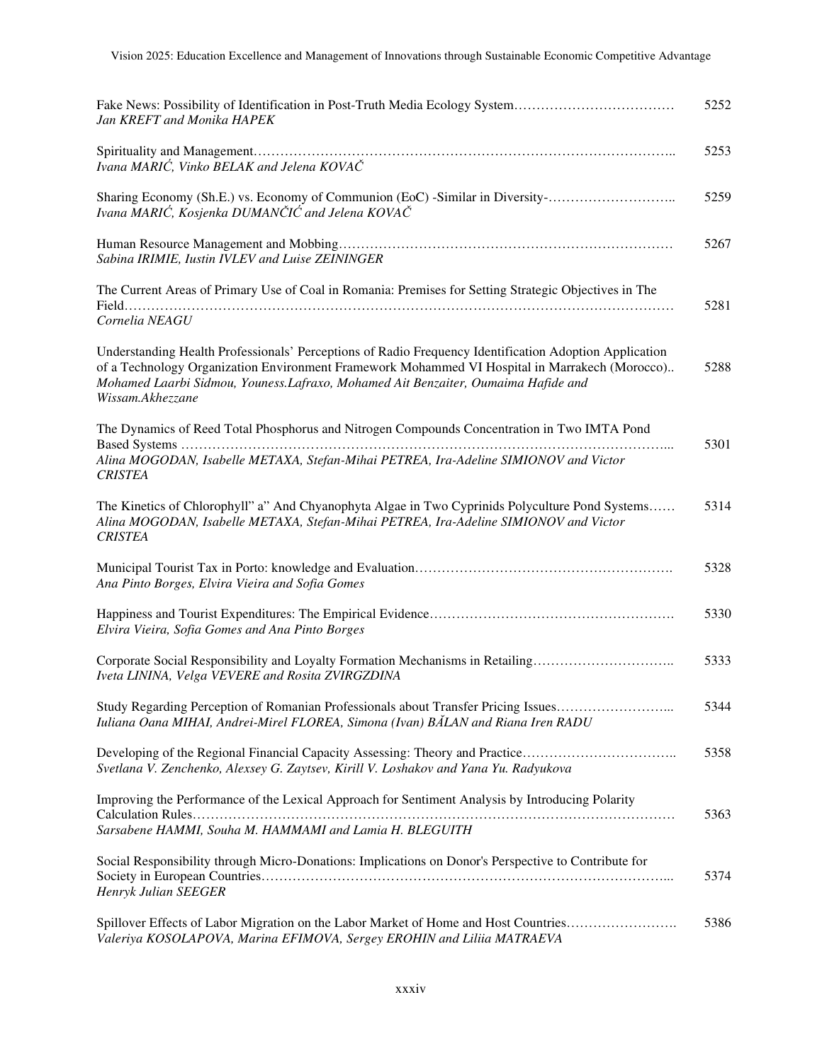| | |
|---|---|
| Fake News: Possibility of Identification in Post-Truth Media Ecology System………………………………<br>*Jan KREFT and Monika HAPEK* | 5252 |
| Spirituality and Management……………………………………………………………………………………..<br>*Ivana MARIĆ, Vinko BELAK and Jelena KOVAČ* | 5253 |
| Sharing Economy (Sh.E.) vs. Economy of Communion (EoC) -Similar in Diversity-………………………..<br>*Ivana MARIĆ, Kosjenka DUMANČIĆ and Jelena KOVAČ* | 5259 |
| Human Resource Management and Mobbing………………………………………………………………<br>*Sabina IRIMIE, Iustin IVLEV and Luise ZEININGER* | 5267 |
| The Current Areas of Primary Use of Coal in Romania: Premises for Setting Strategic Objectives in The Field……………………………………………………………………………………………………………<br>*Cornelia NEAGU* | 5281 |
| Understanding Health Professionals' Perceptions of Radio Frequency Identification Adoption Application of a Technology Organization Environment Framework Mohammed VI Hospital in Marrakech (Morocco)..<br>*Mohamed Laarbi Sidmou, Youness.Lafraxo, Mohamed Ait Benzaiter, Oumaima Hafide and Wissam.Akhezzane* | 5288 |
| The Dynamics of Reed Total Phosphorus and Nitrogen Compounds Concentration in Two IMTA Pond Based Systems ……………………………………………………………………………………………...<br>*Alina MOGODAN, Isabelle METAXA, Stefan-Mihai PETREA, Ira-Adeline SIMIONOV and Victor CRISTEA* | 5301 |
| The Kinetics of Chlorophyll" a" And Chyanophyta Algae in Two Cyprinids Polyculture Pond Systems……<br>*Alina MOGODAN, Isabelle METAXA, Stefan-Mihai PETREA, Ira-Adeline SIMIONOV and Victor CRISTEA* | 5314 |
| Municipal Tourist Tax in Porto: knowledge and Evaluation……………………………………………….<br>*Ana Pinto Borges, Elvira Vieira and Sofia Gomes* | 5328 |
| Happiness and Tourist Expenditures: The Empirical Evidence…………………………………………….<br>*Elvira Vieira, Sofia Gomes and Ana Pinto Borges* | 5330 |
| Corporate Social Responsibility and Loyalty Formation Mechanisms in Retailing…………………………..<br>*Iveta LININA, Velga VEVERE and Rosita ZVIRGZDINA* | 5333 |
| Study Regarding Perception of Romanian Professionals about Transfer Pricing Issues……………………...<br>*Iuliana Oana MIHAI, Andrei-Mirel FLOREA, Simona (Ivan) BĂLAN and Riana Iren RADU* | 5344 |
| Developing of the Regional Financial Capacity Assessing: Theory and Practice……………………………..<br>*Svetlana V. Zenchenko, Alexsey G. Zaytsev, Kirill V. Loshakov and Yana Yu. Radyukova* | 5358 |
| Improving the Performance of the Lexical Approach for Sentiment Analysis by Introducing Polarity Calculation Rules………………………………………………………………………………………………<br>*Sarsabene HAMMI, Souha M. HAMMAMI and Lamia H. BLEGUITH* | 5363 |
| Social Responsibility through Micro-Donations: Implications on Donor's Perspective to Contribute for Society in European Countries…………………………………………………………………………...<br>*Henryk Julian SEEGER* | 5374 |
| Spillover Effects of Labor Migration on the Labor Market of Home and Host Countries…………………….<br>*Valeriya KOSOLAPOVA, Marina EFIMOVA, Sergey EROHIN and Liliia MATRAEVA* | 5386 |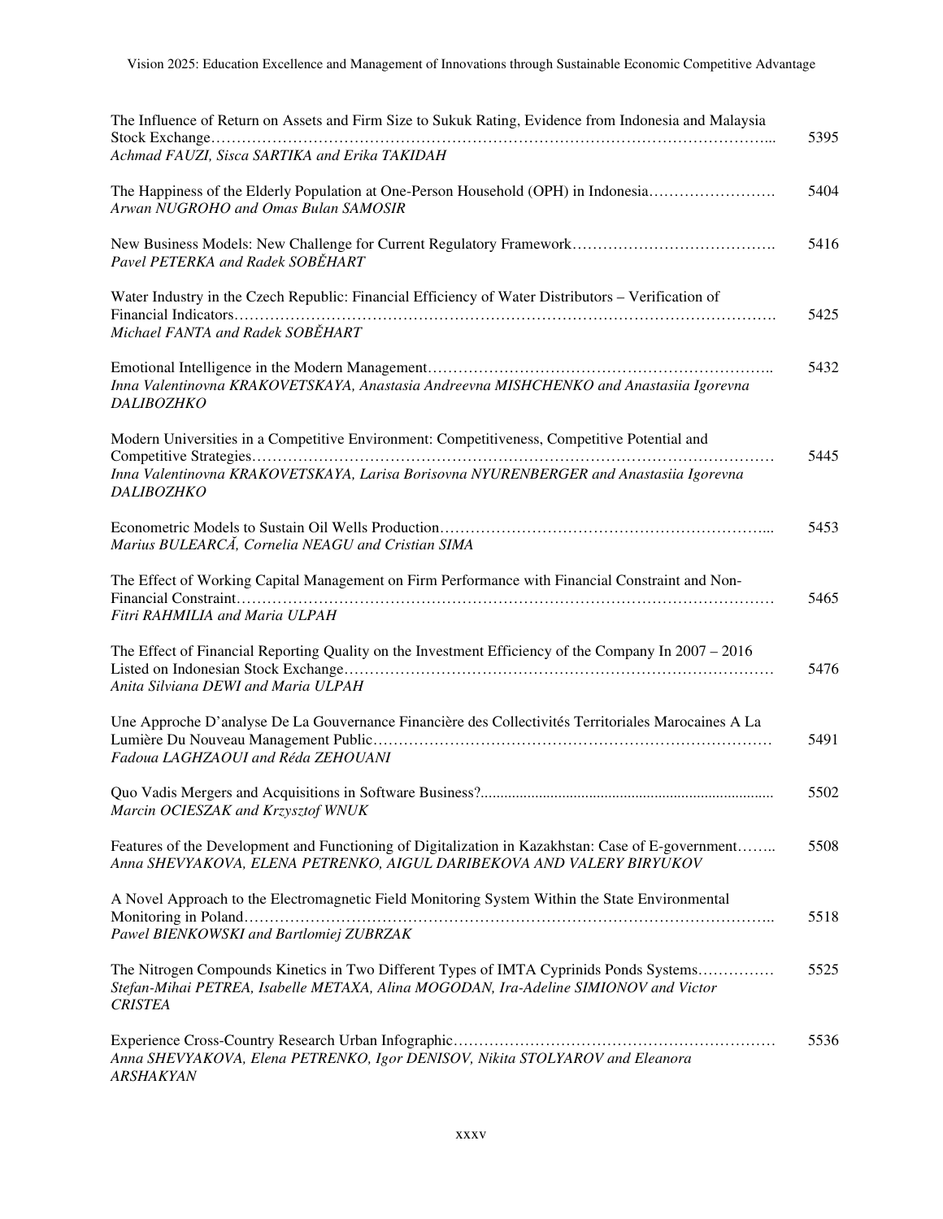The Influence of Return on Assets and Firm Size to Sukuk Rating, Evidence from Indonesia and Malaysia Stock Exchange……………………………………………………………………………………………... 5395
*Achmad FAUZI, Sisca SARTIKA and Erika TAKIDAH*

The Happiness of the Elderly Population at One-Person Household (OPH) in Indonesia……………………. 5404
*Arwan NUGROHO and Omas Bulan SAMOSIR*

New Business Models: New Challenge for Current Regulatory Framework…………………………………. 5416
*Pavel PETERKA and Radek SOBĚHART*

Water Industry in the Czech Republic: Financial Efficiency of Water Distributors – Verification of Financial Indicators……………………………………………………………………………………………. 5425
*Michael FANTA and Radek SOBĚHART*

Emotional Intelligence in the Modern Management………………………………………………………….. 5432
*Inna Valentinovna KRAKOVETSKAYA, Anastasia Andreevna MISHCHENKO and Anastasiia Igorevna DALIBOZHKO*

Modern Universities in a Competitive Environment: Competitiveness, Competitive Potential and Competitive Strategies………………………………………………………………………………………… 5445
*Inna Valentinovna KRAKOVETSKAYA, Larisa Borisovna NYURENBERGER and Anastasiia Igorevna DALIBOZHKO*

Econometric Models to Sustain Oil Wells Production……………………………………………………... 5453
*Marius BULEARCĂ, Cornelia NEAGU and Cristian SIMA*

The Effect of Working Capital Management on Firm Performance with Financial Constraint and Non-Financial Constraint……………………………………………………………………………………………… 5465
*Fitri RAHMILIA and Maria ULPAH*

The Effect of Financial Reporting Quality on the Investment Efficiency of the Company In 2007 – 2016 Listed on Indonesian Stock Exchange………………………………………………………………………… 5476
*Anita Silviana DEWI and Maria ULPAH*

Une Approche D'analyse De La Gouvernance Financière des Collectivités Territoriales Marocaines A La Lumière Du Nouveau Management Public…………………………………………………………………… 5491
*Fadoua LAGHZAOUI and Réda ZEHOUANI*

Quo Vadis Mergers and Acquisitions in Software Business?.......................................................................... 5502
*Marcin OCIESZAK and Krzysztof WNUK*

Features of the Development and Functioning of Digitalization in Kazakhstan: Case of E-government…….. 5508
*Anna SHEVYAKOVA, ELENA PETRENKO, AIGUL DARIBEKOVA AND VALERY BIRYUKOV*

A Novel Approach to the Electromagnetic Field Monitoring System Within the State Environmental Monitoring in Poland………………………………………………………………………………………….. 5518
*Pawel BIENKOWSKI and Bartlomiej ZUBRZAK*

The Nitrogen Compounds Kinetics in Two Different Types of IMTA Cyprinids Ponds Systems…………… 5525
*Stefan-Mihai PETREA, Isabelle METAXA, Alina MOGODAN, Ira-Adeline SIMIONOV and Victor CRISTEA*

Experience Cross-Country Research Urban Infographic……………………………………………………… 5536
*Anna SHEVYAKOVA, Elena PETRENKO, Igor DENISOV, Nikita STOLYAROV and Eleanora ARSHAKYAN*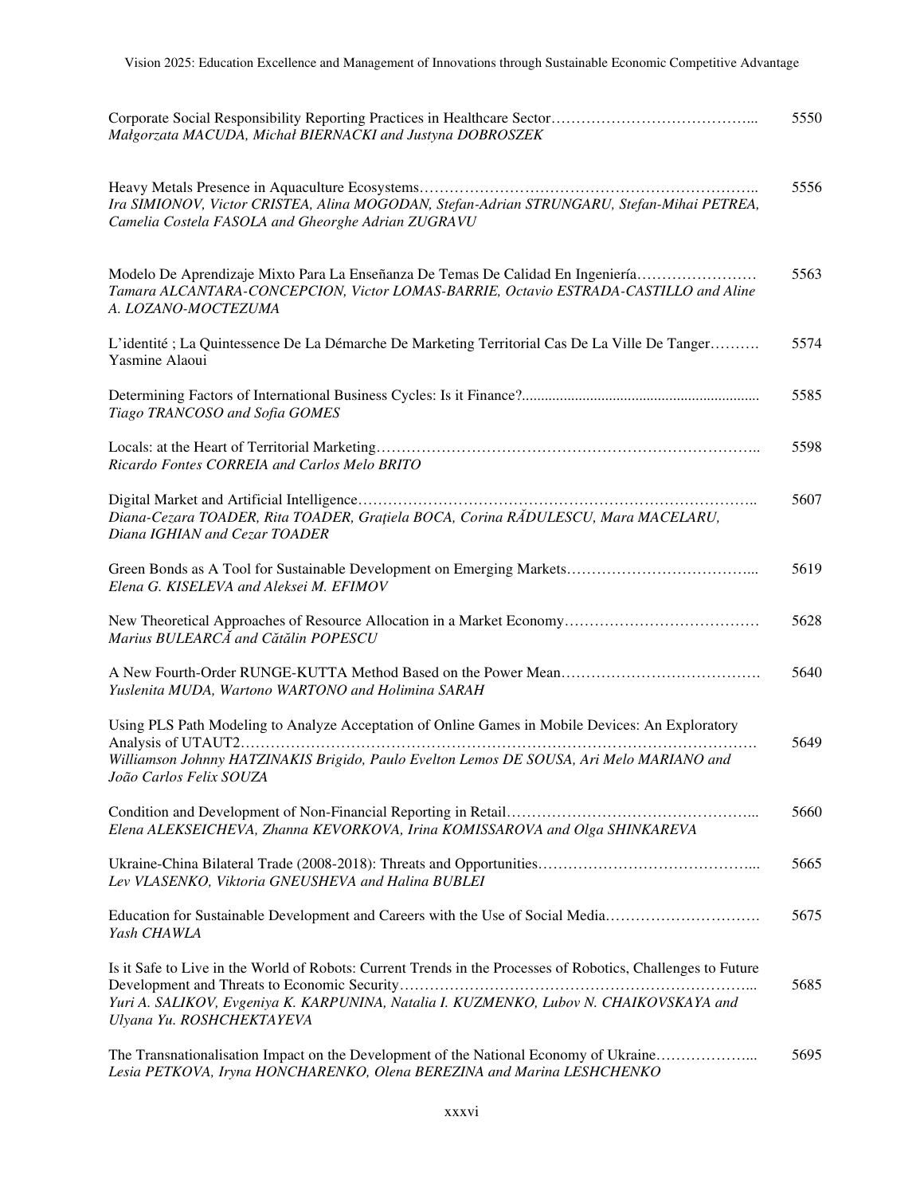Corporate Social Responsibility Reporting Practices in Healthcare Sector………………………………….. 5550
*Małgorzata MACUDA, Michał BIERNACKI and Justyna DOBROSZEK*

Heavy Metals Presence in Aquaculture Ecosystems………………………………………………………….. 5556
*Ira SIMIONOV, Victor CRISTEA, Alina MOGODAN, Stefan-Adrian STRUNGARU, Stefan-Mihai PETREA, Camelia Costela FASOLA and Gheorghe Adrian ZUGRAVU*

Modelo De Aprendizaje Mixto Para La Enseñanza De Temas De Calidad En Ingeniería…………………… 5563
*Tamara ALCANTARA-CONCEPCION, Victor LOMAS-BARRIE, Octavio ESTRADA-CASTILLO and Aline A. LOZANO-MOCTEZUMA*

L'identité ; La Quintessence De La Démarche De Marketing Territorial Cas De La Ville De Tanger………. 5574
Yasmine Alaoui

Determining Factors of International Business Cycles: Is it Finance?............................................................. 5585
*Tiago TRANCOSO and Sofia GOMES*

Locals: at the Heart of Territorial Marketing………………………………………………………………….. 5598
*Ricardo Fontes CORREIA and Carlos Melo BRITO*

Digital Market and Artificial Intelligence…………………………………………………………………….. 5607
*Diana-Cezara TOADER, Rita TOADER, Grațiela BOCA, Corina RĂDULESCU, Mara MACELARU, Diana IGHIAN and Cezar TOADER*

Green Bonds as A Tool for Sustainable Development on Emerging Markets……………………………….... 5619
*Elena G. KISELEVA and Aleksei M. EFIMOV*

New Theoretical Approaches of Resource Allocation in a Market Economy………………………………… 5628
*Marius BULEARCĂ and Cătălin POPESCU*

A New Fourth-Order RUNGE-KUTTA Method Based on the Power Mean…………………………………. 5640
*Yuslenita MUDA, Wartono WARTONO and Holimina SARAH*

Using PLS Path Modeling to Analyze Acceptation of Online Games in Mobile Devices: An Exploratory Analysis of UTAUT2………………………………………………………………………………………. 5649
*Williamson Johnny HATZINAKIS Brigido, Paulo Evelton Lemos DE SOUSA, Ari Melo MARIANO and João Carlos Felix SOUZA*

Condition and Development of Non-Financial Reporting in Retail………………………………………….. 5660
*Elena ALEKSEICHEVA, Zhanna KEVORKOVA, Irina KOMISSAROVA and Olga SHINKAREVA*

Ukraine-China Bilateral Trade (2008-2018): Threats and Opportunities…………………………………….... 5665
*Lev VLASENKO, Viktoria GNEUSHEVA and Halina BUBLEI*

Education for Sustainable Development and Careers with the Use of Social Media…………………………. 5675
*Yash CHAWLA*

Is it Safe to Live in the World of Robots: Current Trends in the Processes of Robotics, Challenges to Future Development and Threats to Economic Security………………………………………………………………... 5685
*Yuri A. SALIKOV, Evgeniya K. KARPUNINA, Natalia I. KUZMENKO, Lubov N. CHAIKOVSKAYA and Ulyana Yu. ROSHCHEKTAYEVA*

The Transnationalisation Impact on the Development of the National Economy of Ukraine………………... 5695
*Lesia PETKOVA, Iryna HONCHARENKO, Olena BEREZINA and Marina LESHCHENKO*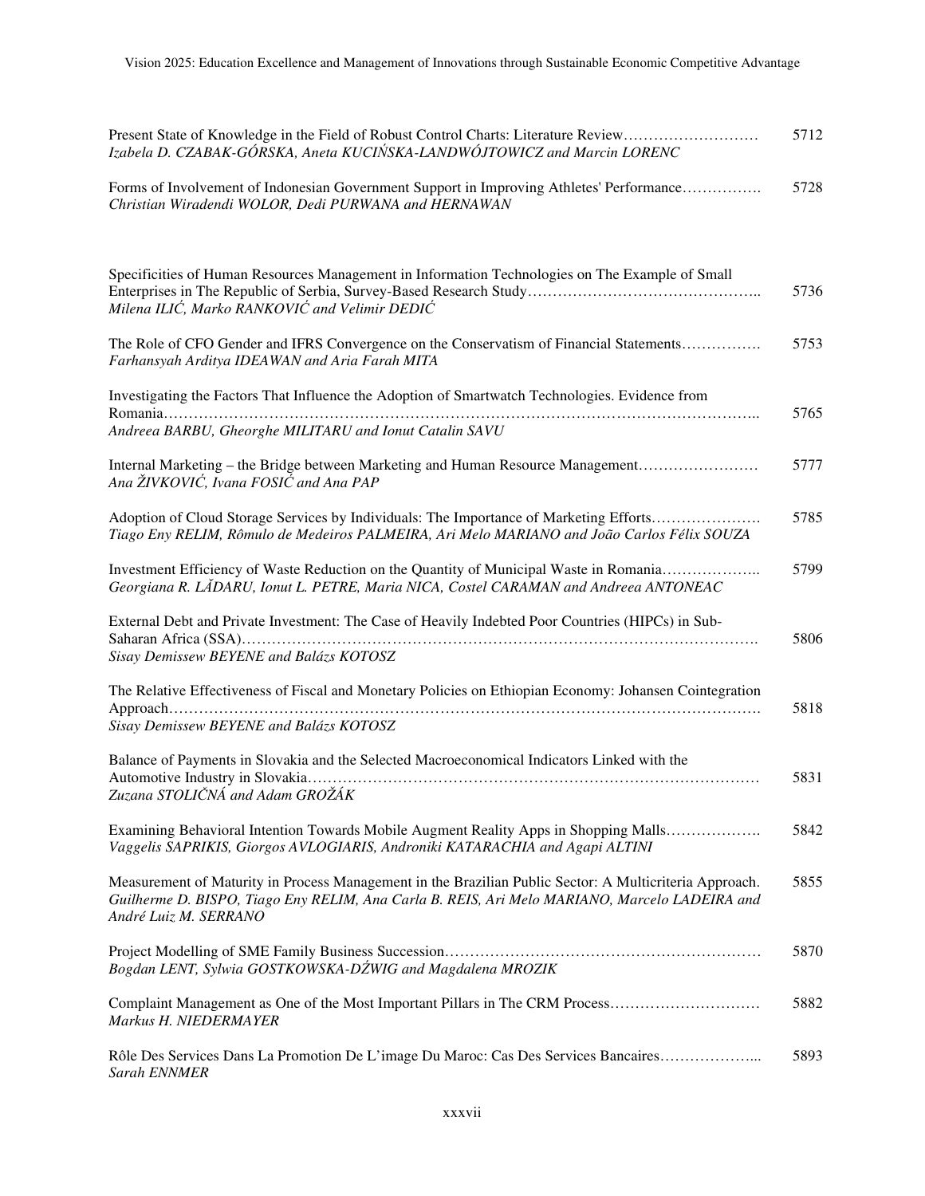Present State of Knowledge in the Field of Robust Control Charts: Literature Review………………………. 5712
*Izabela D. CZABAK-GÓRSKA, Aneta KUCIŃSKA-LANDWÓJTOWICZ and Marcin LORENC*

Forms of Involvement of Indonesian Government Support in Improving Athletes' Performance……………. 5728
*Christian Wiradendi WOLOR, Dedi PURWANA and HERNAWAN*

Specificities of Human Resources Management in Information Technologies on The Example of Small Enterprises in The Republic of Serbia, Survey-Based Research Study……………………………………….. 5736
*Milena ILIĆ, Marko RANKOVIĆ and Velimir DEDIĆ*

The Role of CFO Gender and IFRS Convergence on the Conservatism of Financial Statements……………. 5753
*Farhansyah Arditya IDEAWAN and Aria Farah MITA*

Investigating the Factors That Influence the Adoption of Smartwatch Technologies. Evidence from Romania…………………………………………………………………………………………………….. 5765
*Andreea BARBU, Gheorghe MILITARU and Ionut Catalin SAVU*

Internal Marketing – the Bridge between Marketing and Human Resource Management…………………… 5777
*Ana ŽIVKOVIĆ, Ivana FOSIĆ and Ana PAP*

Adoption of Cloud Storage Services by Individuals: The Importance of Marketing Efforts…………………. 5785
*Tiago Eny RELIM, Rômulo de Medeiros PALMEIRA, Ari Melo MARIANO and João Carlos Félix SOUZA*

Investment Efficiency of Waste Reduction on the Quantity of Municipal Waste in Romania……………….. 5799
*Georgiana R. LĂDARU, Ionut L. PETRE, Maria NICA, Costel CARAMAN and Andreea ANTONEAC*

External Debt and Private Investment: The Case of Heavily Indebted Poor Countries (HIPCs) in Sub-Saharan Africa (SSA)………………………………………………………………………………………. 5806
*Sisay Demissew BEYENE and Balázs KOTOSZ*

The Relative Effectiveness of Fiscal and Monetary Policies on Ethiopian Economy: Johansen Cointegration Approach…………………………………………………………………………………………………. 5818
*Sisay Demissew BEYENE and Balázs KOTOSZ*

Balance of Payments in Slovakia and the Selected Macroeconomical Indicators Linked with the Automotive Industry in Slovakia…………………………………………………………………………… 5831
*Zuzana STOLIČNÁ and Adam GROŽÁK*

Examining Behavioral Intention Towards Mobile Augment Reality Apps in Shopping Malls………………. 5842
*Vaggelis SAPRIKIS, Giorgos AVLOGIARIS, Androniki KATARACHIA and Agapi ALTINI*

Measurement of Maturity in Process Management in the Brazilian Public Sector: A Multicriteria Approach. 5855
*Guilherme D. BISPO, Tiago Eny RELIM, Ana Carla B. REIS, Ari Melo MARIANO, Marcelo LADEIRA and André Luiz M. SERRANO*

Project Modelling of SME Family Business Succession……………………………………………………… 5870
*Bogdan LENT, Sylwia GOSTKOWSKA-DŹWIG and Magdalena MROZIK*

Complaint Management as One of the Most Important Pillars in The CRM Process………………………… 5882
*Markus H. NIEDERMAYER*

Rôle Des Services Dans La Promotion De L'image Du Maroc: Cas Des Services Bancaires………………... 5893
*Sarah ENNMER*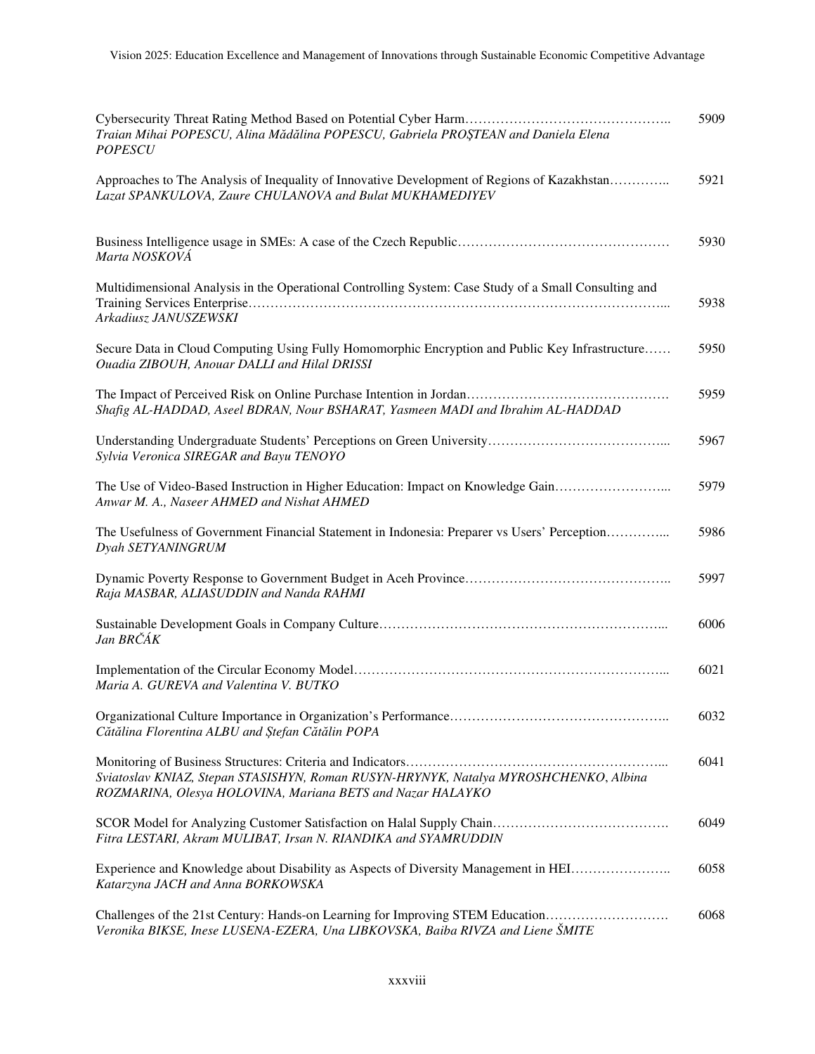Cybersecurity Threat Rating Method Based on Potential Cyber Harm……………………………………….. 5909
*Traian Mihai POPESCU, Alina Mădălina POPESCU, Gabriela PROŞTEAN and Daniela Elena POPESCU*

Approaches to The Analysis of Inequality of Innovative Development of Regions of Kazakhstan………….. 5921
*Lazat SPANKULOVA, Zaure CHULANOVA and Bulat MUKHAMEDIYEV*

Business Intelligence usage in SMEs: A case of the Czech Republic………………………………………… 5930
*Marta NOSKOVÁ*

Multidimensional Analysis in the Operational Controlling System: Case Study of a Small Consulting and Training Services Enterprise…………………………………………………………………………………... 5938
*Arkadiusz JANUSZEWSKI*

Secure Data in Cloud Computing Using Fully Homomorphic Encryption and Public Key Infrastructure…… 5950
*Ouadia ZIBOUH, Anouar DALLI and Hilal DRISSI*

The Impact of Perceived Risk on Online Purchase Intention in Jordan………………………………………. 5959
*Shafig AL-HADDAD, Aseel BDRAN, Nour BSHARAT, Yasmeen MADI and Ibrahim AL-HADDAD*

Understanding Undergraduate Students' Perceptions on Green University…………………………………... 5967
*Sylvia Veronica SIREGAR and Bayu TENOYO*

The Use of Video-Based Instruction in Higher Education: Impact on Knowledge Gain……………………... 5979
*Anwar M. A., Naseer AHMED and Nishat AHMED*

The Usefulness of Government Financial Statement in Indonesia: Preparer vs Users' Perception…………... 5986
*Dyah SETYANINGRUM*

Dynamic Poverty Response to Government Budget in Aceh Province……………………………………….. 5997
*Raja MASBAR, ALIASUDDIN and Nanda RAHMI*

Sustainable Development Goals in Company Culture………………………………………………………... 6006
*Jan BRČÁK*

Implementation of the Circular Economy Model……………………………………………………………... 6021
*Maria A. GUREVA and Valentina V. BUTKO*

Organizational Culture Importance in Organization's Performance………………………………………….. 6032
*Cătălina Florentina ALBU and Ștefan Cătălin POPA*

Monitoring of Business Structures: Criteria and Indicators…………………………………………………... 6041
*Sviatoslav KNIAZ, Stepan STASISHYN, Roman RUSYN-HRYNYK, Natalya MYROSHCHENKO, Albina ROZMARINA, Olesya HOLOVINA, Mariana BETS and Nazar HALAYKO*

SCOR Model for Analyzing Customer Satisfaction on Halal Supply Chain…………………………………. 6049
*Fitra LESTARI, Akram MULIBAT, Irsan N. RIANDIKA and SYAMRUDDIN*

Experience and Knowledge about Disability as Aspects of Diversity Management in HEI………………….. 6058
*Katarzyna JACH and Anna BORKOWSKA*

Challenges of the 21st Century: Hands-on Learning for Improving STEM Education………………………. 6068
*Veronika BIKSE, Inese LUSENA-EZERA, Una LIBKOVSKA, Baiba RIVZA and Liene ŠMITE*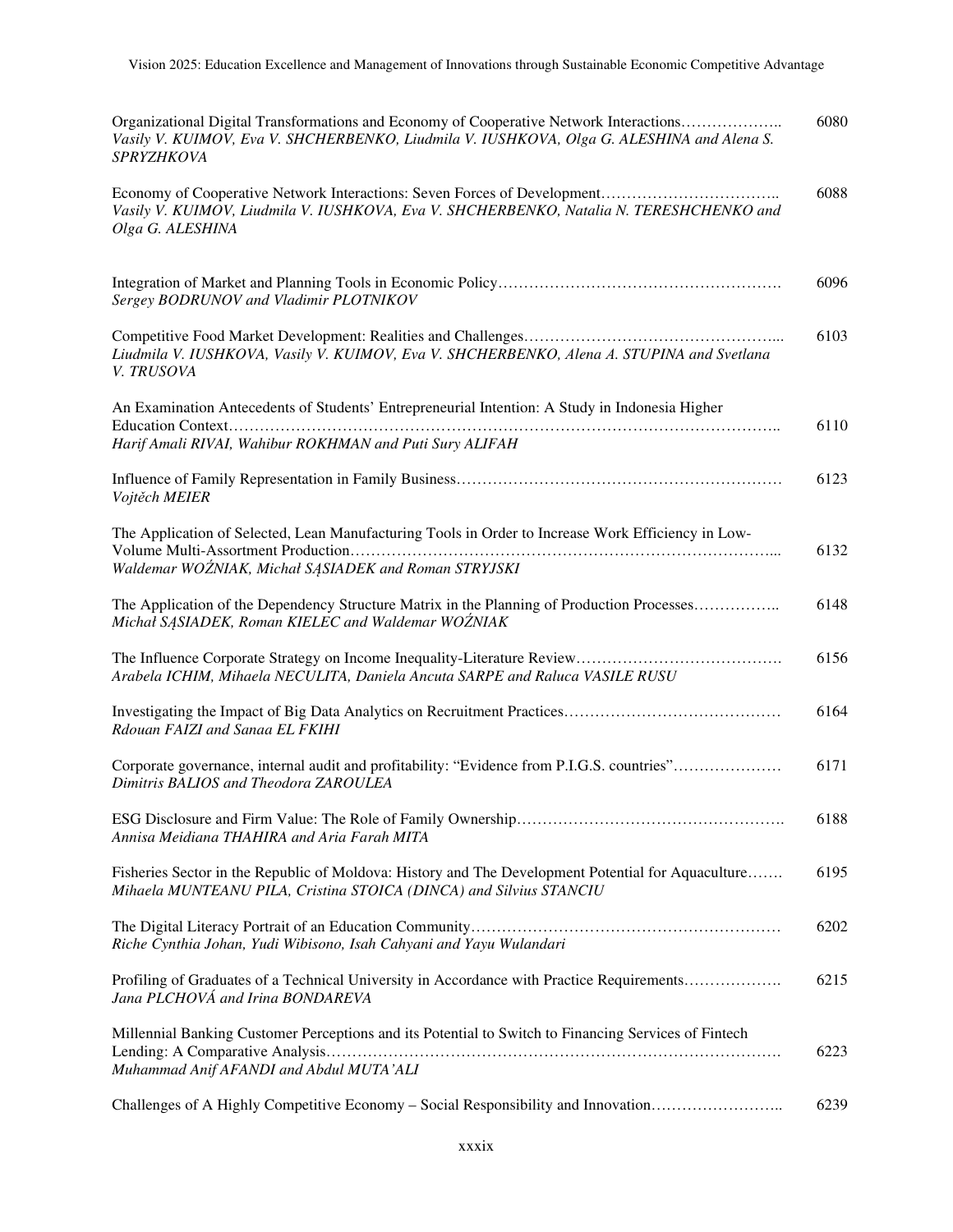Organizational Digital Transformations and Economy of Cooperative Network Interactions……………….. 6080
*Vasily V. KUIMOV, Eva V. SHCHERBENKO, Liudmila V. IUSHKOVA, Olga G. ALESHINA and Alena S. SPRYZHKOVA*

Economy of Cooperative Network Interactions: Seven Forces of Development…………………………….. 6088
*Vasily V. KUIMOV, Liudmila V. IUSHKOVA, Eva V. SHCHERBENKO, Natalia N. TERESHCHENKO and Olga G. ALESHINA*

Integration of Market and Planning Tools in Economic Policy………………………………………………. 6096
*Sergey BODRUNOV and Vladimir PLOTNIKOV*

Competitive Food Market Development: Realities and Challenges…………………………………………... 6103
*Liudmila V. IUSHKOVA, Vasily V. KUIMOV, Eva V. SHCHERBENKO, Alena A. STUPINA and Svetlana V. TRUSOVA*

An Examination Antecedents of Students' Entrepreneurial Intention: A Study in Indonesia Higher Education Context………………………………………………………………………………………….. 6110
*Harif Amali RIVAI, Wahibur ROKHMAN and Puti Sury ALIFAH*

Influence of Family Representation in Family Business……………………………………………………… 6123
*Vojtěch MEIER*

The Application of Selected, Lean Manufacturing Tools in Order to Increase Work Efficiency in Low-Volume Multi-Assortment Production……………………………………………………………………... 6132
*Waldemar WOŹNIAK, Michał SĄSIADEK and Roman STRYJSKI*

The Application of the Dependency Structure Matrix in the Planning of Production Processes…………….. 6148
*Michał SĄSIADEK, Roman KIELEC and Waldemar WOŹNIAK*

The Influence Corporate Strategy on Income Inequality-Literature Review…………………………………. 6156
*Arabela ICHIM, Mihaela NECULITA, Daniela Ancuta SARPE and Raluca VASILE RUSU*

Investigating the Impact of Big Data Analytics on Recruitment Practices…………………………………… 6164
*Rdouan FAIZI and Sanaa EL FKIHI*

Corporate governance, internal audit and profitability: "Evidence from P.I.G.S. countries"………………… 6171
*Dimitris BALIOS and Theodora ZAROULEA*

ESG Disclosure and Firm Value: The Role of Family Ownership……………………………………………. 6188
*Annisa Meidiana THAHIRA and Aria Farah MITA*

Fisheries Sector in the Republic of Moldova: History and The Development Potential for Aquaculture……. 6195
*Mihaela MUNTEANU PILA, Cristina STOICA (DINCA) and Silvius STANCIU*

The Digital Literacy Portrait of an Education Community…………………………………………………… 6202
*Riche Cynthia Johan, Yudi Wibisono, Isah Cahyani and Yayu Wulandari*

Profiling of Graduates of a Technical University in Accordance with Practice Requirements………………. 6215
*Jana PLCHOVÁ and Irina BONDAREVA*

Millennial Banking Customer Perceptions and its Potential to Switch to Financing Services of Fintech Lending: A Comparative Analysis…………………………………………………………………………. 6223
*Muhammad Anif AFANDI and Abdul MUTA'ALI*

Challenges of A Highly Competitive Economy – Social Responsibility and Innovation…………………….. 6239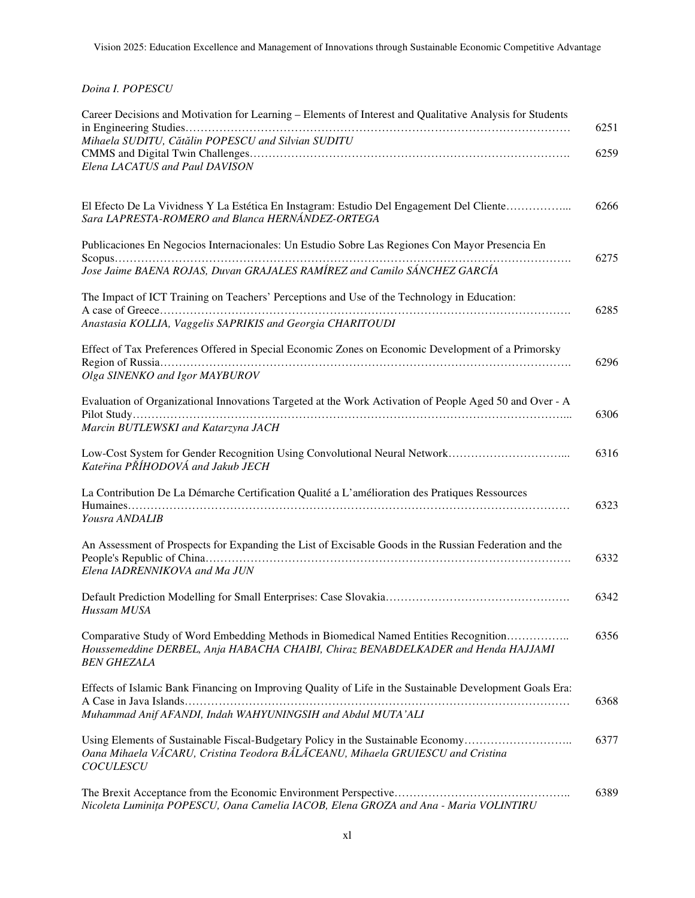*Doina I. POPESCU*

Career Decisions and Motivation for Learning – Elements of Interest and Qualitative Analysis for Students in Engineering Studies………………………………………………………………………………………… 6251
*Mihaela SUDITU, Cătălin POPESCU and Silvian SUDITU*

CMMS and Digital Twin Challenges…………………………………………………………………………. 6259
*Elena LACATUS and Paul DAVISON*

El Efecto De La Vividness Y La Estética En Instagram: Estudio Del Engagement Del Cliente……………... 6266
*Sara LAPRESTA-ROMERO and Blanca HERNÁNDEZ-ORTEGA*

Publicaciones En Negocios Internacionales: Un Estudio Sobre Las Regiones Con Mayor Presencia En Scopus………………………………………………………………………………………………………. 6275
*Jose Jaime BAENA ROJAS, Duvan GRAJALES RAMÍREZ and Camilo SÁNCHEZ GARCÍA*

The Impact of ICT Training on Teachers' Perceptions and Use of the Technology in Education: A case of Greece…………………………………………………………………………………………………. 6285
*Anastasia KOLLIA, Vaggelis SAPRIKIS and Georgia CHARITOUDI*

Effect of Tax Preferences Offered in Special Economic Zones on Economic Development of a Primorsky Region of Russia……………………………………………………………………………………………. 6296
*Olga SINENKO and Igor MAYBUROV*

Evaluation of Organizational Innovations Targeted at the Work Activation of People Aged 50 and Over - A Pilot Study…………………………………………………………………………………………………... 6306
*Marcin BUTLEWSKI and Katarzyna JACH*

Low-Cost System for Gender Recognition Using Convolutional Neural Network…………………………... 6316
*Kateřina PŘÍHODOVÁ and Jakub JECH*

La Contribution De La Démarche Certification Qualité a L'amélioration des Pratiques Ressources Humaines…………………………………………………………………………………………………… 6323
*Yousra ANDALIB*

An Assessment of Prospects for Expanding the List of Excisable Goods in the Russian Federation and the People's Republic of China…………………………………………………………………………………. 6332
*Elena IADRENNIKOVA and Ma JUN*

Default Prediction Modelling for Small Enterprises: Case Slovakia…………………………………………. 6342
*Hussam MUSA*

Comparative Study of Word Embedding Methods in Biomedical Named Entities Recognition…………….. 6356
*Houssemeddine DERBEL, Anja HABACHA CHAIBI, Chiraz BENABDELKADER and Henda HAJJAMI BEN GHEZALA*

Effects of Islamic Bank Financing on Improving Quality of Life in the Sustainable Development Goals Era: A Case in Java Islands………………………………………………………………………………………… 6368
*Muhammad Anif AFANDI, Indah WAHYUNINGSIH and Abdul MUTA'ALI*

Using Elements of Sustainable Fiscal-Budgetary Policy in the Sustainable Economy……………………….. 6377
*Oana Mihaela VĂCARU, Cristina Teodora BĂLĂCEANU, Mihaela GRUIESCU and Cristina COCULESCU*

The Brexit Acceptance from the Economic Environment Perspective……………………………………….. 6389
*Nicoleta Luminița POPESCU, Oana Camelia IACOB, Elena GROZA and Ana - Maria VOLINTIRU*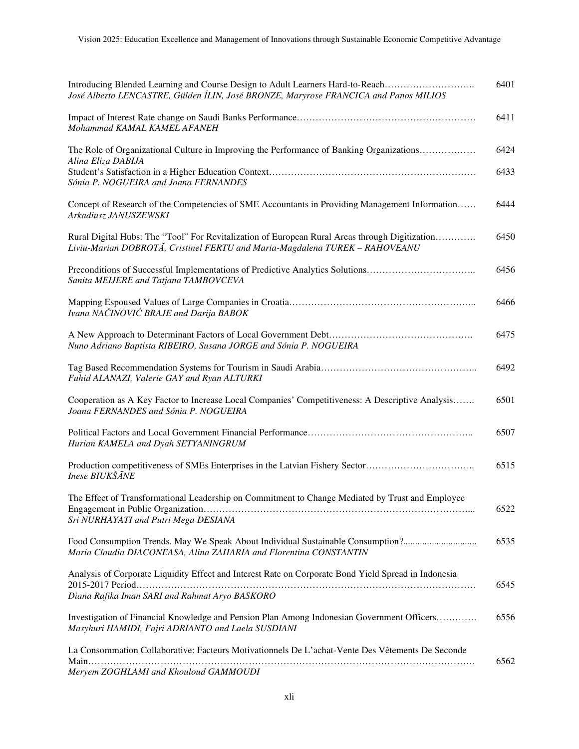| | |
|---|---|
| Introducing Blended Learning and Course Design to Adult Learners Hard-to-Reach………………………..<br>*José Alberto LENCASTRE, Gülden İLIN, José BRONZE, Maryrose FRANCICA and Panos MILIOS* | 6401 |
| Impact of Interest Rate change on Saudi Banks Performance…………………………………………………<br>*Mohammad KAMAL KAMEL AFANEH* | 6411 |
| The Role of Organizational Culture in Improving the Performance of Banking Organizations………………<br>*Alina Eliza DABIJA* | 6424 |
| Student's Satisfaction in a Higher Education Context………………………………………………………<br>*Sónia P. NOGUEIRA and Joana FERNANDES* | 6433 |
| Concept of Research of the Competencies of SME Accountants in Providing Management Information……<br>*Arkadiusz JANUSZEWSKI* | 6444 |
| Rural Digital Hubs: The "Tool" For Revitalization of European Rural Areas through Digitization………….<br>*Liviu-Marian DOBROTĂ, Cristinel FERTU and Maria-Magdalena TUREK – RAHOVEANU* | 6450 |
| Preconditions of Successful Implementations of Predictive Analytics Solutions……………………………..<br>*Sanita MEIJERE and Tatjana TAMBOVCEVA* | 6456 |
| Mapping Espoused Values of Large Companies in Croatia…………………………………………………...<br>*Ivana NAČINOVIĆ BRAJE and Darija BABOK* | 6466 |
| A New Approach to Determinant Factors of Local Government Debt……………………………………….<br>*Nuno Adriano Baptista RIBEIRO, Susana JORGE and Sónia P. NOGUEIRA* | 6475 |
| Tag Based Recommendation Systems for Tourism in Saudi Arabia………………………………………….. <br>*Fuhid ALANAZI, Valerie GAY and Ryan ALTURKI* | 6492 |
| Cooperation as A Key Factor to Increase Local Companies' Competitiveness: A Descriptive Analysis…….<br>*Joana FERNANDES and Sónia P. NOGUEIRA* | 6501 |
| Political Factors and Local Government Financial Performance……………………………………………..<br>*Hurian KAMELA and Dyah SETYANINGRUM* | 6507 |
| Production competitiveness of SMEs Enterprises in the Latvian Fishery Sector……………………………..<br>*Inese BIUKŠĀNE* | 6515 |
| The Effect of Transformational Leadership on Commitment to Change Mediated by Trust and Employee Engagement in Public Organization………………………………………………………………………...<br>*Sri NURHAYATI and Putri Mega DESIANA* | 6522 |
| Food Consumption Trends. May We Speak About Individual Sustainable Consumption?..............................<br>*Maria Claudia DIACONEASA, Alina ZAHARIA and Florentina CONSTANTIN* | 6535 |
| Analysis of Corporate Liquidity Effect and Interest Rate on Corporate Bond Yield Spread in Indonesia 2015-2017 Period………………………………………………………………………………………….<br>*Diana Rafika Iman SARI and Rahmat Aryo BASKORO* | 6545 |
| Investigation of Financial Knowledge and Pension Plan Among Indonesian Government Officers………….<br>*Masyhuri HAMIDI, Fajri ADRIANTO and Laela SUSDIANI* | 6556 |
| La Consommation Collaborative: Facteurs Motivationnels De L'achat-Vente Des Vêtements De Seconde Main………………………………………………………………………………………………………<br>*Meryem ZOGHLAMI and Khouloud GAMMOUDI* | 6562 |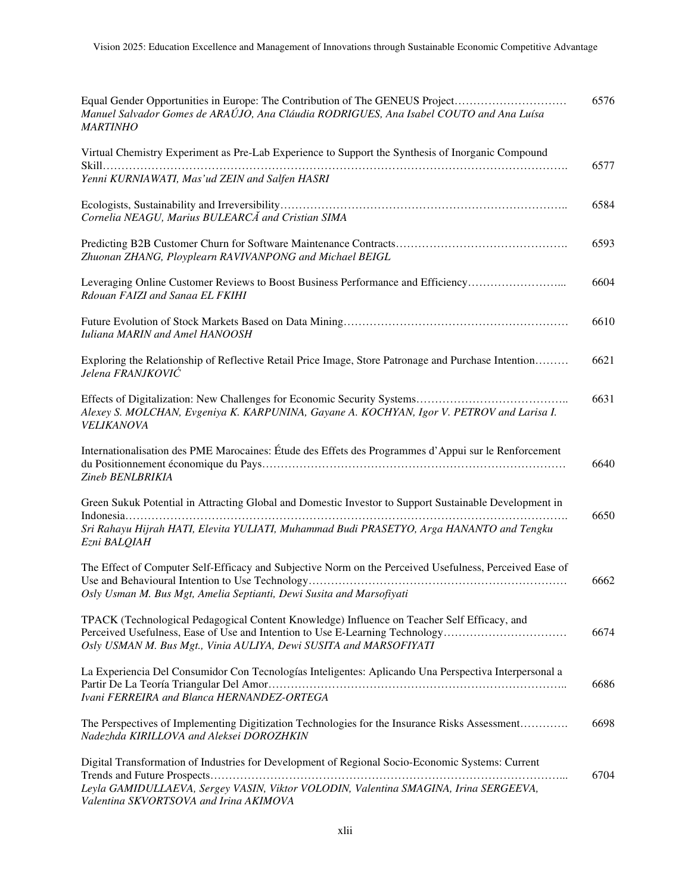Equal Gender Opportunities in Europe: The Contribution of The GENEUS Project…………………………. 6576
*Manuel Salvador Gomes de ARAÚJO, Ana Cláudia RODRIGUES, Ana Isabel COUTO and Ana Luísa MARTINHO*

Virtual Chemistry Experiment as Pre-Lab Experience to Support the Synthesis of Inorganic Compound Skill………………………………………………………………………………………………………. 6577
*Yenni KURNIAWATI, Mas'ud ZEIN and Salfen HASRI*

Ecologists, Sustainability and Irreversibility……………………………………………………………….. 6584
*Cornelia NEAGU, Marius BULEARCĂ and Cristian SIMA*

Predicting B2B Customer Churn for Software Maintenance Contracts………………………………………. 6593
*Zhuonan ZHANG, Ployplearn RAVIVANPONG and Michael BEIGL*

Leveraging Online Customer Reviews to Boost Business Performance and Efficiency……………………... 6604
*Rdouan FAIZI and Sanaa EL FKIHI*

Future Evolution of Stock Markets Based on Data Mining…………………………………………………… 6610
*Iuliana MARIN and Amel HANOOSH*

Exploring the Relationship of Reflective Retail Price Image, Store Patronage and Purchase Intention……… 6621
*Jelena FRANJKOVIĆ*

Effects of Digitalization: New Challenges for Economic Security Systems………………………………….. 6631
*Alexey S. MOLCHAN, Evgeniya K. KARPUNINA, Gayane A. KOCHYAN, Igor V. PETROV and Larisa I. VELIKANOVA*

Internationalisation des PME Marocaines: Étude des Effets des Programmes d'Appui sur le Renforcement du Positionnement économique du Pays……………………………………………………………………… 6640
*Zineb BENLBRIKIA*

Green Sukuk Potential in Attracting Global and Domestic Investor to Support Sustainable Development in Indonesia………………………………………………………………………………………………………. 6650
*Sri Rahayu Hijrah HATI, Elevita YULIATI, Muhammad Budi PRASETYO, Arga HANANTO and Tengku Ezni BALQIAH*

The Effect of Computer Self-Efficacy and Subjective Norm on the Perceived Usefulness, Perceived Ease of Use and Behavioural Intention to Use Technology…………………………………………………………… 6662
*Osly Usman M. Bus Mgt, Amelia Septianti, Dewi Susita and Marsofiyati*

TPACK (Technological Pedagogical Content Knowledge) Influence on Teacher Self Efficacy, and Perceived Usefulness, Ease of Use and Intention to Use E-Learning Technology…………………………… 6674
*Osly USMAN M. Bus Mgt., Vinia AULIYA, Dewi SUSITA and MARSOFIYATI*

La Experiencia Del Consumidor Con Tecnologías Inteligentes: Aplicando Una Perspectiva Interpersonal a Partir De La Teoría Triangular Del Amor……………………………………………………………………….. 6686
*Ivani FERREIRA and Blanca HERNANDEZ-ORTEGA*

The Perspectives of Implementing Digitization Technologies for the Insurance Risks Assessment…………. 6698
*Nadezhda KIRILLOVA and Aleksei DOROZHKIN*

Digital Transformation of Industries for Development of Regional Socio-Economic Systems: Current Trends and Future Prospects……………………………………………………………………………………... 6704
*Leyla GAMIDULLAEVA, Sergey VASIN, Viktor VOLODIN, Valentina SMAGINA, Irina SERGEEVA, Valentina SKVORTSOVA and Irina AKIMOVA*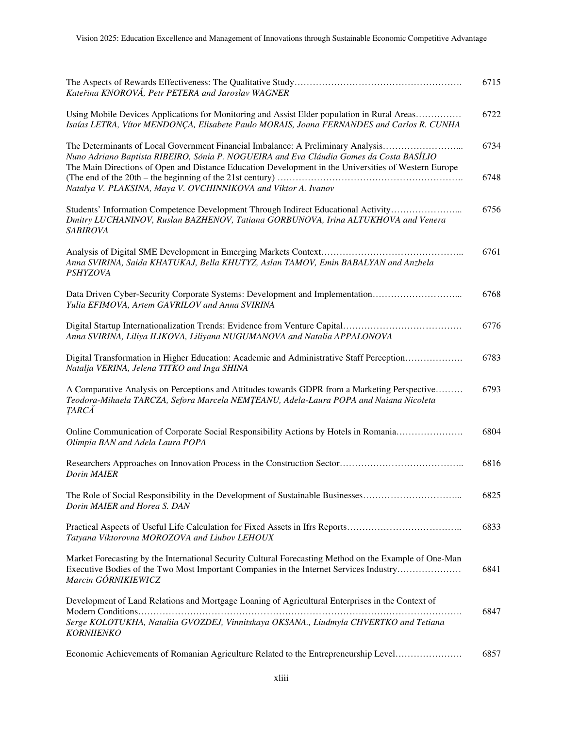The Aspects of Rewards Effectiveness: The Qualitative Study………………………………………………. 6715
*Kateřina KNOROVÁ, Petr PETERA and Jaroslav WAGNER*

Using Mobile Devices Applications for Monitoring and Assist Elder population in Rural Areas…………… 6722
*Isaías LETRA, Vítor MENDONÇA, Elisabete Paulo MORAIS, Joana FERNANDES and Carlos R. CUNHA*

The Determinants of Local Government Financial Imbalance: A Preliminary Analysis……………………... 6734
*Nuno Adriano Baptista RIBEIRO, Sónia P. NOGUEIRA and Eva Cláudia Gomes da Costa BASÍLIO*

The Main Directions of Open and Distance Education Development in the Universities of Western Europe (The end of the 20th – the beginning of the 21st century) …………………………………………………. 6748
*Natalya V. PLAKSINA, Maya V. OVCHINNIKOVA and Viktor A. Ivanov*

Students' Information Competence Development Through Indirect Educational Activity…………………... 6756
*Dmitry LUCHANINOV, Ruslan BAZHENOV, Tatiana GORBUNOVA, Irina ALTUKHOVA and Venera SABIROVA*

Analysis of Digital SME Development in Emerging Markets Context……………………………………….. 6761
*Anna SVIRINA, Saida KHATUKAJ, Bella KHUTYZ, Aslan TAMOV, Emin BABALYAN and Anzhela PSHYZOVA*

Data Driven Cyber-Security Corporate Systems: Development and Implementation………………………... 6768
*Yulia EFIMOVA, Artem GAVRILOV and Anna SVIRINA*

Digital Startup Internationalization Trends: Evidence from Venture Capital………………………………… 6776
*Anna SVIRINA, Liliya ILIKOVA, Liliyana NUGUMANOVA and Natalia APPALONOVA*

Digital Transformation in Higher Education: Academic and Administrative Staff Perception………………. 6783
*Natalja VERINA, Jelena TITKO and Inga SHINA*

A Comparative Analysis on Perceptions and Attitudes towards GDPR from a Marketing Perspective……… 6793
*Teodora-Mihaela TARCZA, Sefora Marcela NEMŢEANU, Adela-Laura POPA and Naiana Nicoleta ŢARCĂ*

Online Communication of Corporate Social Responsibility Actions by Hotels in Romania…………………. 6804
*Olimpia BAN and Adela Laura POPA*

Researchers Approaches on Innovation Process in the Construction Sector………………………………….. 6816
*Dorin MAIER*

The Role of Social Responsibility in the Development of Sustainable Businesses…………………………... 6825
*Dorin MAIER and Horea S. DAN*

Practical Aspects of Useful Life Calculation for Fixed Assets in Ifrs Reports……………………………….. 6833
*Tatyana Viktorovna MOROZOVA and Liubov LEHOUX*

Market Forecasting by the International Security Cultural Forecasting Method on the Example of One-Man Executive Bodies of the Two Most Important Companies in the Internet Services Industry………………… 6841
*Marcin GÓRNIKIEWICZ*

Development of Land Relations and Mortgage Loaning of Agricultural Enterprises in the Context of Modern Conditions………………………………………………………………………………………………. 6847
*Serge KOLOTUKHA, Nataliia GVOZDEJ, Vinnitskaya OKSANA., Liudmyla CHVERTKO and Tetiana KORNIIENKO*

Economic Achievements of Romanian Agriculture Related to the Entrepreneurship Level…………………. 6857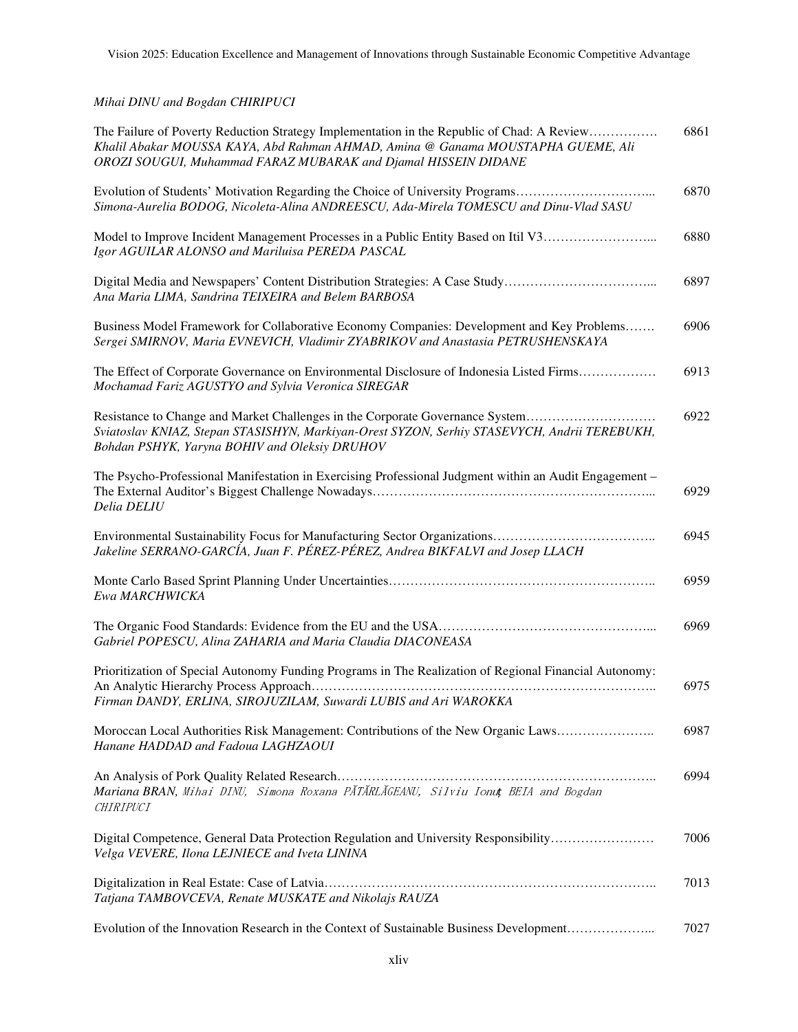*Mihai DINU and Bogdan CHIRIPUCI*

The Failure of Poverty Reduction Strategy Implementation in the Republic of Chad: A Review……………. 6861
*Khalil Abakar MOUSSA KAYA, Abd Rahman AHMAD, Amina @ Ganama MOUSTAPHA GUEME, Ali OROZI SOUGUI, Muhammad FARAZ MUBARAK and Djamal HISSEIN DIDANE*

Evolution of Students' Motivation Regarding the Choice of University Programs…………………………... 6870
*Simona-Aurelia BODOG, Nicoleta-Alina ANDREESCU, Ada-Mirela TOMESCU and Dinu-Vlad SASU*

Model to Improve Incident Management Processes in a Public Entity Based on Itil V3……………………... 6880
*Igor AGUILAR ALONSO and Mariluisa PEREDA PASCAL*

Digital Media and Newspapers' Content Distribution Strategies: A Case Study……………………………... 6897
*Ana Maria LIMA, Sandrina TEIXEIRA and Belem BARBOSA*

Business Model Framework for Collaborative Economy Companies: Development and Key Problems……. 6906
*Sergei SMIRNOV, Maria EVNEVICH, Vladimir ZYABRIKOV and Anastasia PETRUSHENSKAYA*

The Effect of Corporate Governance on Environmental Disclosure of Indonesia Listed Firms……………… 6913
*Mochamad Fariz AGUSTYO and Sylvia Veronica SIREGAR*

Resistance to Change and Market Challenges in the Corporate Governance System………………………… 6922
*Sviatoslav KNIAZ, Stepan STASISHYN, Markiyan-Orest SYZON, Serhiy STASEVYCH, Andrii TEREBUKH, Bohdan PSHYK, Yaryna BOHIV and Oleksiy DRUHOV*

The Psycho-Professional Manifestation in Exercising Professional Judgment within an Audit Engagement – The External Auditor's Biggest Challenge Nowadays………………………………………………………... 6929
*Delia DELIU*

Environmental Sustainability Focus for Manufacturing Sector Organizations……………………………….. 6945
*Jakeline SERRANO-GARCÍA, Juan F. PÉREZ-PÉREZ, Andrea BIKFALVI and Josep LLACH*

Monte Carlo Based Sprint Planning Under Uncertainties…………………………………………………….. 6959
*Ewa MARCHWICKA*

The Organic Food Standards: Evidence from the EU and the USA…………………………………………... 6969
*Gabriel POPESCU, Alina ZAHARIA and Maria Claudia DIACONEASA*

Prioritization of Special Autonomy Funding Programs in The Realization of Regional Financial Autonomy: An Analytic Hierarchy Process Approach…………………………………………………………………….. 6975
*Firman DANDY, ERLINA, SIROJUZILAM, Suwardi LUBIS and Ari WAROKKA*

Moroccan Local Authorities Risk Management: Contributions of the New Organic Laws………………….. 6987
*Hanane HADDAD and Fadoua LAGHZAOUI*

An Analysis of Pork Quality Related Research……………………………………………………………….. 6994
*Mariana BRAN, Mihai DINU, Simona Roxana PĂTĂRLĂGEANU, Silviu Ionuț BEIA and Bogdan CHIRIPUCI*

Digital Competence, General Data Protection Regulation and University Responsibility…………………… 7006
*Velga VEVERE, Ilona LEJNIECE and Iveta LININA*

Digitalization in Real Estate: Case of Latvia………………………………………………………………….. 7013
*Tatjana TAMBOVCEVA, Renate MUSKATE and Nikolajs RAUZA*

Evolution of the Innovation Research in the Context of Sustainable Business Development………………... 7027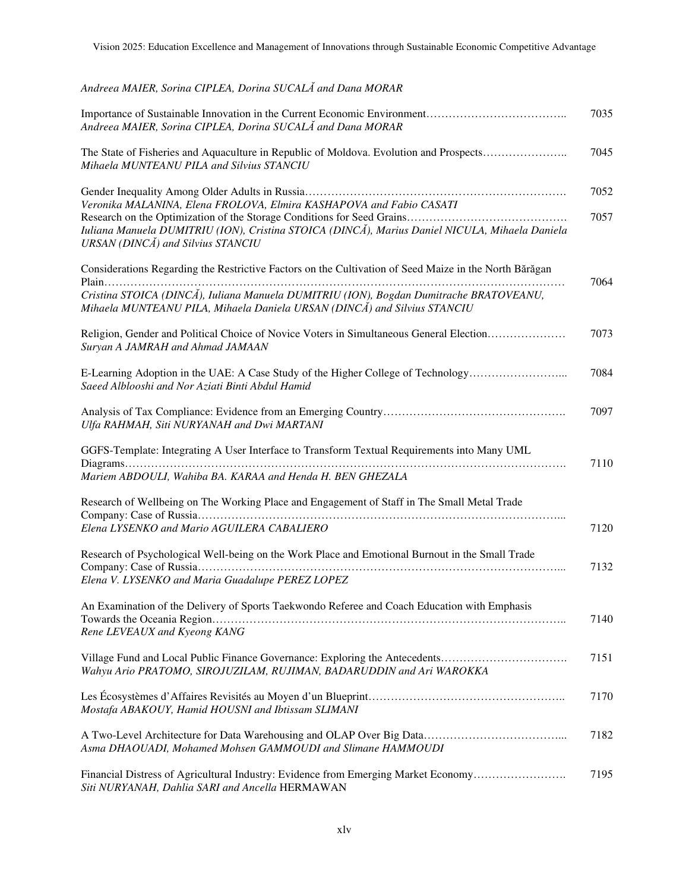*Andreea MAIER, Sorina CIPLEA, Dorina SUCALĂ and Dana MORAR*

Importance of Sustainable Innovation in the Current Economic Environment……………………………….. 7035
*Andreea MAIER, Sorina CIPLEA, Dorina SUCALĂ and Dana MORAR*

The State of Fisheries and Aquaculture in Republic of Moldova. Evolution and Prospects………………….. 7045
*Mihaela MUNTEANU PILA and Silvius STANCIU*

Gender Inequality Among Older Adults in Russia……………………………………………………………. 7052
*Veronika MALANINA, Elena FROLOVA, Elmira KASHAPOVA and Fabio CASATI*

Research on the Optimization of the Storage Conditions for Seed Grains……………………………………. 7057
*Iuliana Manuela DUMITRIU (ION), Cristina STOICA (DINCĂ), Marius Daniel NICULA, Mihaela Daniela URSAN (DINCĂ) and Silvius STANCIU*

Considerations Regarding the Restrictive Factors on the Cultivation of Seed Maize in the North Bărăgan Plain………………………………………………………………………………………………………… 7064
*Cristina STOICA (DINCĂ), Iuliana Manuela DUMITRIU (ION), Bogdan Dumitrache BRATOVEANU, Mihaela MUNTEANU PILA, Mihaela Daniela URSAN (DINCĂ) and Silvius STANCIU*

Religion, Gender and Political Choice of Novice Voters in Simultaneous General Election………………… 7073
*Suryan A JAMRAH and Ahmad JAMAAN*

E-Learning Adoption in the UAE: A Case Study of the Higher College of Technology……………………... 7084
*Saeed Alblooshi and Nor Aziati Binti Abdul Hamid*

Analysis of Tax Compliance: Evidence from an Emerging Country…………………………………………. 7097
*Ulfa RAHMAH, Siti NURYANAH and Dwi MARTANI*

GGFS-Template: Integrating A User Interface to Transform Textual Requirements into Many UML Diagrams………………………………………………………………………………………………………. 7110
*Mariem ABDOULI, Wahiba BA. KARAA and Henda H. BEN GHEZALA*

Research of Wellbeing on The Working Place and Engagement of Staff in The Small Metal Trade Company: Case of Russia………………………………………………………………………………………... 7120
*Elena LYSENKO and Mario AGUILERA CABALIERO*

Research of Psychological Well-being on the Work Place and Emotional Burnout in the Small Trade Company: Case of Russia………………………………………………………………………………………... 7132
*Elena V. LYSENKO and Maria Guadalupe PEREZ LOPEZ*

An Examination of the Delivery of Sports Taekwondo Referee and Coach Education with Emphasis Towards the Oceania Region………………………………………………………………………………….. 7140
*Rene LEVEAUX and Kyeong KANG*

Village Fund and Local Public Finance Governance: Exploring the Antecedents……………………………. 7151
*Wahyu Ario PRATOMO, SIROJUZILAM, RUJIMAN, BADARUDDIN and Ari WAROKKA*

Les Écosystèmes d'Affaires Revisités au Moyen d'un Blueprint…………………………………………….. 7170
*Mostafa ABAKOUY, Hamid HOUSNI and Ibtissam SLIMANI*

A Two-Level Architecture for Data Warehousing and OLAP Over Big Data………………………………... 7182
*Asma DHAOUADI, Mohamed Mohsen GAMMOUDI and Slimane HAMMOUDI*

Financial Distress of Agricultural Industry: Evidence from Emerging Market Economy……………………. 7195
*Siti NURYANAH, Dahlia SARI and Ancella* HERMAWAN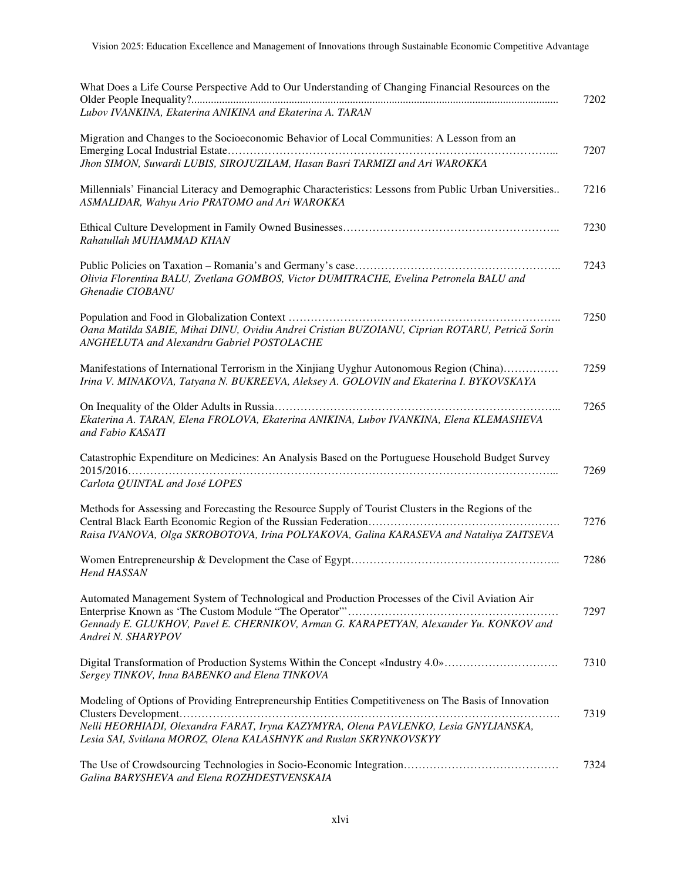What Does a Life Course Perspective Add to Our Understanding of Changing Financial Resources on the Older People Inequality?................................................................................................................................... 7202
*Lubov IVANKINA, Ekaterina ANIKINA and Ekaterina A. TARAN*

Migration and Changes to the Socioeconomic Behavior of Local Communities: A Lesson from an Emerging Local Industrial Estate……………………………………………………………………………... 7207
*Jhon SIMON, Suwardi LUBIS, SIROJUZILAM, Hasan Basri TARMIZI and Ari WAROKKA*

Millennials' Financial Literacy and Demographic Characteristics: Lessons from Public Urban Universities.. 7216
*ASMALIDAR, Wahyu Ario PRATOMO and Ari WAROKKA*

Ethical Culture Development in Family Owned Businesses………………………………………………….. 7230
*Rahatullah MUHAMMAD KHAN*

Public Policies on Taxation – Romania's and Germany's case……………………………………………….. 7243
*Olivia Florentina BALU, Zvetlana GOMBOS, Victor DUMITRACHE, Evelina Petronela BALU and Ghenadie CIOBANU*

Population and Food in Globalization Context ……………………………………………………………….. 7250
*Oana Matilda SABIE, Mihai DINU, Ovidiu Andrei Cristian BUZOIANU, Ciprian ROTARU, Petrică Sorin ANGHELUTA and Alexandru Gabriel POSTOLACHE*

Manifestations of International Terrorism in the Xinjiang Uyghur Autonomous Region (China)…………… 7259
*Irina V. MINAKOVA, Tatyana N. BUKREEVA, Aleksey A. GOLOVIN and Ekaterina I. BYKOVSKAYA*

On Inequality of the Older Adults in Russia…………………………………………………………………... 7265
*Ekaterina A. TARAN, Elena FROLOVA, Ekaterina ANIKINA, Lubov IVANKINA, Elena KLEMASHEVA and Fabio KASATI*

Catastrophic Expenditure on Medicines: An Analysis Based on the Portuguese Household Budget Survey 2015/2016……………………………………………………………………………………………………... 7269
*Carlota QUINTAL and José LOPES*

Methods for Assessing and Forecasting the Resource Supply of Tourist Clusters in the Regions of the Central Black Earth Economic Region of the Russian Federation……………………………………………. 7276
*Raisa IVANOVA, Olga SKROBOTOVA, Irina POLYAKOVA, Galina KARASEVA and Nataliya ZAITSEVA*

Women Entrepreneurship & Development the Case of Egypt……………………………………………….... 7286
*Hend HASSAN*

Automated Management System of Technological and Production Processes of the Civil Aviation Air Enterprise Known as 'The Custom Module "The Operator"'………………………………………………… 7297
*Gennady E. GLUKHOV, Pavel E. CHERNIKOV, Arman G. KARAPETYAN, Alexander Yu. KONKOV and Andrei N. SHARYPOV*

Digital Transformation of Production Systems Within the Concept «Industry 4.0»…………………………. 7310
*Sergey TINKOV, Inna BABENKO and Elena TINKOVA*

Modeling of Options of Providing Entrepreneurship Entities Competitiveness on The Basis of Innovation Clusters Development………………………………………………………………………………………. 7319
*Nelli HEORHIADI, Olexandra FARAT, Iryna KAZYMYRA, Olena PAVLENKO, Lesia GNYLIANSKA, Lesia SAI, Svitlana MOROZ, Olena KALASHNYK and Ruslan SKRYNKOVSKYY*

The Use of Crowdsourcing Technologies in Socio-Economic Integration…………………………………… 7324
*Galina BARYSHEVA and Elena ROZHDESTVENSKAIA*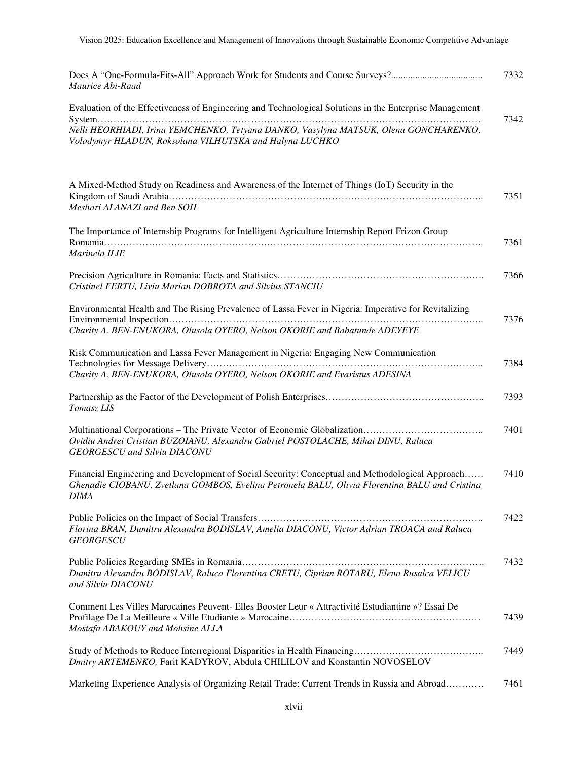Does A “One-Formula-Fits-All” Approach Work for Students and Course Surveys?..................................... 7332
*Maurice Abi-Raad*

Evaluation of the Effectiveness of Engineering and Technological Solutions in the Enterprise Management System………………………………………………………………………………………………………… 7342
*Nelli HEORHIADI, Irina YEMCHENKO, Tetyana DANKO, Vasylyna MATSUK, Olena GONCHARENKO, Volodymyr HLADUN, Roksolana VILHUTSKA and Halyna LUCHKO*

A Mixed-Method Study on Readiness and Awareness of the Internet of Things (IoT) Security in the Kingdom of Saudi Arabia……………………………………………………………………………………….... 7351
*Meshari ALANAZI and Ben SOH*

The Importance of Internship Programs for Intelligent Agriculture Internship Report Frizon Group Romania……………………………………………………………………………………………………….. 7361
*Marinela ILIE*

Precision Agriculture in Romania: Facts and Statistics……………………………………………………….. 7366
*Cristinel FERTU, Liviu Marian DOBROTA and Silvius STANCIU*

Environmental Health and The Rising Prevalence of Lassa Fever in Nigeria: Imperative for Revitalizing Environmental Inspection…………………………………………………………………………………... 7376
*Charity A. BEN-ENUKORA, Olusola OYERO, Nelson OKORIE and Babatunde ADEYEYE*

Risk Communication and Lassa Fever Management in Nigeria: Engaging New Communication Technologies for Message Delivery…………………………………………………………………………... 7384
*Charity A. BEN-ENUKORA, Olusola OYERO, Nelson OKORIE and Evaristus ADESINA*

Partnership as the Factor of the Development of Polish Enterprises………………………………………….. 7393
*Tomasz LIS*

Multinational Corporations – The Private Vector of Economic Globalization……………………………….. 7401
*Ovidiu Andrei Cristian BUZOIANU, Alexandru Gabriel POSTOLACHE, Mihai DINU, Raluca GEORGESCU and Silviu DIACONU*

Financial Engineering and Development of Social Security: Conceptual and Methodological Approach…… 7410
*Ghenadie CIOBANU, Zvetlana GOMBOS, Evelina Petronela BALU, Olivia Florentina BALU and Cristina DIMA*

Public Policies on the Impact of Social Transfers…………………………………………………………….. 7422
*Florina BRAN, Dumitru Alexandru BODISLAV, Amelia DIACONU, Victor Adrian TROACA and Raluca GEORGESCU*

Public Policies Regarding SMEs in Romania…………………………………………………………………. 7432
*Dumitru Alexandru BODISLAV, Raluca Florentina CRETU, Ciprian ROTARU, Elena Rusalca VELICU and Silviu DIACONU*

Comment Les Villes Marocaines Peuvent- Elles Booster Leur « Attractivité Estudiantine »? Essai De Profilage De La Meilleure « Ville Etudiante » Marocaine…………………………………………………… 7439
*Mostafa ABAKOUY and Mohsine ALLA*

Study of Methods to Reduce Interregional Disparities in Health Financing………………………………….. 7449
*Dmitry ARTEMENKO,* Farit KADYROV, Abdula CHILILOV and Konstantin NOVOSELOV

Marketing Experience Analysis of Organizing Retail Trade: Current Trends in Russia and Abroad………… 7461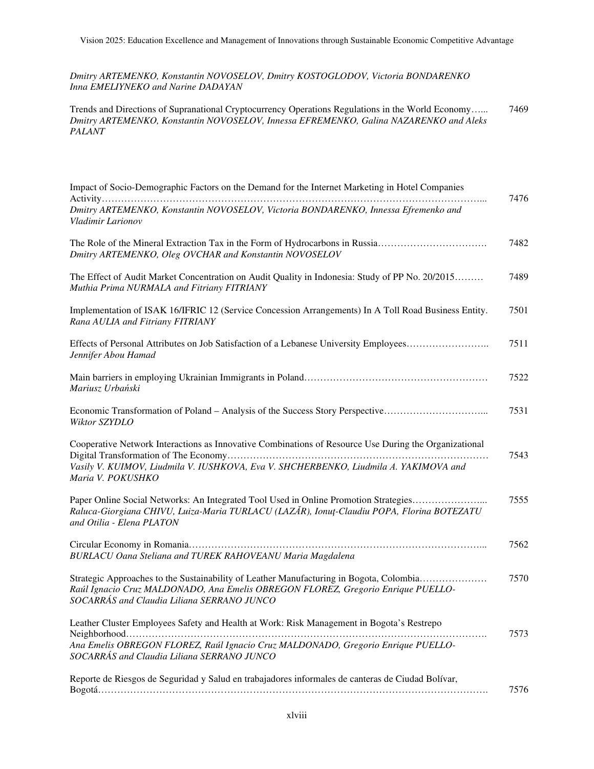*Dmitry ARTEMENKO, Konstantin NOVOSELOV, Dmitry KOSTOGLODOV, Victoria BONDARENKO Inna EMELIYNEKO and Narine DADAYAN*

Trends and Directions of Supranational Cryptocurrency Operations Regulations in the World Economy…... 7469
*Dmitry ARTEMENKO, Konstantin NOVOSELOV, Innessa EFREMENKO, Galina NAZARENKO and Aleks PALANT*

Impact of Socio-Demographic Factors on the Demand for the Internet Marketing in Hotel Companies Activity…………………………………………………………………………………………………... 7476
*Dmitry ARTEMENKO, Konstantin NOVOSELOV, Victoria BONDARENKO, Innessa Efremenko and Vladimir Larionov*

The Role of the Mineral Extraction Tax in the Form of Hydrocarbons in Russia……………………………. 7482
*Dmitry ARTEMENKO, Oleg OVCHAR and Konstantin NOVOSELOV*

The Effect of Audit Market Concentration on Audit Quality in Indonesia: Study of PP No. 20/2015……… 7489
*Muthia Prima NURMALA and Fitriany FITRIANY*

Implementation of ISAK 16/IFRIC 12 (Service Concession Arrangements) In A Toll Road Business Entity. 7501
*Rana AULIA and Fitriany FITRIANY*

Effects of Personal Attributes on Job Satisfaction of a Lebanese University Employees…………………….. 7511
*Jennifer Abou Hamad*

Main barriers in employing Ukrainian Immigrants in Poland………………………………………………… 7522
*Mariusz Urbański*

Economic Transformation of Poland – Analysis of the Success Story Perspective…………………………... 7531
*Wiktor SZYDLO*

Cooperative Network Interactions as Innovative Combinations of Resource Use During the Organizational Digital Transformation of The Economy……………………………………………………………………… 7543
*Vasily V. KUIMOV, Liudmila V. IUSHKOVA, Eva V. SHCHERBENKO, Liudmila A. YAKIMOVA and Maria V. POKUSHKO*

Paper Online Social Networks: An Integrated Tool Used in Online Promotion Strategies…………………... 7555
*Raluca-Giorgiana CHIVU, Luiza-Maria TURLACU (LAZĂR), Ionuț-Claudiu POPA, Florina BOTEZATU and Otilia - Elena PLATON*

Circular Economy in Romania……………………………………………………………………………... 7562
*BURLACU Oana Steliana and TUREK RAHOVEANU Maria Magdalena*

Strategic Approaches to the Sustainability of Leather Manufacturing in Bogota, Colombia………………… 7570
*Raúl Ignacio Cruz MALDONADO, Ana Emelis OBREGON FLOREZ, Gregorio Enrique PUELLO-SOCARRÁS and Claudia Liliana SERRANO JUNCO*

Leather Cluster Employees Safety and Health at Work: Risk Management in Bogota's Restrepo Neighborhood………………………………………………………………………………………………. 7573
*Ana Emelis OBREGON FLOREZ, Raúl Ignacio Cruz MALDONADO, Gregorio Enrique PUELLO-SOCARRÁS and Claudia Liliana SERRANO JUNCO*

Reporte de Riesgos de Seguridad y Salud en trabajadores informales de canteras de Ciudad Bolívar, Bogotá……………………………………………………………………………………………………. 7576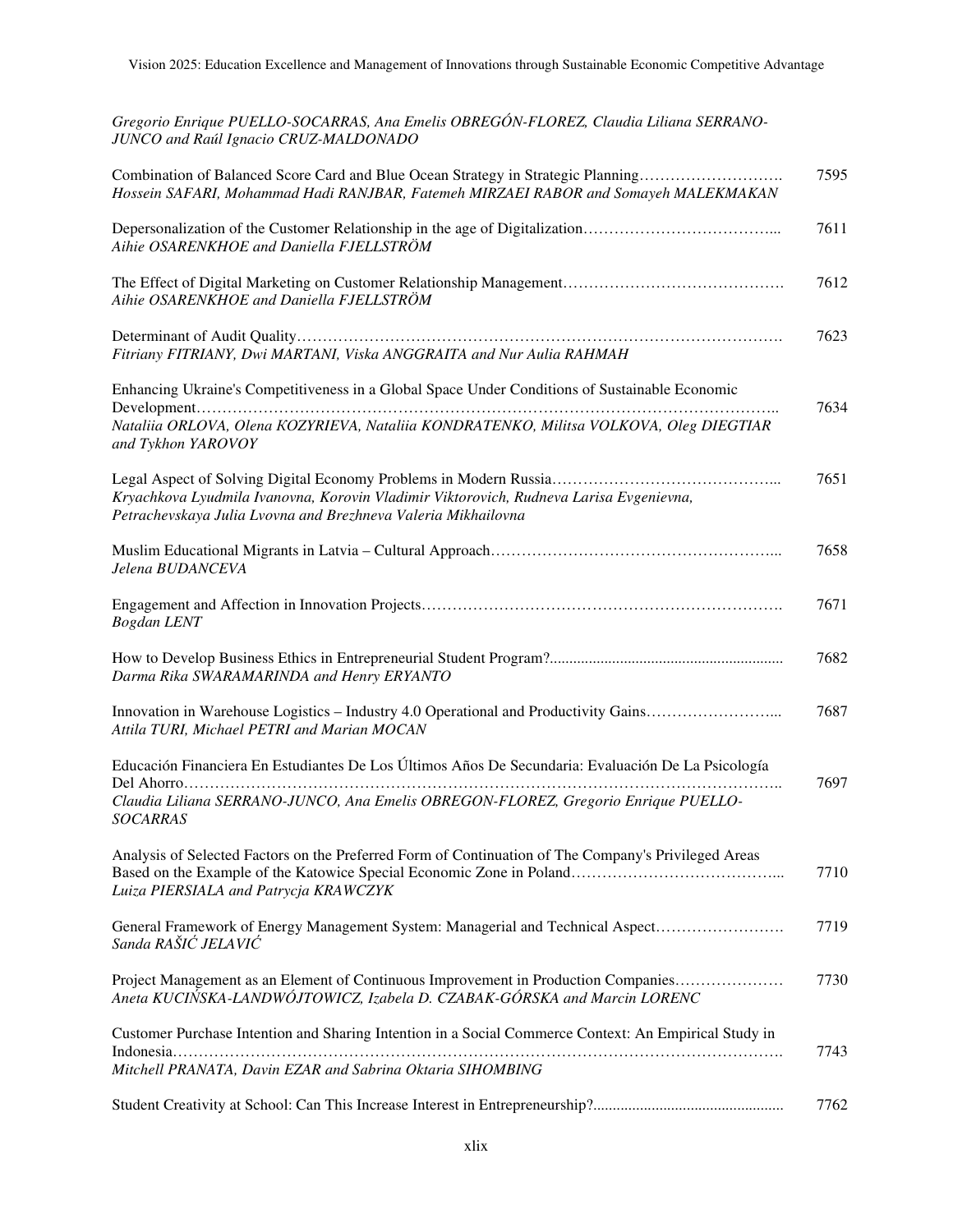*Gregorio Enrique PUELLO-SOCARRAS, Ana Emelis OBREGÓN-FLOREZ, Claudia Liliana SERRANO-JUNCO and Raúl Ignacio CRUZ-MALDONADO*

Combination of Balanced Score Card and Blue Ocean Strategy in Strategic Planning………………………. 7595
*Hossein SAFARI, Mohammad Hadi RANJBAR, Fatemeh MIRZAEI RABOR and Somayeh MALEKMAKAN*

Depersonalization of the Customer Relationship in the age of Digitalization……………………………... 7611
*Aihie OSARENKHOE and Daniella FJELLSTRÖM*

The Effect of Digital Marketing on Customer Relationship Management……………………………………. 7612
*Aihie OSARENKHOE and Daniella FJELLSTRÖM*

Determinant of Audit Quality………………………………………………………………………………. 7623
*Fitriany FITRIANY, Dwi MARTANI, Viska ANGGRAITA and Nur Aulia RAHMAH*

Enhancing Ukraine's Competitiveness in a Global Space Under Conditions of Sustainable Economic Development……………………………………………………………………………………………….. 7634
*Nataliia ORLOVA, Olena KOZYRIEVA, Nataliia KONDRATENKO, Militsa VOLKOVA, Oleg DIEGTIAR and Tykhon YAROVOY*

Legal Aspect of Solving Digital Economy Problems in Modern Russia……………………………………... 7651
*Kryachkova Lyudmila Ivanovna, Korovin Vladimir Viktorovich, Rudneva Larisa Evgenievna, Petrachevskaya Julia Lvovna and Brezhneva Valeria Mikhailovna*

Muslim Educational Migrants in Latvia – Cultural Approach……………………………………………... 7658
*Jelena BUDANCEVA*

Engagement and Affection in Innovation Projects…………………………………………………………. 7671
*Bogdan LENT*

How to Develop Business Ethics in Entrepreneurial Student Program?........................................................... 7682
*Darma Rika SWARAMARINDA and Henry ERYANTO*

Innovation in Warehouse Logistics – Industry 4.0 Operational and Productivity Gains……………………... 7687
*Attila TURI, Michael PETRI and Marian MOCAN*

Educación Financiera En Estudiantes De Los Últimos Años De Secundaria: Evaluación De La Psicología Del Ahorro……………………………………………………………………………………………….. 7697
*Claudia Liliana SERRANO-JUNCO, Ana Emelis OBREGON-FLOREZ, Gregorio Enrique PUELLO-SOCARRAS*

Analysis of Selected Factors on the Preferred Form of Continuation of The Company's Privileged Areas Based on the Example of the Katowice Special Economic Zone in Poland…………………………………... 7710
*Luiza PIERSIALA and Patrycja KRAWCZYK*

General Framework of Energy Management System: Managerial and Technical Aspect……………………. 7719
*Sanda RAŠIĆ JELAVIĆ*

Project Management as an Element of Continuous Improvement in Production Companies………………… 7730
*Aneta KUCIŃSKA-LANDWÓJTOWICZ, Izabela D. CZABAK-GÓRSKA and Marcin LORENC*

Customer Purchase Intention and Sharing Intention in a Social Commerce Context: An Empirical Study in Indonesia……………………………………………………………………………………………………. 7743
*Mitchell PRANATA, Davin EZAR and Sabrina Oktaria SIHOMBING*

Student Creativity at School: Can This Increase Interest in Entrepreneurship?................................................ 7762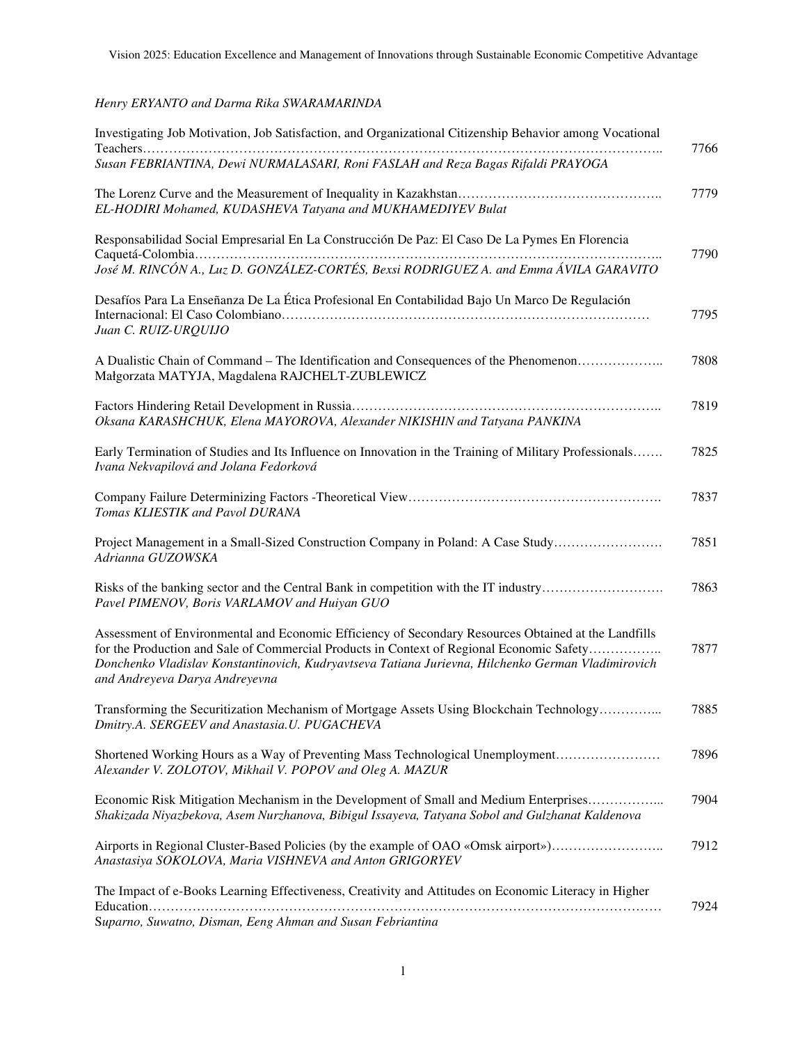*Henry ERYANTO and Darma Rika SWARAMARINDA*

Investigating Job Motivation, Job Satisfaction, and Organizational Citizenship Behavior among Vocational Teachers…………………………………………………………………………………………………….. 7766
*Susan FEBRIANTINA, Dewi NURMALASARI, Roni FASLAH and Reza Bagas Rifaldi PRAYOGA*

The Lorenz Curve and the Measurement of Inequality in Kazakhstan……………………………………….. 7779
*EL-HODIRI Mohamed, KUDASHEVA Tatyana and MUKHAMEDIYEV Bulat*

Responsabilidad Social Empresarial En La Construcción De Paz: El Caso De La Pymes En Florencia Caquetá-Colombia…………………………………………………………………………………………….. 7790
*José M. RINCÓN A., Luz D. GONZÁLEZ-CORTÉS, Bexsi RODRIGUEZ A. and Emma ÁVILA GARAVITO*

Desafíos Para La Enseñanza De La Ética Profesional En Contabilidad Bajo Un Marco De Regulación Internacional: El Caso Colombiano………………………………………………………………………… 7795
*Juan C. RUIZ-URQUIJO*

A Dualistic Chain of Command – The Identification and Consequences of the Phenomenon……………….. 7808
Małgorzata MATYJA, Magdalena RAJCHELT-ZUBLEWICZ

Factors Hindering Retail Development in Russia…………………………………………………………….. 7819
*Oksana KARASHCHUK, Elena MAYOROVA, Alexander NIKISHIN and Tatyana PANKINA*

Early Termination of Studies and Its Influence on Innovation in the Training of Military Professionals……. 7825
*Ivana Nekvapilová and Jolana Fedorková*

Company Failure Determinizing Factors -Theoretical View…………………………………………………. 7837
*Tomas KLIESTIK and Pavol DURANA*

Project Management in a Small-Sized Construction Company in Poland: A Case Study……………………. 7851
*Adrianna GUZOWSKA*

Risks of the banking sector and the Central Bank in competition with the IT industry………………………. 7863
*Pavel PIMENOV, Boris VARLAMOV and Huiyan GUO*

Assessment of Environmental and Economic Efficiency of Secondary Resources Obtained at the Landfills for the Production and Sale of Commercial Products in Context of Regional Economic Safety…………….. 7877
*Donchenko Vladislav Konstantinovich, Kudryavtseva Tatiana Jurievna, Hilchenko German Vladimirovich and Andreyeva Darya Andreyevna*

Transforming the Securitization Mechanism of Mortgage Assets Using Blockchain Technology…………... 7885
*Dmitry.A. SERGEEV and Anastasia.U. PUGACHEVA*

Shortened Working Hours as a Way of Preventing Mass Technological Unemployment…………………… 7896
*Alexander V. ZOLOTOV, Mikhail V. POPOV and Oleg A. MAZUR*

Economic Risk Mitigation Mechanism in the Development of Small and Medium Enterprises……………... 7904
*Shakizada Niyazbekova, Asem Nurzhanova, Bibigul Issayeva, Tatyana Sobol and Gulzhanat Kaldenova*

Airports in Regional Cluster-Based Policies (by the example of OAO «Omsk airport»)…………………….. 7912
*Anastasiya SOKOLOVA, Maria VISHNEVA and Anton GRIGORYEV*

The Impact of e-Books Learning Effectiveness, Creativity and Attitudes on Economic Literacy in Higher Education………………………………………………………………………………………………………… 7924
*Suparno, Suwatno, Disman, Eeng Ahman and Susan Febriantina*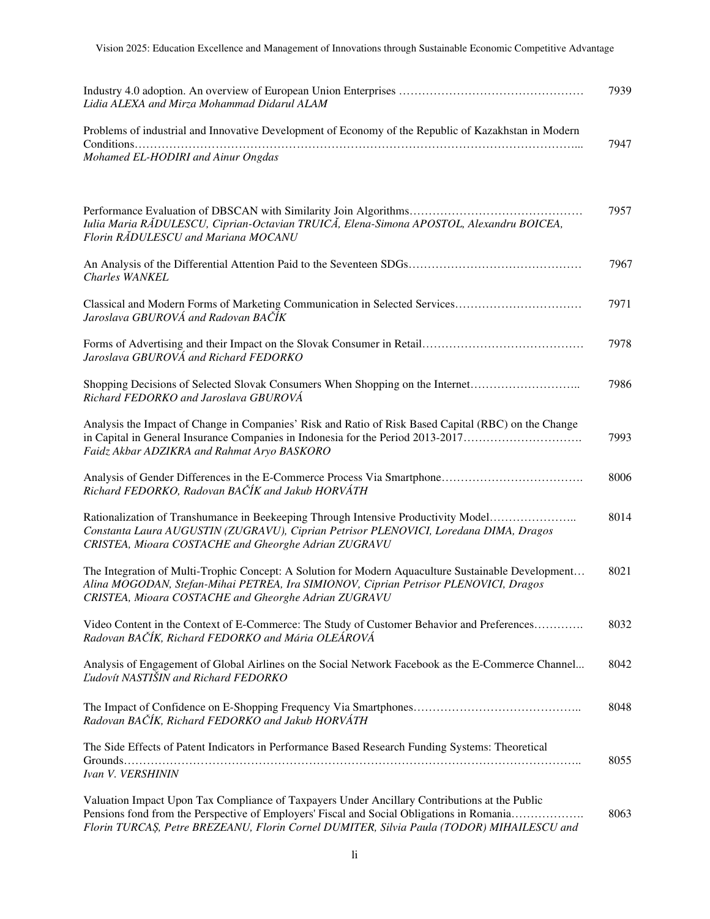Industry 4.0 adoption. An overview of European Union Enterprises ............................................. 7939
*Lidia ALEXA and Mirza Mohammad Didarul ALAM*

Problems of industrial and Innovative Development of Economy of the Republic of Kazakhstan in Modern Conditions.......................................................................................................... 7947
*Mohamed EL-HODIRI and Ainur Ongdas*

Performance Evaluation of DBSCAN with Similarity Join Algorithms........................................... 7957
*Iulia Maria RĂDULESCU, Ciprian-Octavian TRUICĂ, Elena-Simona APOSTOL, Alexandru BOICEA, Florin RĂDULESCU and Mariana MOCANU*

An Analysis of the Differential Attention Paid to the Seventeen SDGs........................................... 7967
*Charles WANKEL*

Classical and Modern Forms of Marketing Communication in Selected Services................................ 7971
*Jaroslava GBUROVÁ and Radovan BAČÍK*

Forms of Advertising and their Impact on the Slovak Consumer in Retail........................................ 7978
*Jaroslava GBUROVÁ and Richard FEDORKO*

Shopping Decisions of Selected Slovak Consumers When Shopping on the Internet.......................... 7986
*Richard FEDORKO and Jaroslava GBUROVÁ*

Analysis the Impact of Change in Companies' Risk and Ratio of Risk Based Capital (RBC) on the Change in Capital in General Insurance Companies in Indonesia for the Period 2013-2017.............................. 7993
*Faidz Akbar ADZIKRA and Rahmat Aryo BASKORO*

Analysis of Gender Differences in the E-Commerce Process Via Smartphone................................... 8006
*Richard FEDORKO, Radovan BAČÍK and Jakub HORVÁTH*

Rationalization of Transhumance in Beekeeping Through Intensive Productivity Model...................... 8014
*Constanta Laura AUGUSTIN (ZUGRAVU), Ciprian Petrisor PLENOVICI, Loredana DIMA, Dragos CRISTEA, Mioara COSTACHE and Gheorghe Adrian ZUGRAVU*

The Integration of Multi-Trophic Concept: A Solution for Modern Aquaculture Sustainable Development... 8021
*Alina MOGODAN, Stefan-Mihai PETREA, Ira SIMIONOV, Ciprian Petrisor PLENOVICI, Dragos CRISTEA, Mioara COSTACHE and Gheorghe Adrian ZUGRAVU*

Video Content in the Context of E-Commerce: The Study of Customer Behavior and Preferences............ 8032
*Radovan BAČÍK, Richard FEDORKO and Mária OLEÁROVÁ*

Analysis of Engagement of Global Airlines on the Social Network Facebook as the E-Commerce Channel... 8042
*Ľudovít NASTIŠIN and Richard FEDORKO*

The Impact of Confidence on E-Shopping Frequency Via Smartphones.......................................... 8048
*Radovan BAČÍK, Richard FEDORKO and Jakub HORVÁTH*

The Side Effects of Patent Indicators in Performance Based Research Funding Systems: Theoretical Grounds.......................................................................................................... 8055
*Ivan V. VERSHININ*

Valuation Impact Upon Tax Compliance of Taxpayers Under Ancillary Contributions at the Public Pensions fond from the Perspective of Employers' Fiscal and Social Obligations in Romania.................. 8063
*Florin TURCAȘ, Petre BREZEANU, Florin Cornel DUMITER, Silvia Paula (TODOR) MIHAILESCU and*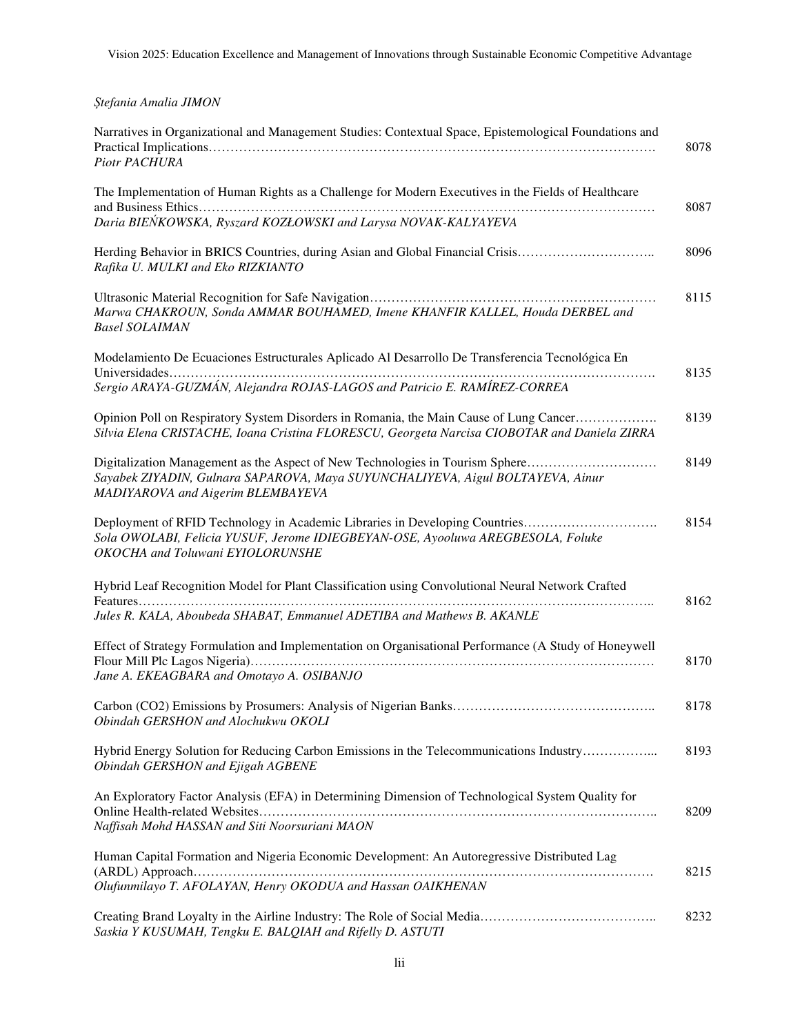*Ştefania Amalia JIMON*

Narratives in Organizational and Management Studies: Contextual Space, Epistemological Foundations and Practical Implications……………………………………………………………………………………………. 8078
*Piotr PACHURA*

The Implementation of Human Rights as a Challenge for Modern Executives in the Fields of Healthcare and Business Ethics………………………………………………………………………………………… 8087
*Daria BIEŃKOWSKA, Ryszard KOZŁOWSKI and Larysa NOVAK-KALYAYEVA*

Herding Behavior in BRICS Countries, during Asian and Global Financial Crisis………………………….. 8096
*Rafika U. MULKI and Eko RIZKIANTO*

Ultrasonic Material Recognition for Safe Navigation……………………………………………………… 8115
*Marwa CHAKROUN, Sonda AMMAR BOUHAMED, Imene KHANFIR KALLEL, Houda DERBEL and Basel SOLAIMAN*

Modelamiento De Ecuaciones Estructurales Aplicado Al Desarrollo De Transferencia Tecnológica En Universidades…………………………………………………………………………………………………. 8135
*Sergio ARAYA-GUZMÁN, Alejandra ROJAS-LAGOS and Patricio E. RAMÍREZ-CORREA*

Opinion Poll on Respiratory System Disorders in Romania, the Main Cause of Lung Cancer………………. 8139
*Silvia Elena CRISTACHE, Ioana Cristina FLORESCU, Georgeta Narcisa CIOBOTAR and Daniela ZIRRA*

Digitalization Management as the Aspect of New Technologies in Tourism Sphere………………………… 8149
*Sayabek ZIYADIN, Gulnara SAPAROVA, Maya SUYUNCHALIYEVA, Aigul BOLTAYEVA, Ainur MADIYAROVA and Aigerim BLEMBAYEVA*

Deployment of RFID Technology in Academic Libraries in Developing Countries…………………………. 8154
*Sola OWOLABI, Felicia YUSUF, Jerome IDIEGBEYAN-OSE, Ayooluwa AREGBESOLA, Foluke OKOCHA and Toluwani EYIOLORUNSHE*

Hybrid Leaf Recognition Model for Plant Classification using Convolutional Neural Network Crafted Features…………………………………………………………………………………………………….. 8162
*Jules R. KALA, Aboubeda SHABAT, Emmanuel ADETIBA and Mathews B. AKANLE*

Effect of Strategy Formulation and Implementation on Organisational Performance (A Study of Honeywell Flour Mill Plc Lagos Nigeria)……………………………………………………………………………… 8170
*Jane A. EKEAGBARA and Omotayo A. OSIBANJO*

Carbon (CO2) Emissions by Prosumers: Analysis of Nigerian Banks……………………………………….. 8178
*Obindah GERSHON and Alochukwu OKOLI*

Hybrid Energy Solution for Reducing Carbon Emissions in the Telecommunications Industry……………... 8193
*Obindah GERSHON and Ejigah AGBENE*

An Exploratory Factor Analysis (EFA) in Determining Dimension of Technological System Quality for Online Health-related Websites……………………………………………………………………………….. 8209
*Naffisah Mohd HASSAN and Siti Noorsuriani MAON*

Human Capital Formation and Nigeria Economic Development: An Autoregressive Distributed Lag (ARDL) Approach…………………………………………………………………………………………. 8215
*Olufunmilayo T. AFOLAYAN, Henry OKODUA and Hassan OAIKHENAN*

Creating Brand Loyalty in the Airline Industry: The Role of Social Media………………………………….. 8232
*Saskia Y KUSUMAH, Tengku E. BALQIAH and Rifelly D. ASTUTI*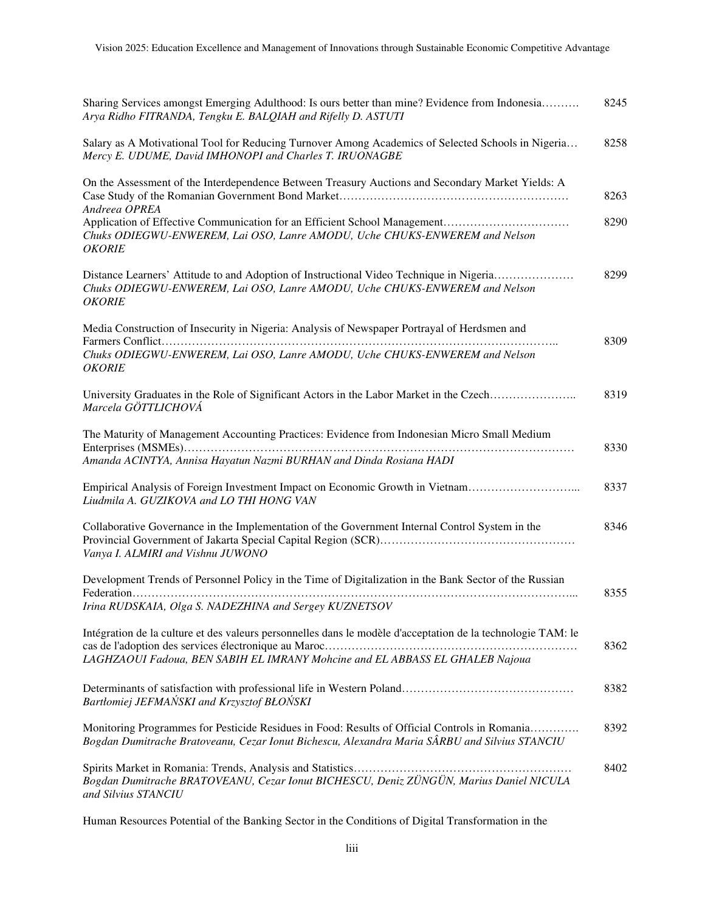Sharing Services amongst Emerging Adulthood: Is ours better than mine? Evidence from Indonesia………. 8245
*Arya Ridho FITRANDA, Tengku E. BALQIAH and Rifelly D. ASTUTI*

Salary as A Motivational Tool for Reducing Turnover Among Academics of Selected Schools in Nigeria… 8258
*Mercy E. UDUME, David IMHONOPI and Charles T. IRUONAGBE*

On the Assessment of the Interdependence Between Treasury Auctions and Secondary Market Yields: A Case Study of the Romanian Government Bond Market…………………………………………………. 8263
*Andreea OPREA*

Application of Effective Communication for an Efficient School Management…………………………… 8290
*Chuks ODIEGWU-ENWEREM, Lai OSO, Lanre AMODU, Uche CHUKS-ENWEREM and Nelson OKORIE*

Distance Learners' Attitude to and Adoption of Instructional Video Technique in Nigeria………………… 8299
*Chuks ODIEGWU-ENWEREM, Lai OSO, Lanre AMODU, Uche CHUKS-ENWEREM and Nelson OKORIE*

Media Construction of Insecurity in Nigeria: Analysis of Newspaper Portrayal of Herdsmen and Farmers Conflict……………………………………………………………………………………….. 8309
*Chuks ODIEGWU-ENWEREM, Lai OSO, Lanre AMODU, Uche CHUKS-ENWEREM and Nelson OKORIE*

University Graduates in the Role of Significant Actors in the Labor Market in the Czech………………….. 8319
*Marcela GÖTTLICHOVÁ*

The Maturity of Management Accounting Practices: Evidence from Indonesian Micro Small Medium Enterprises (MSMEs)………………………………………………………………………………………… 8330
*Amanda ACINTYA, Annisa Hayatun Nazmi BURHAN and Dinda Rosiana HADI*

Empirical Analysis of Foreign Investment Impact on Economic Growth in Vietnam………………………... 8337
*Liudmila A. GUZIKOVA and LO THI HONG VAN*

Collaborative Governance in the Implementation of the Government Internal Control System in the Provincial Government of Jakarta Special Capital Region (SCR)…………………………………………… 8346
*Vanya I. ALMIRI and Vishnu JUWONO*

Development Trends of Personnel Policy in the Time of Digitalization in the Bank Sector of the Russian Federation………………………………………………………………………………………………... 8355
*Irina RUDSKAIA, Olga S. NADEZHINA and Sergey KUZNETSOV*

Intégration de la culture et des valeurs personnelles dans le modèle d'acceptation de la technologie TAM: le cas de l'adoption des services électronique au Maroc……………………………………………………… 8362
*LAGHZAOUI Fadoua, BEN SABIH EL IMRANY Mohcine and EL ABBASS EL GHALEB Najoua*

Determinants of satisfaction with professional life in Western Poland……………………………………… 8382
*Bartłomiej JEFMAŃSKI and Krzysztof BŁOŃSKI*

Monitoring Programmes for Pesticide Residues in Food: Results of Official Controls in Romania…………. 8392
*Bogdan Dumitrache Bratoveanu, Cezar Ionut Bichescu, Alexandra Maria SÂRBU and Silvius STANCIU*

Spirits Market in Romania: Trends, Analysis and Statistics………………………………………………… 8402
*Bogdan Dumitrache BRATOVEANU, Cezar Ionut BICHESCU, Deniz ZÜNGÜN, Marius Daniel NICULA and Silvius STANCIU*

Human Resources Potential of the Banking Sector in the Conditions of Digital Transformation in the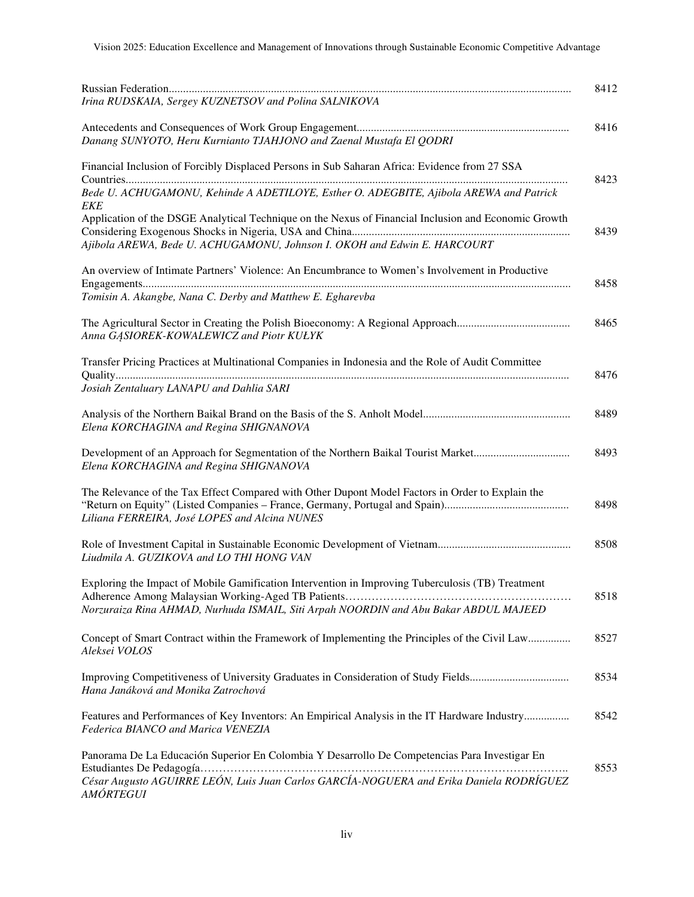| | |
|---|---|
| Russian Federation............................................................................................................................ *Irina RUDSKAIA, Sergey KUZNETSOV and Polina SALNIKOVA* | 8412 |
| Antecedents and Consequences of Work Group Engagement.......................................................................... *Danang SUNYOTO, Heru Kurnianto TJAHJONO and Zaenal Mustafa El QODRI* | 8416 |
| Financial Inclusion of Forcibly Displaced Persons in Sub Saharan Africa: Evidence from 27 SSA Countries.......................................................................................................................................... *Bede U. ACHUGAMONU, Kehinde A ADETILOYE, Esther O. ADEGBITE, Ajibola AREWA and Patrick EKE* | 8423 |
| Application of the DSGE Analytical Technique on the Nexus of Financial Inclusion and Economic Growth Considering Exogenous Shocks in Nigeria, USA and China............................................................................ *Ajibola AREWA, Bede U. ACHUGAMONU, Johnson I. OKOH and Edwin E. HARCOURT* | 8439 |
| An overview of Intimate Partners' Violence: An Encumbrance to Women's Involvement in Productive Engagements..................................................................................................................................... *Tomisin A. Akangbe, Nana C. Derby and Matthew E. Egharevba* | 8458 |
| The Agricultural Sector in Creating the Polish Bioeconomy: A Regional Approach........................................ *Anna GĄSIOREK-KOWALEWICZ and Piotr KUŁYK* | 8465 |
| Transfer Pricing Practices at Multinational Companies in Indonesia and the Role of Audit Committee Quality.............................................................................................................................................. *Josiah Zentaluary LANAPU and Dahlia SARI* | 8476 |
| Analysis of the Northern Baikal Brand on the Basis of the S. Anholt Model................................................... *Elena KORCHAGINA and Regina SHIGNANOVA* | 8489 |
| Development of an Approach for Segmentation of the Northern Baikal Tourist Market................................. *Elena KORCHAGINA and Regina SHIGNANOVA* | 8493 |
| The Relevance of the Tax Effect Compared with Other Dupont Model Factors in Order to Explain the "Return on Equity" (Listed Companies – France, Germany, Portugal and Spain)........................................... *Liliana FERREIRA, José LOPES and Alcina NUNES* | 8498 |
| Role of Investment Capital in Sustainable Economic Development of Vietnam.............................................. *Liudmila A. GUZIKOVA and LO THI HONG VAN* | 8508 |
| Exploring the Impact of Mobile Gamification Intervention in Improving Tuberculosis (TB) Treatment Adherence Among Malaysian Working-Aged TB Patients………………………………………………… *Norzuraiza Rina AHMAD, Nurhuda ISMAIL, Siti Arpah NOORDIN and Abu Bakar ABDUL MAJEED* | 8518 |
| Concept of Smart Contract within the Framework of Implementing the Principles of the Civil Law............... *Aleksei VOLOS* | 8527 |
| Improving Competitiveness of University Graduates in Consideration of Study Fields.................................. *Hana Janáková and Monika Zatrochová* | 8534 |
| Features and Performances of Key Inventors: An Empirical Analysis in the IT Hardware Industry................ *Federica BIANCO and Marica VENEZIA* | 8542 |
| Panorama De La Educación Superior En Colombia Y Desarrollo De Competencias Para Investigar En Estudiantes De Pedagogía…………………………………………………………………………………….. *César Augusto AGUIRRE LEÓN, Luis Juan Carlos GARCÍA-NOGUERA and Erika Daniela RODRÍGUEZ AMÓRTEGUI* | 8553 |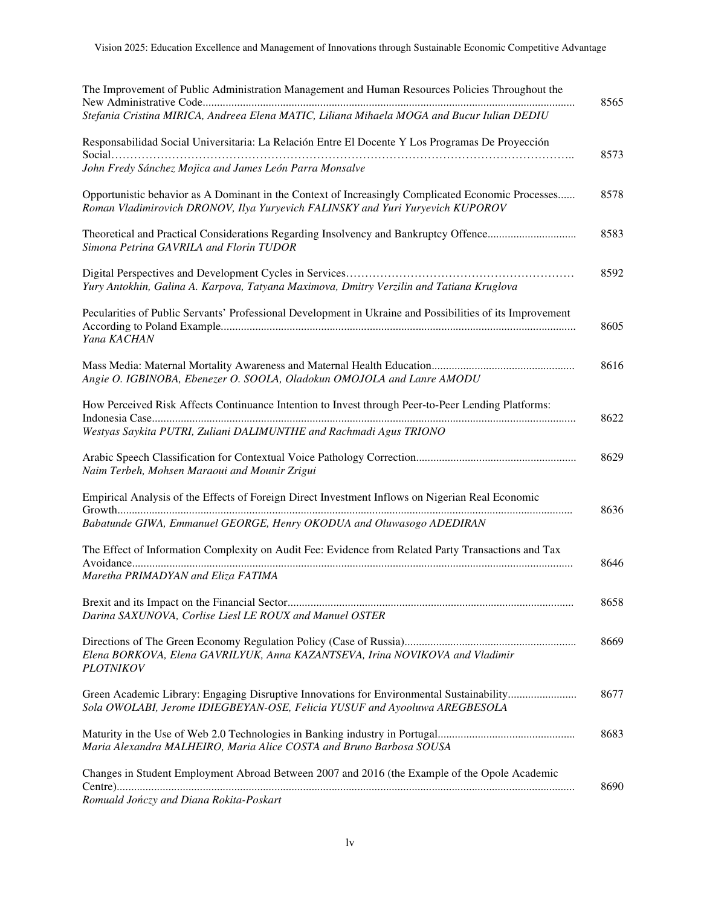The Improvement of Public Administration Management and Human Resources Policies Throughout the New Administrative Code ... 8565
*Stefania Cristina MIRICA, Andreea Elena MATIC, Liliana Mihaela MOGA and Bucur Iulian DEDIU*

Responsabilidad Social Universitaria: La Relación Entre El Docente Y Los Programas De Proyección Social ... 8573
*John Fredy Sánchez Mojica and James León Parra Monsalve*

Opportunistic behavior as A Dominant in the Context of Increasingly Complicated Economic Processes ... 8578
*Roman Vladimirovich DRONOV, Ilya Yuryevich FALINSKY and Yuri Yuryevich KUPOROV*

Theoretical and Practical Considerations Regarding Insolvency and Bankruptcy Offence ... 8583
*Simona Petrina GAVRILA and Florin TUDOR*

Digital Perspectives and Development Cycles in Services ... 8592
*Yury Antokhin, Galina A. Karpova, Tatyana Maximova, Dmitry Verzilin and Tatiana Kruglova*

Pecularities of Public Servants' Professional Development in Ukraine and Possibilities of its Improvement According to Poland Example ... 8605
*Yana KACHAN*

Mass Media: Maternal Mortality Awareness and Maternal Health Education ... 8616
*Angie O. IGBINOBA, Ebenezer O. SOOLA, Oladokun OMOJOLA and Lanre AMODU*

How Perceived Risk Affects Continuance Intention to Invest through Peer-to-Peer Lending Platforms: Indonesia Case ... 8622
*Westyas Saykita PUTRI, Zuliani DALIMUNTHE and Rachmadi Agus TRIONO*

Arabic Speech Classification for Contextual Voice Pathology Correction ... 8629
*Naim Terbeh, Mohsen Maraoui and Mounir Zrigui*

Empirical Analysis of the Effects of Foreign Direct Investment Inflows on Nigerian Real Economic Growth ... 8636
*Babatunde GIWA, Emmanuel GEORGE, Henry OKODUA and Oluwasogo ADEDIRAN*

The Effect of Information Complexity on Audit Fee: Evidence from Related Party Transactions and Tax Avoidance ... 8646
*Maretha PRIMADYAN and Eliza FATIMA*

Brexit and its Impact on the Financial Sector ... 8658
*Darina SAXUNOVA, Corlise Liesl LE ROUX and Manuel OSTER*

Directions of The Green Economy Regulation Policy (Case of Russia) ... 8669
*Elena BORKOVA, Elena GAVRILYUK, Anna KAZANTSEVA, Irina NOVIKOVA and Vladimir PLOTNIKOV*

Green Academic Library: Engaging Disruptive Innovations for Environmental Sustainability ... 8677
*Sola OWOLABI, Jerome IDIEGBEYAN-OSE, Felicia YUSUF and Ayooluwa AREGBESOLA*

Maturity in the Use of Web 2.0 Technologies in Banking industry in Portugal ... 8683
*Maria Alexandra MALHEIRO, Maria Alice COSTA and Bruno Barbosa SOUSA*

Changes in Student Employment Abroad Between 2007 and 2016 (the Example of the Opole Academic Centre) ... 8690
*Romuald Jończy and Diana Rokita-Poskart*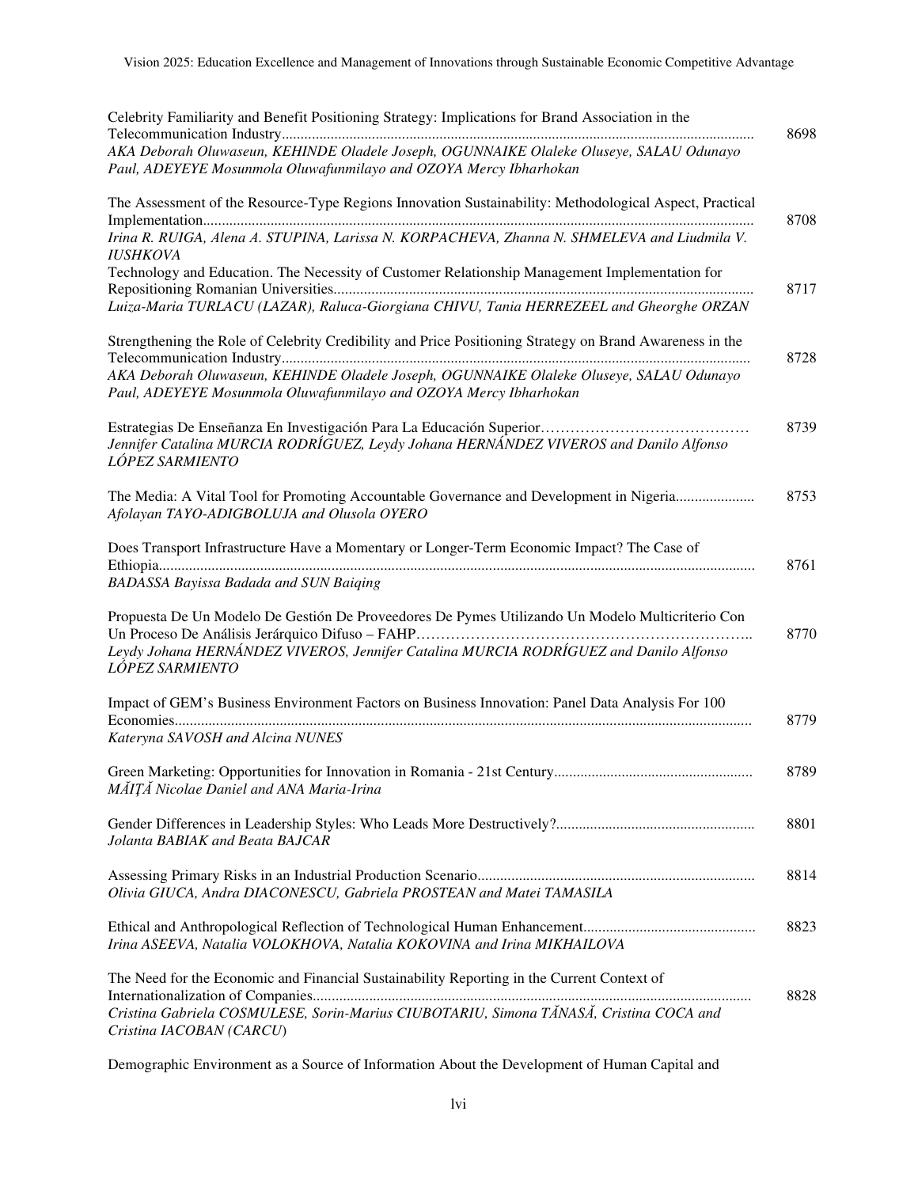Celebrity Familiarity and Benefit Positioning Strategy: Implications for Brand Association in the Telecommunication Industry............................................................................................................................................. 8698
*AKA Deborah Oluwaseun, KEHINDE Oladele Joseph, OGUNNAIKE Olaleke Oluseye, SALAU Odunayo Paul, ADEYEYE Mosunmola Oluwafunmilayo and OZOYA Mercy Ibharhokan*

The Assessment of the Resource-Type Regions Innovation Sustainability: Methodological Aspect, Practical Implementation................................................................................................................................................. 8708
*Irina R. RUIGA, Alena A. STUPINA, Larissa N. KORPACHEVA, Zhanna N. SHMELEVA and Liudmila V. IUSHKOVA*

Technology and Education. The Necessity of Customer Relationship Management Implementation for Repositioning Romanian Universities............................................................................................................... 8717
*Luiza-Maria TURLACU (LAZAR), Raluca-Giorgiana CHIVU, Tania HERREZEEL and Gheorghe ORZAN*

Strengthening the Role of Celebrity Credibility and Price Positioning Strategy on Brand Awareness in the Telecommunication Industry............................................................................................................................. 8728
*AKA Deborah Oluwaseun, KEHINDE Oladele Joseph, OGUNNAIKE Olaleke Oluseye, SALAU Odunayo Paul, ADEYEYE Mosunmola Oluwafunmilayo and OZOYA Mercy Ibharhokan*

Estrategias De Enseñanza En Investigación Para La Educación Superior…………………………………… 8739
*Jennifer Catalina MURCIA RODRÍGUEZ, Leydy Johana HERNÁNDEZ VIVEROS and Danilo Alfonso LÓPEZ SARMIENTO*

The Media: A Vital Tool for Promoting Accountable Governance and Development in Nigeria.................... 8753
*Afolayan TAYO-ADIGBOLUJA and Olusola OYERO*

Does Transport Infrastructure Have a Momentary or Longer-Term Economic Impact? The Case of Ethiopia............................................................................................................................................................. 8761
*BADASSA Bayissa Badada and SUN Baiqing*

Propuesta De Un Modelo De Gestión De Proveedores De Pymes Utilizando Un Modelo Multicriterio Con Un Proceso De Análisis Jerárquico Difuso – FAHP……………………………………………………….. 8770
*Leydy Johana HERNÁNDEZ VIVEROS, Jennifer Catalina MURCIA RODRÍGUEZ and Danilo Alfonso LÓPEZ SARMIENTO*

Impact of GEM's Business Environment Factors on Business Innovation: Panel Data Analysis For 100 Economies......................................................................................................................................................... 8779
*Kateryna SAVOSH and Alcina NUNES*

Green Marketing: Opportunities for Innovation in Romania - 21st Century.................................................... 8789
*MĂIȚĂ Nicolae Daniel and ANA Maria-Irina*

Gender Differences in Leadership Styles: Who Leads More Destructively?.................................................... 8801
*Jolanta BABIAK and Beata BAJCAR*

Assessing Primary Risks in an Industrial Production Scenario......................................................................... 8814
*Olivia GIUCA, Andra DIACONESCU, Gabriela PROSTEAN and Matei TAMASILA*

Ethical and Anthropological Reflection of Technological Human Enhancement............................................. 8823
*Irina ASEEVA, Natalia VOLOKHOVA, Natalia KOKOVINA and Irina MIKHAILOVA*

The Need for the Economic and Financial Sustainability Reporting in the Current Context of Internationalization of Companies.................................................................................................................... 8828
*Cristina Gabriela COSMULESE, Sorin-Marius CIUBOTARIU, Simona TĂNASĂ, Cristina COCA and Cristina IACOBAN (CARCU)*

Demographic Environment as a Source of Information About the Development of Human Capital and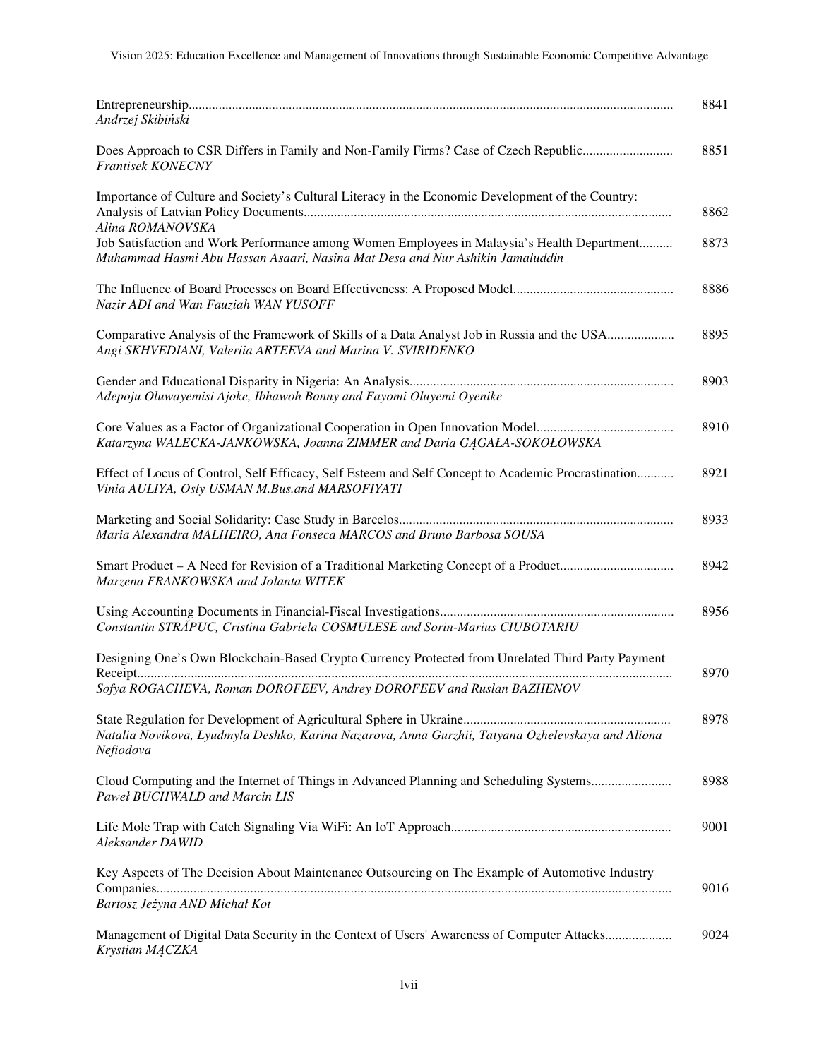| | |
|---|---|
| Entrepreneurship............................................................................................................................................ *Andrzej Skibiński* | 8841 |
| Does Approach to CSR Differs in Family and Non-Family Firms? Case of Czech Republic........................... *Frantisek KONECNY* | 8851 |
| Importance of Culture and Society's Cultural Literacy in the Economic Development of the Country: Analysis of Latvian Policy Documents............................................................................................................ *Alina ROMANOVSKA* | 8862 |
| Job Satisfaction and Work Performance among Women Employees in Malaysia's Health Department.......... *Muhammad Hasmi Abu Hassan Asaari, Nasina Mat Desa and Nur Ashikin Jamaluddin* | 8873 |
| The Influence of Board Processes on Board Effectiveness: A Proposed Model................................................ *Nazir ADI and Wan Fauziah WAN YUSOFF* | 8886 |
| Comparative Analysis of the Framework of Skills of a Data Analyst Job in Russia and the USA.................... *Angi SKHVEDIANI, Valeriia ARTEEVA and Marina V. SVIRIDENKO* | 8895 |
| Gender and Educational Disparity in Nigeria: An Analysis.............................................................................. *Adepoju Oluwayemisi Ajoke, Ibhawoh Bonny and Fayomi Oluyemi Oyenike* | 8903 |
| Core Values as a Factor of Organizational Cooperation in Open Innovation Model......................................... *Katarzyna WALECKA-JANKOWSKA, Joanna ZIMMER and Daria GĄGAŁA-SOKOŁOWSKA* | 8910 |
| Effect of Locus of Control, Self Efficacy, Self Esteem and Self Concept to Academic Procrastination........... *Vinia AULIYA, Osly USMAN M.Bus.and MARSOFIYATI* | 8921 |
| Marketing and Social Solidarity: Case Study in Barcelos.................................................................................. *Maria Alexandra MALHEIRO, Ana Fonseca MARCOS and Bruno Barbosa SOUSA* | 8933 |
| Smart Product – A Need for Revision of a Traditional Marketing Concept of a Product.................................. *Marzena FRANKOWSKA and Jolanta WITEK* | 8942 |
| Using Accounting Documents in Financial-Fiscal Investigations..................................................................... *Constantin STRĂPUC, Cristina Gabriela COSMULESE and Sorin-Marius CIUBOTARIU* | 8956 |
| Designing One's Own Blockchain-Based Crypto Currency Protected from Unrelated Third Party Payment Receipt............................................................................................................................................................ *Sofya ROGACHEVA, Roman DOROFEEV, Andrey DOROFEEV and Ruslan BAZHENOV* | 8970 |
| State Regulation for Development of Agricultural Sphere in Ukraine............................................................. *Natalia Novikova, Lyudmyla Deshko, Karina Nazarova, Anna Gurzhii, Tatyana Ozhelevskaya and Aliona Nefiodova* | 8978 |
| Cloud Computing and the Internet of Things in Advanced Planning and Scheduling Systems........................ *Paweł BUCHWALD and Marcin LIS* | 8988 |
| Life Mole Trap with Catch Signaling Via WiFi: An IoT Approach................................................................. *Aleksander DAWID* | 9001 |
| Key Aspects of The Decision About Maintenance Outsourcing on The Example of Automotive Industry Companies...................................................................................................................................................... *Bartosz Jeżyna AND Michał Kot* | 9016 |
| Management of Digital Data Security in the Context of Users' Awareness of Computer Attacks.................... *Krystian MĄCZKA* | 9024 |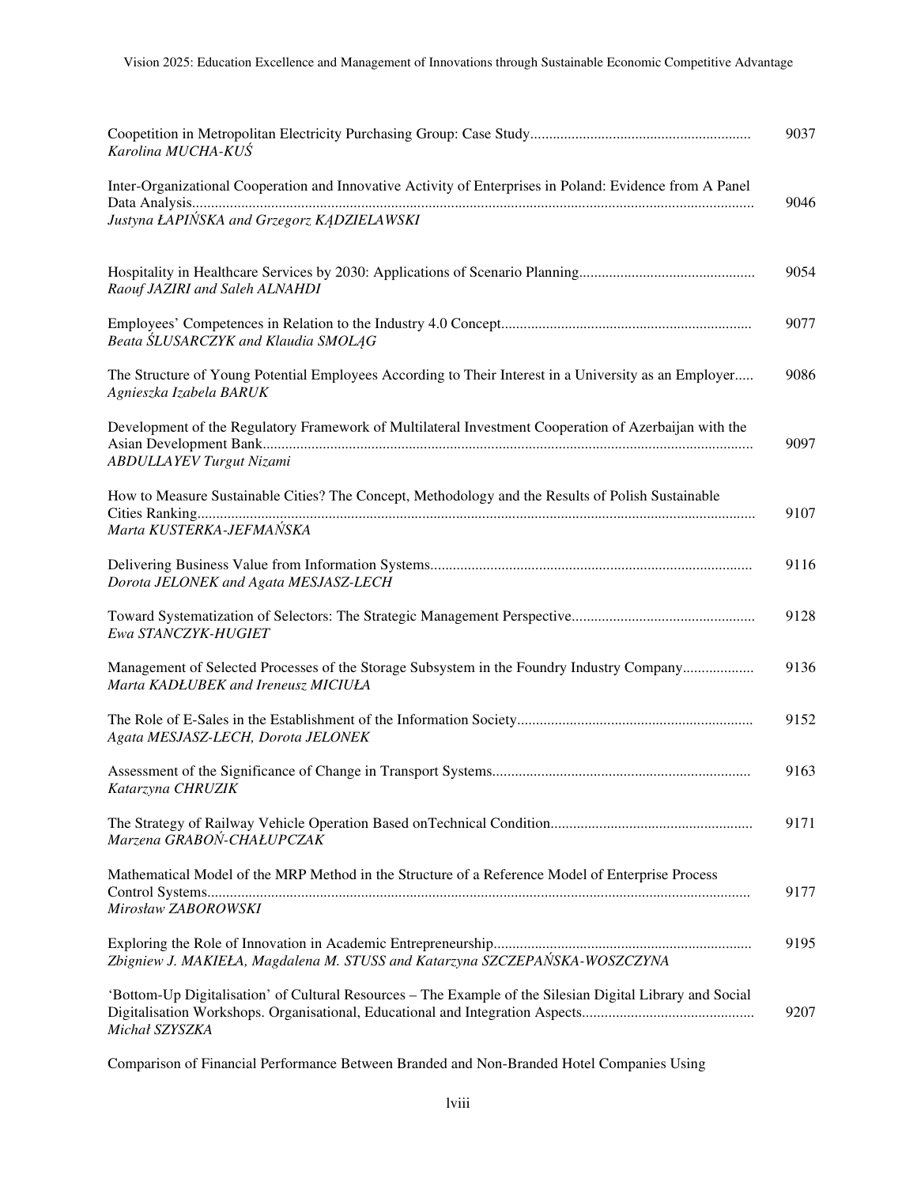Coopetition in Metropolitan Electricity Purchasing Group: Case Study .......... 9037
*Karolina MUCHA-KUŚ*

Inter-Organizational Cooperation and Innovative Activity of Enterprises in Poland: Evidence from A Panel Data Analysis .......... 9046
*Justyna ŁAPIŃSKA and Grzegorz KĄDZIELAWSKI*

Hospitality in Healthcare Services by 2030: Applications of Scenario Planning .......... 9054
*Raouf JAZIRI and Saleh ALNAHDI*

Employees' Competences in Relation to the Industry 4.0 Concept .......... 9077
*Beata ŚLUSARCZYK and Klaudia SMOLĄG*

The Structure of Young Potential Employees According to Their Interest in a University as an Employer .......... 9086
*Agnieszka Izabela BARUK*

Development of the Regulatory Framework of Multilateral Investment Cooperation of Azerbaijan with the Asian Development Bank .......... 9097
*ABDULLAYEV Turgut Nizami*

How to Measure Sustainable Cities? The Concept, Methodology and the Results of Polish Sustainable Cities Ranking .......... 9107
*Marta KUSTERKA-JEFMAŃSKA*

Delivering Business Value from Information Systems .......... 9116
*Dorota JELONEK and Agata MESJASZ-LECH*

Toward Systematization of Selectors: The Strategic Management Perspective .......... 9128
*Ewa STANCZYK-HUGIET*

Management of Selected Processes of the Storage Subsystem in the Foundry Industry Company .......... 9136
*Marta KADŁUBEK and Ireneusz MICIUŁA*

The Role of E-Sales in the Establishment of the Information Society .......... 9152
*Agata MESJASZ-LECH, Dorota JELONEK*

Assessment of the Significance of Change in Transport Systems .......... 9163
*Katarzyna CHRUZIK*

The Strategy of Railway Vehicle Operation Based onTechnical Condition .......... 9171
*Marzena GRABOŃ-CHAŁUPCZAK*

Mathematical Model of the MRP Method in the Structure of a Reference Model of Enterprise Process Control Systems .......... 9177
*Mirosław ZABOROWSKI*

Exploring the Role of Innovation in Academic Entrepreneurship .......... 9195
*Zbigniew J. MAKIEŁA, Magdalena M. STUSS and Katarzyna SZCZEPAŃSKA-WOSZCZYNA*

'Bottom-Up Digitalisation' of Cultural Resources – The Example of the Silesian Digital Library and Social Digitalisation Workshops. Organisational, Educational and Integration Aspects .......... 9207
*Michał SZYSZKA*

Comparison of Financial Performance Between Branded and Non-Branded Hotel Companies Using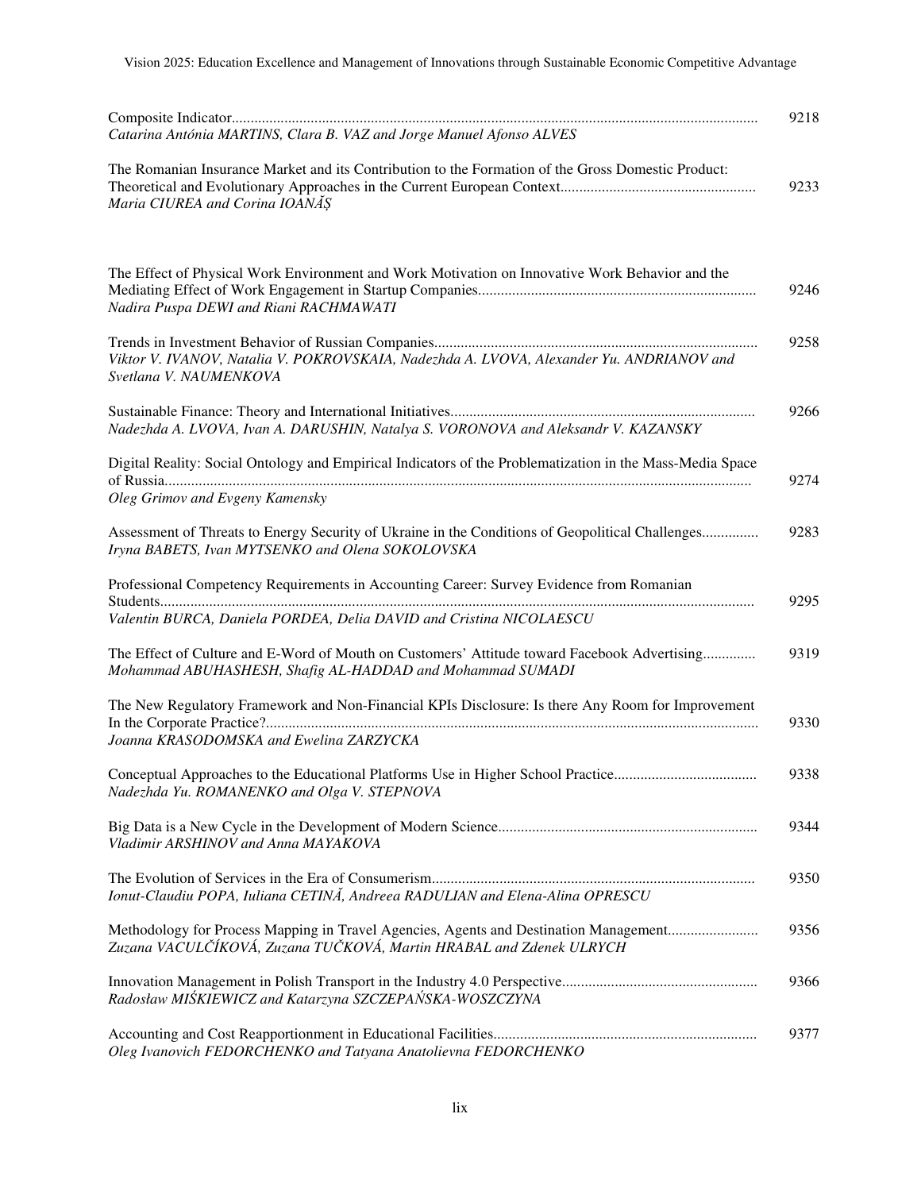Composite Indicator........................................................................................................................................ 9218
*Catarina Antónia MARTINS, Clara B. VAZ and Jorge Manuel Afonso ALVES*

The Romanian Insurance Market and its Contribution to the Formation of the Gross Domestic Product: Theoretical and Evolutionary Approaches in the Current European Context................................................... 9233
*Maria CIUREA and Corina IOANĂŞ*

The Effect of Physical Work Environment and Work Motivation on Innovative Work Behavior and the Mediating Effect of Work Engagement in Startup Companies......................................................................... 9246
*Nadira Puspa DEWI and Riani RACHMAWATI*

Trends in Investment Behavior of Russian Companies..................................................................................... 9258
*Viktor V. IVANOV, Natalia V. POKROVSKAIA, Nadezhda A. LVOVA, Alexander Yu. ANDRIANOV and Svetlana V. NAUMENKOVA*

Sustainable Finance: Theory and International Initiatives................................................................................ 9266
*Nadezhda A. LVOVA, Ivan A. DARUSHIN, Natalya S. VORONOVA and Aleksandr V. KAZANSKY*

Digital Reality: Social Ontology and Empirical Indicators of the Problematization in the Mass-Media Space of Russia........................................................................................................................................... 9274
*Oleg Grimov and Evgeny Kamensky*

Assessment of Threats to Energy Security of Ukraine in the Conditions of Geopolitical Challenges............... 9283
*Iryna BABETS, Ivan MYTSENKO and Olena SOKOLOVSKA*

Professional Competency Requirements in Accounting Career: Survey Evidence from Romanian Students............................................................................................................................................. 9295
*Valentin BURCA, Daniela PORDEA, Delia DAVID and Cristina NICOLAESCU*

The Effect of Culture and E-Word of Mouth on Customers' Attitude toward Facebook Advertising.............. 9319
*Mohammad ABUHASHESH, Shafig AL-HADDAD and Mohammad SUMADI*

The New Regulatory Framework and Non-Financial KPIs Disclosure: Is there Any Room for Improvement In the Corporate Practice?.................................................................................................................. 9330
*Joanna KRASODOMSKA and Ewelina ZARZYCKA*

Conceptual Approaches to the Educational Platforms Use in Higher School Practice...................................... 9338
*Nadezhda Yu. ROMANENKO and Olga V. STEPNOVA*

Big Data is a New Cycle in the Development of Modern Science..................................................................... 9344
*Vladimir ARSHINOV and Anna MAYAKOVA*

The Evolution of Services in the Era of Consumerism..................................................................................... 9350
*Ionut-Claudiu POPA, Iuliana CETINĂ, Andreea RADULIAN and Elena-Alina OPRESCU*

Methodology for Process Mapping in Travel Agencies, Agents and Destination Management........................ 9356
*Zuzana VACULČÍKOVÁ, Zuzana TUČKOVÁ, Martin HRABAL and Zdenek ULRYCH*

Innovation Management in Polish Transport in the Industry 4.0 Perspective.................................................... 9366
*Radosław MIŚKIEWICZ and Katarzyna SZCZEPAŃSKA-WOSZCZYNA*

Accounting and Cost Reapportionment in Educational Facilities...................................................................... 9377
*Oleg Ivanovich FEDORCHENKO and Tatyana Anatolievna FEDORCHENKO*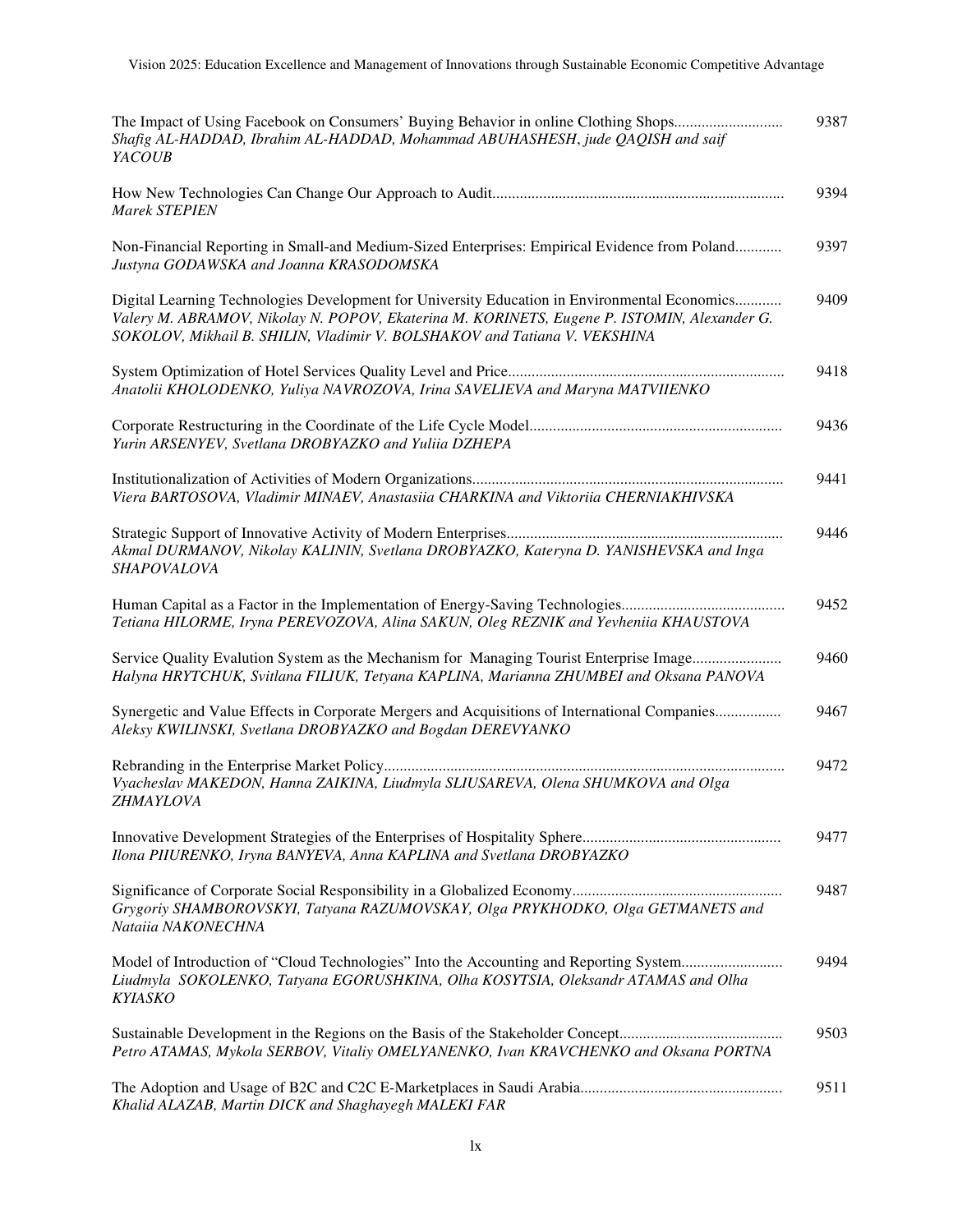The Impact of Using Facebook on Consumers' Buying Behavior in online Clothing Shops............................ 9387
*Shafig AL-HADDAD, Ibrahim AL-HADDAD, Mohammad ABUHASHESH, jude QAQISH and saif YACOUB*

How New Technologies Can Change Our Approach to Audit.......................................................................... 9394
*Marek STEPIEN*

Non-Financial Reporting in Small-and Medium-Sized Enterprises: Empirical Evidence from Poland............ 9397
*Justyna GODAWSKA and Joanna KRASODOMSKA*

Digital Learning Technologies Development for University Education in Environmental Economics............ 9409
*Valery M. ABRAMOV, Nikolay N. POPOV, Ekaterina M. KORINETS, Eugene P. ISTOMIN, Alexander G. SOKOLOV, Mikhail B. SHILIN, Vladimir V. BOLSHAKOV and Tatiana V. VEKSHINA*

System Optimization of Hotel Services Quality Level and Price...................................................................... 9418
*Anatolii KHOLODENKO, Yuliya NAVROZOVA, Irina SAVELIEVA and Maryna MATVIIENKO*

Corporate Restructuring in the Coordinate of the Life Cycle Model................................................................ 9436
*Yurin ARSENYEV, Svetlana DROBYAZKO and Yuliia DZHEPA*

Institutionalization of Activities of Modern Organizations................................................................................ 9441
*Viera BARTOSOVA, Vladimir MINAEV, Anastasiia CHARKINA and Viktoriia CHERNIAKHIVSKA*

Strategic Support of Innovative Activity of Modern Enterprises...................................................................... 9446
*Akmal DURMANOV, Nikolay KALININ, Svetlana DROBYAZKO, Kateryna D. YANISHEVSKA and Inga SHAPOVALOVA*

Human Capital as a Factor in the Implementation of Energy-Saving Technologies.......................................... 9452
*Tetiana HILORME, Iryna PEREVOZOVA, Alina SAKUN, Oleg REZNIK and Yevheniia KHAUSTOVA*

Service Quality Evalution System as the Mechanism for Managing Tourist Enterprise Image....................... 9460
*Halyna HRYTCHUK, Svitlana FILIUK, Tetyana KAPLINA, Marianna ZHUMBEI and Oksana PANOVA*

Synergetic and Value Effects in Corporate Mergers and Acquisitions of International Companies................. 9467
*Aleksy KWILINSKI, Svetlana DROBYAZKO and Bogdan DEREVYANKO*

Rebranding in the Enterprise Market Policy...................................................................................................... 9472
*Vyacheslav MAKEDON, Hanna ZAIKINA, Liudmyla SLIUSAREVA, Olena SHUMKOVA and Olga ZHMAYLOVA*

Innovative Development Strategies of the Enterprises of Hospitality Sphere................................................... 9477
*Ilona PIIURENKO, Iryna BANYEVA, Anna KAPLINA and Svetlana DROBYAZKO*

Significance of Corporate Social Responsibility in a Globalized Economy...................................................... 9487
*Grygoriy SHAMBOROVSKYI, Tatyana RAZUMOVSKAY, Olga PRYKHODKO, Olga GETMANETS and Nataiia NAKONECHNA*

Model of Introduction of "Cloud Technologies" Into the Accounting and Reporting System.......................... 9494
*Liudmyla SOKOLENKO, Tatyana EGORUSHKINA, Olha KOSYTSIA, Oleksandr ATAMAS and Olha KYIASKO*

Sustainable Development in the Regions on the Basis of the Stakeholder Concept.......................................... 9503
*Petro ATAMAS, Mykola SERBOV, Vitaliy OMELYANENKO, Ivan KRAVCHENKO and Oksana PORTNA*

The Adoption and Usage of B2C and C2C E-Marketplaces in Saudi Arabia.................................................... 9511
*Khalid ALAZAB, Martin DICK and Shaghayegh MALEKI FAR*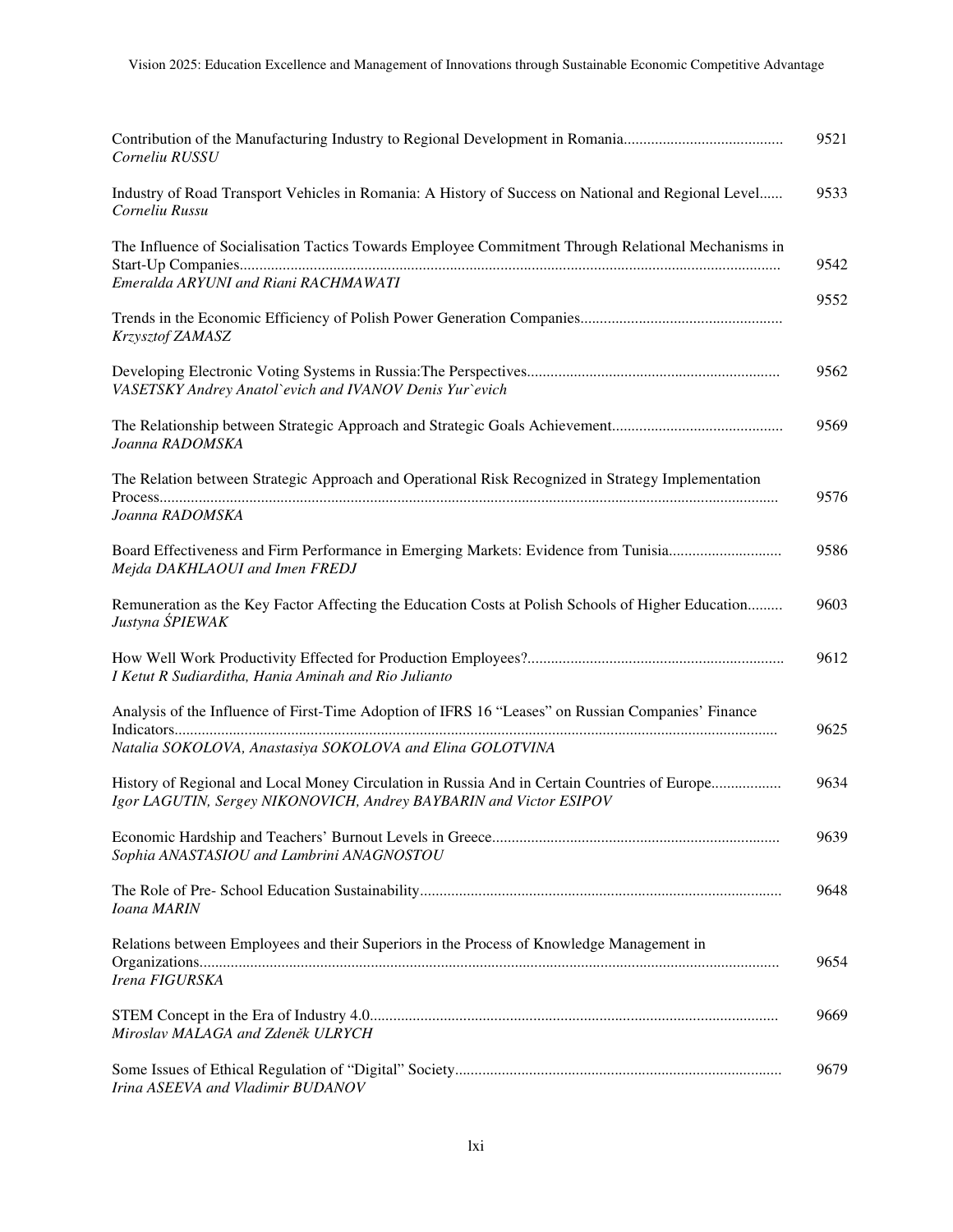Contribution of the Manufacturing Industry to Regional Development in Romania......................................... 9521
*Corneliu RUSSU*

Industry of Road Transport Vehicles in Romania: A History of Success on National and Regional Level...... 9533
*Corneliu Russu*

The Influence of Socialisation Tactics Towards Employee Commitment Through Relational Mechanisms in Start-Up Companies.......................................................................................................................................... 9542
*Emeralda ARYUNI and Riani RACHMAWATI*

Trends in the Economic Efficiency of Polish Power Generation Companies................................................... 9552
*Krzysztof ZAMASZ*

Developing Electronic Voting Systems in Russia:The Perspectives................................................................ 9562
*VASETSKY Andrey Anatol`evich and IVANOV Denis Yur`evich*

The Relationship between Strategic Approach and Strategic Goals Achievement........................................... 9569
*Joanna RADOMSKA*

The Relation between Strategic Approach and Operational Risk Recognized in Strategy Implementation Process............................................................................................................................................................. 9576
*Joanna RADOMSKA*

Board Effectiveness and Firm Performance in Emerging Markets: Evidence from Tunisia............................ 9586
*Mejda DAKHLAOUI and Imen FREDJ*

Remuneration as the Key Factor Affecting the Education Costs at Polish Schools of Higher Education......... 9603
*Justyna ŚPIEWAK*

How Well Work Productivity Effected for Production Employees?................................................................. 9612
*I Ketut R Sudiarditha, Hania Aminah and Rio Julianto*

Analysis of the Influence of First-Time Adoption of IFRS 16 "Leases" on Russian Companies' Finance Indicators......................................................................................................................................................... 9625
*Natalia SOKOLOVA, Anastasiya SOKOLOVA and Elina GOLOTVINA*

History of Regional and Local Money Circulation in Russia And in Certain Countries of Europe.................. 9634
*Igor LAGUTIN, Sergey NIKONOVICH, Andrey BAYBARIN and Victor ESIPOV*

Economic Hardship and Teachers' Burnout Levels in Greece......................................................................... 9639
*Sophia ANASTASIOU and Lambrini ANAGNOSTOU*

The Role of Pre- School Education Sustainability............................................................................................ 9648
*Ioana MARIN*

Relations between Employees and their Superiors in the Process of Knowledge Management in Organizations.................................................................................................................................................. 9654
*Irena FIGURSKA*

STEM Concept in the Era of Industry 4.0........................................................................................................ 9669
*Miroslav MALAGA and Zdeněk ULRYCH*

Some Issues of Ethical Regulation of "Digital" Society................................................................................... 9679
*Irina ASEEVA and Vladimir BUDANOV*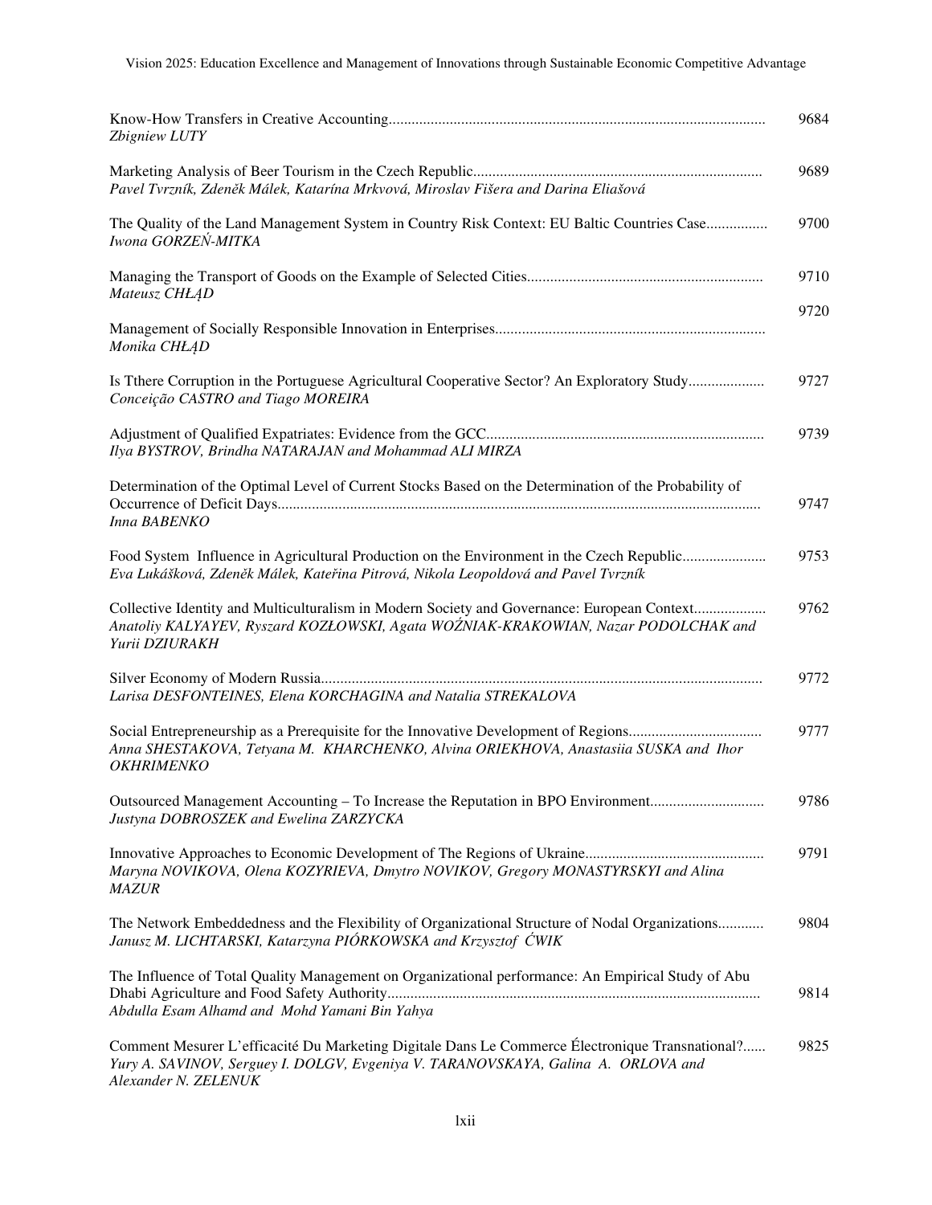Know-How Transfers in Creative Accounting.................................................................................................. 9684
*Zbigniew LUTY*

Marketing Analysis of Beer Tourism in the Czech Republic........................................................................... 9689
*Pavel Tvrzník, Zdeněk Málek, Katarína Mrkvová, Miroslav Fišera and Darina Eliašová*

The Quality of the Land Management System in Country Risk Context: EU Baltic Countries Case................ 9700
*Iwona GORZEŃ-MITKA*

Managing the Transport of Goods on the Example of Selected Cities............................................................. 9710
*Mateusz CHŁĄD*

Management of Socially Responsible Innovation in Enterprises...................................................................... 9720
*Monika CHŁĄD*

Is Tthere Corruption in the Portuguese Agricultural Cooperative Sector? An Exploratory Study................... 9727
*Conceição CASTRO and Tiago MOREIRA*

Adjustment of Qualified Expatriates: Evidence from the GCC........................................................................ 9739
*Ilya BYSTROV, Brindha NATARAJAN and Mohammad ALI MIRZA*

Determination of the Optimal Level of Current Stocks Based on the Determination of the Probability of Occurrence of Deficit Days.............................................................................................................................. 9747
*Inna BABENKO*

Food System Influence in Agricultural Production on the Environment in the Czech Republic..................... 9753
*Eva Lukášková, Zdeněk Málek, Kateřina Pitrová, Nikola Leopoldová and Pavel Tvrzník*

Collective Identity and Multiculturalism in Modern Society and Governance: European Context.................. 9762
*Anatoliy KALYAYEV, Ryszard KOZŁOWSKI, Agata WOŹNIAK-KRAKOWIAN, Nazar PODOLCHAK and Yurii DZIURAKH*

Silver Economy of Modern Russia................................................................................................................... 9772
*Larisa DESFONTEINES, Elena KORCHAGINA and Natalia STREKALOVA*

Social Entrepreneurship as a Prerequisite for the Innovative Development of Regions.................................. 9777
*Anna SHESTAKOVA, Tetyana M. KHARCHENKO, Alvina ORIEKHOVA, Anastasiia SUSKA and Ihor OKHRIMENKO*

Outsourced Management Accounting – To Increase the Reputation in BPO Environment............................. 9786
*Justyna DOBROSZEK and Ewelina ZARZYCKA*

Innovative Approaches to Economic Development of The Regions of Ukraine.............................................. 9791
*Maryna NOVIKOVA, Olena KOZYRIEVA, Dmytro NOVIKOV, Gregory MONASTYRSKYI and Alina MAZUR*

The Network Embeddedness and the Flexibility of Organizational Structure of Nodal Organizations........... 9804
*Janusz M. LICHTARSKI, Katarzyna PIÓRKOWSKA and Krzysztof ĆWIK*

The Influence of Total Quality Management on Organizational performance: An Empirical Study of Abu Dhabi Agriculture and Food Safety Authority.................................................................................................. 9814
*Abdulla Esam Alhamd and Mohd Yamani Bin Yahya*

Comment Mesurer L'efficacité Du Marketing Digitale Dans Le Commerce Électronique Transnational?...... 9825
*Yury A. SAVINOV, Serguey I. DOLGV, Evgeniya V. TARANOVSKAYA, Galina A. ORLOVA and Alexander N. ZELENUK*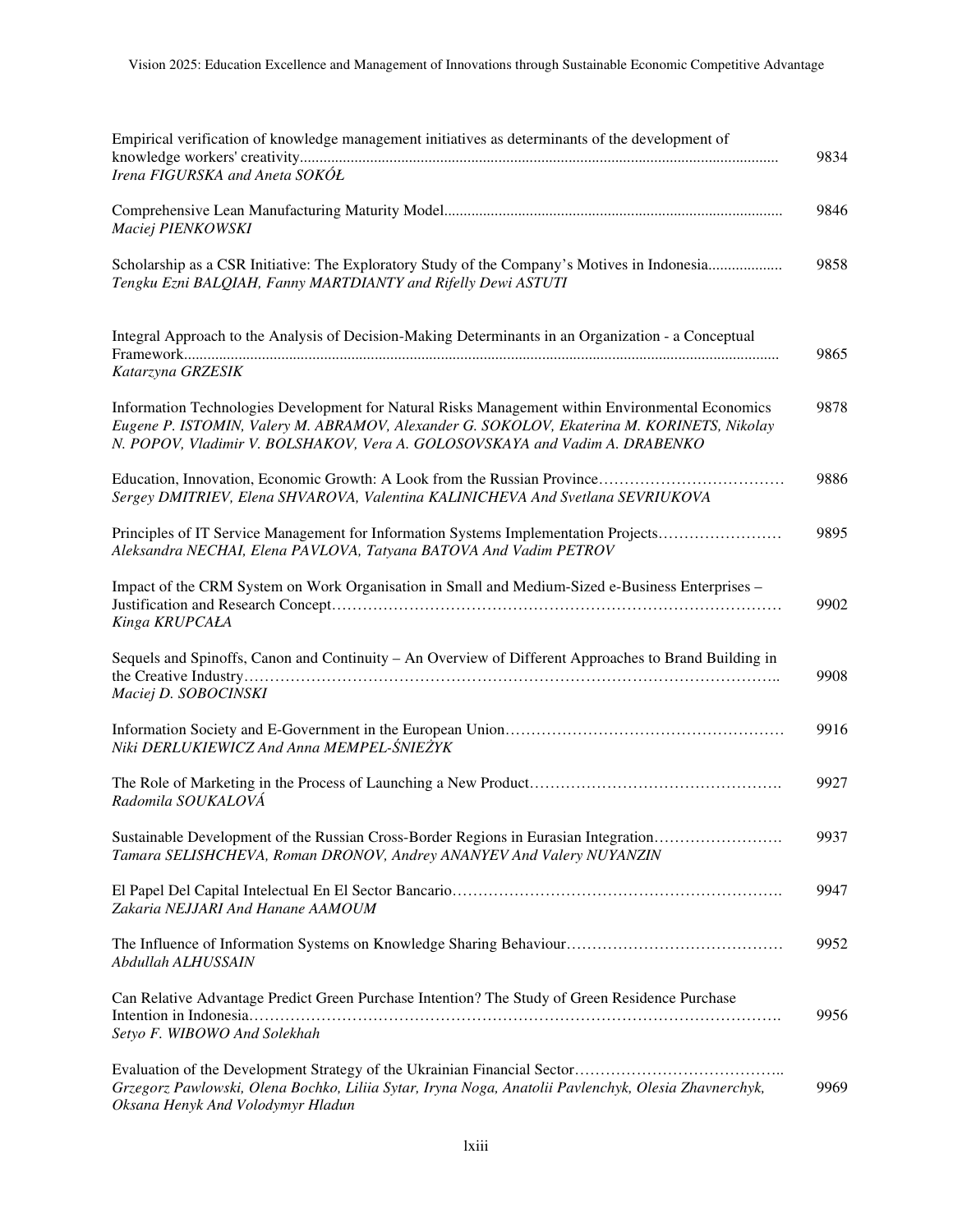Empirical verification of knowledge management initiatives as determinants of the development of knowledge workers' creativity........................................................................................................................ 9834
*Irena FIGURSKA and Aneta SOKÓŁ*

Comprehensive Lean Manufacturing Maturity Model...................................................................................... 9846
*Maciej PIENKOWSKI*

Scholarship as a CSR Initiative: The Exploratory Study of the Company's Motives in Indonesia.................. 9858
*Tengku Ezni BALQIAH, Fanny MARTDIANTY and Rifelly Dewi ASTUTI*

Integral Approach to the Analysis of Decision-Making Determinants in an Organization - a Conceptual Framework...................................................................................................................................................... 9865
*Katarzyna GRZESIK*

Information Technologies Development for Natural Risks Management within Environmental Economics 9878
*Eugene P. ISTOMIN, Valery M. ABRAMOV, Alexander G. SOKOLOV, Ekaterina M. KORINETS, Nikolay N. POPOV, Vladimir V. BOLSHAKOV, Vera A. GOLOSOVSKAYA and Vadim A. DRABENKO*

Education, Innovation, Economic Growth: A Look from the Russian Province……………………………… 9886
*Sergey DMITRIEV, Elena SHVAROVA, Valentina KALINICHEVA And Svetlana SEVRIUKOVA*

Principles of IT Service Management for Information Systems Implementation Projects…………………… 9895
*Aleksandra NECHAI, Elena PAVLOVA, Tatyana BATOVA And Vadim PETROV*

Impact of the CRM System on Work Organisation in Small and Medium-Sized e-Business Enterprises – Justification and Research Concept…………………………………………………………………………… 9902
*Kinga KRUPCAŁA*

Sequels and Spinoffs, Canon and Continuity – An Overview of Different Approaches to Brand Building in the Creative Industry……………………………………………………………………………………….. 9908
*Maciej D. SOBOCINSKI*

Information Society and E-Government in the European Union……………………………………………… 9916
*Niki DERLUKIEWICZ And Anna MEMPEL-ŚNIEŻYK*

The Role of Marketing in the Process of Launching a New Product…………………………………………. 9927
*Radomila SOUKALOVÁ*

Sustainable Development of the Russian Cross-Border Regions in Eurasian Integration……………………. 9937
*Tamara SELISHCHEVA, Roman DRONOV, Andrey ANANYEV And Valery NUYANZIN*

El Papel Del Capital Intelectual En El Sector Bancario………………………………………………………. 9947
*Zakaria NEJJARI And Hanane AAMOUM*

The Influence of Information Systems on Knowledge Sharing Behaviour…………………………………… 9952
*Abdullah ALHUSSAIN*

Can Relative Advantage Predict Green Purchase Intention? The Study of Green Residence Purchase Intention in Indonesia…………………………………………………………………………………………. 9956
*Setyo F. WIBOWO And Solekhah*

Evaluation of the Development Strategy of the Ukrainian Financial Sector………………………………….. 9969
*Grzegorz Pawlowski, Olena Bochko, Liliia Sytar, Iryna Noga, Anatolii Pavlenchyk, Olesia Zhavnerchyk, Oksana Henyk And Volodymyr Hladun*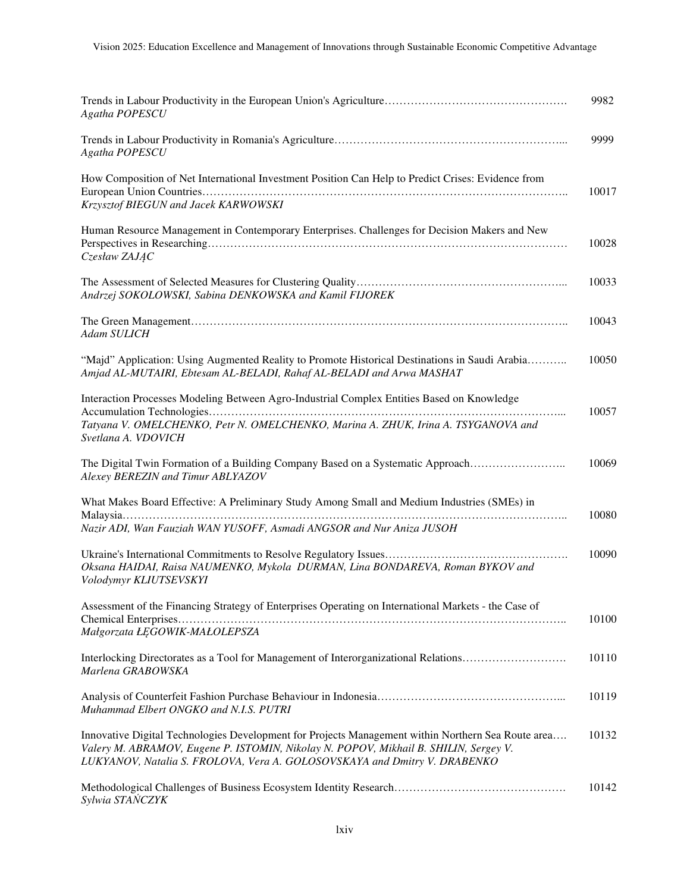Trends in Labour Productivity in the European Union's Agriculture………………………………………… 9982
*Agatha POPESCU*

Trends in Labour Productivity in Romania's Agriculture………………………………………………….... 9999
*Agatha POPESCU*

How Composition of Net International Investment Position Can Help to Predict Crises: Evidence from European Union Countries……………………………………………………………………………….. 10017
*Krzysztof BIEGUN and Jacek KARWOWSKI*

Human Resource Management in Contemporary Enterprises. Challenges for Decision Makers and New Perspectives in Researching………………………………………………………………………………… 10028
*Czesław ZAJĄC*

The Assessment of Selected Measures for Clustering Quality……………………………………………... 10033
*Andrzej SOKOLOWSKI, Sabina DENKOWSKA and Kamil FIJOREK*

The Green Management……………………………………………………………………………………….. 10043
*Adam SULICH*

"Majd" Application: Using Augmented Reality to Promote Historical Destinations in Saudi Arabia……….. 10050
*Amjad AL-MUTAIRI, Ebtesam AL-BELADI, Rahaf AL-BELADI and Arwa MASHAT*

Interaction Processes Modeling Between Agro-Industrial Complex Entities Based on Knowledge Accumulation Technologies………………………………………………………………………………... 10057
*Tatyana V. OMELCHENKO, Petr N. OMELCHENKO, Marina A. ZHUK, Irina A. TSYGANOVA and Svetlana A. VDOVICH*

The Digital Twin Formation of a Building Company Based on a Systematic Approach…………………….. 10069
*Alexey BEREZIN and Timur ABLYAZOV*

What Makes Board Effective: A Preliminary Study Among Small and Medium Industries (SMEs) in Malaysia………………………………………………………………………………………………………….. 10080
*Nazir ADI, Wan Fauziah WAN YUSOFF, Asmadi ANGSOR and Nur Aniza JUSOH*

Ukraine's International Commitments to Resolve Regulatory Issues…………………………………………. 10090
*Oksana HAIDAI, Raisa NAUMENKO, Mykola DURMAN, Lina BONDAREVA, Roman BYKOV and Volodymyr KLIUTSEVSKYI*

Assessment of the Financing Strategy of Enterprises Operating on International Markets - the Case of Chemical Enterprises……………………………………………………………………………………….. 10100
*Małgorzata ŁĘGOWIK-MAŁOLEPSZA*

Interlocking Directorates as a Tool for Management of Interorganizational Relations………………………. 10110
*Marlena GRABOWSKA*

Analysis of Counterfeit Fashion Purchase Behaviour in Indonesia…………………………………………... 10119
*Muhammad Elbert ONGKO and N.I.S. PUTRI*

Innovative Digital Technologies Development for Projects Management within Northern Sea Route area…. 10132
*Valery M. ABRAMOV, Eugene P. ISTOMIN, Nikolay N. POPOV, Mikhail B. SHILIN, Sergey V. LUKYANOV, Natalia S. FROLOVA, Vera A. GOLOSOVSKAYA and Dmitry V. DRABENKO*

Methodological Challenges of Business Ecosystem Identity Research………………………………………. 10142
*Sylwia STAŃCZYK*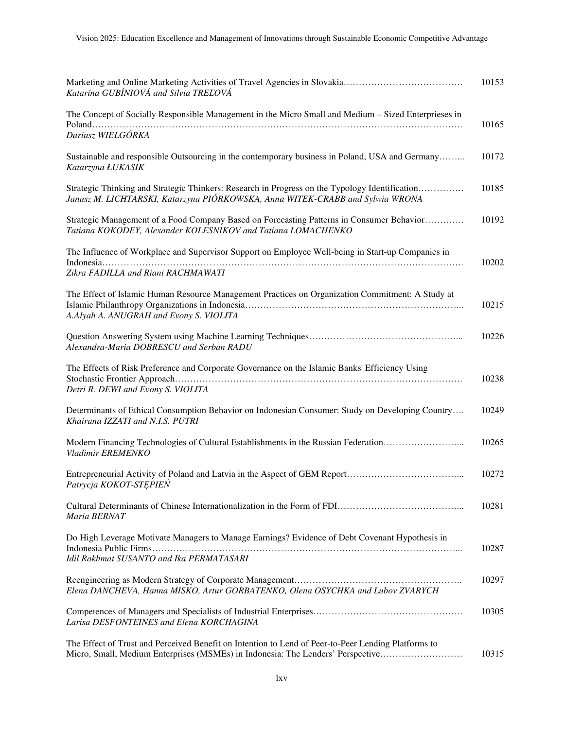Marketing and Online Marketing Activities of Travel Agencies in Slovakia…………………………………… 10153
*Katarína GUBÍNIOVÁ and Silvia TREĽOVÁ*

The Concept of Socially Responsible Management in the Micro Small and Medium – Sized Enterprieses in Poland………………………………………………………………………………………………………. 10165
*Dariusz WIELGÓRKA*

Sustainable and responsible Outsourcing in the contemporary business in Poland, USA and Germany……... 10172
*Katarzyna ŁUKASIK*

Strategic Thinking and Strategic Thinkers: Research in Progress on the Typology Identification…………… 10185
*Janusz M. LICHTARSKI, Katarzyna PIÓRKOWSKA, Anna WITEK-CRABB and Sylwia WRONA*

Strategic Management of a Food Company Based on Forecasting Patterns in Consumer Behavior…………. 10192
*Tatiana KOKODEY, Alexander KOLESNIKOV and Tatiana LOMACHENKO*

The Influence of Workplace and Supervisor Support on Employee Well-being in Start-up Companies in Indonesia………………………………………………………………………………………………………. 10202
*Zikra FADILLA and Riani RACHMAWATI*

The Effect of Islamic Human Resource Management Practices on Organization Commitment: A Study at Islamic Philanthropy Organizations in Indonesia…………………………………………………………….... 10215
*A.Alyah A. ANUGRAH and Evony S. VIOLITA*

Question Answering System using Machine Learning Techniques………………………………………….... 10226
*Alexandra-Maria DOBRESCU and Serban RADU*

The Effects of Risk Preference and Corporate Governance on the Islamic Banks' Efficiency Using Stochastic Frontier Approach………………………………………………………………………………. 10238
*Detri R. DEWI and Evony S. VIOLITA*

Determinants of Ethical Consumption Behavior on Indonesian Consumer: Study on Developing Country…. 10249
*Khairana IZZATI and N.I.S. PUTRI*

Modern Financing Technologies of Cultural Establishments in the Russian Federation……………………... 10265
*Vladimir EREMENKO*

Entrepreneurial Activity of Poland and Latvia in the Aspect of GEM Report………………………………... 10272
*Patrycja KOKOT-STĘPIEŃ*

Cultural Determinants of Chinese Internationalization in the Form of FDI…………………………………... 10281
*Maria BERNAT*

Do High Leverage Motivate Managers to Manage Earnings? Evidence of Debt Covenant Hypothesis in Indonesia Public Firms………………………………………………………………………………………... 10287
*Idil Rakhmat SUSANTO and Ika PERMATASARI*

Reengineering as Modern Strategy of Corporate Management………………………………………………. 10297
*Elena DANCHEVA, Hanna MISKO, Artur GORBATENKO, Olena OSYCHKA and Lubov ZVARYCH*

Competences of Managers and Specialists of Industrial Enterprises…………………………………………. 10305
*Larisa DESFONTEINES and Elena KORCHAGINA*

The Effect of Trust and Perceived Benefit on Intention to Lend of Peer-to-Peer Lending Platforms to Micro, Small, Medium Enterprises (MSMEs) in Indonesia: The Lenders' Perspective……………………… 10315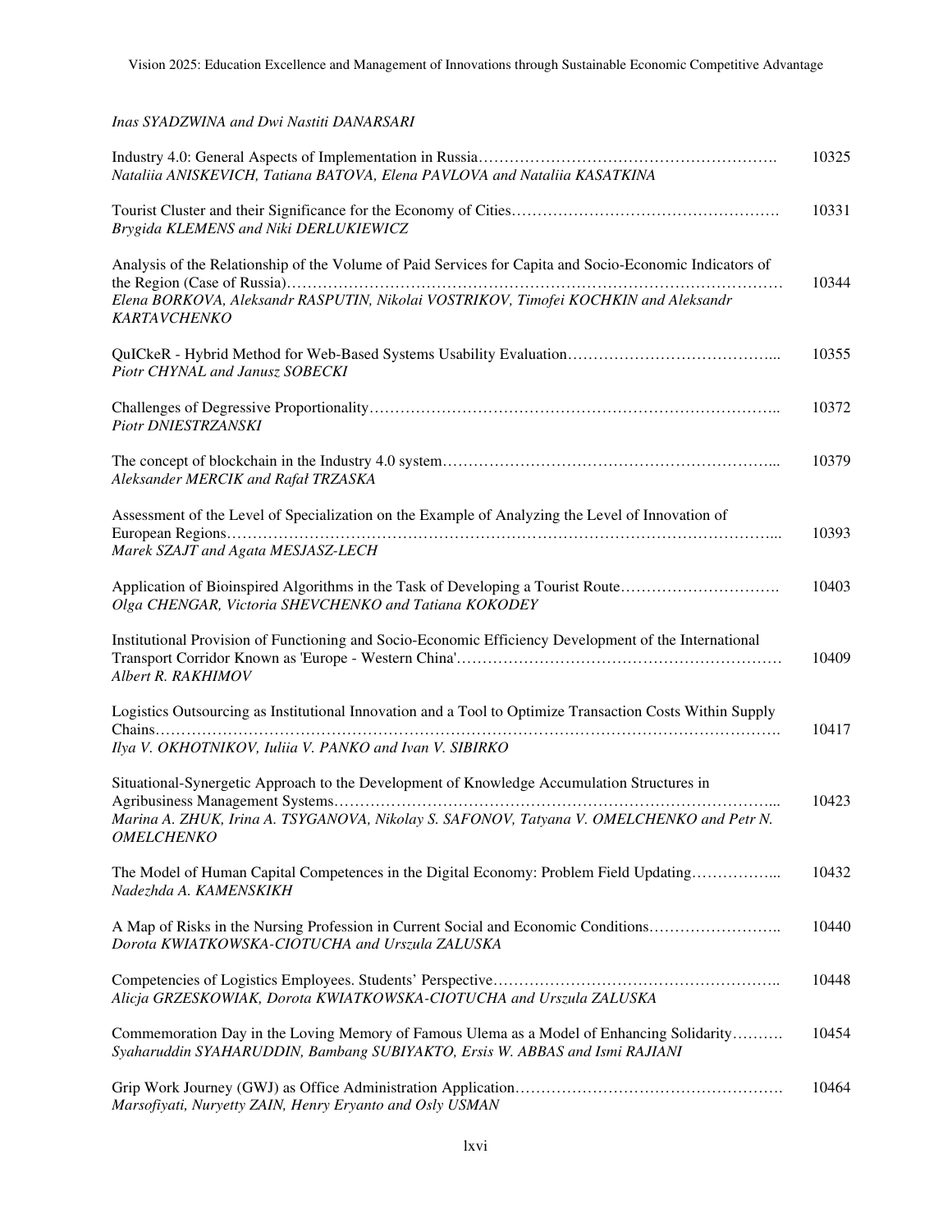*Inas SYADZWINA and Dwi Nastiti DANARSARI*

Industry 4.0: General Aspects of Implementation in Russia………………………………………………… 10325
*Nataliia ANISKEVICH, Tatiana BATOVA, Elena PAVLOVA and Nataliia KASATKINA*

Tourist Cluster and their Significance for the Economy of Cities…………………………………………… 10331
*Brygida KLEMENS and Niki DERLUKIEWICZ*

Analysis of the Relationship of the Volume of Paid Services for Capita and Socio-Economic Indicators of the Region (Case of Russia)……………………………………………………………………………… 10344
*Elena BORKOVA, Aleksandr RASPUTIN, Nikolai VOSTRIKOV, Timofei KOCHKIN and Aleksandr KARTAVCHENKO*

QuICkeR - Hybrid Method for Web-Based Systems Usability Evaluation…………………………………... 10355
*Piotr CHYNAL and Janusz SOBECKI*

Challenges of Degressive Proportionality…………………………………………………………………….. 10372
*Piotr DNIESTRZANSKI*

The concept of blockchain in the Industry 4.0 system………………………………………………………... 10379
*Aleksander MERCIK and Rafał TRZASKA*

Assessment of the Level of Specialization on the Example of Analyzing the Level of Innovation of European Regions…………………………………………………………………………………………... 10393
*Marek SZAJT and Agata MESJASZ-LECH*

Application of Bioinspired Algorithms in the Task of Developing a Tourist Route…………………………. 10403
*Olga CHENGAR, Victoria SHEVCHENKO and Tatiana KOKODEY*

Institutional Provision of Functioning and Socio-Economic Efficiency Development of the International Transport Corridor Known as 'Europe - Western China'……………………………………………………… 10409
*Albert R. RAKHIMOV*

Logistics Outsourcing as Institutional Innovation and a Tool to Optimize Transaction Costs Within Supply Chains………………………………………………………………………………………………………. 10417
*Ilya V. OKHOTNIKOV, Iuliia V. PANKO and Ivan V. SIBIRKO*

Situational-Synergetic Approach to the Development of Knowledge Accumulation Structures in Agribusiness Management Systems……………………………………………………………………….... 10423
*Marina A. ZHUK, Irina A. TSYGANOVA, Nikolay S. SAFONOV, Tatyana V. OMELCHENKO and Petr N. OMELCHENKO*

The Model of Human Capital Competences in the Digital Economy: Problem Field Updating……………... 10432
*Nadezhda A. KAMENSKIKH*

A Map of Risks in the Nursing Profession in Current Social and Economic Conditions…………………….. 10440
*Dorota KWIATKOWSKA-CIOTUCHA and Urszula ZALUSKA*

Competencies of Logistics Employees. Students' Perspective……………………………………………….. 10448
*Alicja GRZESKOWIAK, Dorota KWIATKOWSKA-CIOTUCHA and Urszula ZALUSKA*

Commemoration Day in the Loving Memory of Famous Ulema as a Model of Enhancing Solidarity………. 10454
*Syaharuddin SYAHARUDDIN, Bambang SUBIYAKTO, Ersis W. ABBAS and Ismi RAJIANI*

Grip Work Journey (GWJ) as Office Administration Application……………………………………………. 10464
*Marsofiyati, Nuryetty ZAIN, Henry Eryanto and Osly USMAN*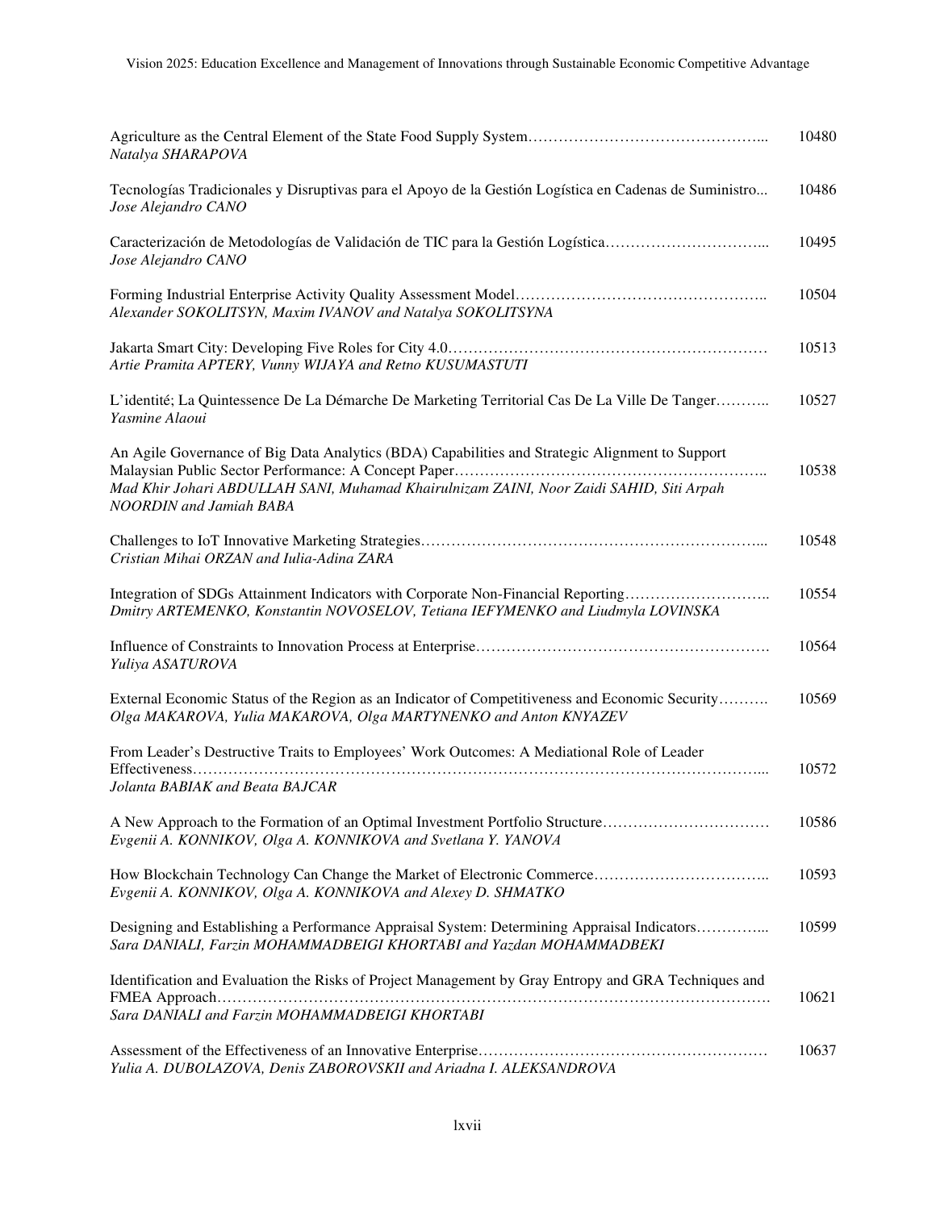Agriculture as the Central Element of the State Food Supply System……………………………………….. 10480
*Natalya SHARAPOVA*

Tecnologías Tradicionales y Disruptivas para el Apoyo de la Gestión Logística en Cadenas de Suministro... 10486
*Jose Alejandro CANO*

Caracterización de Metodologías de Validación de TIC para la Gestión Logística………………………….. 10495
*Jose Alejandro CANO*

Forming Industrial Enterprise Activity Quality Assessment Model………………………………………….. 10504
*Alexander SOKOLITSYN, Maxim IVANOV and Natalya SOKOLITSYNA*

Jakarta Smart City: Developing Five Roles for City 4.0……………………………………………………… 10513
*Artie Pramita APTERY, Vunny WIJAYA and Retno KUSUMASTUTI*

L'identité; La Quintessence De La Démarche De Marketing Territorial Cas De La Ville De Tanger……….. 10527
*Yasmine Alaoui*

An Agile Governance of Big Data Analytics (BDA) Capabilities and Strategic Alignment to Support Malaysian Public Sector Performance: A Concept Paper………………………………………………….. 10538
*Mad Khir Johari ABDULLAH SANI, Muhamad Khairulnizam ZAINI, Noor Zaidi SAHID, Siti Arpah NOORDIN and Jamiah BABA*

Challenges to IoT Innovative Marketing Strategies…………………………………………………………... 10548
*Cristian Mihai ORZAN and Iulia-Adina ZARA*

Integration of SDGs Attainment Indicators with Corporate Non-Financial Reporting……………………….. 10554
*Dmitry ARTEMENKO, Konstantin NOVOSELOV, Tetiana IEFYMENKO and Liudmyla LOVINSKA*

Influence of Constraints to Innovation Process at Enterprise………………………………………………. 10564
*Yuliya ASATUROVA*

External Economic Status of the Region as an Indicator of Competitiveness and Economic Security………. 10569
*Olga MAKAROVA, Yulia MAKAROVA, Olga MARTYNENKO and Anton KNYAZEV*

From Leader's Destructive Traits to Employees' Work Outcomes: A Mediational Role of Leader Effectiveness……………………………………………………………………………………………... 10572
*Jolanta BABIAK and Beata BAJCAR*

A New Approach to the Formation of an Optimal Investment Portfolio Structure…………………………… 10586
*Evgenii A. KONNIKOV, Olga A. KONNIKOVA and Svetlana Y. YANOVA*

How Blockchain Technology Can Change the Market of Electronic Commerce…………………………….. 10593
*Evgenii A. KONNIKOV, Olga A. KONNIKOVA and Alexey D. SHMATKO*

Designing and Establishing a Performance Appraisal System: Determining Appraisal Indicators…………... 10599
*Sara DANIALI, Farzin MOHAMMADBEIGI KHORTABI and Yazdan MOHAMMADBEKI*

Identification and Evaluation the Risks of Project Management by Gray Entropy and GRA Techniques and FMEA Approach………………………………………………………………………………………. 10621
*Sara DANIALI and Farzin MOHAMMADBEIGI KHORTABI*

Assessment of the Effectiveness of an Innovative Enterprise………………………………………………… 10637
*Yulia A. DUBOLAZOVA, Denis ZABOROVSKII and Ariadna I. ALEKSANDROVA*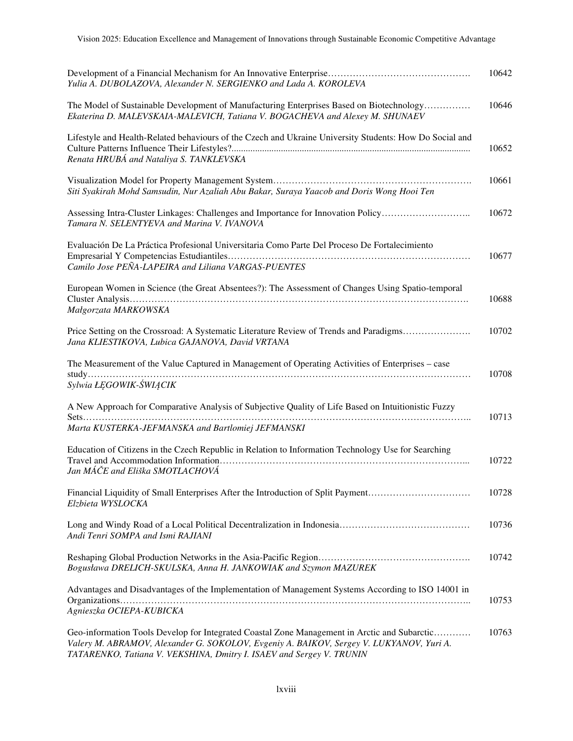Development of a Financial Mechanism for An Innovative Enterprise………………………………………. 10642
*Yulia A. DUBOLAZOVA, Alexander N. SERGIENKO and Lada A. KOROLEVA*

The Model of Sustainable Development of Manufacturing Enterprises Based on Biotechnology…………… 10646
*Ekaterina D. MALEVSKAIA-MALEVICH, Tatiana V. BOGACHEVA and Alexey M. SHUNAEV*

Lifestyle and Health-Related behaviours of the Czech and Ukraine University Students: How Do Social and Culture Patterns Influence Their Lifestyles?..................................................................................................... 10652
*Renata HRUBÁ and Nataliya S. TANKLEVSKA*

Visualization Model for Property Management System………………………………………………………. 10661
*Siti Syakirah Mohd Samsudin, Nur Azaliah Abu Bakar, Suraya Yaacob and Doris Wong Hooi Ten*

Assessing Intra-Cluster Linkages: Challenges and Importance for Innovation Policy……………………….. 10672
*Tamara N. SELENTYEVA and Marina V. IVANOVA*

Evaluación De La Práctica Profesional Universitaria Como Parte Del Proceso De Fortalecimiento Empresarial Y Competencias Estudiantiles………………………………………………………………… 10677
*Camilo Jose PEÑA-LAPEIRA and Liliana VARGAS-PUENTES*

European Women in Science (the Great Absentees?): The Assessment of Changes Using Spatio-temporal Cluster Analysis………………………………………………………………………………………………. 10688
*Małgorzata MARKOWSKA*

Price Setting on the Crossroad: A Systematic Literature Review of Trends and Paradigms…………………. 10702
*Jana KLIESTIKOVA, Lubica GAJANOVA, David VRTANA*

The Measurement of the Value Captured in Management of Operating Activities of Enterprises – case study……………………………………………………………………………………………………… 10708
*Sylwia ŁĘGOWIK-ŚWIĄCIK*

A New Approach for Comparative Analysis of Subjective Quality of Life Based on Intuitionistic Fuzzy Sets…………………………………………………………………………………………………………….. 10713
*Marta KUSTERKA-JEFMANSKA and Bartlomiej JEFMANSKI*

Education of Citizens in the Czech Republic in Relation to Information Technology Use for Searching Travel and Accommodation Information…………………………………………………………………... 10722
*Jan MÁČE and Eliška SMOTLACHOVÁ*

Financial Liquidity of Small Enterprises After the Introduction of Split Payment…………………………… 10728
*Elzbieta WYSLOCKA*

Long and Windy Road of a Local Political Decentralization in Indonesia…………………………………… 10736
*Andi Tenri SOMPA and Ismi RAJIANI*

Reshaping Global Production Networks in the Asia-Pacific Region…………………………………………. 10742
*Bogusława DRELICH-SKULSKA, Anna H. JANKOWIAK and Szymon MAZUREK*

Advantages and Disadvantages of the Implementation of Management Systems According to ISO 14001 in Organizations………………………………………………………………………………………………….. 10753
*Agnieszka OCIEPA-KUBICKA*

Geo-information Tools Develop for Integrated Coastal Zone Management in Arctic and Subarctic………… 10763
*Valery M. ABRAMOV, Alexander G. SOKOLOV, Evgeniy A. BAIKOV, Sergey V. LUKYANOV, Yuri A. TATARENKO, Tatiana V. VEKSHINA, Dmitry I. ISAEV and Sergey V. TRUNIN*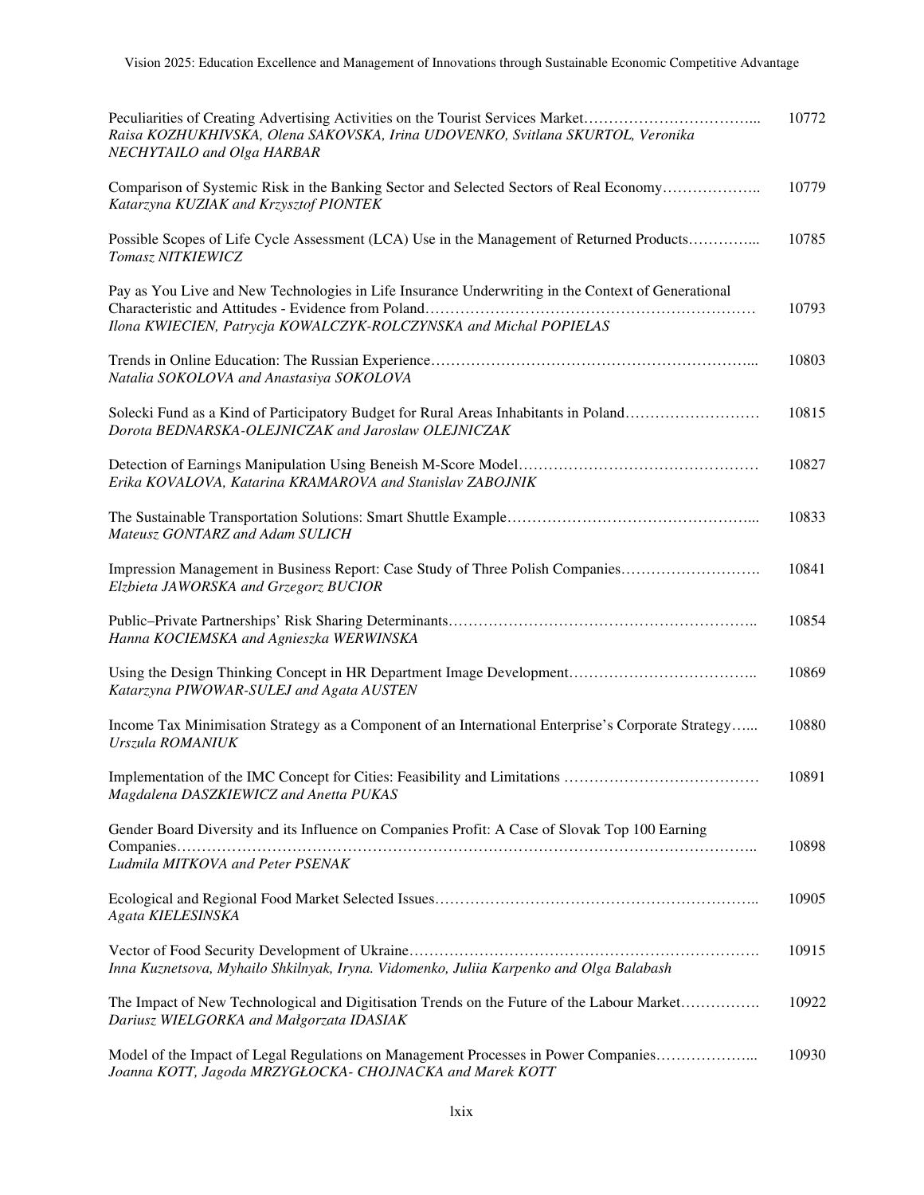Peculiarities of Creating Advertising Activities on the Tourist Services Market…………………………….... 10772
*Raisa KOZHUKHIVSKA, Olena SAKOVSKA, Irina UDOVENKO, Svitlana SKURTOL, Veronika NECHYTAILO and Olga HARBAR*

Comparison of Systemic Risk in the Banking Sector and Selected Sectors of Real Economy……………….. 10779
*Katarzyna KUZIAK and Krzysztof PIONTEK*

Possible Scopes of Life Cycle Assessment (LCA) Use in the Management of Returned Products…………... 10785
*Tomasz NITKIEWICZ*

Pay as You Live and New Technologies in Life Insurance Underwriting in the Context of Generational Characteristic and Attitudes - Evidence from Poland……………………………………………………… 10793
*Ilona KWIECIEN, Patrycja KOWALCZYK-ROLCZYNSKA and Michal POPIELAS*

Trends in Online Education: The Russian Experience……………………………………………………... 10803
*Natalia SOKOLOVA and Anastasiya SOKOLOVA*

Solecki Fund as a Kind of Participatory Budget for Rural Areas Inhabitants in Poland……………………… 10815
*Dorota BEDNARSKA-OLEJNICZAK and Jaroslaw OLEJNICZAK*

Detection of Earnings Manipulation Using Beneish M-Score Model………………………………………… 10827
*Erika KOVALOVA, Katarina KRAMAROVA and Stanislav ZABOJNIK*

The Sustainable Transportation Solutions: Smart Shuttle Example…………………………………………... 10833
*Mateusz GONTARZ and Adam SULICH*

Impression Management in Business Report: Case Study of Three Polish Companies………………………. 10841
*Elzbieta JAWORSKA and Grzegorz BUCIOR*

Public–Private Partnerships' Risk Sharing Determinants…………………………………………………….. 10854
*Hanna KOCIEMSKA and Agnieszka WERWINSKA*

Using the Design Thinking Concept in HR Department Image Development……………………………….. 10869
*Katarzyna PIWOWAR-SULEJ and Agata AUSTEN*

Income Tax Minimisation Strategy as a Component of an International Enterprise's Corporate Strategy…... 10880
*Urszula ROMANIUK*

Implementation of the IMC Concept for Cities: Feasibility and Limitations ………………………………… 10891
*Magdalena DASZKIEWICZ and Anetta PUKAS*

Gender Board Diversity and its Influence on Companies Profit: A Case of Slovak Top 100 Earning Companies……………………………………………………………………………………………….. 10898
*Ludmila MITKOVA and Peter PSENAK*

Ecological and Regional Food Market Selected Issues……………………………………………………….. 10905
*Agata KIELESINSKA*

Vector of Food Security Development of Ukraine……………………………………………………………. 10915
*Inna Kuznetsova, Myhailo Shkilnyak, Iryna. Vidomenko, Juliia Karpenko and Olga Balabash*

The Impact of New Technological and Digitisation Trends on the Future of the Labour Market……………. 10922
*Dariusz WIELGORKA and Małgorzata IDASIAK*

Model of the Impact of Legal Regulations on Management Processes in Power Companies………………... 10930
*Joanna KOTT, Jagoda MRZYGŁOCKA- CHOJNACKA and Marek KOTT*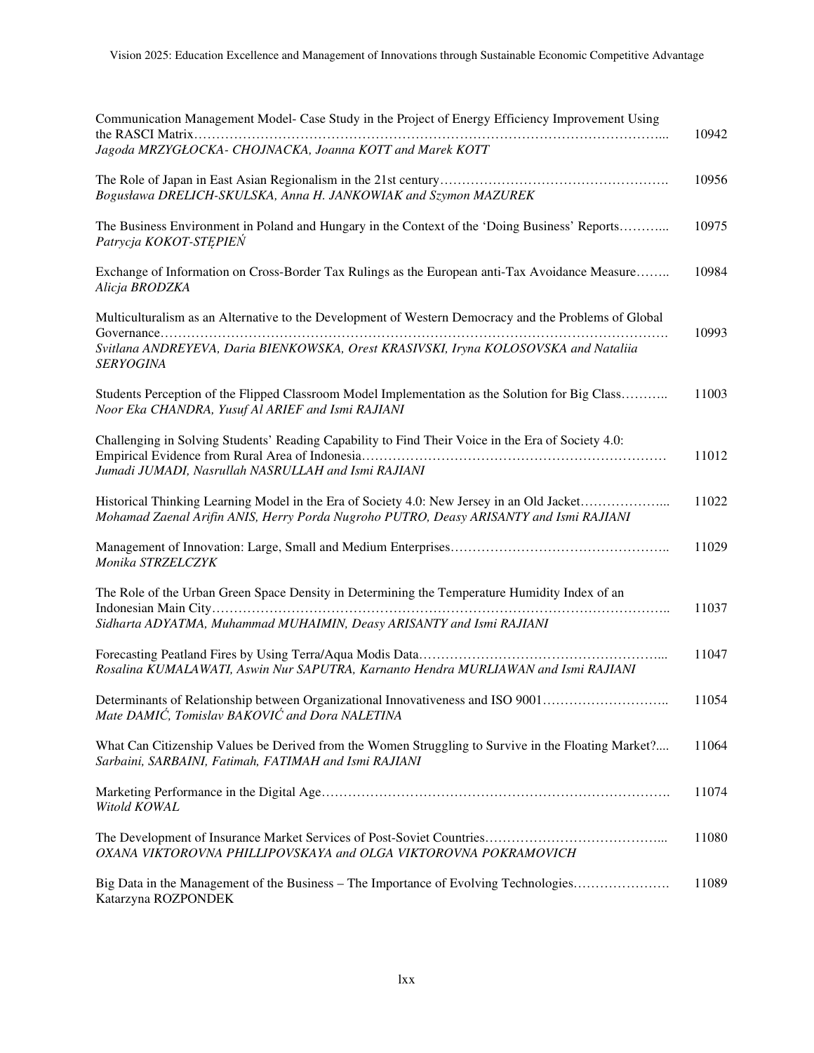| | |
|---|---|
| Communication Management Model- Case Study in the Project of Energy Efficiency Improvement Using the RASCI Matrix………………………………………………………………………………………………...<br>*Jagoda MRZYGŁOCKA- CHOJNACKA, Joanna KOTT and Marek KOTT* | 10942 |
| The Role of Japan in East Asian Regionalism in the 21st century…………………………………………….<br>*Bogusława DRELICH-SKULSKA, Anna H. JANKOWIAK and Szymon MAZUREK* | 10956 |
| The Business Environment in Poland and Hungary in the Context of the 'Doing Business' Reports………...<br>*Patrycja KOKOT-STĘPIEŃ* | 10975 |
| Exchange of Information on Cross-Border Tax Rulings as the European anti-Tax Avoidance Measure……..<br>*Alicja BRODZKA* | 10984 |
| Multiculturalism as an Alternative to the Development of Western Democracy and the Problems of Global Governance……………………………………………………………………………………………………….<br>*Svitlana ANDREYEVA, Daria BIENKOWSKA, Orest KRASIVSKI, Iryna KOLOSOVSKA and Nataliia SERYOGINA* | 10993 |
| Students Perception of the Flipped Classroom Model Implementation as the Solution for Big Class………..<br>*Noor Eka CHANDRA, Yusuf Al ARIEF and Ismi RAJIANI* | 11003 |
| Challenging in Solving Students' Reading Capability to Find Their Voice in the Era of Society 4.0: Empirical Evidence from Rural Area of Indonesia……………………………………………………………<br>*Jumadi JUMADI, Nasrullah NASRULLAH and Ismi RAJIANI* | 11012 |
| Historical Thinking Learning Model in the Era of Society 4.0: New Jersey in an Old Jacket………………...<br>*Mohamad Zaenal Arifin ANIS, Herry Porda Nugroho PUTRO, Deasy ARISANTY and Ismi RAJIANI* | 11022 |
| Management of Innovation: Large, Small and Medium Enterprises…………………………………………..<br>*Monika STRZELCZYK* | 11029 |
| The Role of the Urban Green Space Density in Determining the Temperature Humidity Index of an Indonesian Main City………………………………………………………………………………………….<br>*Sidharta ADYATMA, Muhammad MUHAIMIN, Deasy ARISANTY and Ismi RAJIANI* | 11037 |
| Forecasting Peatland Fires by Using Terra/Aqua Modis Data………………………………………………...<br>*Rosalina KUMALAWATI, Aswin Nur SAPUTRA, Karnanto Hendra MURLIAWAN and Ismi RAJIANI* | 11047 |
| Determinants of Relationship between Organizational Innovativeness and ISO 9001………………………..<br>*Mate DAMIĆ, Tomislav BAKOVIĆ and Dora NALETINA* | 11054 |
| What Can Citizenship Values be Derived from the Women Struggling to Survive in the Floating Market?....<br>*Sarbaini, SARBAINI, Fatimah, FATIMAH and Ismi RAJIANI* | 11064 |
| Marketing Performance in the Digital Age…………………………………………………………………….<br>*Witold KOWAL* | 11074 |
| The Development of Insurance Market Services of Post-Soviet Countries…………………………………...<br>*OXANA VIKTOROVNA PHILLIPOVSKAYA and OLGA VIKTOROVNA POKRAMOVICH* | 11080 |
| Big Data in the Management of the Business – The Importance of Evolving Technologies………………….<br>Katarzyna ROZPONDEK | 11089 |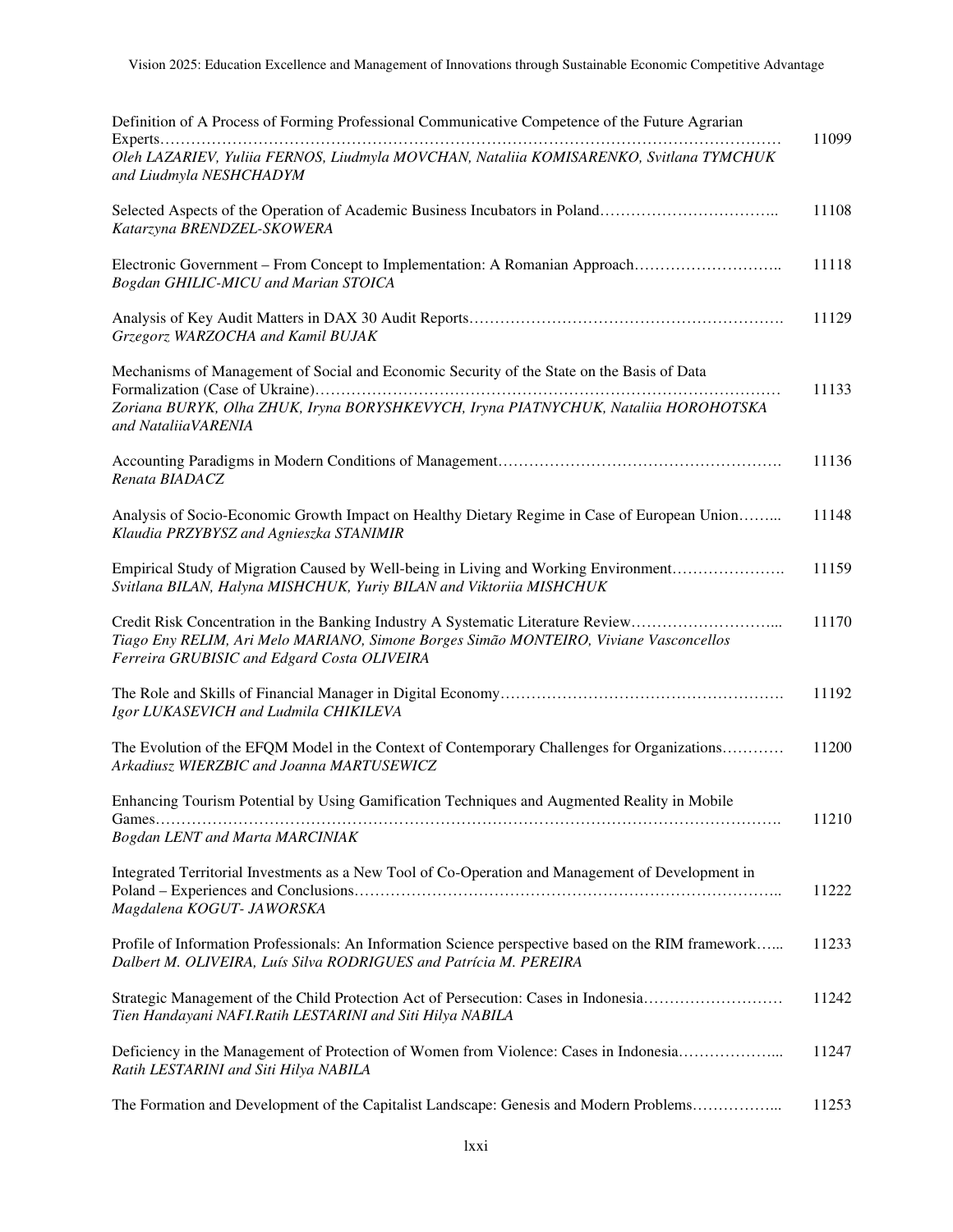| | |
|---|---|
| Definition of A Process of Forming Professional Communicative Competence of the Future Agrarian Experts………………………………………………………………………………………………………… *Oleh LAZARIEV, Yuliia FERNOS, Liudmyla MOVCHAN, Nataliia KOMISARENKO, Svitlana TYMCHUK and Liudmyla NESHCHADYM* | 11099 |
| Selected Aspects of the Operation of Academic Business Incubators in Poland…………………………….. *Katarzyna BRENDZEL-SKOWERA* | 11108 |
| Electronic Government – From Concept to Implementation: A Romanian Approach……………………….. *Bogdan GHILIC-MICU and Marian STOICA* | 11118 |
| Analysis of Key Audit Matters in DAX 30 Audit Reports……………………………………………………. *Grzegorz WARZOCHA and Kamil BUJAK* | 11129 |
| Mechanisms of Management of Social and Economic Security of the State on the Basis of Data Formalization (Case of Ukraine)…………………………………………………………………………… *Zoriana BURYK, Olha ZHUK, Iryna BORYSHKEVYCH, Iryna PIATNYCHUK, Nataliia HOROHOTSKA and NataliiaVARENIA* | 11133 |
| Accounting Paradigms in Modern Conditions of Management………………………………………………. *Renata BIADACZ* | 11136 |
| Analysis of Socio-Economic Growth Impact on Healthy Dietary Regime in Case of European Union……... *Klaudia PRZYBYSZ and Agnieszka STANIMIR* | 11148 |
| Empirical Study of Migration Caused by Well-being in Living and Working Environment…………………. *Svitlana BILAN, Halyna MISHCHUK, Yuriy BILAN and Viktoriia MISHCHUK* | 11159 |
| Credit Risk Concentration in the Banking Industry A Systematic Literature Review………………………... *Tiago Eny RELIM, Ari Melo MARIANO, Simone Borges Simão MONTEIRO, Viviane Vasconcellos Ferreira GRUBISIC and Edgard Costa OLIVEIRA* | 11170 |
| The Role and Skills of Financial Manager in Digital Economy………………………………………………. *Igor LUKASEVICH and Ludmila CHIKILEVA* | 11192 |
| The Evolution of the EFQM Model in the Context of Contemporary Challenges for Organizations………… *Arkadiusz WIERZBIC and Joanna MARTUSEWICZ* | 11200 |
| Enhancing Tourism Potential by Using Gamification Techniques and Augmented Reality in Mobile Games………………………………………………………………………………………………………. *Bogdan LENT and Marta MARCINIAK* | 11210 |
| Integrated Territorial Investments as a New Tool of Co-Operation and Management of Development in Poland – Experiences and Conclusions……………………………………………………………………….. *Magdalena KOGUT- JAWORSKA* | 11222 |
| Profile of Information Professionals: An Information Science perspective based on the RIM framework…... *Dalbert M. OLIVEIRA, Luís Silva RODRIGUES and Patrícia M. PEREIRA* | 11233 |
| Strategic Management of the Child Protection Act of Persecution: Cases in Indonesia……………………… *Tien Handayani NAFI.Ratih LESTARINI and Siti Hilya NABILA* | 11242 |
| Deficiency in the Management of Protection of Women from Violence: Cases in Indonesia………………... *Ratih LESTARINI and Siti Hilya NABILA* | 11247 |
| The Formation and Development of the Capitalist Landscape: Genesis and Modern Problems……………... | 11253 |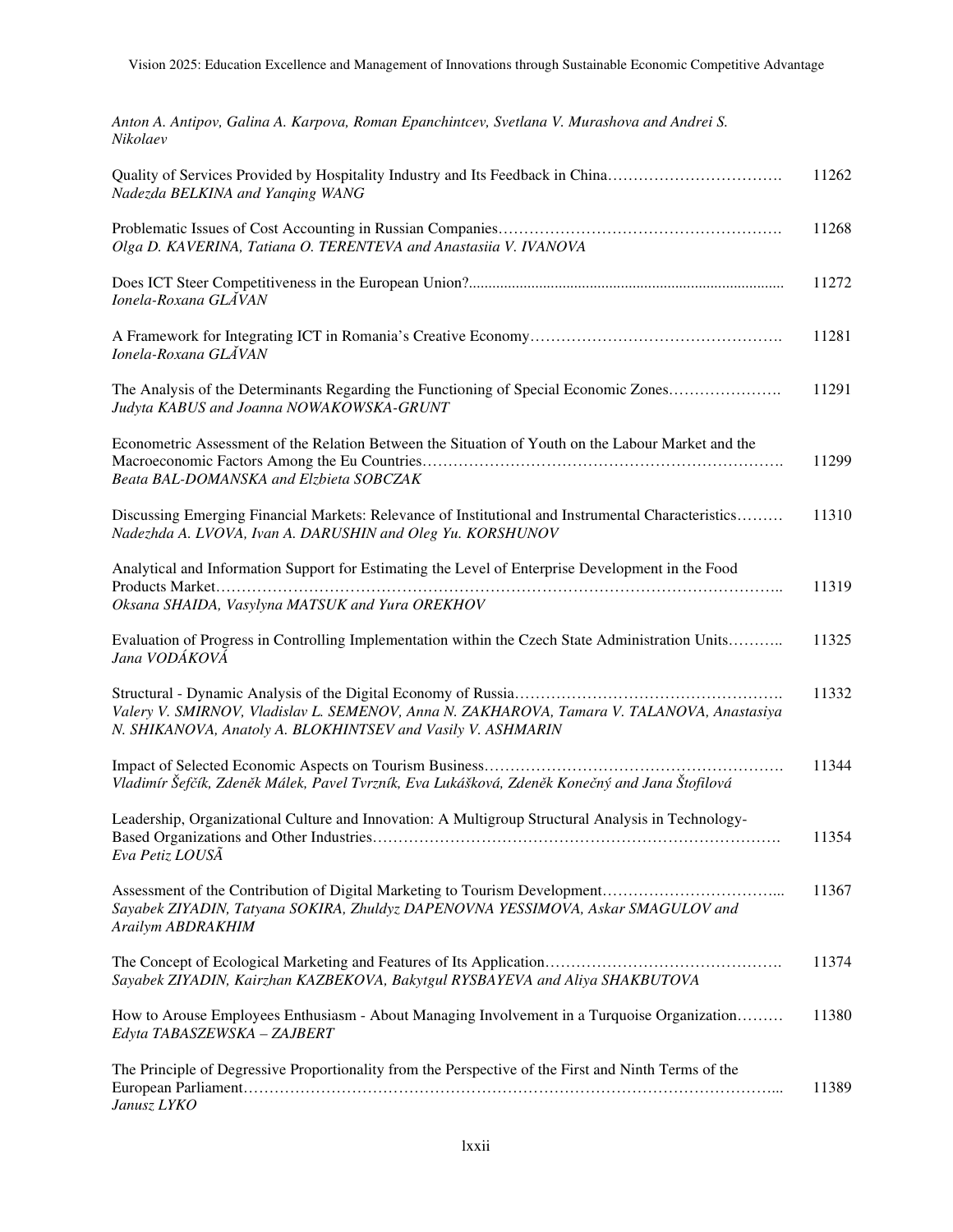*Anton A. Antipov, Galina A. Karpova, Roman Epanchintcev, Svetlana V. Murashova and Andrei S. Nikolaev*

Quality of Services Provided by Hospitality Industry and Its Feedback in China……………………………. 11262
*Nadezda BELKINA and Yanqing WANG*

Problematic Issues of Cost Accounting in Russian Companies………………………………………………. 11268
*Olga D. KAVERINA, Tatiana O. TERENTEVA and Anastasiia V. IVANOVA*

Does ICT Steer Competitiveness in the European Union?................................................................................ 11272
*Ionela-Roxana GLĂVAN*

A Framework for Integrating ICT in Romania's Creative Economy…………………………………………. 11281
*Ionela-Roxana GLĂVAN*

The Analysis of the Determinants Regarding the Functioning of Special Economic Zones…………………. 11291
*Judyta KABUS and Joanna NOWAKOWSKA-GRUNT*

Econometric Assessment of the Relation Between the Situation of Youth on the Labour Market and the Macroeconomic Factors Among the Eu Countries…………………………………………………………. 11299
*Beata BAL-DOMANSKA and Elzbieta SOBCZAK*

Discussing Emerging Financial Markets: Relevance of Institutional and Instrumental Characteristics……… 11310
*Nadezhda A. LVOVA, Ivan A. DARUSHIN and Oleg Yu. KORSHUNOV*

Analytical and Information Support for Estimating the Level of Enterprise Development in the Food Products Market……………………………………………………………………………………………….. 11319
*Oksana SHAIDA, Vasylyna MATSUK and Yura OREKHOV*

Evaluation of Progress in Controlling Implementation within the Czech State Administration Units……….. 11325
*Jana VODÁKOVÁ*

Structural - Dynamic Analysis of the Digital Economy of Russia……………………………………………. 11332
*Valery V. SMIRNOV, Vladislav L. SEMENOV, Anna N. ZAKHAROVA, Tamara V. TALANOVA, Anastasiya N. SHIKANOVA, Anatoly A. BLOKHINTSEV and Vasily V. ASHMARIN*

Impact of Selected Economic Aspects on Tourism Business…………………………………………………. 11344
*Vladimír Šefčík, Zdeněk Málek, Pavel Tvrzník, Eva Lukášková, Zdeněk Konečný and Jana Štofilová*

Leadership, Organizational Culture and Innovation: A Multigroup Structural Analysis in Technology-Based Organizations and Other Industries………………………………………………………………………. 11354
*Eva Petiz LOUSÃ*

Assessment of the Contribution of Digital Marketing to Tourism Development……………………………... 11367
*Sayabek ZIYADIN, Tatyana SOKIRA, Zhuldyz DAPENOVNA YESSIMOVA, Askar SMAGULOV and Arailym ABDRAKHIM*

The Concept of Ecological Marketing and Features of Its Application………………………………………. 11374
*Sayabek ZIYADIN, Kairzhan KAZBEKOVA, Bakytgul RYSBAYEVA and Aliya SHAKBUTOVA*

How to Arouse Employees Enthusiasm - About Managing Involvement in a Turquoise Organization……… 11380
*Edyta TABASZEWSKA – ZAJBERT*

The Principle of Degressive Proportionality from the Perspective of the First and Ninth Terms of the European Parliament……………………………………………………………………………………………... 11389
*Janusz LYKO*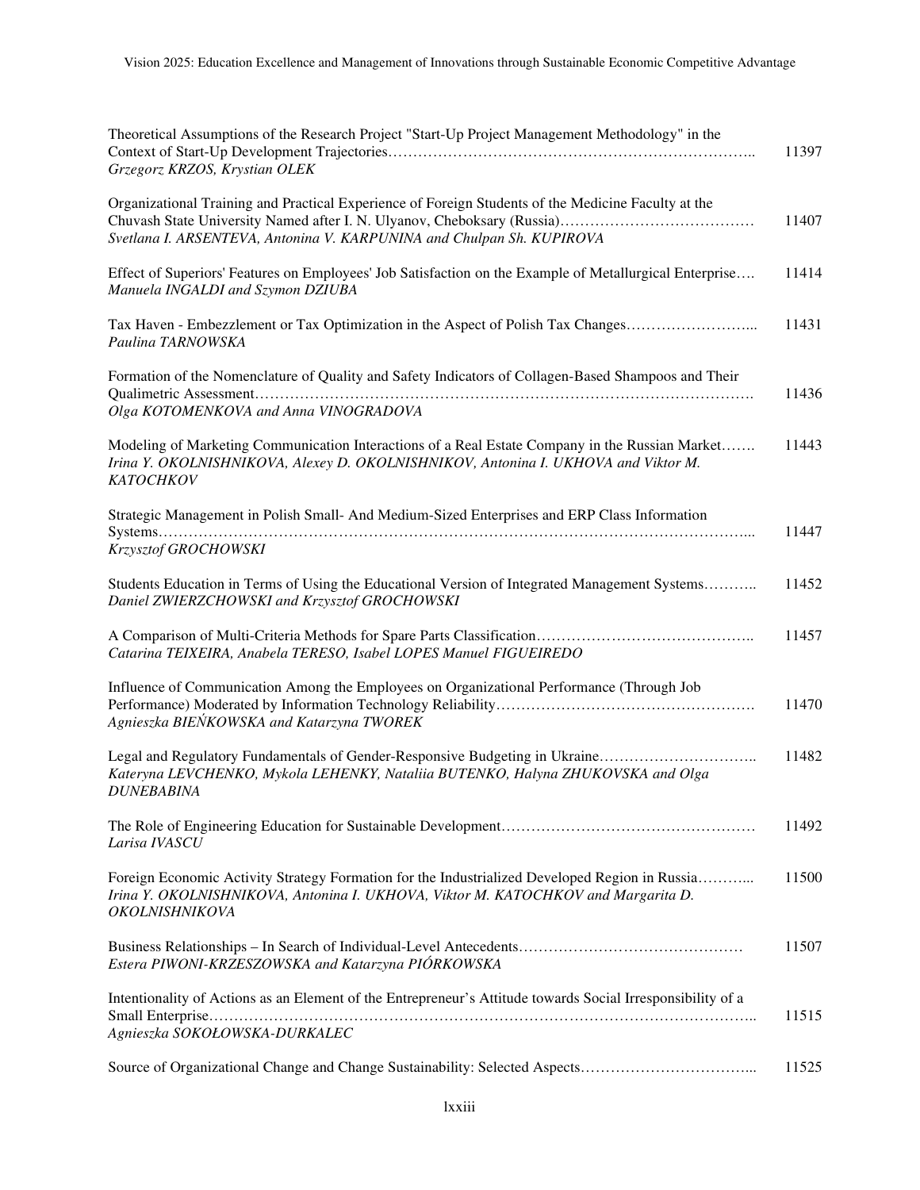Theoretical Assumptions of the Research Project "Start-Up Project Management Methodology" in the Context of Start-Up Development Trajectories………………………………………………………………….. 11397
*Grzegorz KRZOS, Krystian OLEK*

Organizational Training and Practical Experience of Foreign Students of the Medicine Faculty at the Chuvash State University Named after I. N. Ulyanov, Cheboksary (Russia)………………………………… 11407
*Svetlana I. ARSENTEVA, Antonina V. KARPUNINA and Chulpan Sh. KUPIROVA*

Effect of Superiors' Features on Employees' Job Satisfaction on the Example of Metallurgical Enterprise…. 11414
*Manuela INGALDI and Szymon DZIUBA*

Tax Haven - Embezzlement or Tax Optimization in the Aspect of Polish Tax Changes……………………... 11431
*Paulina TARNOWSKA*

Formation of the Nomenclature of Quality and Safety Indicators of Collagen-Based Shampoos and Their Qualimetric Assessment………………………………………………………………………………………. 11436
*Olga KOTOMENKOVA and Anna VINOGRADOVA*

Modeling of Marketing Communication Interactions of a Real Estate Company in the Russian Market……. 11443
*Irina Y. OKOLNISHNIKOVA, Alexey D. OKOLNISHNIKOV, Antonina I. UKHOVA and Viktor M. KATOCHKOV*

Strategic Management in Polish Small- And Medium-Sized Enterprises and ERP Class Information Systems………………………………………………………………………………………………………... 11447
*Krzysztof GROCHOWSKI*

Students Education in Terms of Using the Educational Version of Integrated Management Systems……….. 11452
*Daniel ZWIERZCHOWSKI and Krzysztof GROCHOWSKI*

A Comparison of Multi-Criteria Methods for Spare Parts Classification…………………………………….. 11457
*Catarina TEIXEIRA, Anabela TERESO, Isabel LOPES Manuel FIGUEIREDO*

Influence of Communication Among the Employees on Organizational Performance (Through Job Performance) Moderated by Information Technology Reliability……………………………………………. 11470
*Agnieszka BIEŃKOWSKA and Katarzyna TWOREK*

Legal and Regulatory Fundamentals of Gender-Responsive Budgeting in Ukraine………………………….. 11482
*Kateryna LEVCHENKO, Mykola LEHENKY, Nataliia BUTENKO, Halyna ZHUKOVSKA and Olga DUNEBABINA*

The Role of Engineering Education for Sustainable Development…………………………………………… 11492
*Larisa IVASCU*

Foreign Economic Activity Strategy Formation for the Industrialized Developed Region in Russia………... 11500
*Irina Y. OKOLNISHNIKOVA, Antonina I. UKHOVA, Viktor M. KATOCHKOV and Margarita D. OKOLNISHNIKOVA*

Business Relationships – In Search of Individual-Level Antecedents……………………………………… 11507
*Estera PIWONI-KRZESZOWSKA and Katarzyna PIÓRKOWSKA*

Intentionality of Actions as an Element of the Entrepreneur's Attitude towards Social Irresponsibility of a Small Enterprise……………………………………………………………………………………………….. 11515
*Agnieszka SOKOŁOWSKA-DURKALEC*

Source of Organizational Change and Change Sustainability: Selected Aspects……………………………... 11525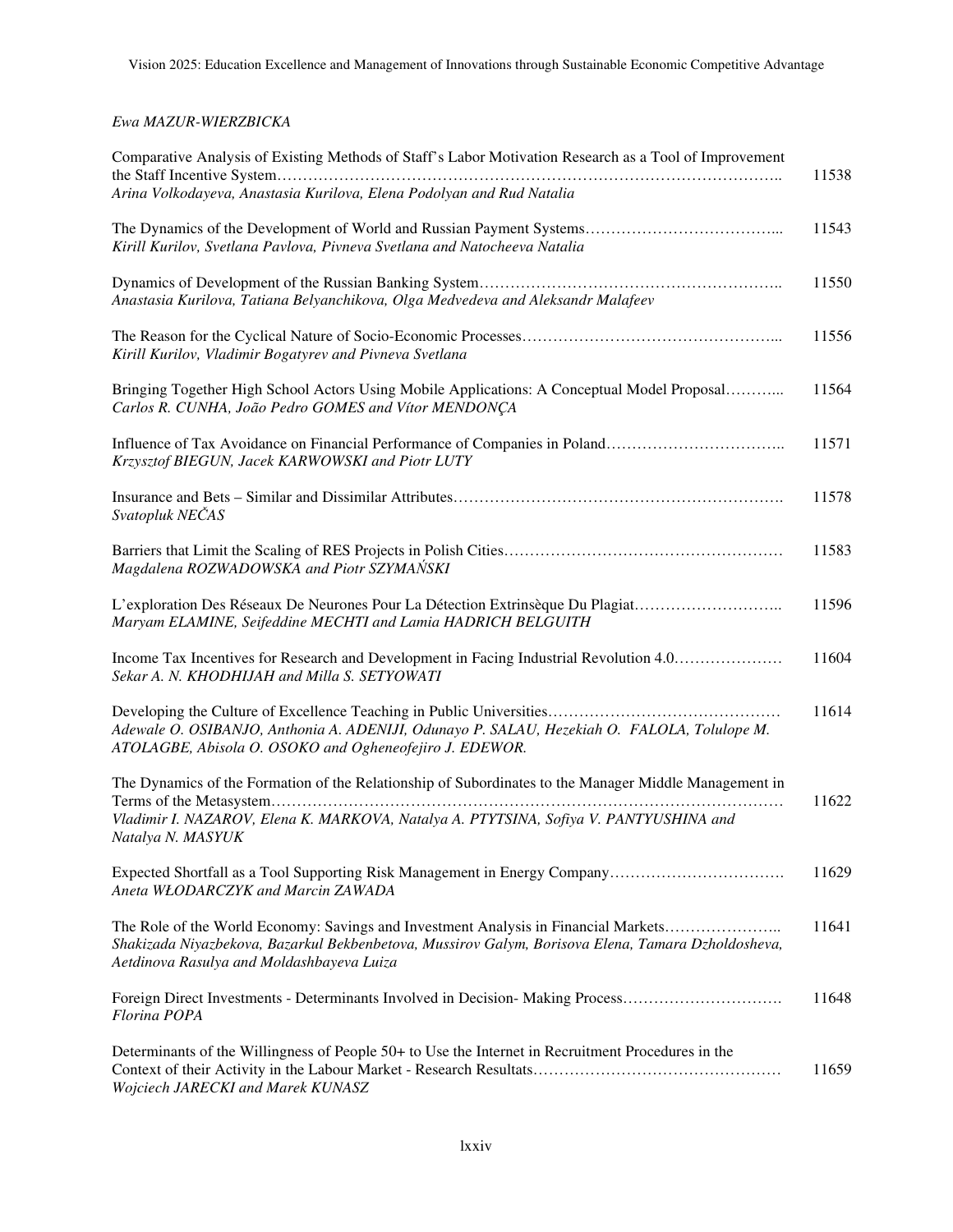*Ewa MAZUR-WIERZBICKA*

Comparative Analysis of Existing Methods of Staff's Labor Motivation Research as a Tool of Improvement the Staff Incentive System........ 11538
*Arina Volkodayeva, Anastasia Kurilova, Elena Podolyan and Rud Natalia*

The Dynamics of the Development of World and Russian Payment Systems........ 11543
*Kirill Kurilov, Svetlana Pavlova, Pivneva Svetlana and Natocheeva Natalia*

Dynamics of Development of the Russian Banking System........ 11550
*Anastasia Kurilova, Tatiana Belyanchikova, Olga Medvedeva and Aleksandr Malafeev*

The Reason for the Cyclical Nature of Socio-Economic Processes........ 11556
*Kirill Kurilov, Vladimir Bogatyrev and Pivneva Svetlana*

Bringing Together High School Actors Using Mobile Applications: A Conceptual Model Proposal........ 11564
*Carlos R. CUNHA, João Pedro GOMES and Vítor MENDONÇA*

Influence of Tax Avoidance on Financial Performance of Companies in Poland........ 11571
*Krzysztof BIEGUN, Jacek KARWOWSKI and Piotr LUTY*

Insurance and Bets – Similar and Dissimilar Attributes........ 11578
*Svatopluk NEČAS*

Barriers that Limit the Scaling of RES Projects in Polish Cities........ 11583
*Magdalena ROZWADOWSKA and Piotr SZYMAŃSKI*

L'exploration Des Réseaux De Neurones Pour La Détection Extrinsèque Du Plagiat........ 11596
*Maryam ELAMINE, Seifeddine MECHTI and Lamia HADRICH BELGUITH*

Income Tax Incentives for Research and Development in Facing Industrial Revolution 4.0........ 11604
*Sekar A. N. KHODHIJAH and Milla S. SETYOWATI*

Developing the Culture of Excellence Teaching in Public Universities........ 11614
*Adewale O. OSIBANJO, Anthonia A. ADENIJI, Odunayo P. SALAU, Hezekiah O. FALOLA, Tolulope M. ATOLAGBE, Abisola O. OSOKO and Ogheneofejiro J. EDEWOR.*

The Dynamics of the Formation of the Relationship of Subordinates to the Manager Middle Management in Terms of the Metasystem........ 11622
*Vladimir I. NAZAROV, Elena K. MARKOVA, Natalya A. PTYTSINA, Sofiya V. PANTYUSHINA and Natalya N. MASYUK*

Expected Shortfall as a Tool Supporting Risk Management in Energy Company........ 11629
*Aneta WŁODARCZYK and Marcin ZAWADA*

The Role of the World Economy: Savings and Investment Analysis in Financial Markets........ 11641
*Shakizada Niyazbekova, Bazarkul Bekbenbetova, Mussirov Galym, Borisova Elena, Tamara Dzholdosheva, Aetdinova Rasulya and Moldashbayeva Luiza*

Foreign Direct Investments - Determinants Involved in Decision- Making Process........ 11648
*Florina POPA*

Determinants of the Willingness of People 50+ to Use the Internet in Recruitment Procedures in the Context of their Activity in the Labour Market - Research Resultats........ 11659
*Wojciech JARECKI and Marek KUNASZ*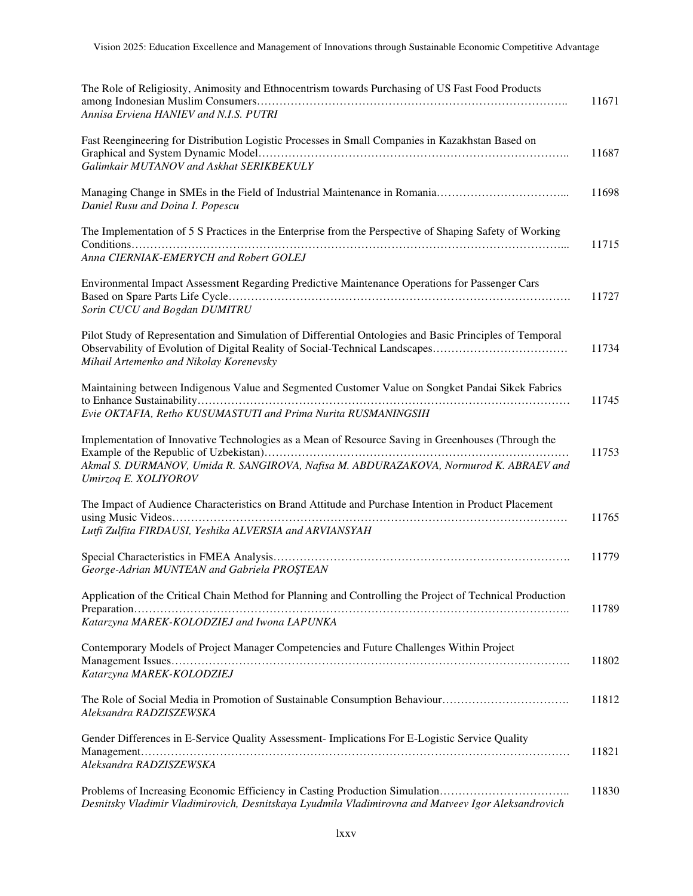| | |
|---|---|
| The Role of Religiosity, Animosity and Ethnocentrism towards Purchasing of US Fast Food Products among Indonesian Muslim Consumers……………………………………………………………………….. <br> *Annisa Erviena HANIEV and N.I.S. PUTRI* | 11671 |
| Fast Reengineering for Distribution Logistic Processes in Small Companies in Kazakhstan Based on Graphical and System Dynamic Model……………………………………………………………………….. <br> *Galimkair MUTANOV and Askhat SERIKBEKULY* | 11687 |
| Managing Change in SMEs in the Field of Industrial Maintenance in Romania……………………………... <br> *Daniel Rusu and Doina I. Popescu* | 11698 |
| The Implementation of 5 S Practices in the Enterprise from the Perspective of Shaping Safety of Working Conditions……………………………………………………………………………………………………... <br> *Anna CIERNIAK-EMERYCH and Robert GOLEJ* | 11715 |
| Environmental Impact Assessment Regarding Predictive Maintenance Operations for Passenger Cars Based on Spare Parts Life Cycle………………………………………………………………………………. <br> *Sorin CUCU and Bogdan DUMITRU* | 11727 |
| Pilot Study of Representation and Simulation of Differential Ontologies and Basic Principles of Temporal Observability of Evolution of Digital Reality of Social-Technical Landscapes……………………………… <br> *Mihail Artemenko and Nikolay Korenevsky* | 11734 |
| Maintaining between Indigenous Value and Segmented Customer Value on Songket Pandai Sikek Fabrics to Enhance Sustainability………………………………………………………………………………………… <br> *Evie OKTAFIA, Retho KUSUMASTUTI and Prima Nurita RUSMANINGSIH* | 11745 |
| Implementation of Innovative Technologies as a Mean of Resource Saving in Greenhouses (Through the Example of the Republic of Uzbekistan)……………………………………………………………………… <br> *Akmal S. DURMANOV, Umida R. SANGIROVA, Nafisa M. ABDURAZAKOVA, Normurod K. ABRAEV and Umirzoq E. XOLIYOROV* | 11753 |
| The Impact of Audience Characteristics on Brand Attitude and Purchase Intention in Product Placement using Music Videos………………………………………………………………………………………………… <br> *Lutfi Zulfita FIRDAUSI, Yeshika ALVERSIA and ARVIANSYAH* | 11765 |
| Special Characteristics in FMEA Analysis………………………………………………………………………. <br> *George-Adrian MUNTEAN and Gabriela PROŞTEAN* | 11779 |
| Application of the Critical Chain Method for Planning and Controlling the Project of Technical Production Preparation……………………………………………………………………………………………………….. <br> *Katarzyna MAREK-KOLODZIEJ and Iwona LAPUNKA* | 11789 |
| Contemporary Models of Project Manager Competencies and Future Challenges Within Project Management Issues………………………………………………………………………………………………. <br> *Katarzyna MAREK-KOLODZIEJ* | 11802 |
| The Role of Social Media in Promotion of Sustainable Consumption Behaviour……………………………. <br> *Aleksandra RADZISZEWSKA* | 11812 |
| Gender Differences in E-Service Quality Assessment- Implications For E-Logistic Service Quality Management……………………………………………………………………………………………………… <br> *Aleksandra RADZISZEWSKA* | 11821 |
| Problems of Increasing Economic Efficiency in Casting Production Simulation…………………………….. <br> *Desnitsky Vladimir Vladimirovich, Desnitskaya Lyudmila Vladimirovna and Matveev Igor Aleksandrovich* | 11830 |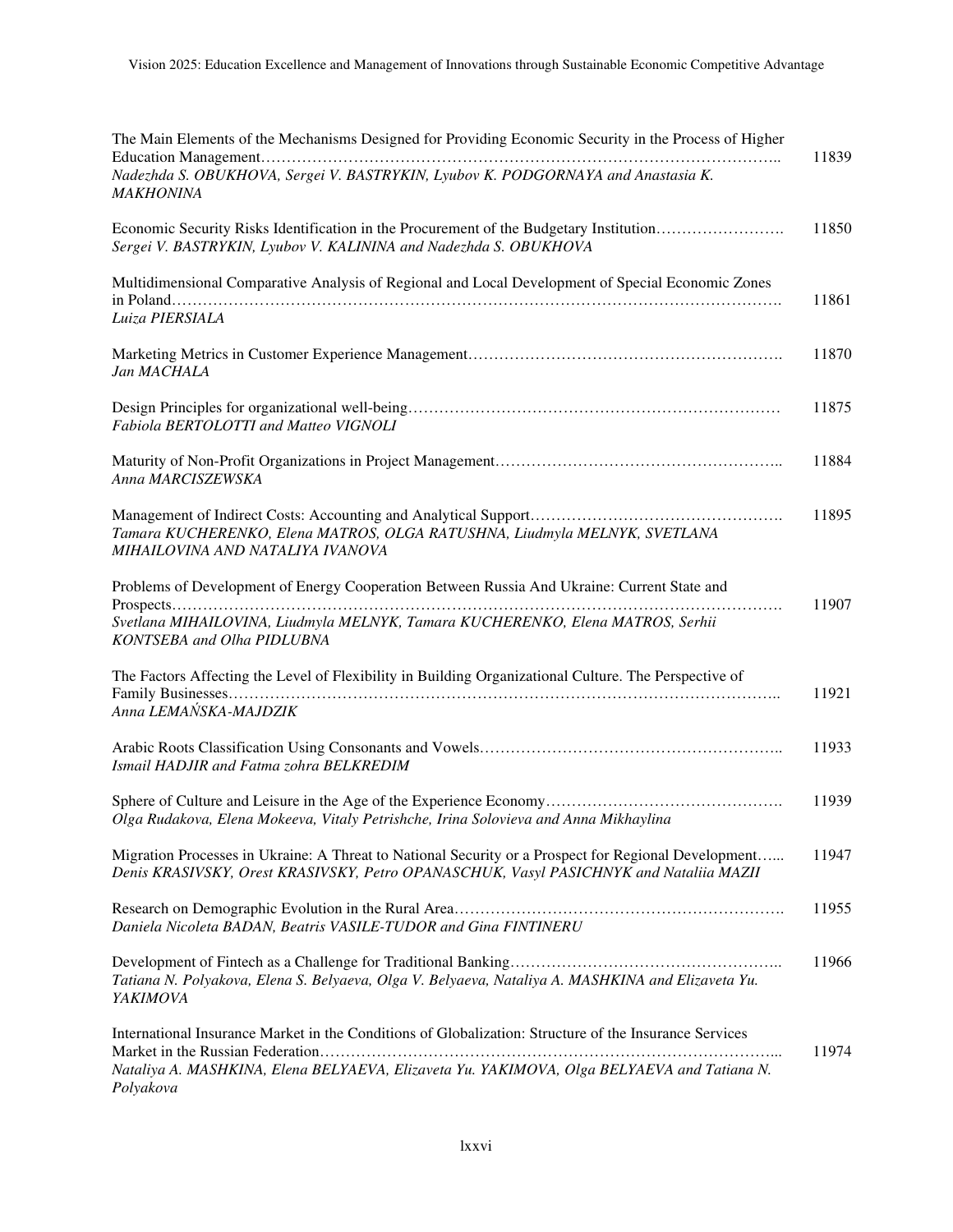The Main Elements of the Mechanisms Designed for Providing Economic Security in the Process of Higher Education Management……………………………………………………………………………………….. 11839
*Nadezhda S. OBUKHOVA, Sergei V. BASTRYKIN, Lyubov K. PODGORNAYA and Anastasia K. MAKHONINA*

Economic Security Risks Identification in the Procurement of the Budgetary Institution……………………. 11850
*Sergei V. BASTRYKIN, Lyubov V. KALININA and Nadezhda S. OBUKHOVA*

Multidimensional Comparative Analysis of Regional and Local Development of Special Economic Zones in Poland………………………………………………………………………………………………………. 11861
*Luiza PIERSIALA*

Marketing Metrics in Customer Experience Management…………………………………………………. 11870
*Jan MACHALA*

Design Principles for organizational well-being……………………………………………………………… 11875
*Fabiola BERTOLOTTI and Matteo VIGNOLI*

Maturity of Non-Profit Organizations in Project Management……………………………………………….. 11884
*Anna MARCISZEWSKA*

Management of Indirect Costs: Accounting and Analytical Support…………………………………………. 11895
*Tamara KUCHERENKO, Elena MATROS, OLGA RATUSHNA, Liudmyla MELNYK, SVETLANA MIHAILOVINA AND NATALIYA IVANOVA*

Problems of Development of Energy Cooperation Between Russia And Ukraine: Current State and Prospects………………………………………………………………………………………………………. 11907
*Svetlana MIHAILOVINA, Liudmyla MELNYK, Tamara KUCHERENKO, Elena MATROS, Serhii KONTSEBA and Olha PIDLUBNA*

The Factors Affecting the Level of Flexibility in Building Organizational Culture. The Perspective of Family Businesses……………………………………………………………………………………………….. 11921
*Anna LEMAŃSKA-MAJDZIK*

Arabic Roots Classification Using Consonants and Vowels……………………………………………….. 11933
*Ismail HADJIR and Fatma zohra BELKREDIM*

Sphere of Culture and Leisure in the Age of the Experience Economy………………………………………. 11939
*Olga Rudakova, Elena Mokeeva, Vitaly Petrishche, Irina Solovieva and Anna Mikhaylina*

Migration Processes in Ukraine: A Threat to National Security or a Prospect for Regional Development…... 11947
*Denis KRASIVSKY, Orest KRASIVSKY, Petro OPANASCHUK, Vasyl PASICHNYK and Nataliia MAZII*

Research on Demographic Evolution in the Rural Area………………………………………………………. 11955
*Daniela Nicoleta BADAN, Beatris VASILE-TUDOR and Gina FINTINERU*

Development of Fintech as a Challenge for Traditional Banking…………………………………………….. 11966
*Tatiana N. Polyakova, Elena S. Belyaeva, Olga V. Belyaeva, Nataliya A. MASHKINA and Elizaveta Yu. YAKIMOVA*

International Insurance Market in the Conditions of Globalization: Structure of the Insurance Services Market in the Russian Federation…………………………………………………………………………... 11974
*Nataliya A. MASHKINA, Elena BELYAEVA, Elizaveta Yu. YAKIMOVA, Olga BELYAEVA and Tatiana N. Polyakova*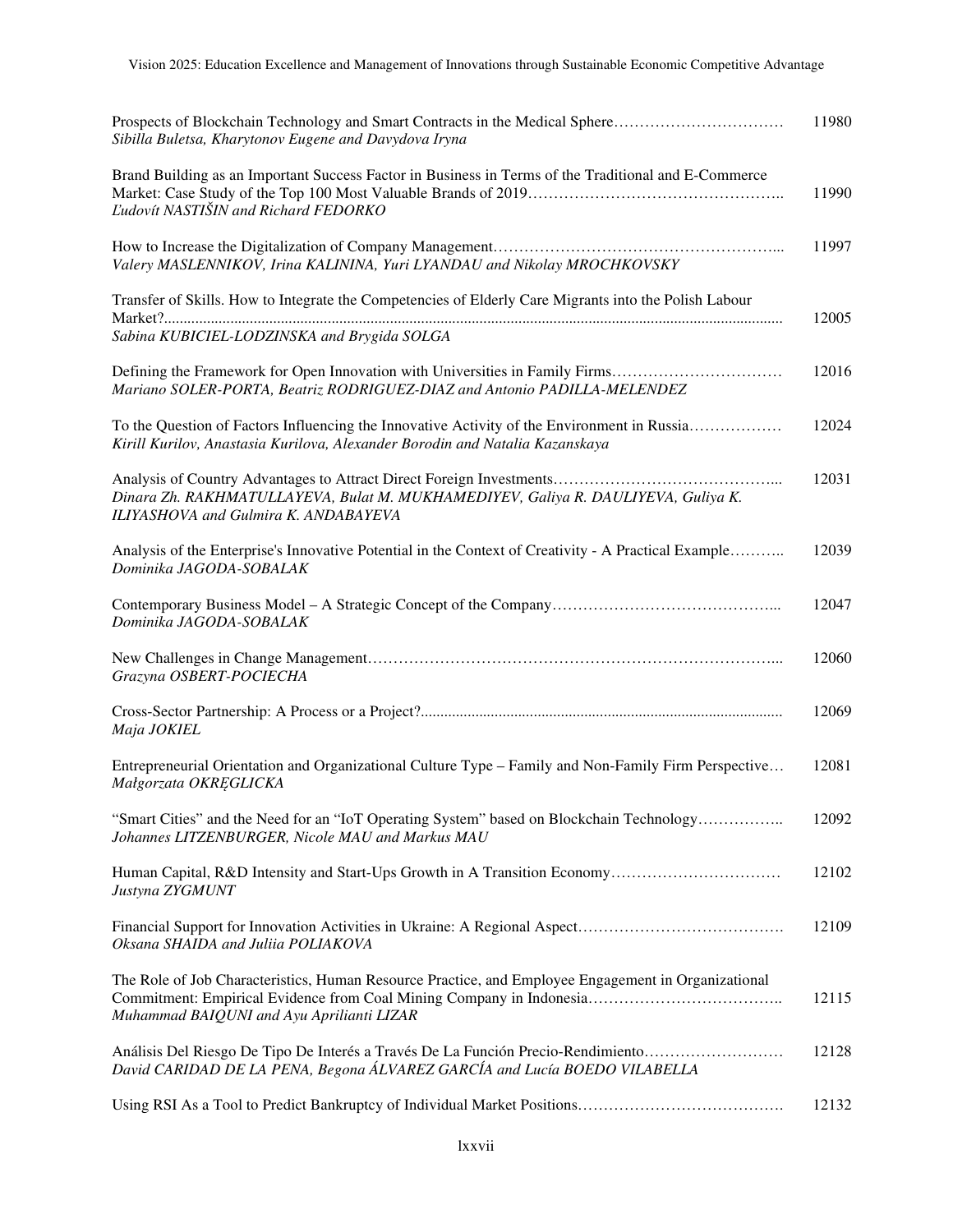| | |
|---|---|
| Prospects of Blockchain Technology and Smart Contracts in the Medical Sphere……………………………<br>*Sibilla Buletsa, Kharytonov Eugene and Davydova Iryna* | 11980 |
| Brand Building as an Important Success Factor in Business in Terms of the Traditional and E-Commerce Market: Case Study of the Top 100 Most Valuable Brands of 2019…………………………………………..<br>*Ľudovít NASTIŠIN and Richard FEDORKO* | 11990 |
| How to Increase the Digitalization of Company Management………………………………………………...<br>*Valery MASLENNIKOV, Irina KALININA, Yuri LYANDAU and Nikolay MROCHKOVSKY* | 11997 |
| Transfer of Skills. How to Integrate the Competencies of Elderly Care Migrants into the Polish Labour Market?..........................................................................................................................................................<br>*Sabina KUBICIEL-LODZINSKA and Brygida SOLGA* | 12005 |
| Defining the Framework for Open Innovation with Universities in Family Firms……………………………<br>*Mariano SOLER-PORTA, Beatriz RODRIGUEZ-DIAZ and Antonio PADILLA-MELENDEZ* | 12016 |
| To the Question of Factors Influencing the Innovative Activity of the Environment in Russia………………<br>*Kirill Kurilov, Anastasia Kurilova, Alexander Borodin and Natalia Kazanskaya* | 12024 |
| Analysis of Country Advantages to Attract Direct Foreign Investments……………………………………...<br>*Dinara Zh. RAKHMATULLAYEVA, Bulat M. MUKHAMEDIYEV, Galiya R. DAULIYEVA, Guliya K. ILIYASHOVA and Gulmira K. ANDABAYEVA* | 12031 |
| Analysis of the Enterprise's Innovative Potential in the Context of Creativity - A Practical Example………..<br>*Dominika JAGODA-SOBALAK* | 12039 |
| Contemporary Business Model – A Strategic Concept of the Company……………………………………...<br>*Dominika JAGODA-SOBALAK* | 12047 |
| New Challenges in Change Management…………………………………………………………………...<br>*Grazyna OSBERT-POCIECHA* | 12060 |
| Cross-Sector Partnership: A Process or a Project?...........................................................................................<br>*Maja JOKIEL* | 12069 |
| Entrepreneurial Orientation and Organizational Culture Type – Family and Non-Family Firm Perspective…<br>*Małgorzata OKRĘGLICKA* | 12081 |
| "Smart Cities" and the Need for an "IoT Operating System" based on Blockchain Technology……………..<br>*Johannes LITZENBURGER, Nicole MAU and Markus MAU* | 12092 |
| Human Capital, R&D Intensity and Start-Ups Growth in A Transition Economy……………………………<br>*Justyna ZYGMUNT* | 12102 |
| Financial Support for Innovation Activities in Ukraine: A Regional Aspect………………………………….<br>*Oksana SHAIDA and Juliia POLIAKOVA* | 12109 |
| The Role of Job Characteristics, Human Resource Practice, and Employee Engagement in Organizational Commitment: Empirical Evidence from Coal Mining Company in Indonesia………………………………..<br>*Muhammad BAIQUNI and Ayu Aprilianti LIZAR* | 12115 |
| Análisis Del Riesgo De Tipo De Interés a Través De La Función Precio-Rendimiento………………………<br>*David CARIDAD DE LA PENA, Begona ÁLVAREZ GARCÍA and Lucía BOEDO VILABELLA* | 12128 |
| Using RSI As a Tool to Predict Bankruptcy of Individual Market Positions…………………………………. | 12132 |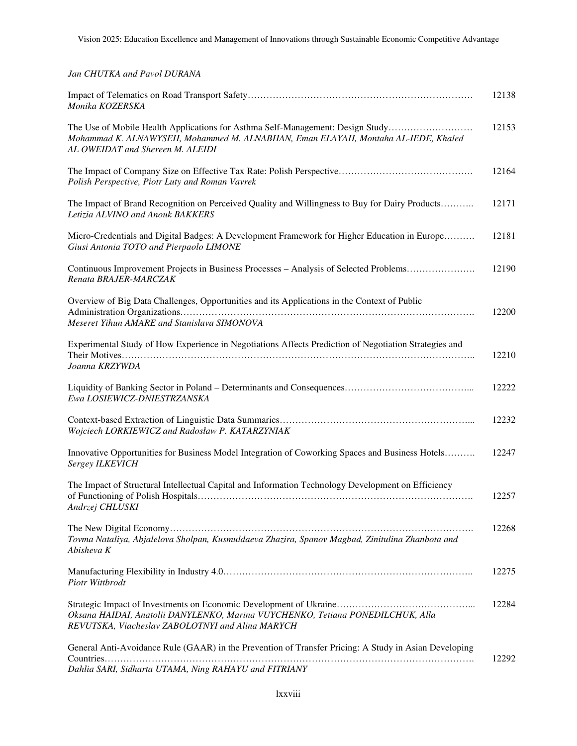*Jan CHUTKA and Pavol DURANA*

Impact of Telematics on Road Transport Safety………………………………………………………………… 12138
*Monika KOZERSKA*

The Use of Mobile Health Applications for Asthma Self-Management: Design Study……………………… 12153
*Mohammad K. ALNAWYSEH, Mohammed M. ALNABHAN, Eman ELAYAH, Montaha AL-IEDE, Khaled AL OWEIDAT and Shereen M. ALEIDI*

The Impact of Company Size on Effective Tax Rate: Polish Perspective……………………………………. 12164
*Polish Perspective, Piotr Luty and Roman Vavrek*

The Impact of Brand Recognition on Perceived Quality and Willingness to Buy for Dairy Products……….. 12171
*Letizia ALVINO and Anouk BAKKERS*

Micro-Credentials and Digital Badges: A Development Framework for Higher Education in Europe………. 12181
*Giusi Antonia TOTO and Pierpaolo LIMONE*

Continuous Improvement Projects in Business Processes – Analysis of Selected Problems…………………. 12190
*Renata BRAJER-MARCZAK*

Overview of Big Data Challenges, Opportunities and its Applications in the Context of Public Administration Organizations………………………………………………………………………………. 12200
*Meseret Yihun AMARE and Stanislava SIMONOVA*

Experimental Study of How Experience in Negotiations Affects Prediction of Negotiation Strategies and Their Motives……………………………………………………………………………………………….. 12210
*Joanna KRZYWDA*

Liquidity of Banking Sector in Poland – Determinants and Consequences…………………………………... 12222
*Ewa LOSIEWICZ-DNIESTRZANSKA*

Context-based Extraction of Linguistic Data Summaries……………………………………………………... 12232
*Wojciech LORKIEWICZ and Radosław P. KATARZYNIAK*

Innovative Opportunities for Business Model Integration of Coworking Spaces and Business Hotels………. 12247
*Sergey ILKEVICH*

The Impact of Structural Intellectual Capital and Information Technology Development on Efficiency of Functioning of Polish Hospitals…………………………………………………………………………. 12257
*Andrzej CHLUSKI*

The New Digital Economy……………………………………………………………………………………. 12268
*Tovma Nataliya, Abjalelova Sholpan, Kusmuldaeva Zhazira, Spanov Magbad, Zinitulina Zhanbota and Abisheva K*

Manufacturing Flexibility in Industry 4.0…………………………………………………………………….. 12275
*Piotr Wittbrodt*

Strategic Impact of Investments on Economic Development of Ukraine……………………………………... 12284
*Oksana HAIDAI, Anatolii DANYLENKO, Marina VUYCHENKO, Tetiana PONEDILCHUK, Alla REVUTSKA, Viacheslav ZABOLOTNYI and Alina MARYCH*

General Anti-Avoidance Rule (GAAR) in the Prevention of Transfer Pricing: A Study in Asian Developing Countries………………………………………………………………………………………………. 12292
*Dahlia SARI, Sidharta UTAMA, Ning RAHAYU and FITRIANY*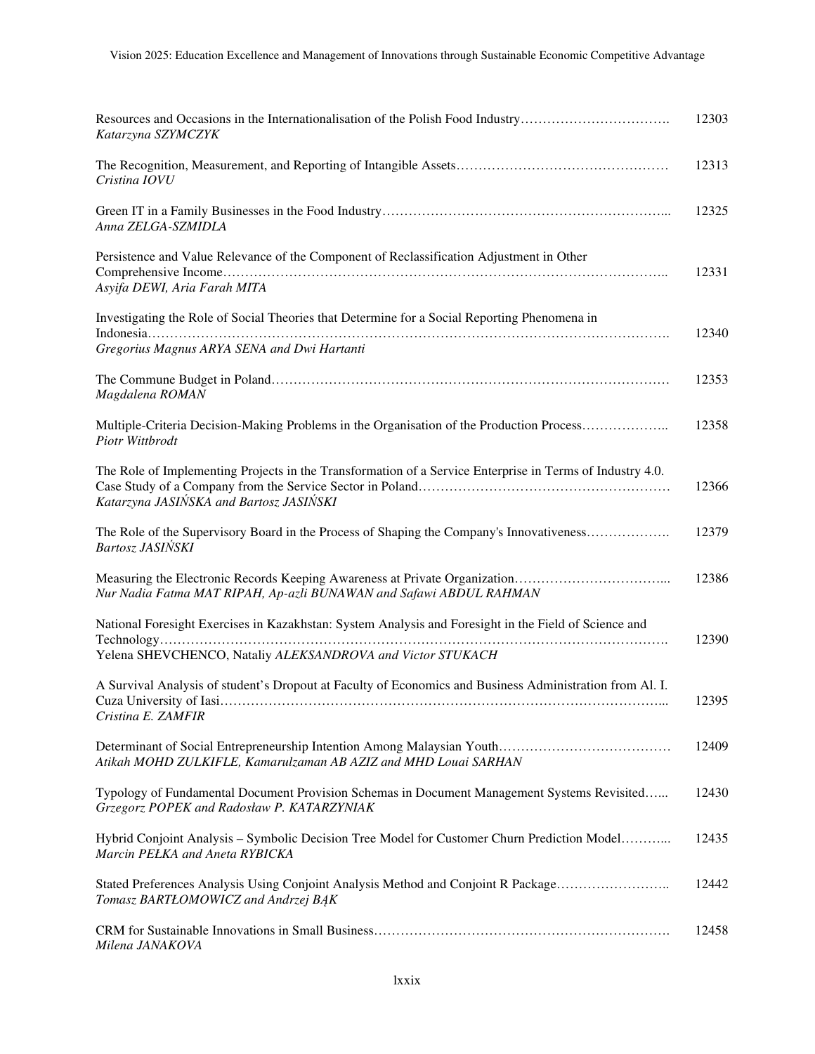Resources and Occasions in the Internationalisation of the Polish Food Industry……………………………. 12303
*Katarzyna SZYMCZYK*

The Recognition, Measurement, and Reporting of Intangible Assets………………………………………… 12313
*Cristina IOVU*

Green IT in a Family Businesses in the Food Industry……………………………………………………... 12325
*Anna ZELGA-SZMIDLA*

Persistence and Value Relevance of the Component of Reclassification Adjustment in Other Comprehensive Income………………………………………………………………………………….. 12331
*Asyifa DEWI, Aria Farah MITA*

Investigating the Role of Social Theories that Determine for a Social Reporting Phenomena in Indonesia…………………………………………………………………………………………………. 12340
*Gregorius Magnus ARYA SENA and Dwi Hartanti*

The Commune Budget in Poland……………………………………………………………………………… 12353
*Magdalena ROMAN*

Multiple-Criteria Decision-Making Problems in the Organisation of the Production Process……………….. 12358
*Piotr Wittbrodt*

The Role of Implementing Projects in the Transformation of a Service Enterprise in Terms of Industry 4.0. Case Study of a Company from the Service Sector in Poland………………………………………………… 12366
*Katarzyna JASIŃSKA and Bartosz JASIŃSKI*

The Role of the Supervisory Board in the Process of Shaping the Company's Innovativeness………………. 12379
*Bartosz JASIŃSKI*

Measuring the Electronic Records Keeping Awareness at Private Organization……………………………... 12386
*Nur Nadia Fatma MAT RIPAH, Ap-azli BUNAWAN and Safawi ABDUL RAHMAN*

National Foresight Exercises in Kazakhstan: System Analysis and Foresight in the Field of Science and Technology………………………………………………………………………………………………. 12390
Yelena SHEVCHENCO, Nataliy *ALEKSANDROVA and Victor STUKACH*

A Survival Analysis of student's Dropout at Faculty of Economics and Business Administration from Al. I. Cuza University of Iasi…………………………………………………………………………………... 12395
*Cristina E. ZAMFIR*

Determinant of Social Entrepreneurship Intention Among Malaysian Youth………………………………… 12409
*Atikah MOHD ZULKIFLE, Kamarulzaman AB AZIZ and MHD Louai SARHAN*

Typology of Fundamental Document Provision Schemas in Document Management Systems Revisited…... 12430
*Grzegorz POPEK and Radosław P. KATARZYNIAK*

Hybrid Conjoint Analysis – Symbolic Decision Tree Model for Customer Churn Prediction Model………... 12435
*Marcin PEŁKA and Aneta RYBICKA*

Stated Preferences Analysis Using Conjoint Analysis Method and Conjoint R Package…………………….. 12442
*Tomasz BARTŁOMOWICZ and Andrzej BĄK*

CRM for Sustainable Innovations in Small Business…………………………………………………………. 12458
*Milena JANAKOVA*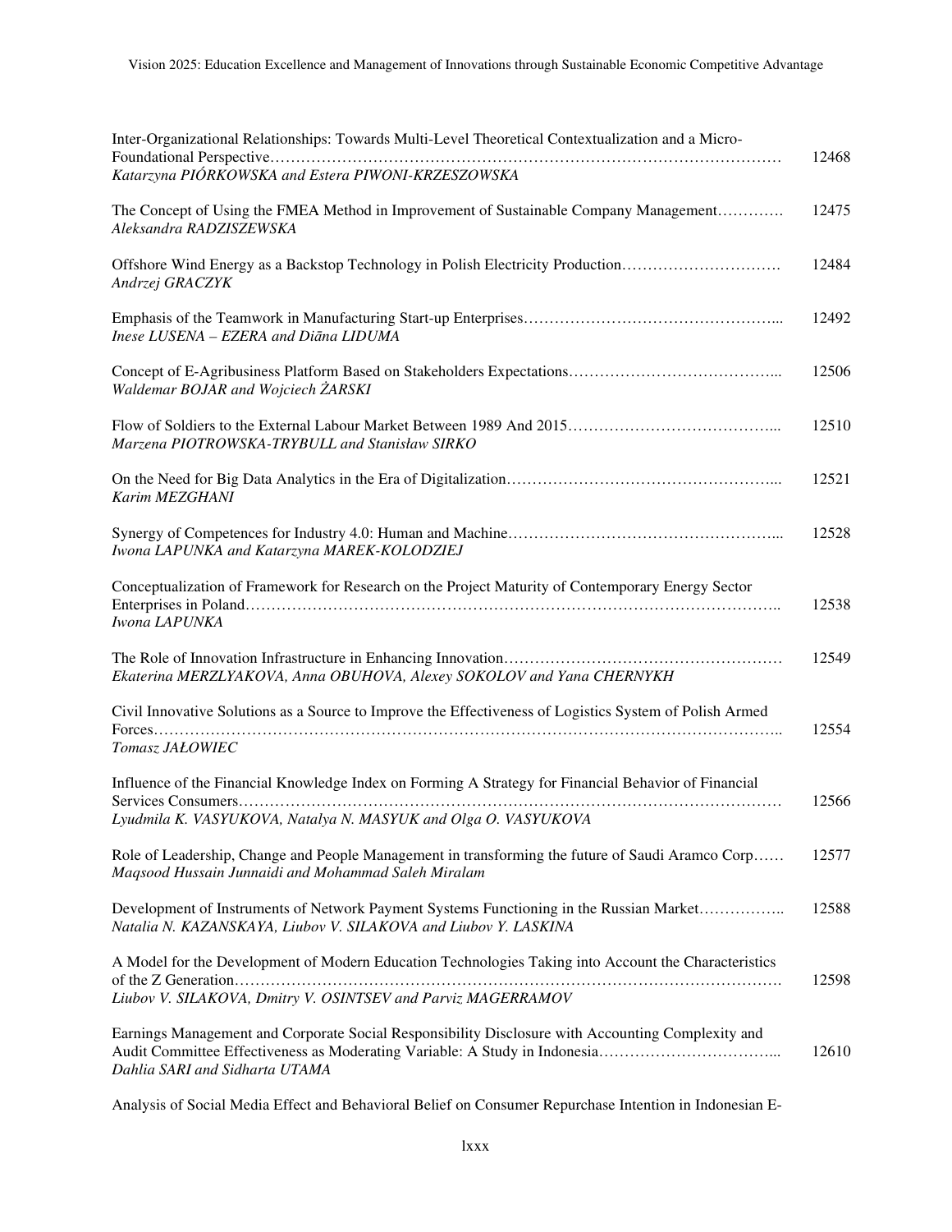| | |
|---|---|
| Inter-Organizational Relationships: Towards Multi-Level Theoretical Contextualization and a Micro-Foundational Perspective………………………………………………………………………………………<br>*Katarzyna PIÓRKOWSKA and Estera PIWONI-KRZESZOWSKA* | 12468 |
| The Concept of Using the FMEA Method in Improvement of Sustainable Company Management………….<br>*Aleksandra RADZISZEWSKA* | 12475 |
| Offshore Wind Energy as a Backstop Technology in Polish Electricity Production………………………….<br>*Andrzej GRACZYK* | 12484 |
| Emphasis of the Teamwork in Manufacturing Start-up Enterprises…………………………………………...<br>*Inese LUSENA – EZERA and Diāna LIDUMA* | 12492 |
| Concept of E-Agribusiness Platform Based on Stakeholders Expectations…………………………………...<br>*Waldemar BOJAR and Wojciech ŻARSKI* | 12506 |
| Flow of Soldiers to the External Labour Market Between 1989 And 2015…………………………………...<br>*Marzena PIOTROWSKA-TRYBULL and Stanisław SIRKO* | 12510 |
| On the Need for Big Data Analytics in the Era of Digitalization……………………………………………...<br>*Karim MEZGHANI* | 12521 |
| Synergy of Competences for Industry 4.0: Human and Machine……………………………………………...<br>*Iwona LAPUNKA and Katarzyna MAREK-KOLODZIEJ* | 12528 |
| Conceptualization of Framework for Research on the Project Maturity of Contemporary Energy Sector Enterprises in Poland………………………………………………………………………………………..<br>*Iwona LAPUNKA* | 12538 |
| The Role of Innovation Infrastructure in Enhancing Innovation………………………………………………<br>*Ekaterina MERZLYAKOVA, Anna OBUHOVA, Alexey SOKOLOV and Yana CHERNYKH* | 12549 |
| Civil Innovative Solutions as a Source to Improve the Effectiveness of Logistics System of Polish Armed Forces……………………………………………………………………………………………………..<br>*Tomasz JAŁOWIEC* | 12554 |
| Influence of the Financial Knowledge Index on Forming A Strategy for Financial Behavior of Financial Services Consumers………………………………………………………………………………………<br>*Lyudmila K. VASYUKOVA, Natalya N. MASYUK and Olga O. VASYUKOVA* | 12566 |
| Role of Leadership, Change and People Management in transforming the future of Saudi Aramco Corp……<br>*Maqsood Hussain Junnaidi and Mohammad Saleh Miralam* | 12577 |
| Development of Instruments of Network Payment Systems Functioning in the Russian Market……………..<br>*Natalia N. KAZANSKAYA, Liubov V. SILAKOVA and Liubov Y. LASKINA* | 12588 |
| A Model for the Development of Modern Education Technologies Taking into Account the Characteristics of the Z Generation……………………………………………………………………………………………<br>*Liubov V. SILAKOVA, Dmitry V. OSINTSEV and Parviz MAGERRAMOV* | 12598 |
| Earnings Management and Corporate Social Responsibility Disclosure with Accounting Complexity and Audit Committee Effectiveness as Moderating Variable: A Study in Indonesia……………………………...<br>*Dahlia SARI and Sidharta UTAMA* | 12610 |
| Analysis of Social Media Effect and Behavioral Belief on Consumer Repurchase Intention in Indonesian E- | |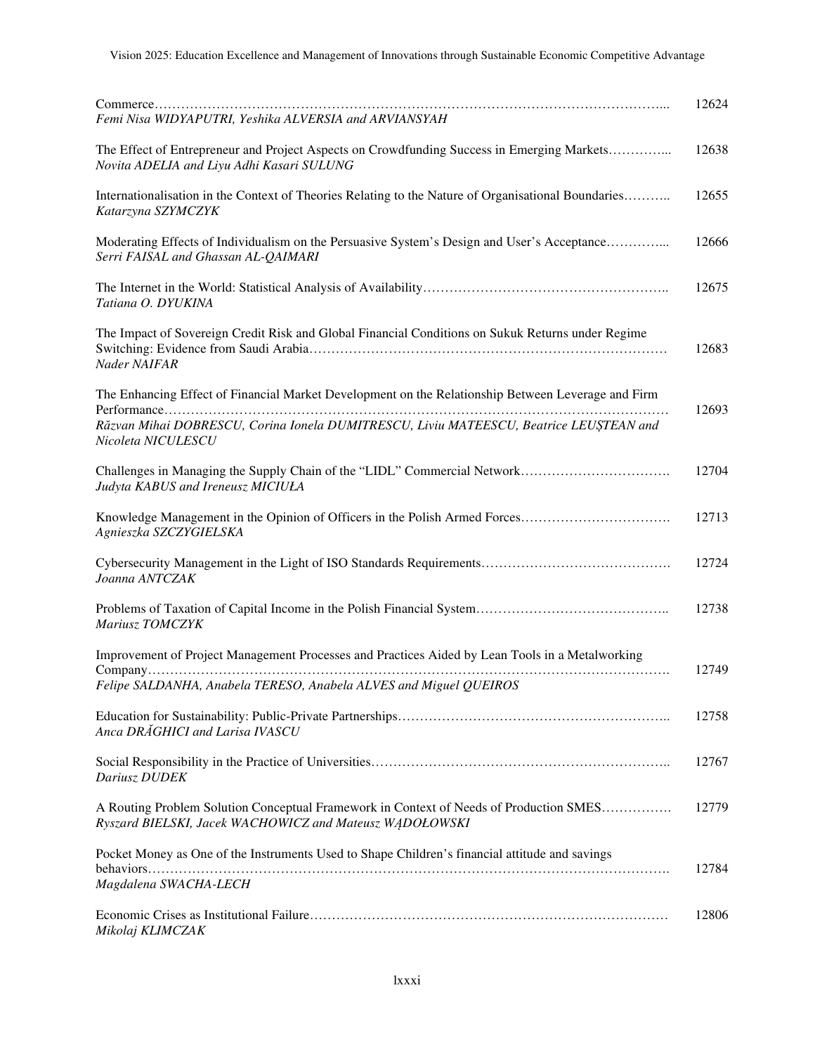| | |
|---|---|
| Commerce………………………………………………………………………………………………………...<br>*Femi Nisa WIDYAPUTRI, Yeshika ALVERSIA and ARVIANSYAH* | 12624 |
| The Effect of Entrepreneur and Project Aspects on Crowdfunding Success in Emerging Markets…………...<br>*Novita ADELIA and Liyu Adhi Kasari SULUNG* | 12638 |
| Internationalisation in the Context of Theories Relating to the Nature of Organisational Boundaries………..<br>*Katarzyna SZYMCZYK* | 12655 |
| Moderating Effects of Individualism on the Persuasive System's Design and User's Acceptance…………...<br>*Serri FAISAL and Ghassan AL-QAIMARI* | 12666 |
| The Internet in the World: Statistical Analysis of Availability………………………………………………..<br>*Tatiana O. DYUKINA* | 12675 |
| The Impact of Sovereign Credit Risk and Global Financial Conditions on Sukuk Returns under Regime Switching: Evidence from Saudi Arabia……………………………………………………………………<br>*Nader NAIFAR* | 12683 |
| The Enhancing Effect of Financial Market Development on the Relationship Between Leverage and Firm Performance………………………………………………………………………………………………<br>*Răzvan Mihai DOBRESCU, Corina Ionela DUMITRESCU, Liviu MATEESCU, Beatrice LEUȘTEAN and Nicoleta NICULESCU* | 12693 |
| Challenges in Managing the Supply Chain of the "LIDL" Commercial Network…………………………….<br>*Judyta KABUS and Ireneusz MICIUŁA* | 12704 |
| Knowledge Management in the Opinion of Officers in the Polish Armed Forces…………………………….<br>*Agnieszka SZCZYGIELSKA* | 12713 |
| Cybersecurity Management in the Light of ISO Standards Requirements…………………………………….<br>*Joanna ANTCZAK* | 12724 |
| Problems of Taxation of Capital Income in the Polish Financial System……………………………………..<br>*Mariusz TOMCZYK* | 12738 |
| Improvement of Project Management Processes and Practices Aided by Lean Tools in a Metalworking Company…………………………………………………………………………………………………….<br>*Felipe SALDANHA, Anabela TERESO, Anabela ALVES and Miguel QUEIROS* | 12749 |
| Education for Sustainability: Public-Private Partnerships…………………………………………………..<br>*Anca DRĂGHICI and Larisa IVASCU* | 12758 |
| Social Responsibility in the Practice of Universities………………………………………………………..<br>*Dariusz DUDEK* | 12767 |
| A Routing Problem Solution Conceptual Framework in Context of Needs of Production SMES…………….<br>*Ryszard BIELSKI, Jacek WACHOWICZ and Mateusz WĄDOŁOWSKI* | 12779 |
| Pocket Money as One of the Instruments Used to Shape Children's financial attitude and savings behaviors…………………………………………………………………………………………………….<br>*Magdalena SWACHA-LECH* | 12784 |
| Economic Crises as Institutional Failure………………………………………………………………………<br>*Mikolaj KLIMCZAK* | 12806 |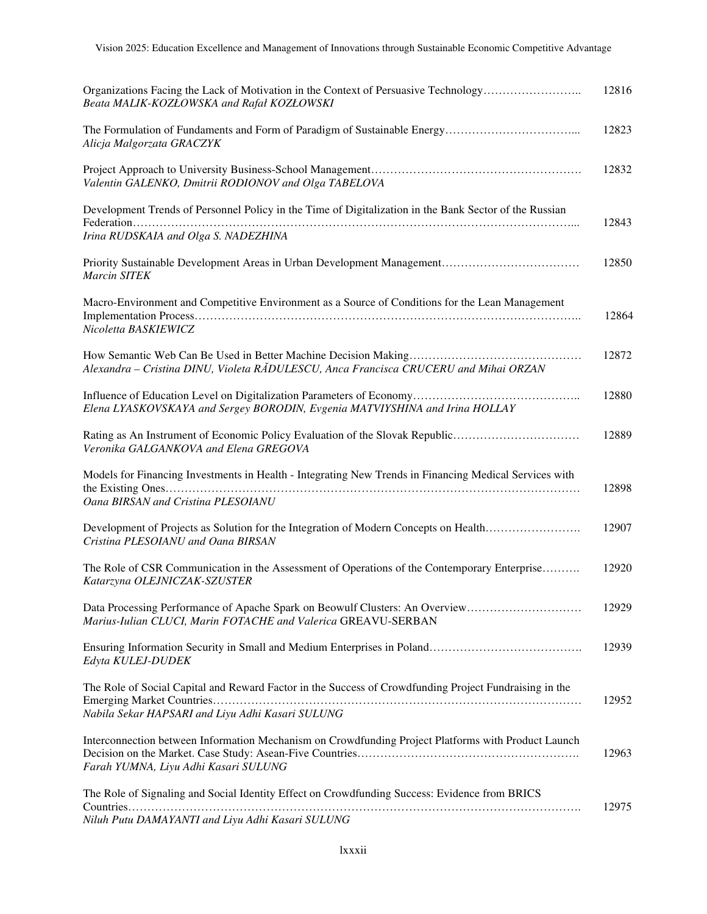Organizations Facing the Lack of Motivation in the Context of Persuasive Technology........................ 12816
*Beata MALIK-KOZŁOWSKA and Rafał KOZŁOWSKI*

The Formulation of Fundaments and Form of Paradigm of Sustainable Energy.................................. 12823
*Alicja Malgorzata GRACZYK*

Project Approach to University Business-School Management................................................ 12832
*Valentin GALENKO, Dmitrii RODIONOV and Olga TABELOVA*

Development Trends of Personnel Policy in the Time of Digitalization in the Bank Sector of the Russian Federation................................................................................................... 12843
*Irina RUDSKAIA and Olga S. NADEZHINA*

Priority Sustainable Development Areas in Urban Development Management.................................. 12850
*Marcin SITEK*

Macro-Environment and Competitive Environment as a Source of Conditions for the Lean Management Implementation Process............................................................................................ 12864
*Nicoletta BASKIEWICZ*

How Semantic Web Can Be Used in Better Machine Decision Making........................................... 12872
*Alexandra – Cristina DINU, Violeta RĂDULESCU, Anca Francisca CRUCERU and Mihai ORZAN*

Influence of Education Level on Digitalization Parameters of Economy........................................ 12880
*Elena LYASKOVSKAYA and Sergey BORODIN, Evgenia MATVIYSHINA and Irina HOLLAY*

Rating as An Instrument of Economic Policy Evaluation of the Slovak Republic............................... 12889
*Veronika GALGANKOVA and Elena GREGOVA*

Models for Financing Investments in Health - Integrating New Trends in Financing Medical Services with the Existing Ones.............................................................................................. 12898
*Oana BIRSAN and Cristina PLESOIANU*

Development of Projects as Solution for the Integration of Modern Concepts on Health........................ 12907
*Cristina PLESOIANU and Oana BIRSAN*

The Role of CSR Communication in the Assessment of Operations of the Contemporary Enterprise.......... 12920
*Katarzyna OLEJNICZAK-SZUSTER*

Data Processing Performance of Apache Spark on Beowulf Clusters: An Overview............................. 12929
*Marius-Iulian CLUCI, Marin FOTACHE and Valerica* GREAVU-SERBAN

Ensuring Information Security in Small and Medium Enterprises in Poland..................................... 12939
*Edyta KULEJ-DUDEK*

The Role of Social Capital and Reward Factor in the Success of Crowdfunding Project Fundraising in the Emerging Market Countries..................................................................................... 12952
*Nabila Sekar HAPSARI and Liyu Adhi Kasari SULUNG*

Interconnection between Information Mechanism on Crowdfunding Project Platforms with Product Launch Decision on the Market. Case Study: Asean-Five Countries.................................................. 12963
*Farah YUMNA, Liyu Adhi Kasari SULUNG*

The Role of Signaling and Social Identity Effect on Crowdfunding Success: Evidence from BRICS Countries..................................................................................................... 12975
*Niluh Putu DAMAYANTI and Liyu Adhi Kasari SULUNG*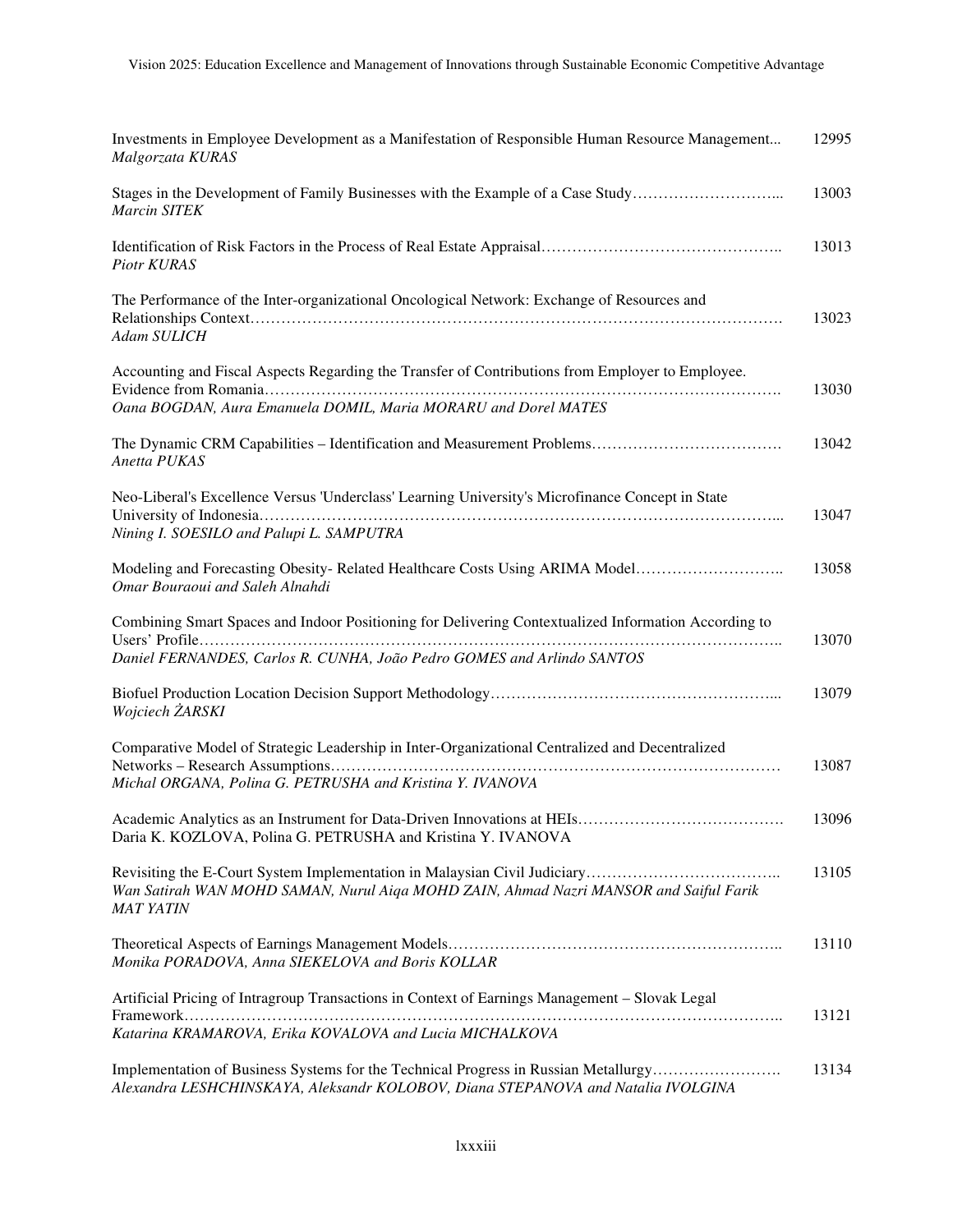Investments in Employee Development as a Manifestation of Responsible Human Resource Management... 12995
*Malgorzata KURAS*

Stages in the Development of Family Businesses with the Example of a Case Study……………………….. 13003
*Marcin SITEK*

Identification of Risk Factors in the Process of Real Estate Appraisal…………………………………….. 13013
*Piotr KURAS*

The Performance of the Inter-organizational Oncological Network: Exchange of Resources and Relationships Context………………………………………………………………………………………. 13023
*Adam SULICH*

Accounting and Fiscal Aspects Regarding the Transfer of Contributions from Employer to Employee. Evidence from Romania………………………………………………………………………………………. 13030
*Oana BOGDAN, Aura Emanuela DOMIL, Maria MORARU and Dorel MATES*

The Dynamic CRM Capabilities – Identification and Measurement Problems………………………………. 13042
*Anetta PUKAS*

Neo-Liberal's Excellence Versus 'Underclass' Learning University's Microfinance Concept in State University of Indonesia………………………………………………………………………………………... 13047
*Nining I. SOESILO and Palupi L. SAMPUTRA*

Modeling and Forecasting Obesity- Related Healthcare Costs Using ARIMA Model……………………….. 13058
*Omar Bouraoui and Saleh Alnahdi*

Combining Smart Spaces and Indoor Positioning for Delivering Contextualized Information According to Users' Profile………………………………………………………………………………………………….. 13070
*Daniel FERNANDES, Carlos R. CUNHA, João Pedro GOMES and Arlindo SANTOS*

Biofuel Production Location Decision Support Methodology………………………………………………... 13079
*Wojciech ŻARSKI*

Comparative Model of Strategic Leadership in Inter-Organizational Centralized and Decentralized Networks – Research Assumptions…………………………………………………………………………… 13087
*Michal ORGANA, Polina G. PETRUSHA and Kristina Y. IVANOVA*

Academic Analytics as an Instrument for Data-Driven Innovations at HEIs…………………………………. 13096
Daria K. KOZLOVA, Polina G. PETRUSHA and Kristina Y. IVANOVA

Revisiting the E-Court System Implementation in Malaysian Civil Judiciary……………………………….. 13105
*Wan Satirah WAN MOHD SAMAN, Nurul Aiqa MOHD ZAIN, Ahmad Nazri MANSOR and Saiful Farik MAT YATIN*

Theoretical Aspects of Earnings Management Models……………………………………………………….. 13110
*Monika PORADOVA, Anna SIEKELOVA and Boris KOLLAR*

Artificial Pricing of Intragroup Transactions in Context of Earnings Management – Slovak Legal Framework…………………………………………………………………………………………………….. 13121
*Katarina KRAMAROVA, Erika KOVALOVA and Lucia MICHALKOVA*

Implementation of Business Systems for the Technical Progress in Russian Metallurgy……………………. 13134
*Alexandra LESHCHINSKAYA, Aleksandr KOLOBOV, Diana STEPANOVA and Natalia IVOLGINA*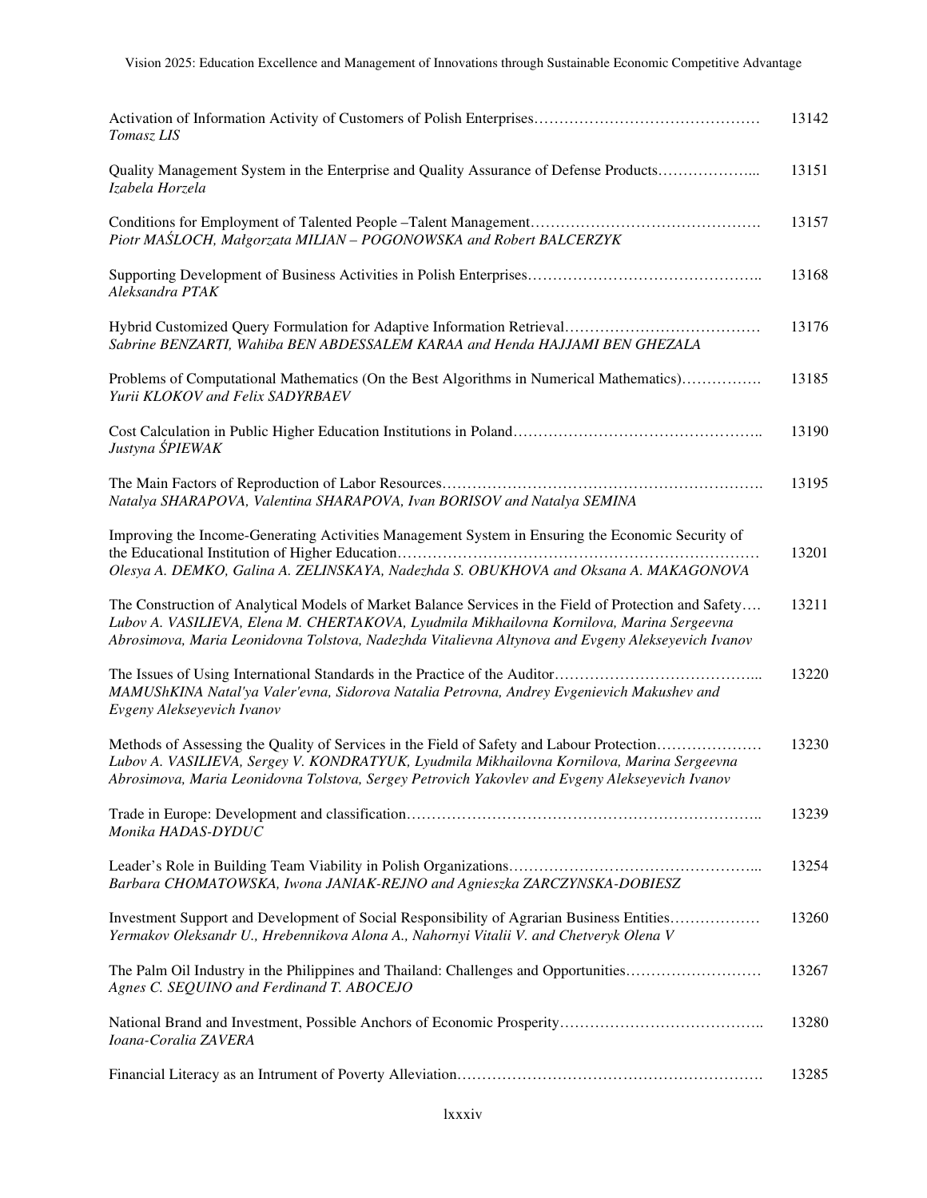Activation of Information Activity of Customers of Polish Enterprises……………………………………… 13142
*Tomasz LIS*

Quality Management System in the Enterprise and Quality Assurance of Defense Products………………... 13151
*Izabela Horzela*

Conditions for Employment of Talented People –Talent Management………………………………………. 13157
*Piotr MAŚLOCH, Małgorzata MILIAN – POGONOWSKA and Robert BALCERZYK*

Supporting Development of Business Activities in Polish Enterprises……………………………………….. 13168
*Aleksandra PTAK*

Hybrid Customized Query Formulation for Adaptive Information Retrieval………………………………… 13176
*Sabrine BENZARTI, Wahiba BEN ABDESSALEM KARAA and Henda HAJJAMI BEN GHEZALA*

Problems of Computational Mathematics (On the Best Algorithms in Numerical Mathematics)……………. 13185
*Yurii KLOKOV and Felix SADYRBAEV*

Cost Calculation in Public Higher Education Institutions in Poland………………………………………….. 13190
*Justyna ŚPIEWAK*

The Main Factors of Reproduction of Labor Resources………………………………………………………. 13195
*Natalya SHARAPOVA, Valentina SHARAPOVA, Ivan BORISOV and Natalya SEMINA*

Improving the Income-Generating Activities Management System in Ensuring the Economic Security of the Educational Institution of Higher Education……………………………………………………………… 13201
*Olesya A. DEMKO, Galina A. ZELINSKAYA, Nadezhda S. OBUKHOVA and Oksana A. MAKAGONOVA*

The Construction of Analytical Models of Market Balance Services in the Field of Protection and Safety…. 13211
*Lubov A. VASILIEVA, Elena M. CHERTAKOVA, Lyudmila Mikhailovna Kornilova, Marina Sergeevna Abrosimova, Maria Leonidovna Tolstova, Nadezhda Vitalievna Altynova and Evgeny Alekseyevich Ivanov*

The Issues of Using International Standards in the Practice of the Auditor…………………………………... 13220
*MAMUShKINA Natal'ya Valer'evna, Sidorova Natalia Petrovna, Andrey Evgenievich Makushev and Evgeny Alekseyevich Ivanov*

Methods of Assessing the Quality of Services in the Field of Safety and Labour Protection………………… 13230
*Lubov A. VASILIEVA, Sergey V. KONDRATYUK, Lyudmila Mikhailovna Kornilova, Marina Sergeevna Abrosimova, Maria Leonidovna Tolstova, Sergey Petrovich Yakovlev and Evgeny Alekseyevich Ivanov*

Trade in Europe: Development and classification…………………………………………………………….. 13239
*Monika HADAS-DYDUC*

Leader's Role in Building Team Viability in Polish Organizations…………………………………………... 13254
*Barbara CHOMATOWSKA, Iwona JANIAK-REJNO and Agnieszka ZARCZYNSKA-DOBIESZ*

Investment Support and Development of Social Responsibility of Agrarian Business Entities……………… 13260
*Yermakov Oleksandr U., Hrebennikova Alona A., Nahornyi Vitalii V. and Chetveryk Olena V*

The Palm Oil Industry in the Philippines and Thailand: Challenges and Opportunities……………………… 13267
*Agnes C. SEQUINO and Ferdinand T. ABOCEJO*

National Brand and Investment, Possible Anchors of Economic Prosperity………………………………….. 13280
*Ioana-Coralia ZAVERA*

Financial Literacy as an Intrument of Poverty Alleviation……………………………………………………. 13285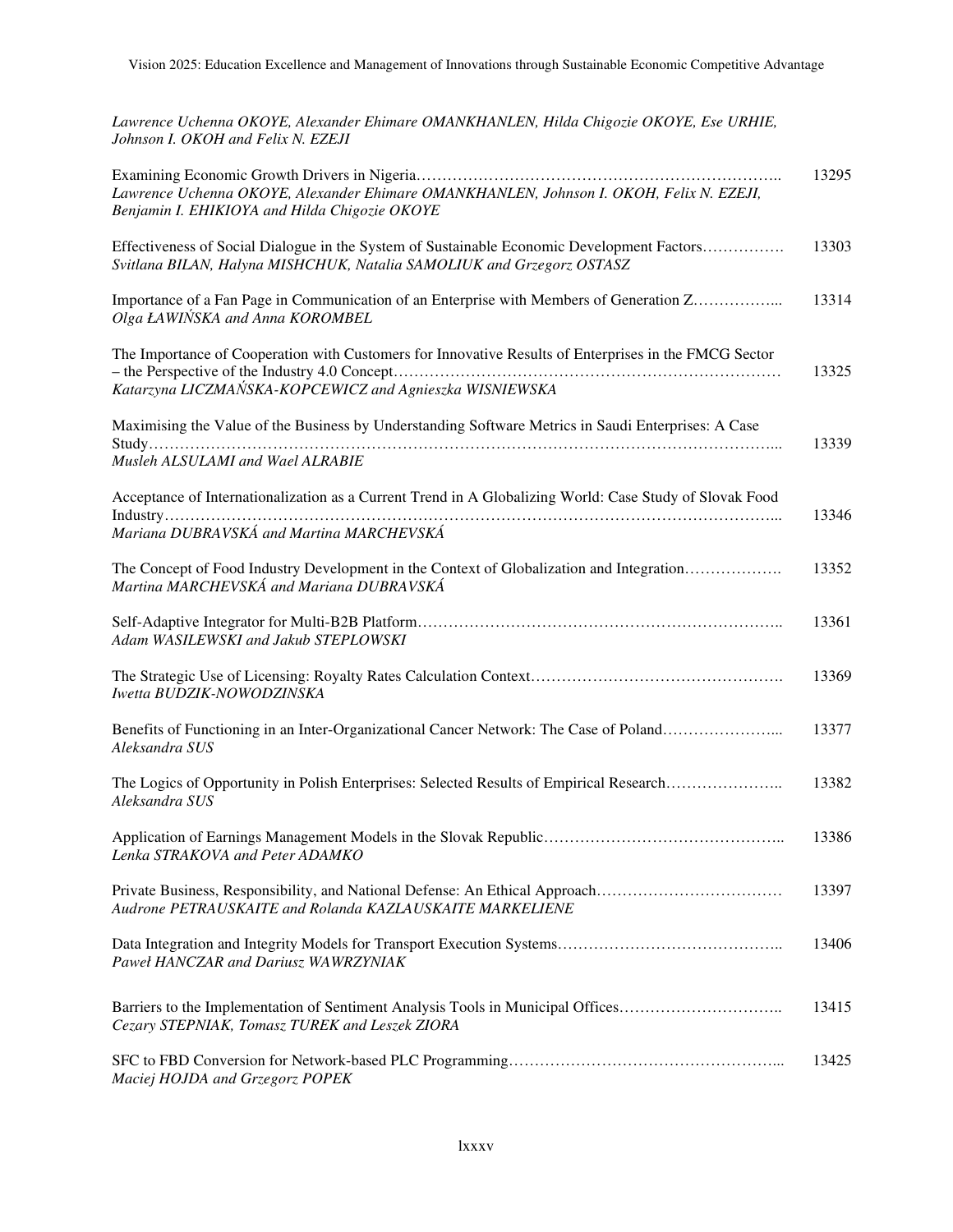*Lawrence Uchenna OKOYE, Alexander Ehimare OMANKHANLEN, Hilda Chigozie OKOYE, Ese URHIE, Johnson I. OKOH and Felix N. EZEJI*

Examining Economic Growth Drivers in Nigeria…………………………………………………………….. 13295
*Lawrence Uchenna OKOYE, Alexander Ehimare OMANKHANLEN, Johnson I. OKOH, Felix N. EZEJI, Benjamin I. EHIKIOYA and Hilda Chigozie OKOYE*

Effectiveness of Social Dialogue in the System of Sustainable Economic Development Factors……………. 13303
*Svitlana BILAN, Halyna MISHCHUK, Natalia SAMOLIUK and Grzegorz OSTASZ*

Importance of a Fan Page in Communication of an Enterprise with Members of Generation Z……………... 13314
*Olga ŁAWIŃSKA and Anna KOROMBEL*

The Importance of Cooperation with Customers for Innovative Results of Enterprises in the FMCG Sector – the Perspective of the Industry 4.0 Concept………………………………………………………………… 13325
*Katarzyna LICZMAŃSKA-KOPCEWICZ and Agnieszka WISNIEWSKA*

Maximising the Value of the Business by Understanding Software Metrics in Saudi Enterprises: A Case Study………………………………………………………………………………………………………... 13339
*Musleh ALSULAMI and Wael ALRABIE*

Acceptance of Internationalization as a Current Trend in A Globalizing World: Case Study of Slovak Food Industry……………………………………………………………………………………………………... 13346
*Mariana DUBRAVSKÁ and Martina MARCHEVSKÁ*

The Concept of Food Industry Development in the Context of Globalization and Integration………………. 13352
*Martina MARCHEVSKÁ and Mariana DUBRAVSKÁ*

Self-Adaptive Integrator for Multi-B2B Platform…………………………………………………………….. 13361
*Adam WASILEWSKI and Jakub STEPLOWSKI*

The Strategic Use of Licensing: Royalty Rates Calculation Context…………………………………………. 13369
*Iwetta BUDZIK-NOWODZINSKA*

Benefits of Functioning in an Inter-Organizational Cancer Network: The Case of Poland…………………... 13377
*Aleksandra SUS*

The Logics of Opportunity in Polish Enterprises: Selected Results of Empirical Research………………….. 13382
*Aleksandra SUS*

Application of Earnings Management Models in the Slovak Republic……………………………………….. 13386
*Lenka STRAKOVA and Peter ADAMKO*

Private Business, Responsibility, and National Defense: An Ethical Approach……………………………… 13397
*Audrone PETRAUSKAITE and Rolanda KAZLAUSKAITE MARKELIENE*

Data Integration and Integrity Models for Transport Execution Systems…………………………………….. 13406
*Paweł HANCZAR and Dariusz WAWRZYNIAK*

Barriers to the Implementation of Sentiment Analysis Tools in Municipal Offices………………………….. 13415
*Cezary STEPNIAK, Tomasz TUREK and Leszek ZIORA*

SFC to FBD Conversion for Network-based PLC Programming……………………………………………... 13425
*Maciej HOJDA and Grzegorz POPEK*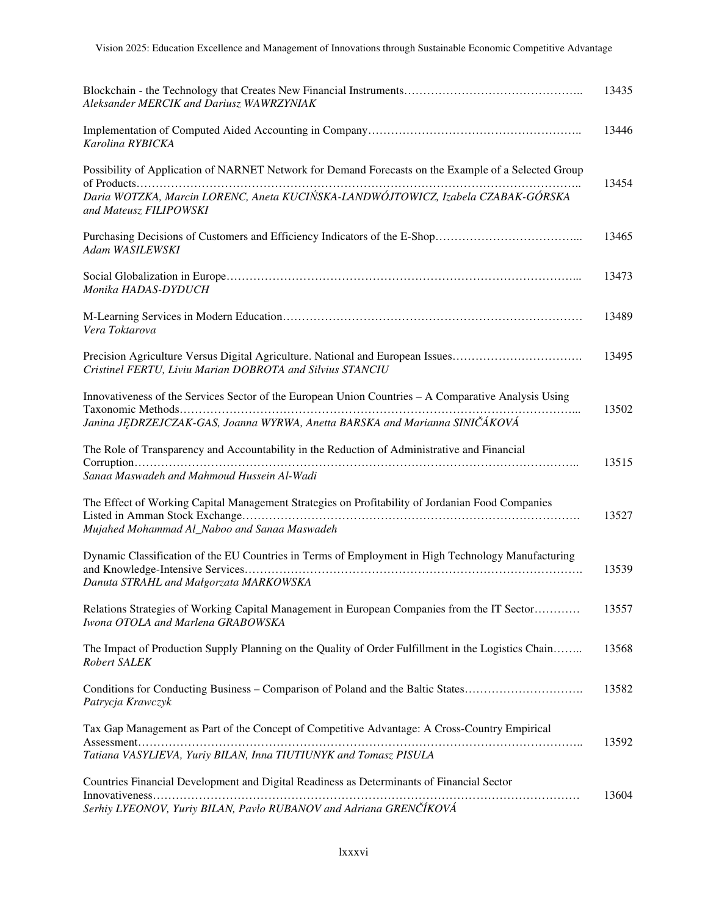Blockchain - the Technology that Creates New Financial Instruments……………………………………….. 13435
*Aleksander MERCIK and Dariusz WAWRZYNIAK*

Implementation of Computed Aided Accounting in Company…………………………………………….. 13446
*Karolina RYBICKA*

Possibility of Application of NARNET Network for Demand Forecasts on the Example of a Selected Group of Products……………………………………………………………………………………………….. 13454
*Daria WOTZKA, Marcin LORENC, Aneta KUCIŃSKA-LANDWÓJTOWICZ, Izabela CZABAK-GÓRSKA and Mateusz FILIPOWSKI*

Purchasing Decisions of Customers and Efficiency Indicators of the E-Shop……………………………... 13465
*Adam WASILEWSKI*

Social Globalization in Europe………………………………………………………………………………... 13473
*Monika HADAS-DYDUCH*

M-Learning Services in Modern Education…………………………………………………………………… 13489
*Vera Toktarova*

Precision Agriculture Versus Digital Agriculture. National and European Issues……………………………. 13495
*Cristinel FERTU, Liviu Marian DOBROTA and Silvius STANCIU*

Innovativeness of the Services Sector of the European Union Countries – A Comparative Analysis Using Taxonomic Methods……………………………………………………………………………………... 13502
*Janina JĘDRZEJCZAK-GAS, Joanna WYRWA, Anetta BARSKA and Marianna SINIČÁKOVÁ*

The Role of Transparency and Accountability in the Reduction of Administrative and Financial Corruption……………………………………………………………………………………………….. 13515
*Sanaa Maswadeh and Mahmoud Hussein Al-Wadi*

The Effect of Working Capital Management Strategies on Profitability of Jordanian Food Companies Listed in Amman Stock Exchange………………………………………………………………………. 13527
*Mujahed Mohammad Al_Naboo and Sanaa Maswadeh*

Dynamic Classification of the EU Countries in Terms of Employment in High Technology Manufacturing and Knowledge-Intensive Services……………………………………………………………………. 13539
*Danuta STRAHL and Małgorzata MARKOWSKA*

Relations Strategies of Working Capital Management in European Companies from the IT Sector………… 13557
*Iwona OTOLA and Marlena GRABOWSKA*

The Impact of Production Supply Planning on the Quality of Order Fulfillment in the Logistics Chain…….. 13568
*Robert SALEK*

Conditions for Conducting Business – Comparison of Poland and the Baltic States…………………………. 13582
*Patrycja Krawczyk*

Tax Gap Management as Part of the Concept of Competitive Advantage: A Cross-Country Empirical Assessment……………………………………………………………………………………………….. 13592
*Tatiana VASYLIEVA, Yuriy BILAN, Inna TIUTIUNYK and Tomasz PISULA*

Countries Financial Development and Digital Readiness as Determinants of Financial Sector Innovativeness………………………………………………………………………………………………… 13604
*Serhiy LYEONOV, Yuriy BILAN, Pavlo RUBANOV and Adriana GRENČÍKOVÁ*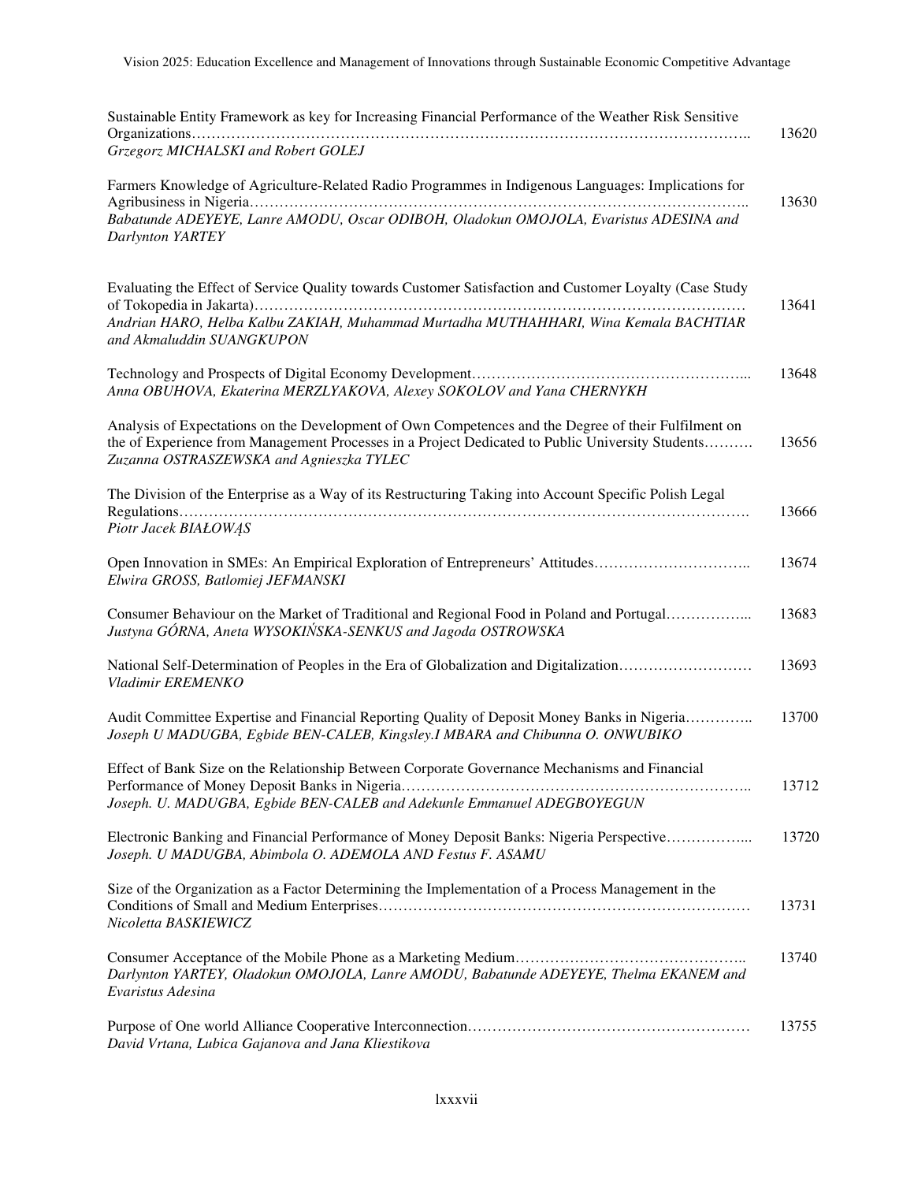Sustainable Entity Framework as key for Increasing Financial Performance of the Weather Risk Sensitive Organizations………………………………………………………………………………………………….. 13620
*Grzegorz MICHALSKI and Robert GOLEJ*

Farmers Knowledge of Agriculture-Related Radio Programmes in Indigenous Languages: Implications for Agribusiness in Nigeria………………………………………………………………………………………….. 13630
*Babatunde ADEYEYE, Lanre AMODU, Oscar ODIBOH, Oladokun OMOJOLA, Evaristus ADESINA and Darlynton YARTEY*

Evaluating the Effect of Service Quality towards Customer Satisfaction and Customer Loyalty (Case Study of Tokopedia in Jakarta)……………………………………………………………………………………… 13641
*Andrian HARO, Helba Kalbu ZAKIAH, Muhammad Murtadha MUTHAHHARI, Wina Kemala BACHTIAR and Akmaluddin SUANGKUPON*

Technology and Prospects of Digital Economy Development……………………………………………….... 13648
*Anna OBUHOVA, Ekaterina MERZLYAKOVA, Alexey SOKOLOV and Yana CHERNYKH*

Analysis of Expectations on the Development of Own Competences and the Degree of their Fulfilment on the of Experience from Management Processes in a Project Dedicated to Public University Students………. 13656
*Zuzanna OSTRASZEWSKA and Agnieszka TYLEC*

The Division of the Enterprise as a Way of its Restructuring Taking into Account Specific Polish Legal Regulations……………………………………………………………………………………………………. 13666
*Piotr Jacek BIAŁOWĄS*

Open Innovation in SMEs: An Empirical Exploration of Entrepreneurs' Attitudes………………………….. 13674
*Elwira GROSS, Batlomiej JEFMANSKI*

Consumer Behaviour on the Market of Traditional and Regional Food in Poland and Portugal……………... 13683
*Justyna GÓRNA, Aneta WYSOKIŃSKA-SENKUS and Jagoda OSTROWSKA*

National Self-Determination of Peoples in the Era of Globalization and Digitalization……………………… 13693
*Vladimir EREMENKO*

Audit Committee Expertise and Financial Reporting Quality of Deposit Money Banks in Nigeria………….. 13700
*Joseph U MADUGBA, Egbide BEN-CALEB, Kingsley.I MBARA and Chibunna O. ONWUBIKO*

Effect of Bank Size on the Relationship Between Corporate Governance Mechanisms and Financial Performance of Money Deposit Banks in Nigeria…………………………………………………………….. 13712
*Joseph. U. MADUGBA, Egbide BEN-CALEB and Adekunle Emmanuel ADEGBOYEGUN*

Electronic Banking and Financial Performance of Money Deposit Banks: Nigeria Perspective……………... 13720
*Joseph. U MADUGBA, Abimbola O. ADEMOLA AND Festus F. ASAMU*

Size of the Organization as a Factor Determining the Implementation of a Process Management in the Conditions of Small and Medium Enterprises………………………………………………………………… 13731
*Nicoletta BASKIEWICZ*

Consumer Acceptance of the Mobile Phone as a Marketing Medium……………………………………….. 13740
*Darlynton YARTEY, Oladokun OMOJOLA, Lanre AMODU, Babatunde ADEYEYE, Thelma EKANEM and Evaristus Adesina*

Purpose of One world Alliance Cooperative Interconnection………………………………………………… 13755
*David Vrtana, Lubica Gajanova and Jana Kliestikova*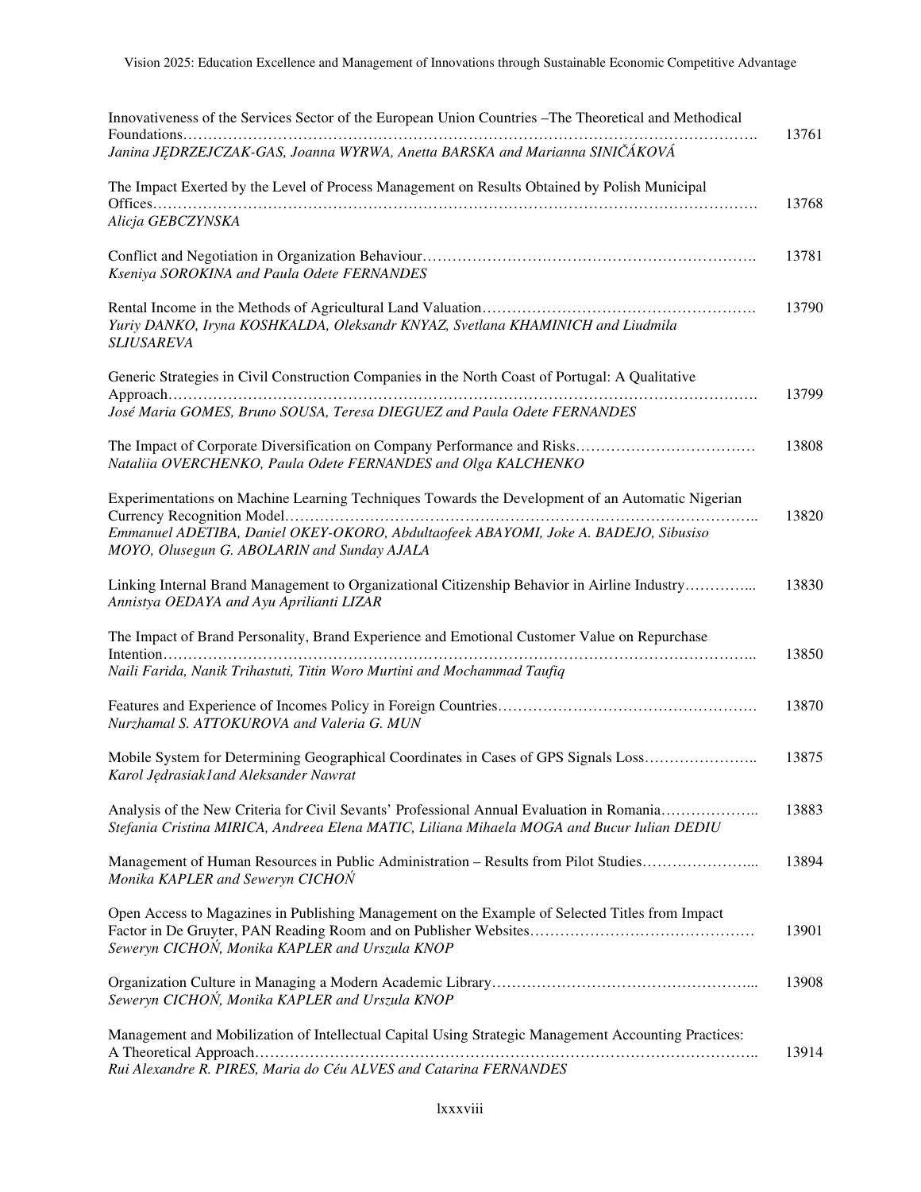| | |
|---|---|
| Innovativeness of the Services Sector of the European Union Countries –The Theoretical and Methodical Foundations……………………………………………………………………………………………………. *Janina JĘDRZEJCZAK-GAS, Joanna WYRWA, Anetta BARSKA and Marianna SINIČÁKOVÁ* | 13761 |
| The Impact Exerted by the Level of Process Management on Results Obtained by Polish Municipal Offices………………………………………………………………………………………………………. *Alicja GEBCZYNSKA* | 13768 |
| Conflict and Negotiation in Organization Behaviour………………………………………………………. *Kseniya SOROKINA and Paula Odete FERNANDES* | 13781 |
| Rental Income in the Methods of Agricultural Land Valuation………………………………………………. *Yuriy DANKO, Iryna KOSHKALDA, Oleksandr KNYAZ, Svetlana KHAMINICH and Liudmila SLIUSAREVA* | 13790 |
| Generic Strategies in Civil Construction Companies in the North Coast of Portugal: A Qualitative Approach………………………………………………………………………………………………………. *José Maria GOMES, Bruno SOUSA, Teresa DIEGUEZ and Paula Odete FERNANDES* | 13799 |
| The Impact of Corporate Diversification on Company Performance and Risks……………………………… *Nataliia OVERCHENKO, Paula Odete FERNANDES and Olga KALCHENKO* | 13808 |
| Experimentations on Machine Learning Techniques Towards the Development of an Automatic Nigerian Currency Recognition Model……………………………………………………………………………….. *Emmanuel ADETIBA, Daniel OKEY-OKORO, Abdultaofeek ABAYOMI, Joke A. BADEJO, Sibusiso MOYO, Olusegun G. ABOLARIN and Sunday AJALA* | 13820 |
| Linking Internal Brand Management to Organizational Citizenship Behavior in Airline Industry…………... *Annistya OEDAYA and Ayu Aprilianti LIZAR* | 13830 |
| The Impact of Brand Personality, Brand Experience and Emotional Customer Value on Repurchase Intention……………………………………………………………………………………………………….. *Naili Farida, Nanik Trihastuti, Titin Woro Murtini and Mochammad Taufiq* | 13850 |
| Features and Experience of Incomes Policy in Foreign Countries……………………………………………. *Nurzhamal S. ATTOKUROVA and Valeria G. MUN* | 13870 |
| Mobile System for Determining Geographical Coordinates in Cases of GPS Signals Loss………………….. *Karol Jędrasiak1and Aleksander Nawrat* | 13875 |
| Analysis of the New Criteria for Civil Sevants' Professional Annual Evaluation in Romania……………….. *Stefania Cristina MIRICA, Andreea Elena MATIC, Liliana Mihaela MOGA and Bucur Iulian DEDIU* | 13883 |
| Management of Human Resources in Public Administration – Results from Pilot Studies…………………... *Monika KAPLER and Seweryn CICHOŃ* | 13894 |
| Open Access to Magazines in Publishing Management on the Example of Selected Titles from Impact Factor in De Gruyter, PAN Reading Room and on Publisher Websites……………………………………… *Seweryn CICHOŃ, Monika KAPLER and Urszula KNOP* | 13901 |
| Organization Culture in Managing a Modern Academic Library……………………………………………... *Seweryn CICHOŃ, Monika KAPLER and Urszula KNOP* | 13908 |
| Management and Mobilization of Intellectual Capital Using Strategic Management Accounting Practices: A Theoretical Approach……………………………………………………………………………………….. *Rui Alexandre R. PIRES, Maria do Céu ALVES and Catarina FERNANDES* | 13914 |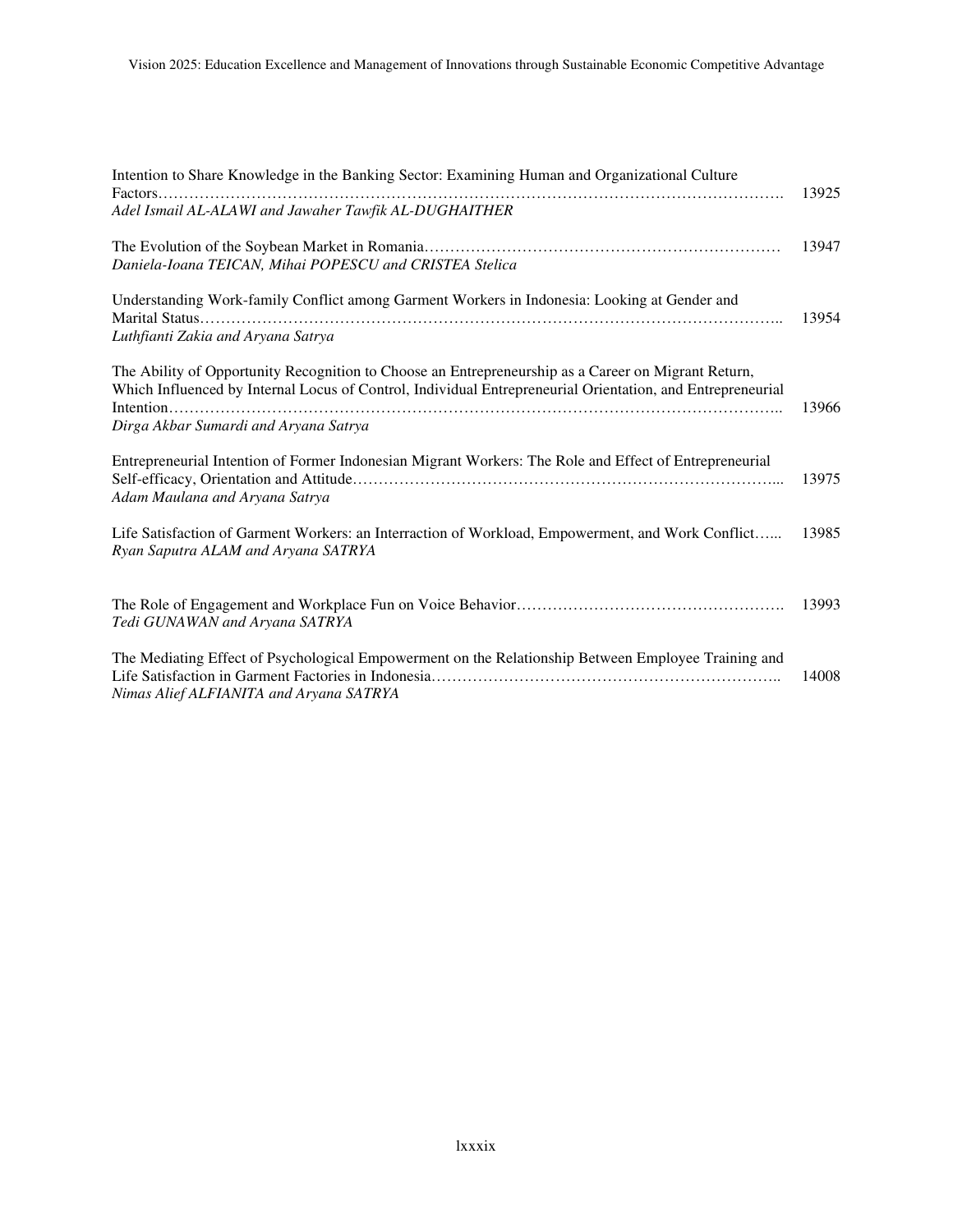Intention to Share Knowledge in the Banking Sector: Examining Human and Organizational Culture Factors………………………………………………………………………………………………………. 13925
*Adel Ismail AL-ALAWI and Jawaher Tawfik AL-DUGHAITHER*

The Evolution of the Soybean Market in Romania………………………………………………………… 13947
*Daniela-Ioana TEICAN, Mihai POPESCU and CRISTEA Stelica*

Understanding Work-family Conflict among Garment Workers in Indonesia: Looking at Gender and Marital Status………………………………………………………………………………………………….. 13954
*Luthfianti Zakia and Aryana Satrya*

The Ability of Opportunity Recognition to Choose an Entrepreneurship as a Career on Migrant Return, Which Influenced by Internal Locus of Control, Individual Entrepreneurial Orientation, and Entrepreneurial Intention………………………………………………………………………………………………….. 13966
*Dirga Akbar Sumardi and Aryana Satrya*

Entrepreneurial Intention of Former Indonesian Migrant Workers: The Role and Effect of Entrepreneurial Self-efficacy, Orientation and Attitude……………………………………………………………………... 13975
*Adam Maulana and Aryana Satrya*

Life Satisfaction of Garment Workers: an Interraction of Workload, Empowerment, and Work Conflict…... 13985
*Ryan Saputra ALAM and Aryana SATRYA*

The Role of Engagement and Workplace Fun on Voice Behavior……………………………………………. 13993
*Tedi GUNAWAN and Aryana SATRYA*

The Mediating Effect of Psychological Empowerment on the Relationship Between Employee Training and Life Satisfaction in Garment Factories in Indonesia……………………………………………………….. 14008
*Nimas Alief ALFIANITA and Aryana SATRYA*